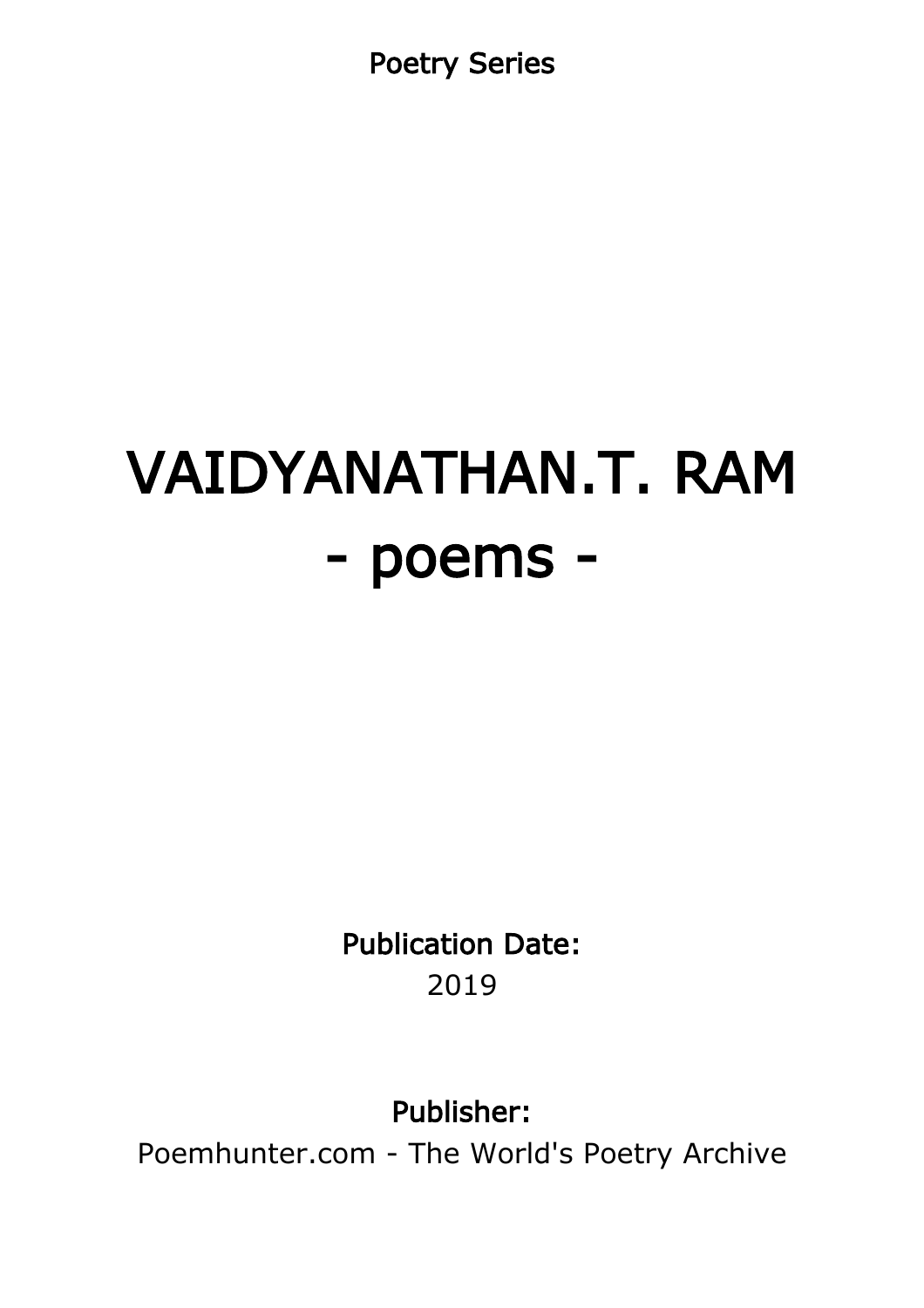Poetry Series

# VAIDYANATHAN.T. RAM
# - poems -

**Publication Date:**
2019

**Publisher:**
Poemhunter.com - The World's Poetry Archive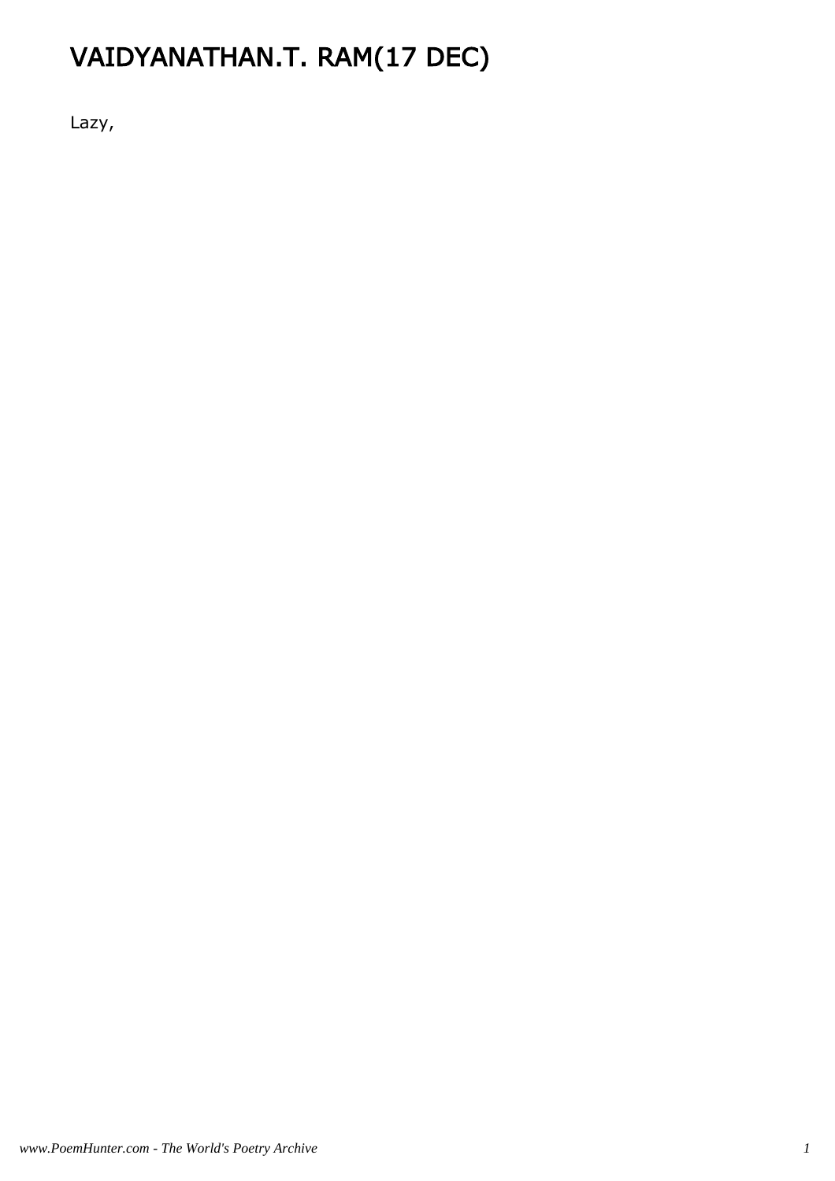# VAIDYANATHAN.T. RAM(17 DEC)

Lazy,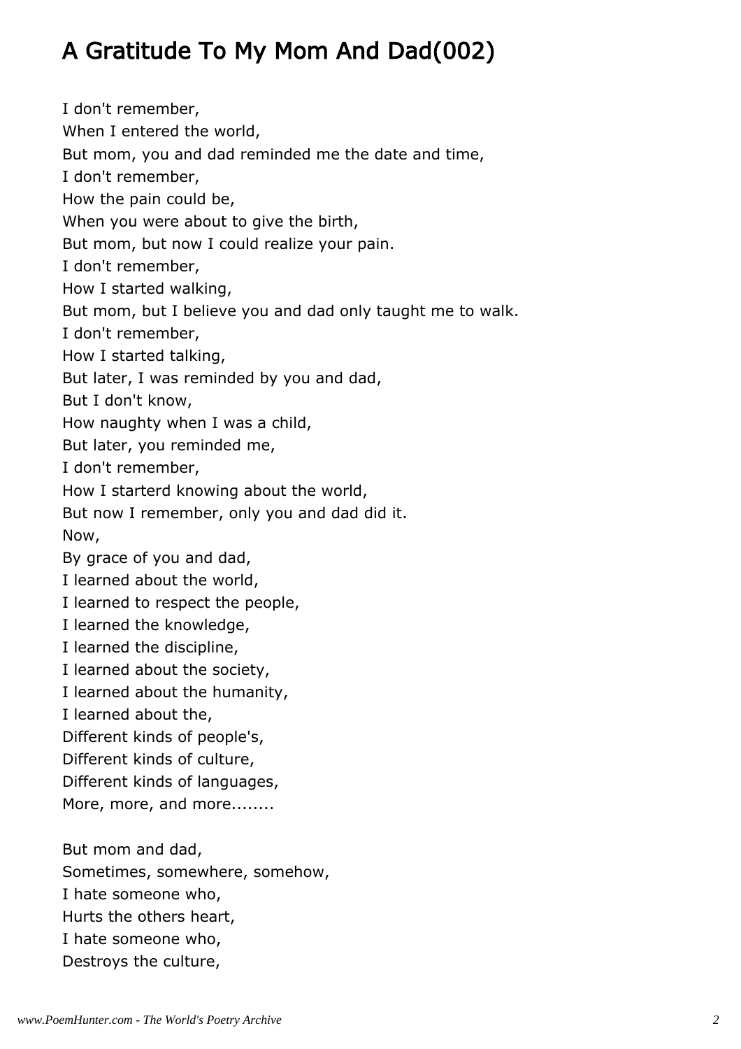# A Gratitude To My Mom And Dad(002)

I don't remember,  
When I entered the world,  
But mom, you and dad reminded me the date and time,  
I don't remember,  
How the pain could be,  
When you were about to give the birth,  
But mom, but now I could realize your pain.  
I don't remember,  
How I started walking,  
But mom, but I believe you and dad only taught me to walk.  
I don't remember,  
How I started talking,  
But later, I was reminded by you and dad,  
But I don't know,  
How naughty when I was a child,  
But later, you reminded me,  
I don't remember,  
How I starterd knowing about the world,  
But now I remember, only you and dad did it.  
Now,  
By grace of you and dad,  
I learned about the world,  
I learned to respect the people,  
I learned the knowledge,  
I learned the discipline,  
I learned about the society,  
I learned about the humanity,  
I learned about the,  
Different kinds of people's,  
Different kinds of culture,  
Different kinds of languages,  
More, more, and more........

But mom and dad,  
Sometimes, somewhere, somehow,  
I hate someone who,  
Hurts the others heart,  
I hate someone who,  
Destroys the culture,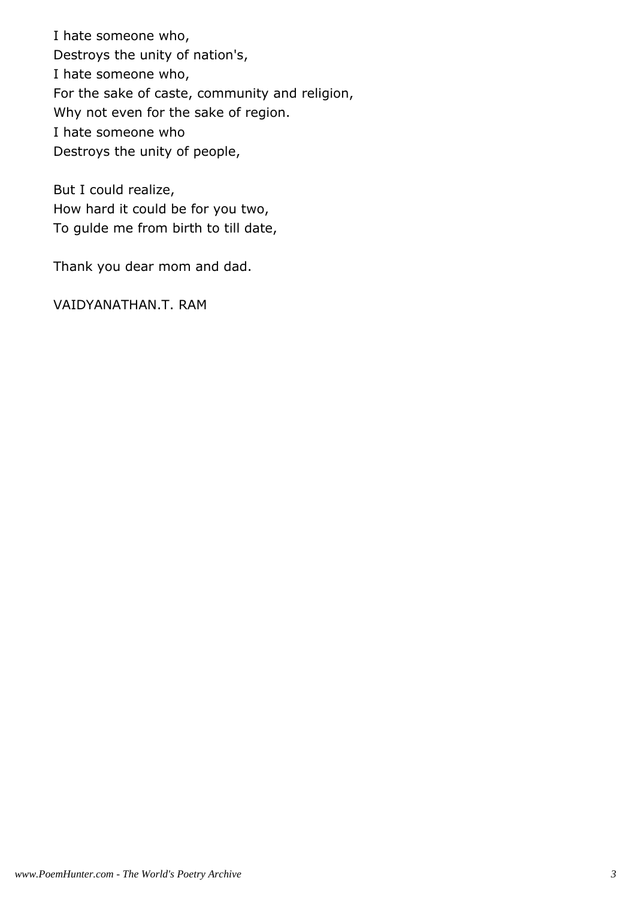I hate someone who,
Destroys the unity of nation's,
I hate someone who,
For the sake of caste, community and religion,
Why not even for the sake of region.
I hate someone who
Destroys the unity of people,

But I could realize,
How hard it could be for you two,
To gulde me from birth to till date,

Thank you dear mom and dad.

VAIDYANATHAN.T. RAM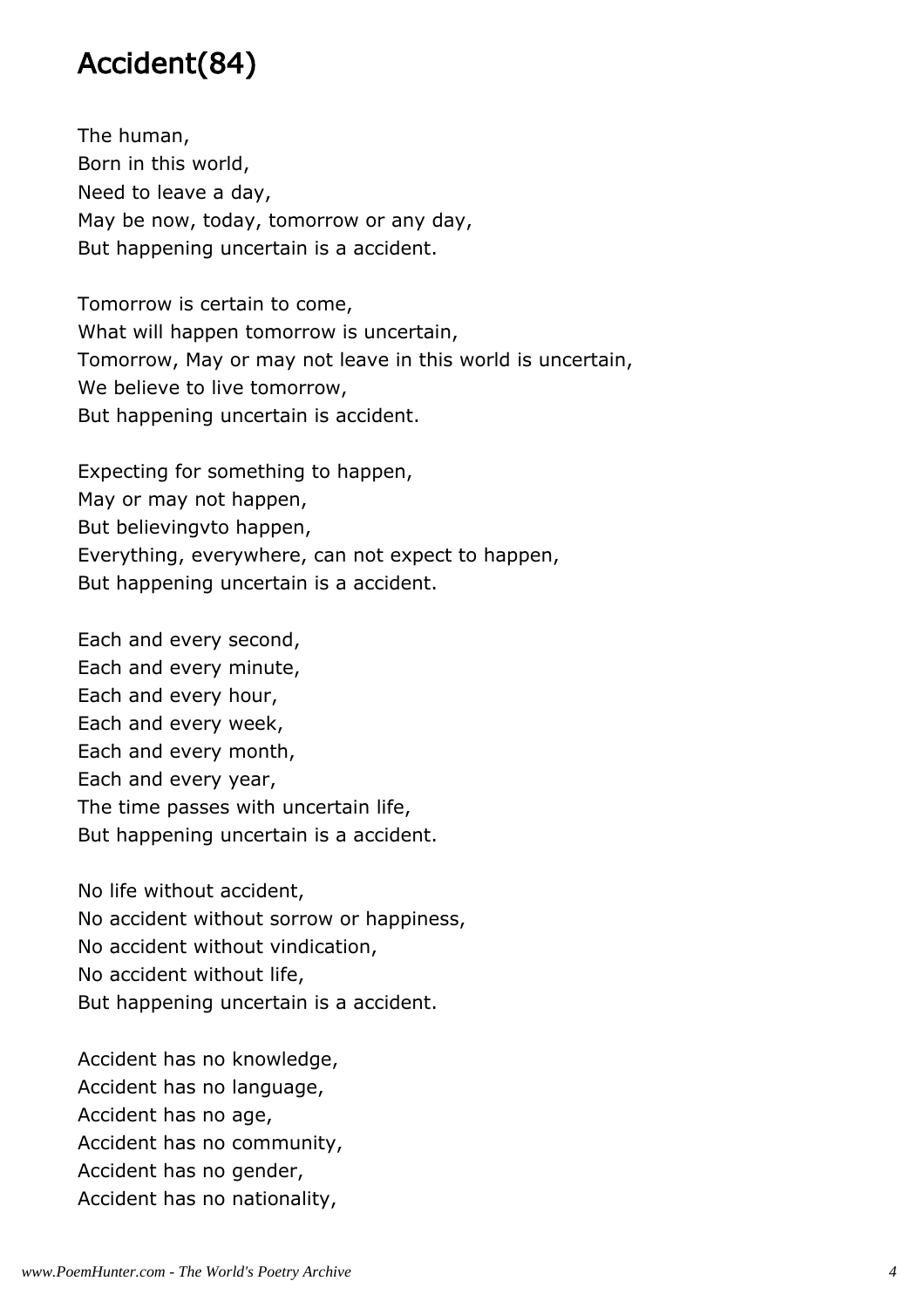# Accident(84)

The human,
Born in this world,
Need to leave a day,
May be now, today, tomorrow or any day,
But happening uncertain is a accident.

Tomorrow is certain to come,
What will happen tomorrow is uncertain,
Tomorrow, May or may not leave in this world is uncertain,
We believe to live tomorrow,
But happening uncertain is accident.

Expecting for something to happen,
May or may not happen,
But believingvto happen,
Everything, everywhere, can not expect to happen,
But happening uncertain is a accident.

Each and every second,
Each and every minute,
Each and every hour,
Each and every week,
Each and every month,
Each and every year,
The time passes with uncertain life,
But happening uncertain is a accident.

No life without accident,
No accident without sorrow or happiness,
No accident without vindication,
No accident without life,
But happening uncertain is a accident.

Accident has no knowledge,
Accident has no language,
Accident has no age,
Accident has no community,
Accident has no gender,
Accident has no nationality,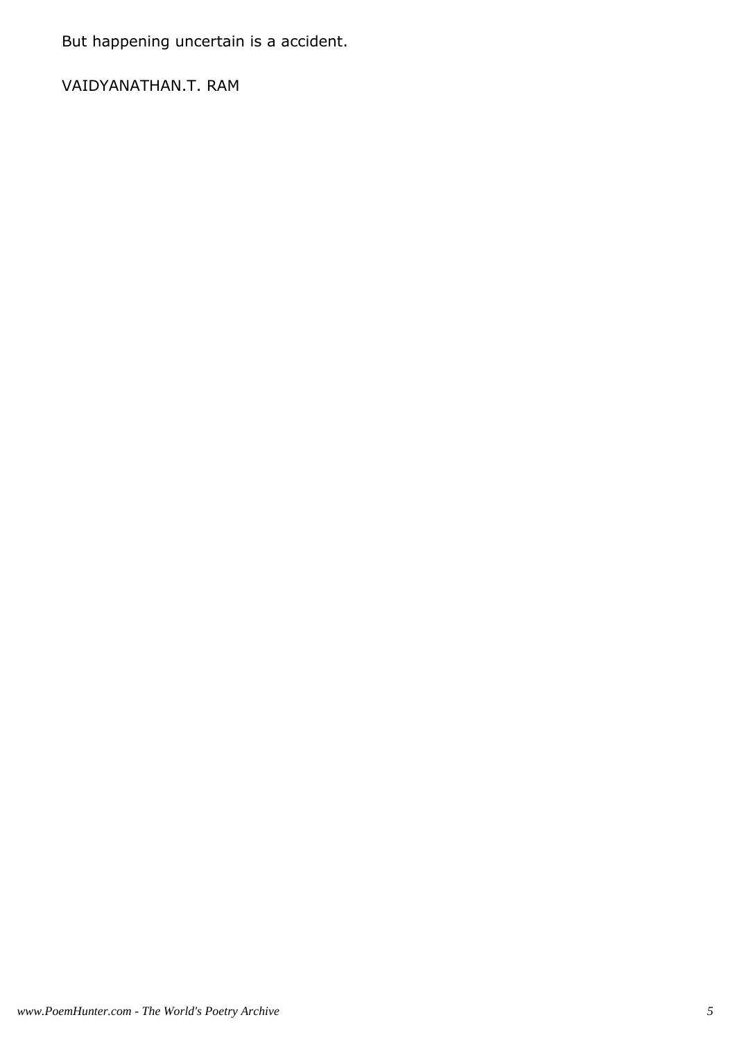But happening uncertain is a accident.

VAIDYANATHAN.T. RAM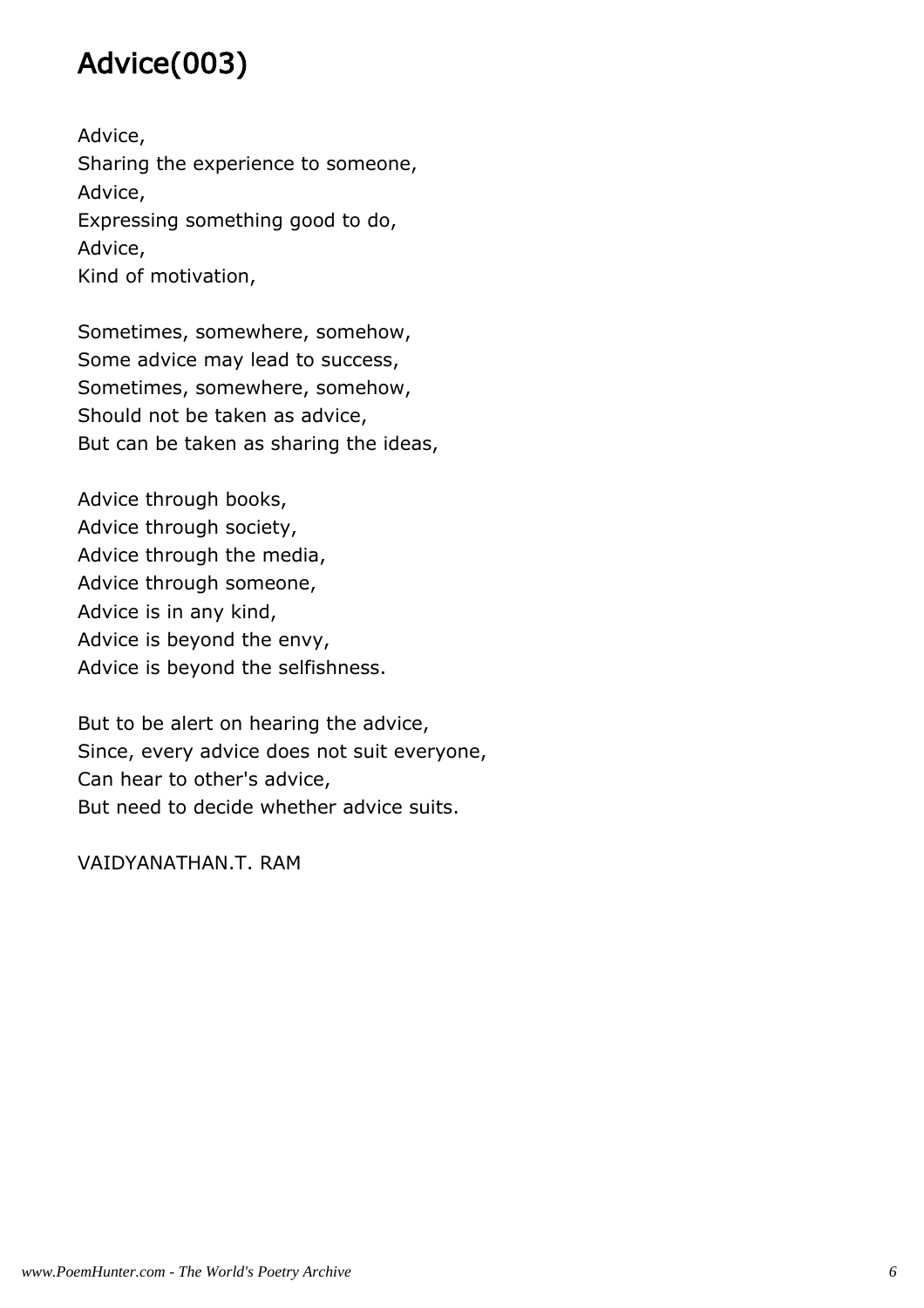# Advice(003)

Advice,
Sharing the experience to someone,
Advice,
Expressing something good to do,
Advice,
Kind of motivation,

Sometimes, somewhere, somehow,
Some advice may lead to success,
Sometimes, somewhere, somehow,
Should not be taken as advice,
But can be taken as sharing the ideas,

Advice through books,
Advice through society,
Advice through the media,
Advice through someone,
Advice is in any kind,
Advice is beyond the envy,
Advice is beyond the selfishness.

But to be alert on hearing the advice,
Since, every advice does not suit everyone,
Can hear to other's advice,
But need to decide whether advice suits.

VAIDYANATHAN.T. RAM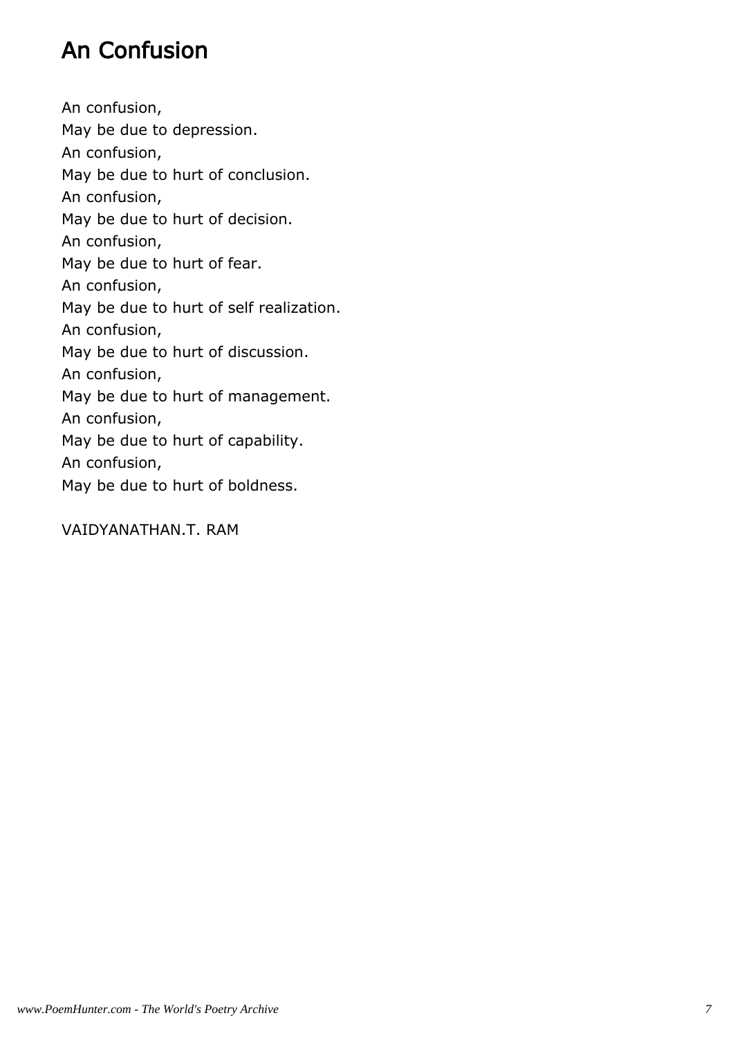# An Confusion

An confusion,
May be due to depression.
An confusion,
May be due to hurt of conclusion.
An confusion,
May be due to hurt of decision.
An confusion,
May be due to hurt of fear.
An confusion,
May be due to hurt of self realization.
An confusion,
May be due to hurt of discussion.
An confusion,
May be due to hurt of management.
An confusion,
May be due to hurt of capability.
An confusion,
May be due to hurt of boldness.

VAIDYANATHAN.T. RAM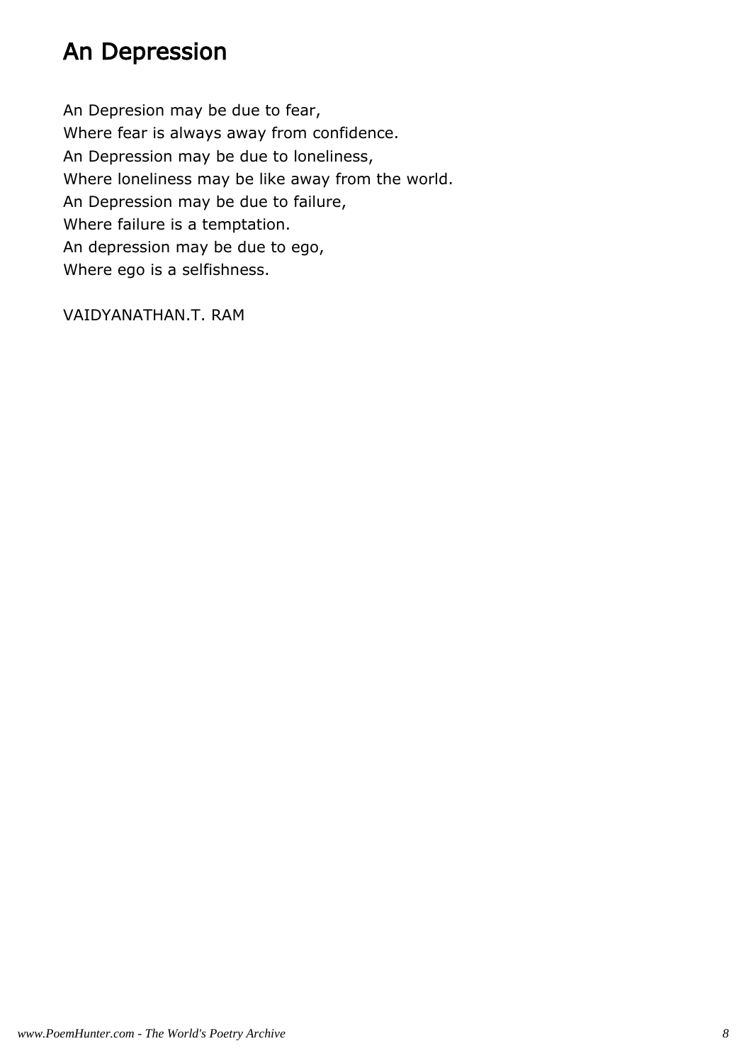# An Depression

An Depresion may be due to fear,  
Where fear is always away from confidence.  
An Depression may be due to loneliness,  
Where loneliness may be like away from the world.  
An Depression may be due to failure,  
Where failure is a temptation.  
An depression may be due to ego,  
Where ego is a selfishness.

VAIDYANATHAN.T. RAM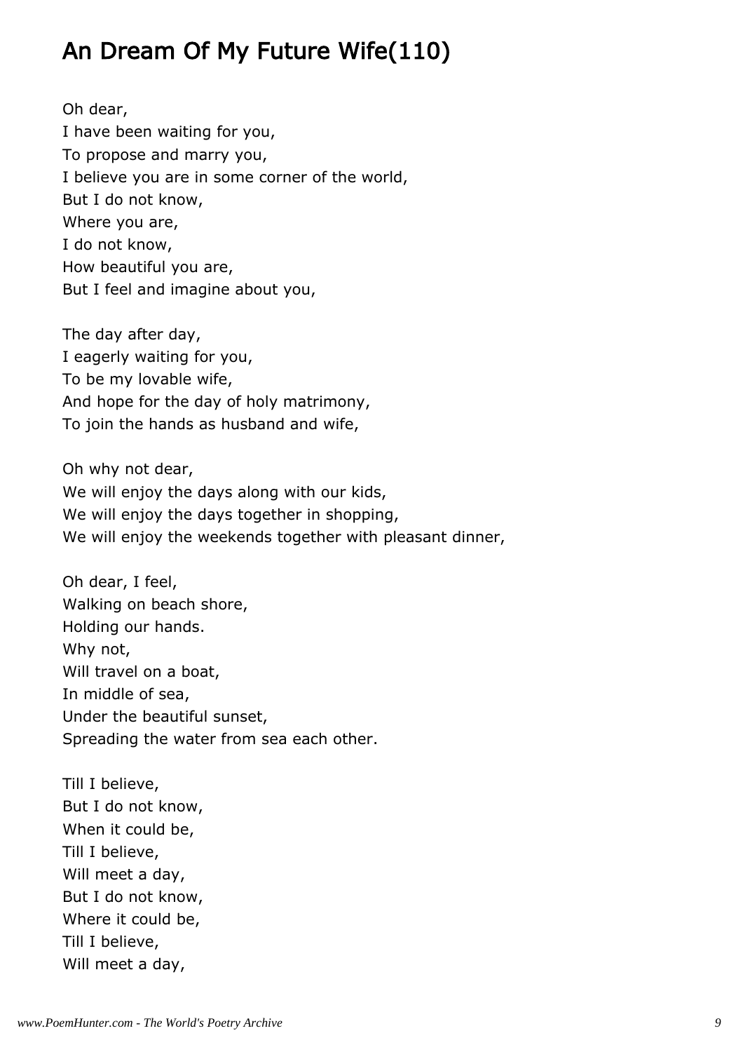# An Dream Of My Future Wife(110)

Oh dear,
I have been waiting for you,
To propose and marry you,
I believe you are in some corner of the world,
But I do not know,
Where you are,
I do not know,
How beautiful you are,
But I feel and imagine about you,

The day after day,
I eagerly waiting for you,
To be my lovable wife,
And hope for the day of holy matrimony,
To join the hands as husband and wife,

Oh why not dear,
We will enjoy the days along with our kids,
We will enjoy the days together in shopping,
We will enjoy the weekends together with pleasant dinner,

Oh dear, I feel,
Walking on beach shore,
Holding our hands.
Why not,
Will travel on a boat,
In middle of sea,
Under the beautiful sunset,
Spreading the water from sea each other.

Till I believe,
But I do not know,
When it could be,
Till I believe,
Will meet a day,
But I do not know,
Where it could be,
Till I believe,
Will meet a day,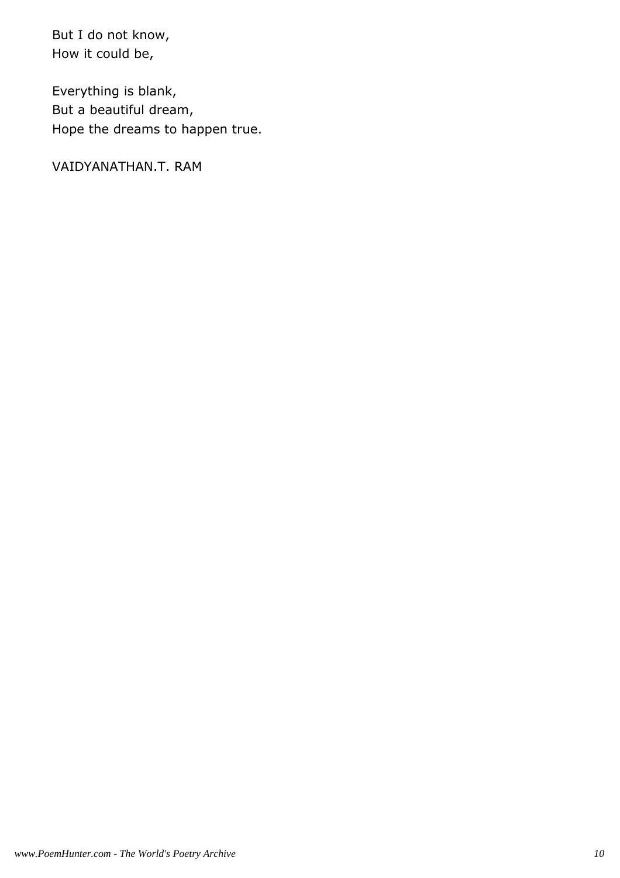But I do not know,
How it could be,

Everything is blank,
But a beautiful dream,
Hope the dreams to happen true.

VAIDYANATHAN.T. RAM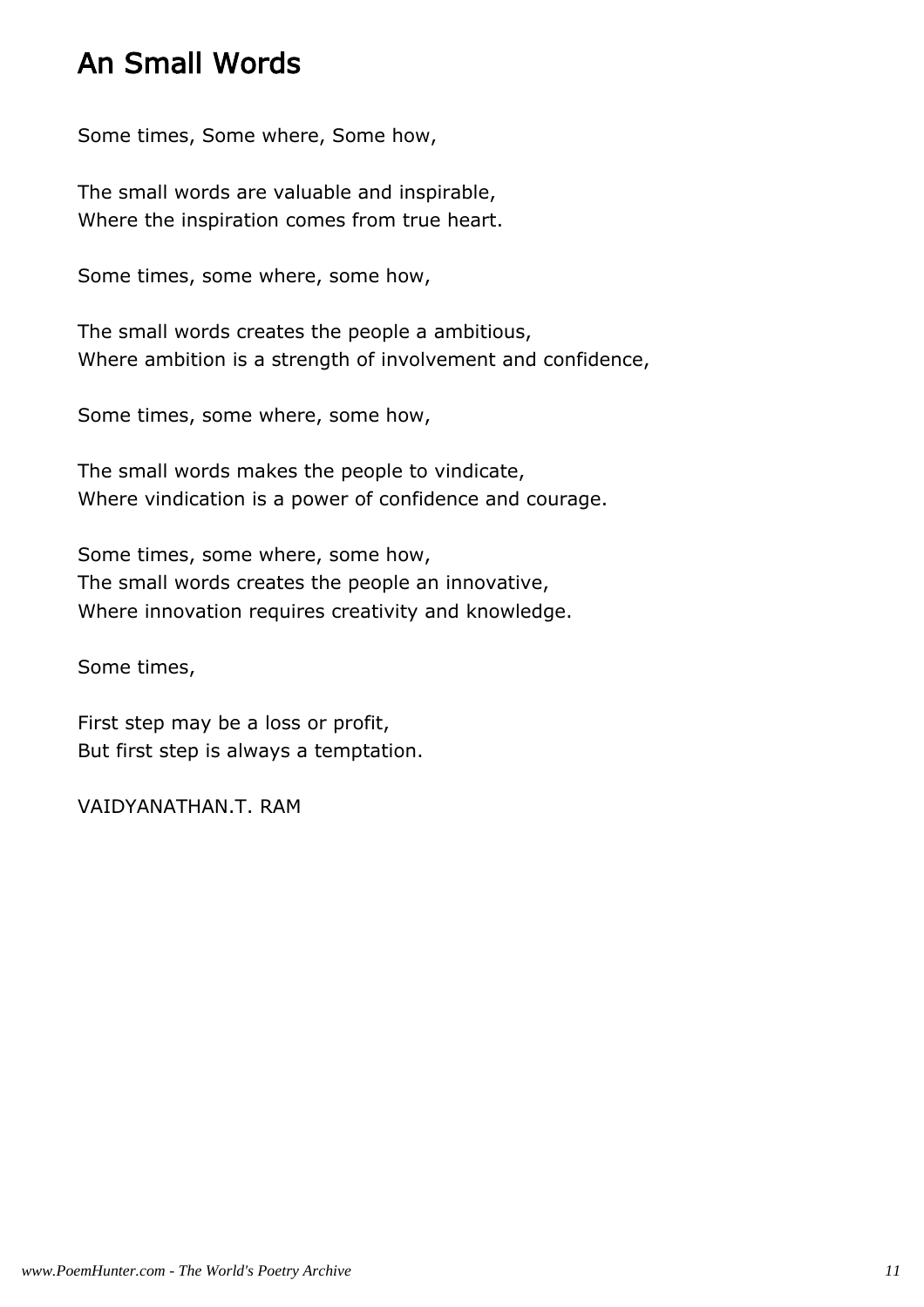# An Small Words

Some times, Some where, Some how,

The small words are valuable and inspirable,
Where the inspiration comes from true heart.

Some times, some where, some how,

The small words creates the people a ambitious,
Where ambition is a strength of involvement and confidence,

Some times, some where, some how,

The small words makes the people to vindicate,
Where vindication is a power of confidence and courage.

Some times, some where, some how,
The small words creates the people an innovative,
Where innovation requires creativity and knowledge.

Some times,

First step may be a loss or profit,
But first step is always a temptation.

VAIDYANATHAN.T. RAM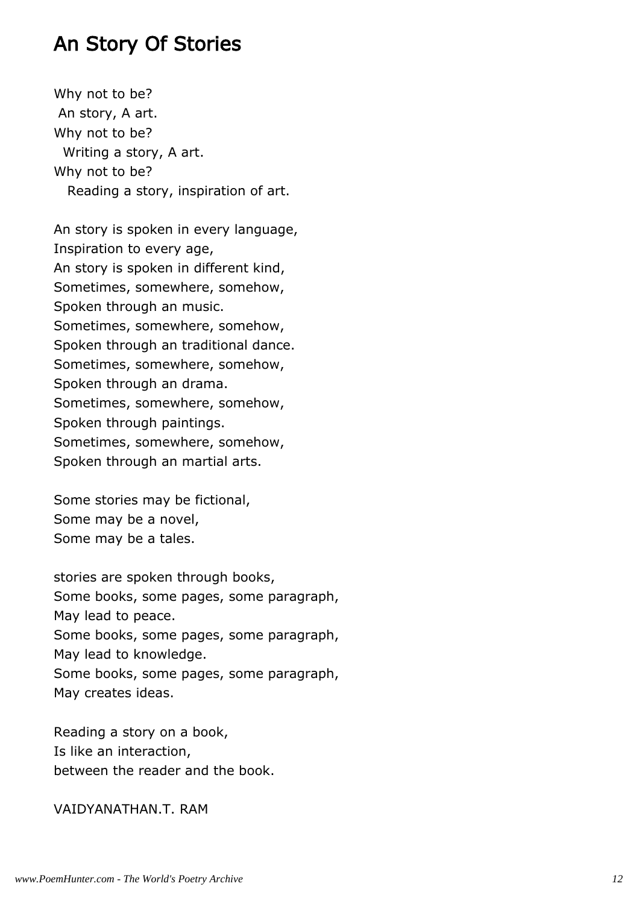# An Story Of Stories

Why not to be?
An story, A art.
Why not to be?
Writing a story, A art.
Why not to be?
Reading a story, inspiration of art.

An story is spoken in every language,
Inspiration to every age,
An story is spoken in different kind,
Sometimes, somewhere, somehow,
Spoken through an music.
Sometimes, somewhere, somehow,
Spoken through an traditional dance.
Sometimes, somewhere, somehow,
Spoken through an drama.
Sometimes, somewhere, somehow,
Spoken through paintings.
Sometimes, somewhere, somehow,
Spoken through an martial arts.

Some stories may be fictional,
Some may be a novel,
Some may be a tales.

stories are spoken through books,
Some books, some pages, some paragraph,
May lead to peace.
Some books, some pages, some paragraph,
May lead to knowledge.
Some books, some pages, some paragraph,
May creates ideas.

Reading a story on a book,
Is like an interaction,
between the reader and the book.

VAIDYANATHAN.T. RAM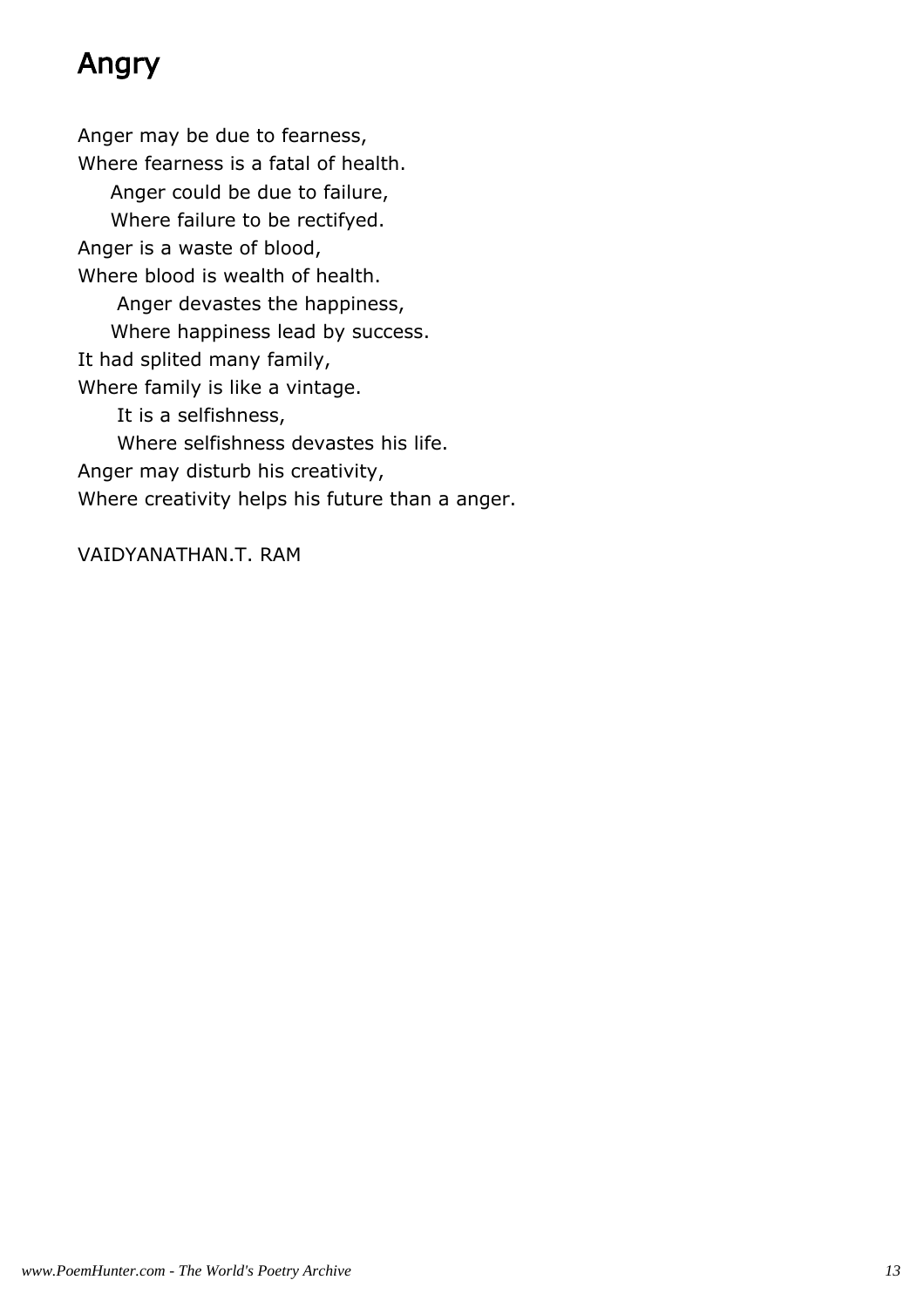# Angry

Anger may be due to fearness,
Where fearness is a fatal of health.
Anger could be due to failure,
Where failure to be rectifyed.
Anger is a waste of blood,
Where blood is wealth of health.
Anger devastes the happiness,
Where happiness lead by success.
It had splited many family,
Where family is like a vintage.
It is a selfishness,
Where selfishness devastes his life.
Anger may disturb his creativity,
Where creativity helps his future than a anger.

VAIDYANATHAN.T. RAM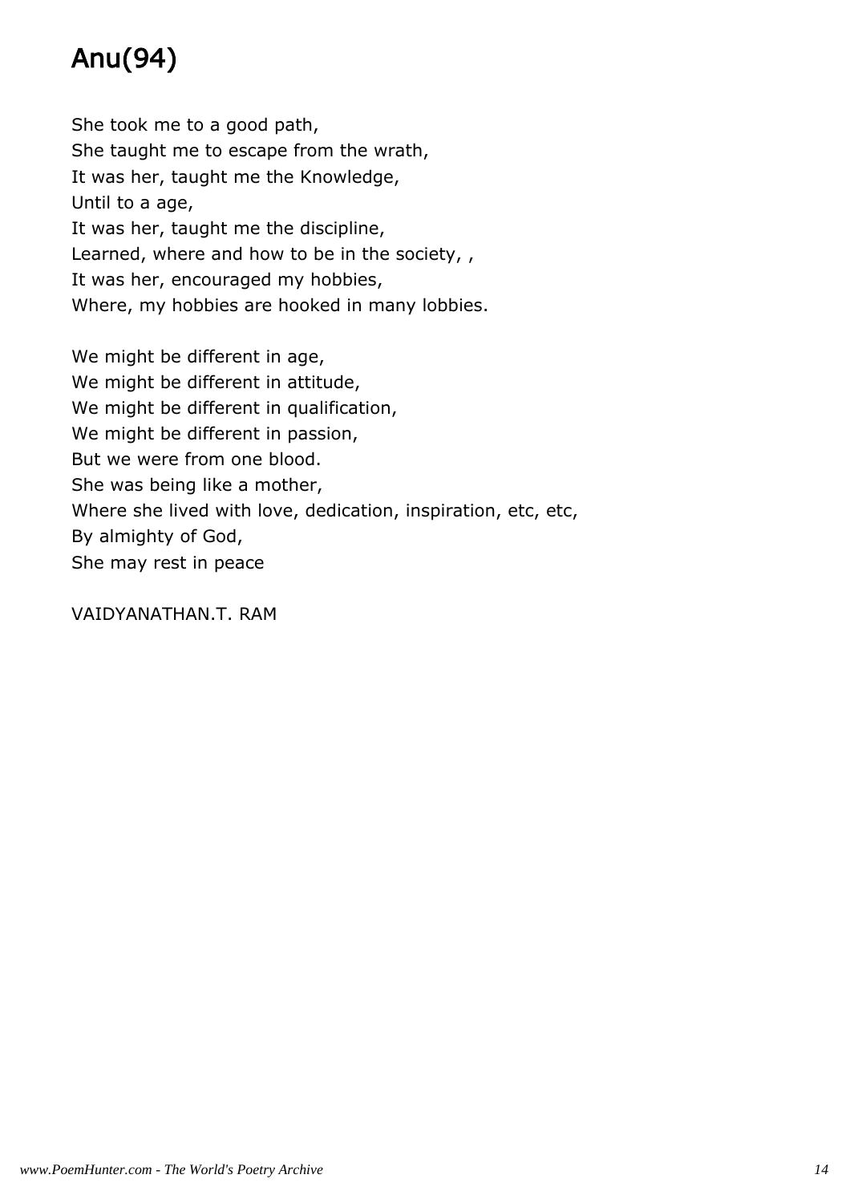# Anu(94)

She took me to a good path,
She taught me to escape from the wrath,
It was her, taught me the Knowledge,
Until to a age,
It was her, taught me the discipline,
Learned, where and how to be in the society, ,
It was her, encouraged my hobbies,
Where, my hobbies are hooked in many lobbies.

We might be different in age,
We might be different in attitude,
We might be different in qualification,
We might be different in passion,
But we were from one blood.
She was being like a mother,
Where she lived with love, dedication, inspiration, etc, etc,
By almighty of God,
She may rest in peace

VAIDYANATHAN.T. RAM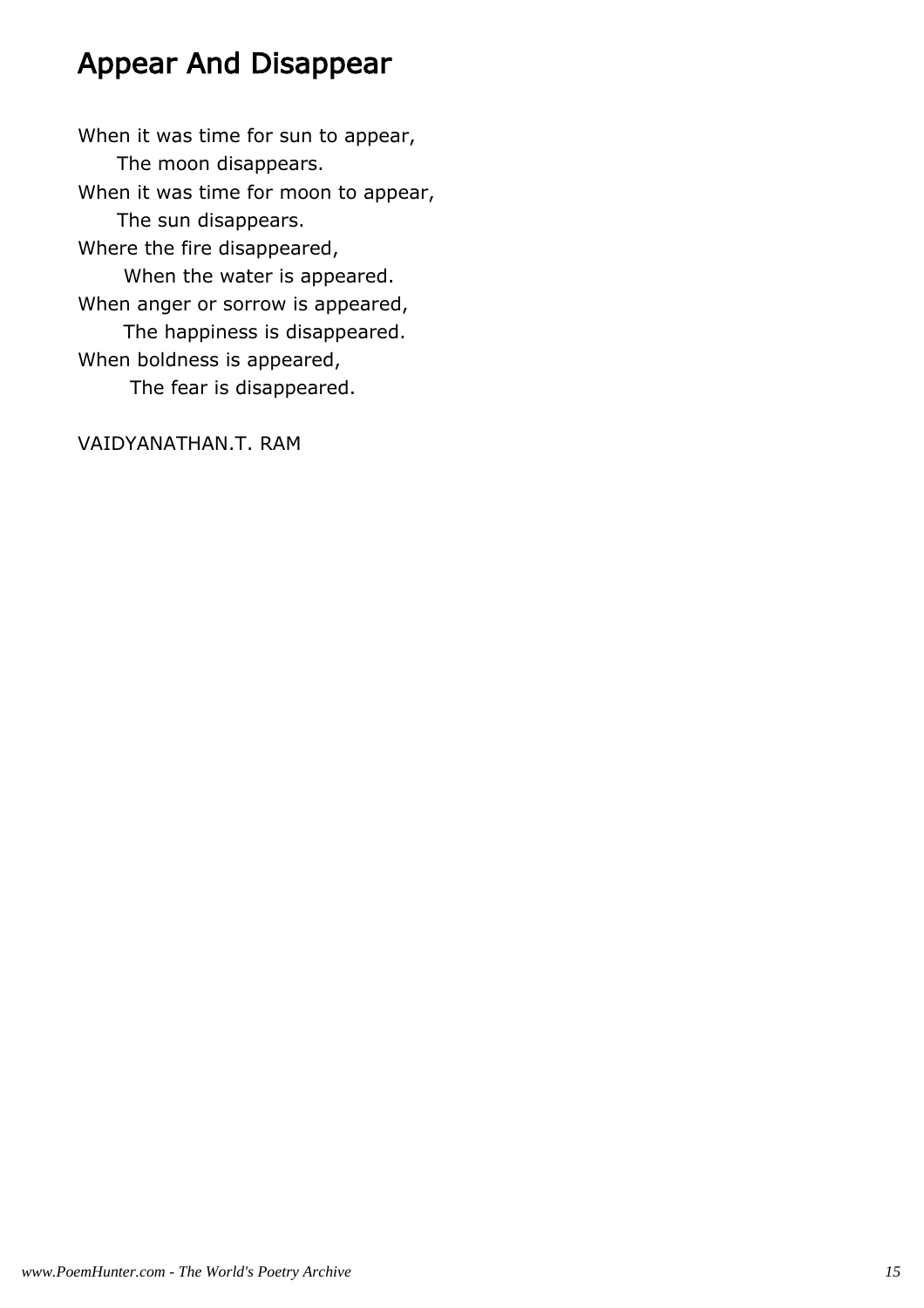# Appear And Disappear

When it was time for sun to appear,  
The moon disappears.  
When it was time for moon to appear,  
The sun disappears.  
Where the fire disappeared,  
When the water is appeared.  
When anger or sorrow is appeared,  
The happiness is disappeared.  
When boldness is appeared,  
The fear is disappeared.

VAIDYANATHAN.T. RAM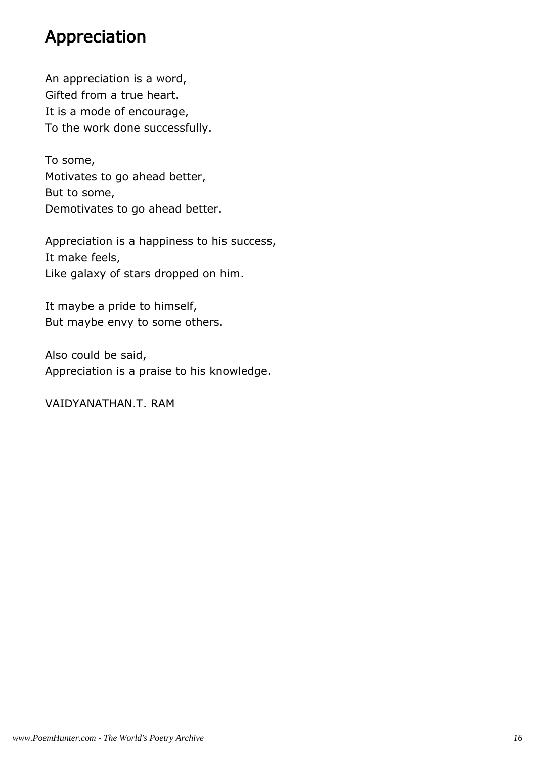# Appreciation

An appreciation is a word,
Gifted from a true heart.
It is a mode of encourage,
To the work done successfully.

To some,
Motivates to go ahead better,
But to some,
Demotivates to go ahead better.

Appreciation is a happiness to his success,
It make feels,
Like galaxy of stars dropped on him.

It maybe a pride to himself,
But maybe envy to some others.

Also could be said,
Appreciation is a praise to his knowledge.

VAIDYANATHAN.T. RAM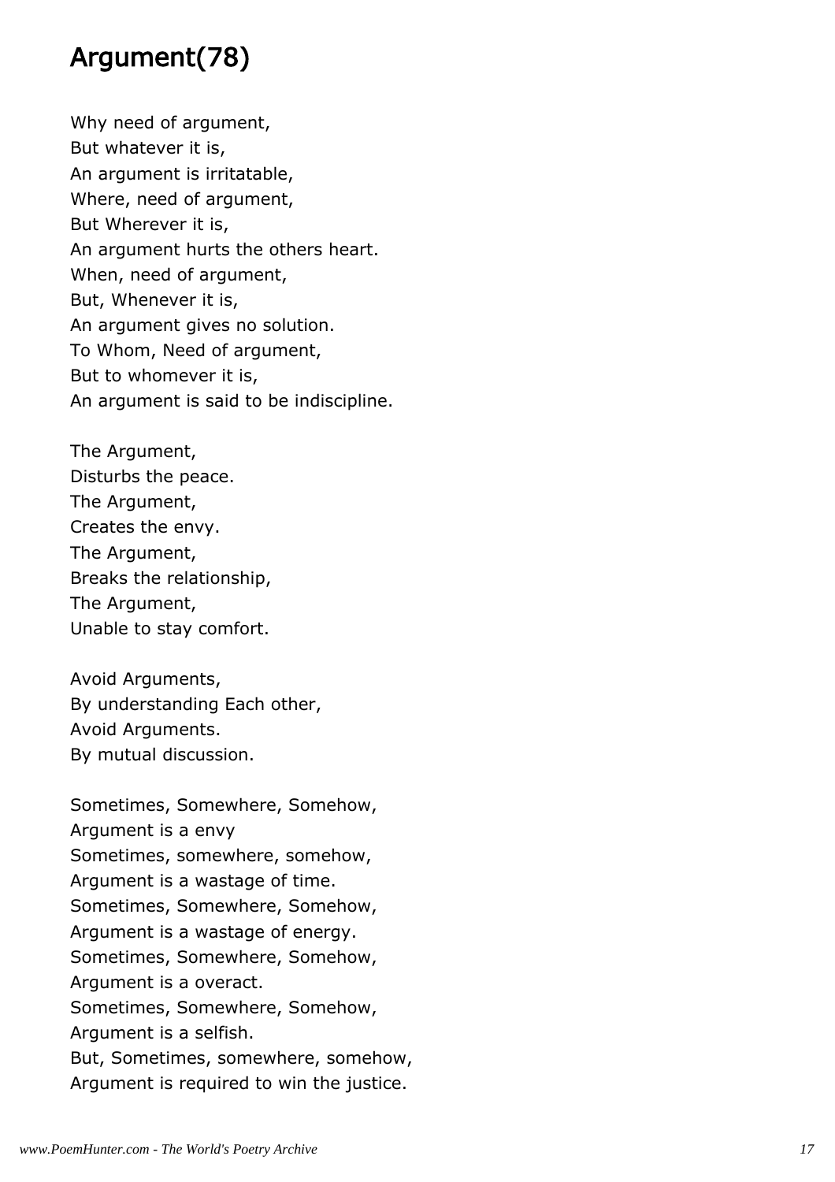# Argument(78)

Why need of argument,  
But whatever it is,  
An argument is irritatable,  
Where, need of argument,  
But Wherever it is,  
An argument hurts the others heart.  
When, need of argument,  
But, Whenever it is,  
An argument gives no solution.  
To Whom, Need of argument,  
But to whomever it is,  
An argument is said to be indiscipline.

The Argument,  
Disturbs the peace.  
The Argument,  
Creates the envy.  
The Argument,  
Breaks the relationship,  
The Argument,  
Unable to stay comfort.

Avoid Arguments,  
By understanding Each other,  
Avoid Arguments.  
By mutual discussion.

Sometimes, Somewhere, Somehow,  
Argument is a envy  
Sometimes, somewhere, somehow,  
Argument is a wastage of time.  
Sometimes, Somewhere, Somehow,  
Argument is a wastage of energy.  
Sometimes, Somewhere, Somehow,  
Argument is a overact.  
Sometimes, Somewhere, Somehow,  
Argument is a selfish.  
But, Sometimes, somewhere, somehow,  
Argument is required to win the justice.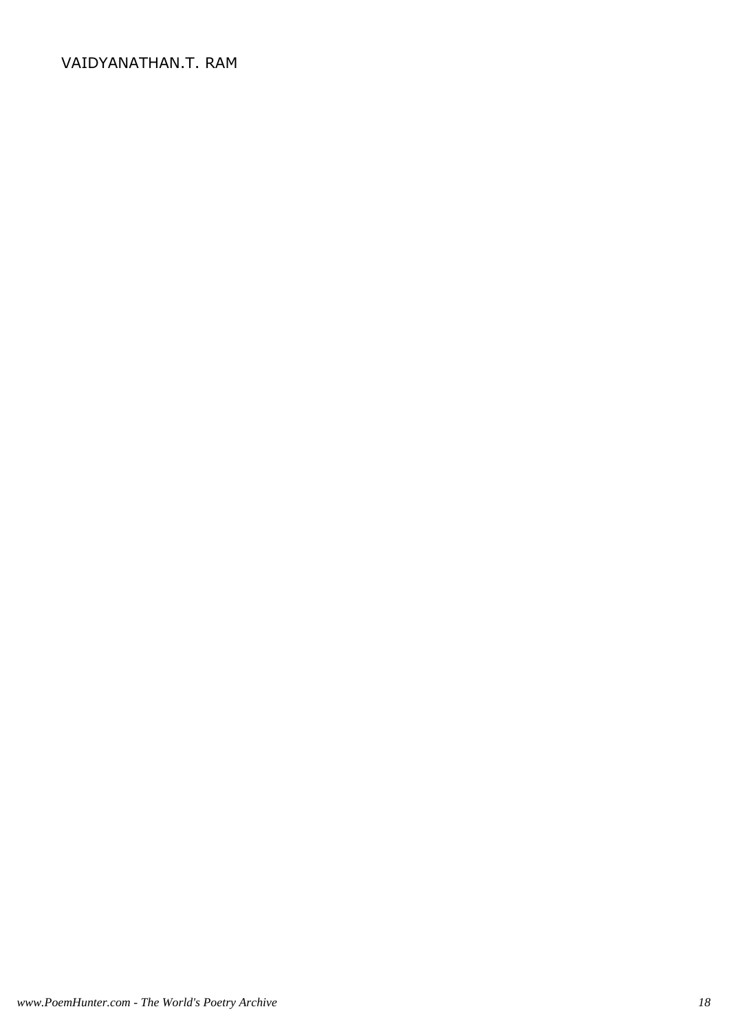VAIDYANATHAN.T. RAM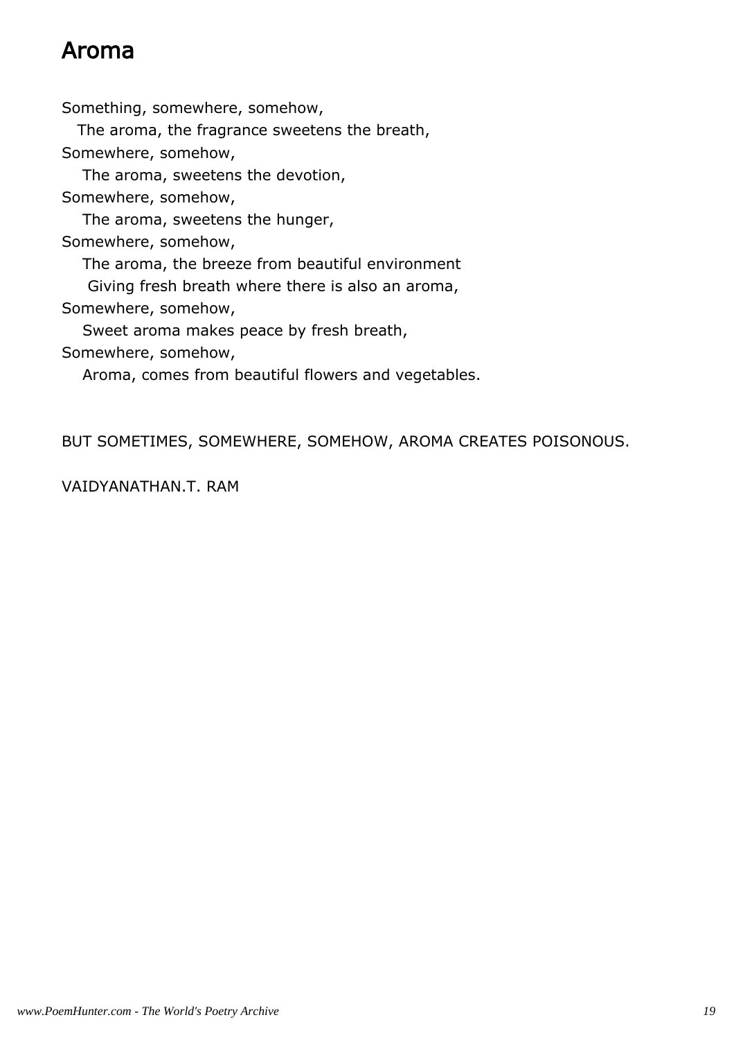# Aroma

Something, somewhere, somehow,
The aroma, the fragrance sweetens the breath,
Somewhere, somehow,
The aroma, sweetens the devotion,
Somewhere, somehow,
The aroma, sweetens the hunger,
Somewhere, somehow,
The aroma, the breeze from beautiful environment
Giving fresh breath where there is also an aroma,
Somewhere, somehow,
Sweet aroma makes peace by fresh breath,
Somewhere, somehow,
Aroma, comes from beautiful flowers and vegetables.

BUT SOMETIMES, SOMEWHERE, SOMEHOW, AROMA CREATES POISONOUS.

VAIDYANATHAN.T. RAM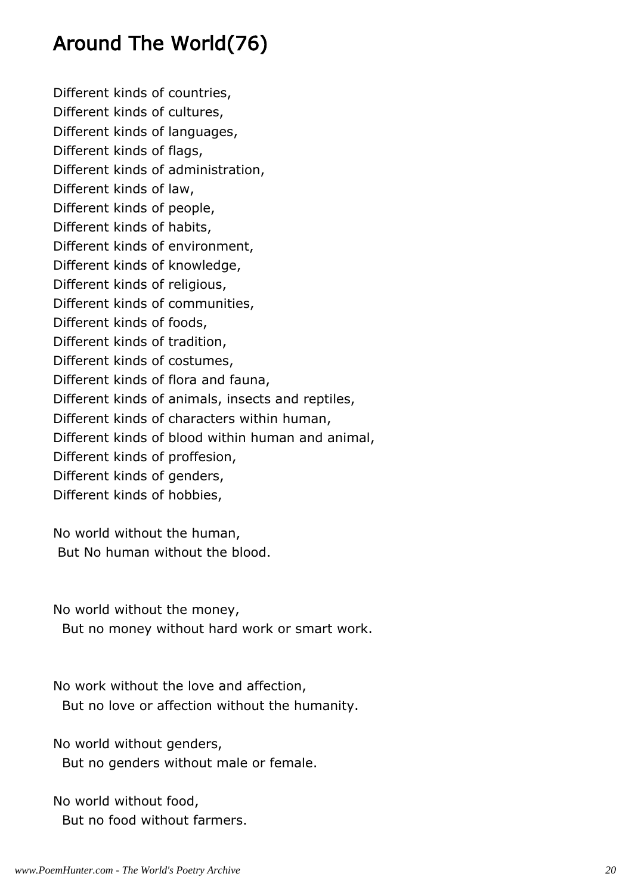# Around The World(76)

Different kinds of countries,
Different kinds of cultures,
Different kinds of languages,
Different kinds of flags,
Different kinds of administration,
Different kinds of law,
Different kinds of people,
Different kinds of habits,
Different kinds of environment,
Different kinds of knowledge,
Different kinds of religious,
Different kinds of communities,
Different kinds of foods,
Different kinds of tradition,
Different kinds of costumes,
Different kinds of flora and fauna,
Different kinds of animals, insects and reptiles,
Different kinds of characters within human,
Different kinds of blood within human and animal,
Different kinds of proffesion,
Different kinds of genders,
Different kinds of hobbies,

No world without the human,
But No human without the blood.

No world without the money,
But no money without hard work or smart work.

No work without the love and affection,
But no love or affection without the humanity.

No world without genders,
But no genders without male or female.

No world without food,
But no food without farmers.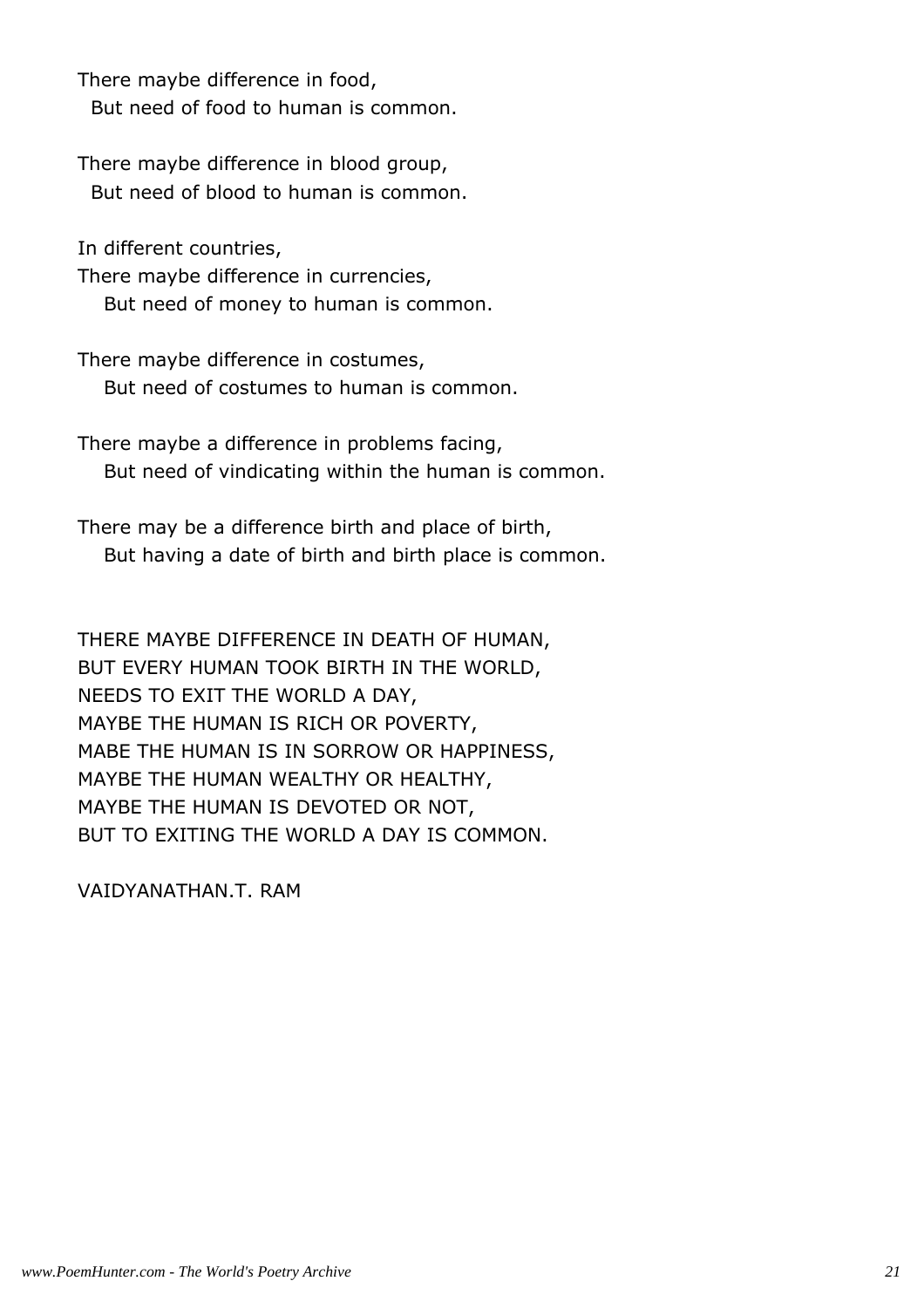There maybe difference in food,
But need of food to human is common.

There maybe difference in blood group,
But need of blood to human is common.

In different countries,
There maybe difference in currencies,
But need of money to human is common.

There maybe difference in costumes,
But need of costumes to human is common.

There maybe a difference in problems facing,
But need of vindicating within the human is common.

There may be a difference birth and place of birth,
But having a date of birth and birth place is common.

THERE MAYBE DIFFERENCE IN DEATH OF HUMAN,
BUT EVERY HUMAN TOOK BIRTH IN THE WORLD,
NEEDS TO EXIT THE WORLD A DAY,
MAYBE THE HUMAN IS RICH OR POVERTY,
MABE THE HUMAN IS IN SORROW OR HAPPINESS,
MAYBE THE HUMAN WEALTHY OR HEALTHY,
MAYBE THE HUMAN IS DEVOTED OR NOT,
BUT TO EXITING THE WORLD A DAY IS COMMON.

VAIDYANATHAN.T. RAM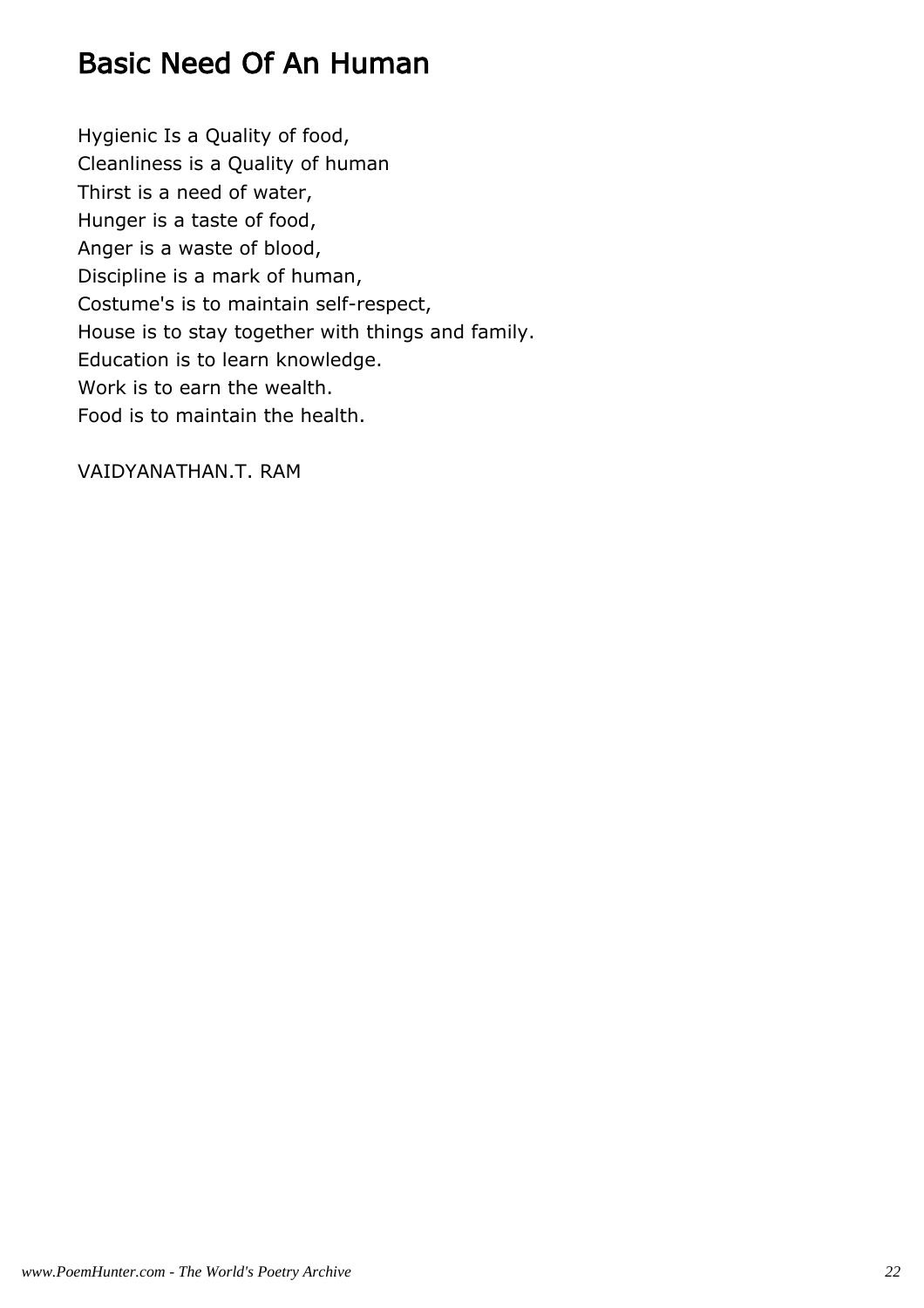# Basic Need Of An Human

Hygienic Is a Quality of food,
Cleanliness is a Quality of human
Thirst is a need of water,
Hunger is a taste of food,
Anger is a waste of blood,
Discipline is a mark of human,
Costume's is to maintain self-respect,
House is to stay together with things and family.
Education is to learn knowledge.
Work is to earn the wealth.
Food is to maintain the health.

VAIDYANATHAN.T. RAM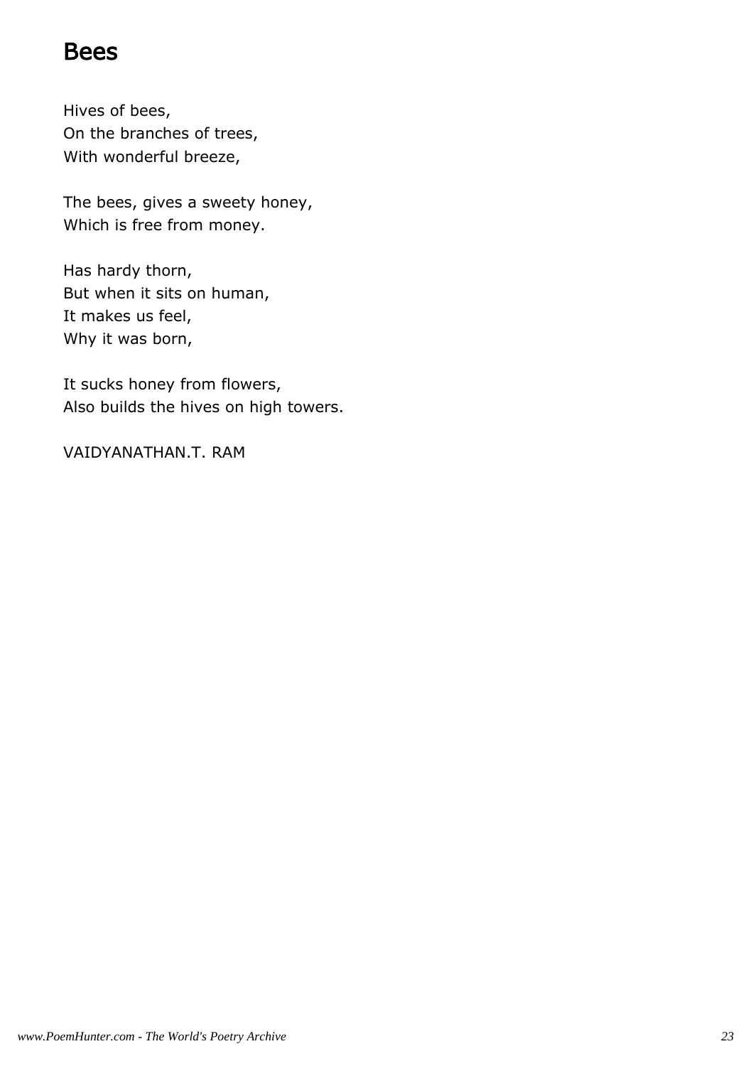# Bees

Hives of bees,  
On the branches of trees,  
With wonderful breeze,

The bees, gives a sweety honey,  
Which is free from money.

Has hardy thorn,  
But when it sits on human,  
It makes us feel,  
Why it was born,

It sucks honey from flowers,  
Also builds the hives on high towers.

VAIDYANATHAN.T. RAM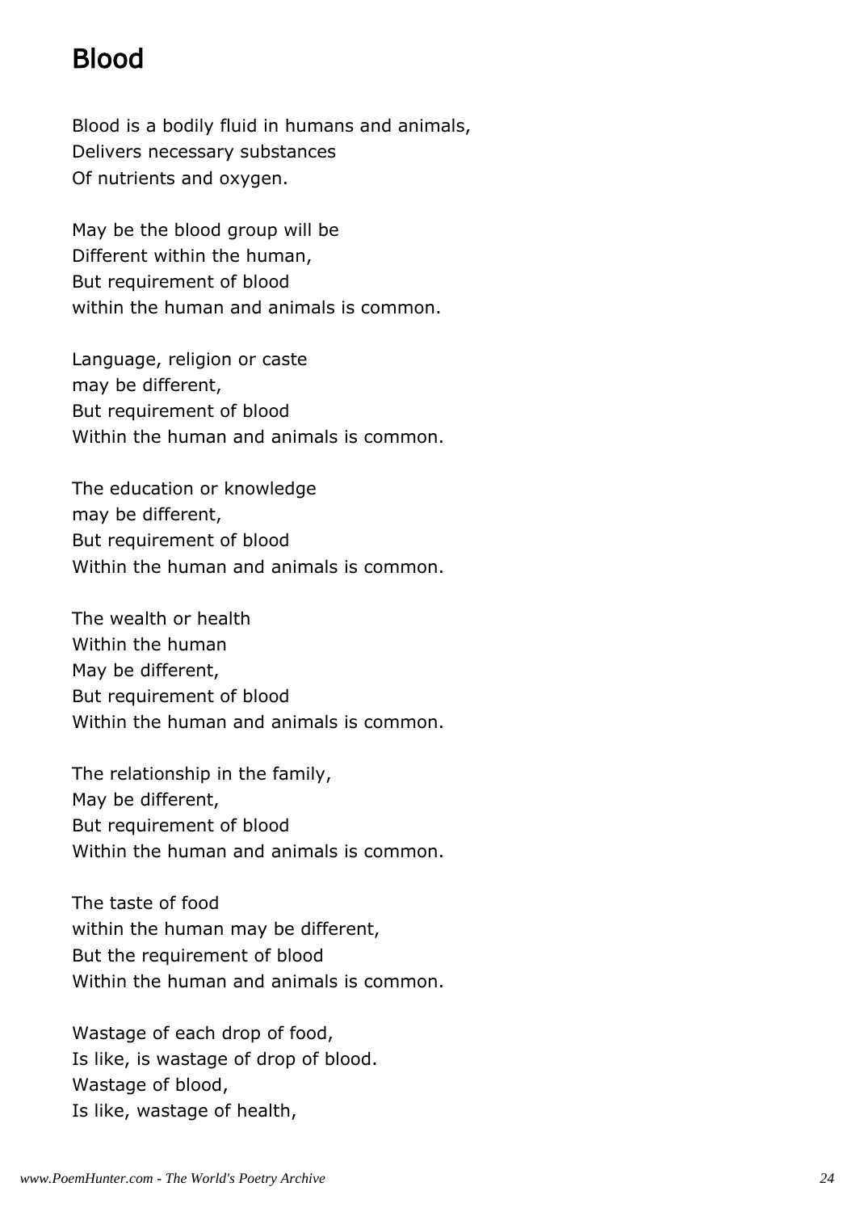## Blood

Blood is a bodily fluid in humans and animals,
Delivers necessary substances
Of nutrients and oxygen.

May be the blood group will be
Different within the human,
But requirement of blood
within the human and animals is common.

Language, religion or caste
may be different,
But requirement of blood
Within the human and animals is common.

The education or knowledge
may be different,
But requirement of blood
Within the human and animals is common.

The wealth or health
Within the human
May be different,
But requirement of blood
Within the human and animals is common.

The relationship in the family,
May be different,
But requirement of blood
Within the human and animals is common.

The taste of food
within the human may be different,
But the requirement of blood
Within the human and animals is common.

Wastage of each drop of food,
Is like, is wastage of drop of blood.
Wastage of blood,
Is like, wastage of health,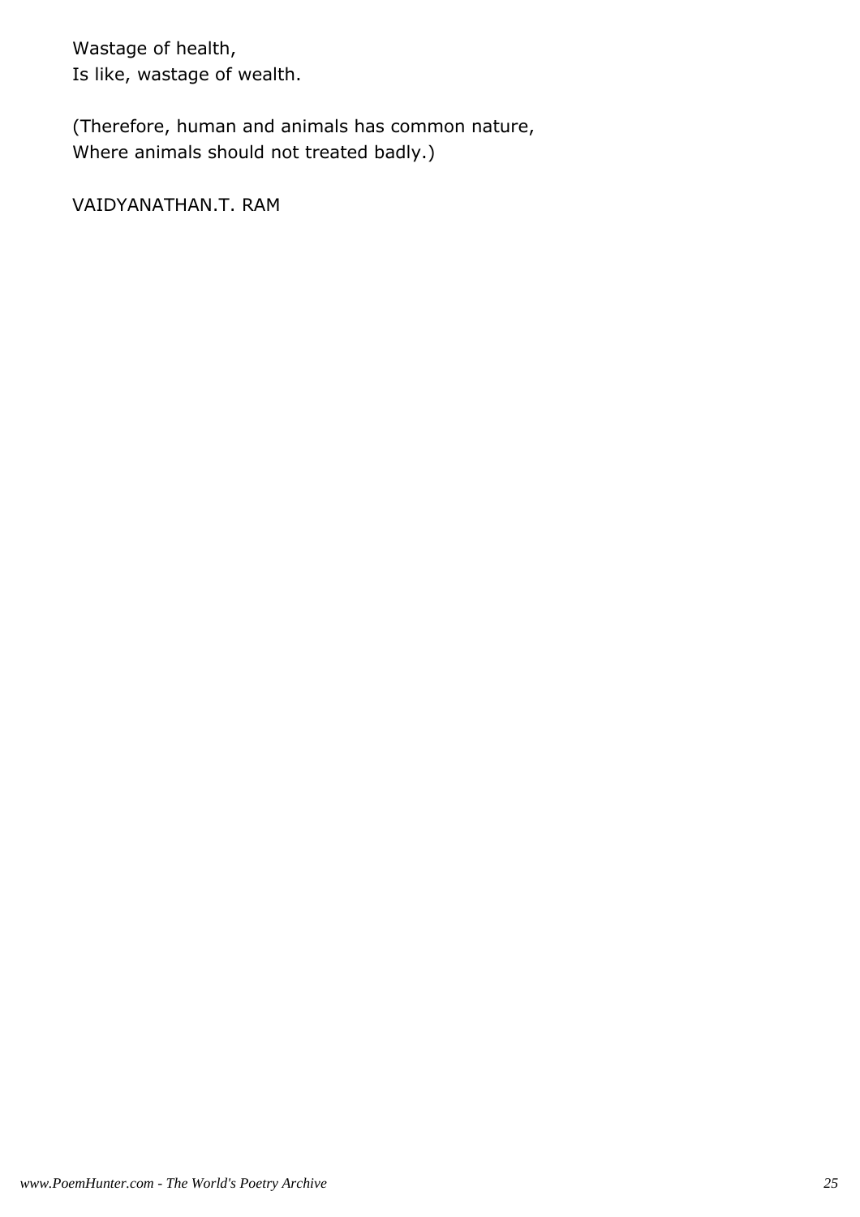Wastage of health,
Is like, wastage of wealth.

(Therefore, human and animals has common nature,
Where animals should not treated badly.)

VAIDYANATHAN.T. RAM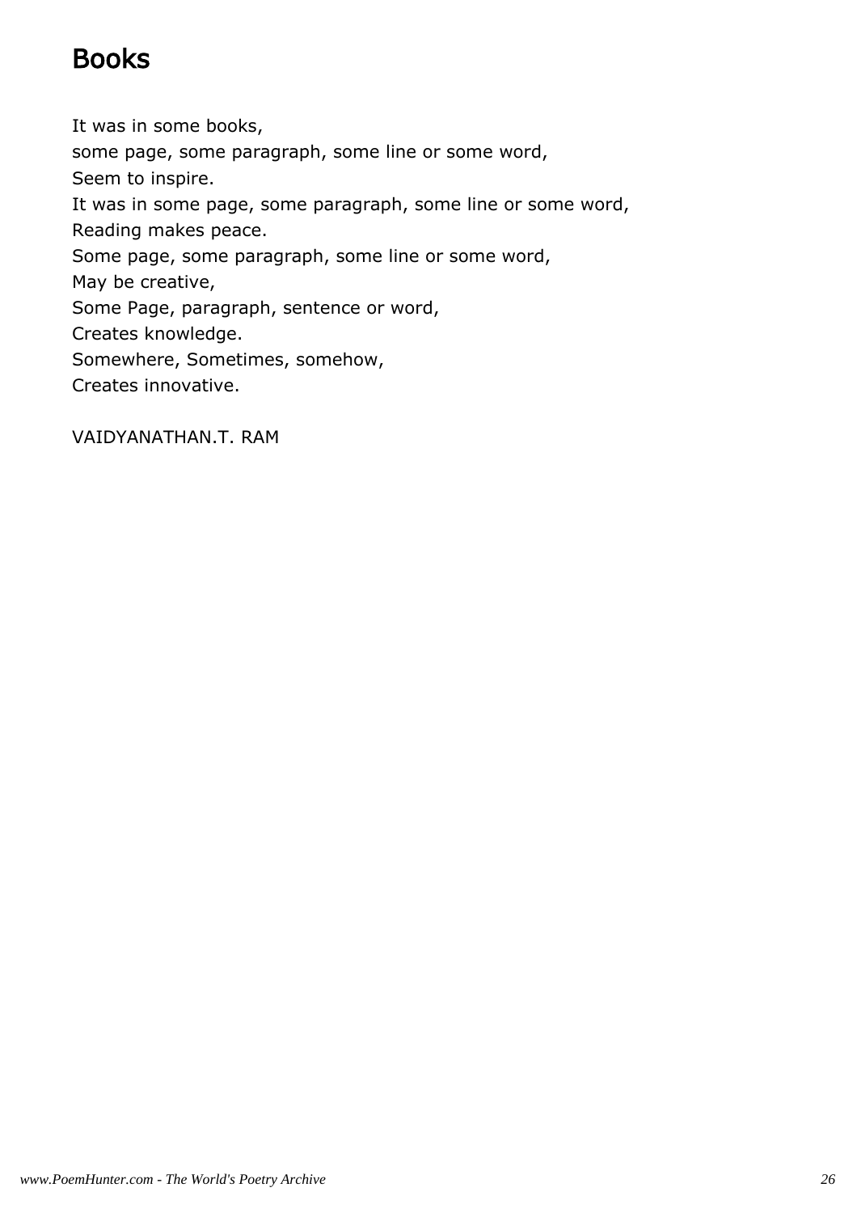# Books

It was in some books,  
some page, some paragraph, some line or some word,  
Seem to inspire.  
It was in some page, some paragraph, some line or some word,  
Reading makes peace.  
Some page, some paragraph, some line or some word,  
May be creative,  
Some Page, paragraph, sentence or word,  
Creates knowledge.  
Somewhere, Sometimes, somehow,  
Creates innovative.

VAIDYANATHAN.T. RAM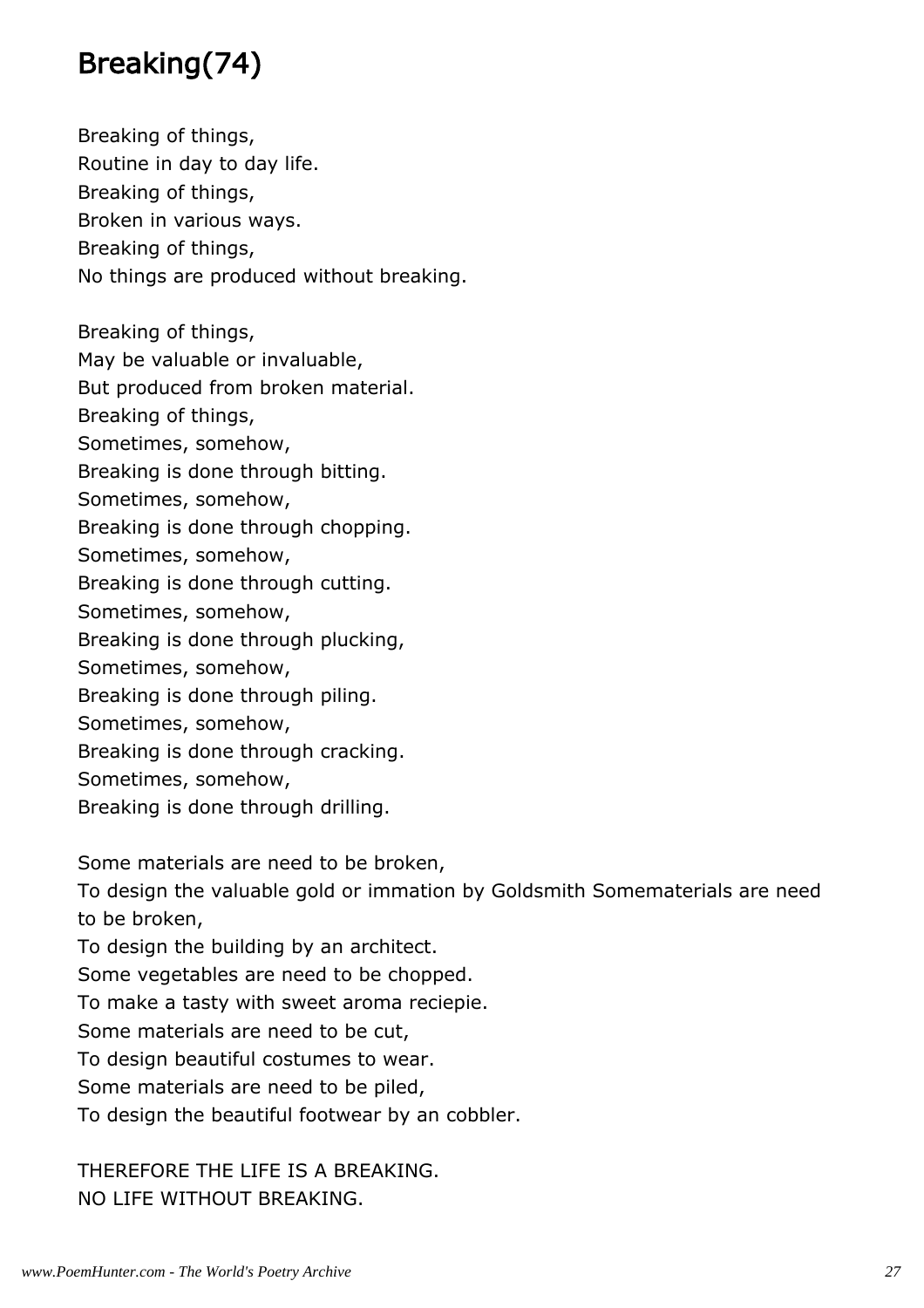## Breaking(74)

Breaking of things,
Routine in day to day life.
Breaking of things,
Broken in various ways.
Breaking of things,
No things are produced without breaking.

Breaking of things,
May be valuable or invaluable,
But produced from broken material.
Breaking of things,
Sometimes, somehow,
Breaking is done through bitting.
Sometimes, somehow,
Breaking is done through chopping.
Sometimes, somehow,
Breaking is done through cutting.
Sometimes, somehow,
Breaking is done through plucking,
Sometimes, somehow,
Breaking is done through piling.
Sometimes, somehow,
Breaking is done through cracking.
Sometimes, somehow,
Breaking is done through drilling.

Some materials are need to be broken,
To design the valuable gold or immation by Goldsmith Somematerials are need to be broken,
To design the building by an architect.
Some vegetables are need to be chopped.
To make a tasty with sweet aroma reciepie.
Some materials are need to be cut,
To design beautiful costumes to wear.
Some materials are need to be piled,
To design the beautiful footwear by an cobbler.

THEREFORE THE LIFE IS A BREAKING.
NO LIFE WITHOUT BREAKING.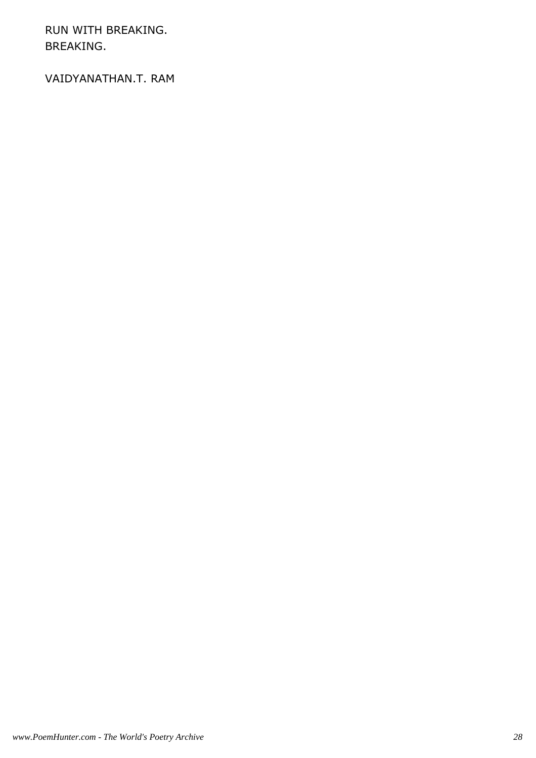RUN WITH BREAKING.
BREAKING.

VAIDYANATHAN.T. RAM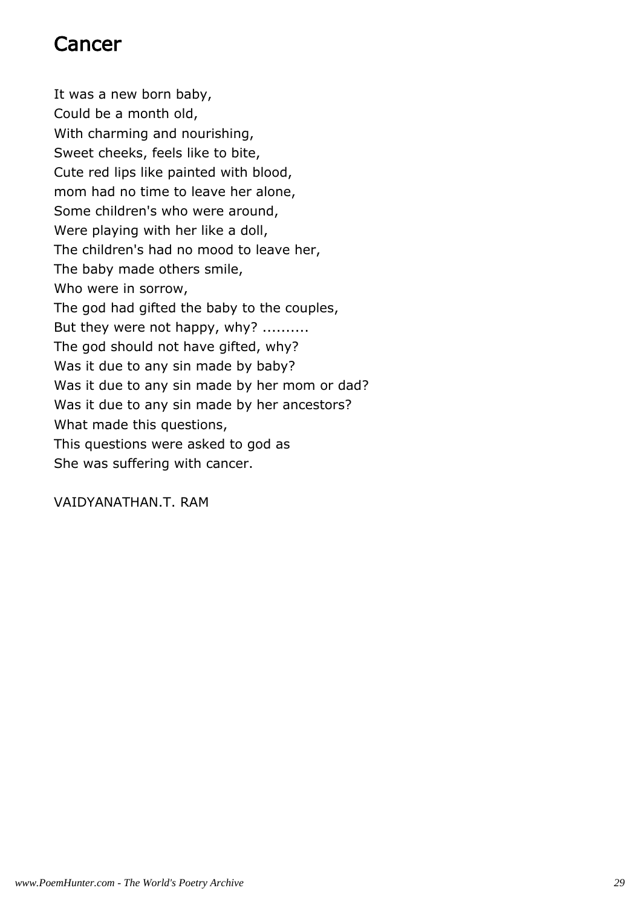# Cancer

It was a new born baby,
Could be a month old,
With charming and nourishing,
Sweet cheeks, feels like to bite,
Cute red lips like painted with blood,
mom had no time to leave her alone,
Some children's who were around,
Were playing with her like a doll,
The children's had no mood to leave her,
The baby made others smile,
Who were in sorrow,
The god had gifted the baby to the couples,
But they were not happy, why? ..........
The god should not have gifted, why?
Was it due to any sin made by baby?
Was it due to any sin made by her mom or dad?
Was it due to any sin made by her ancestors?
What made this questions,
This questions were asked to god as
She was suffering with cancer.

VAIDYANATHAN.T. RAM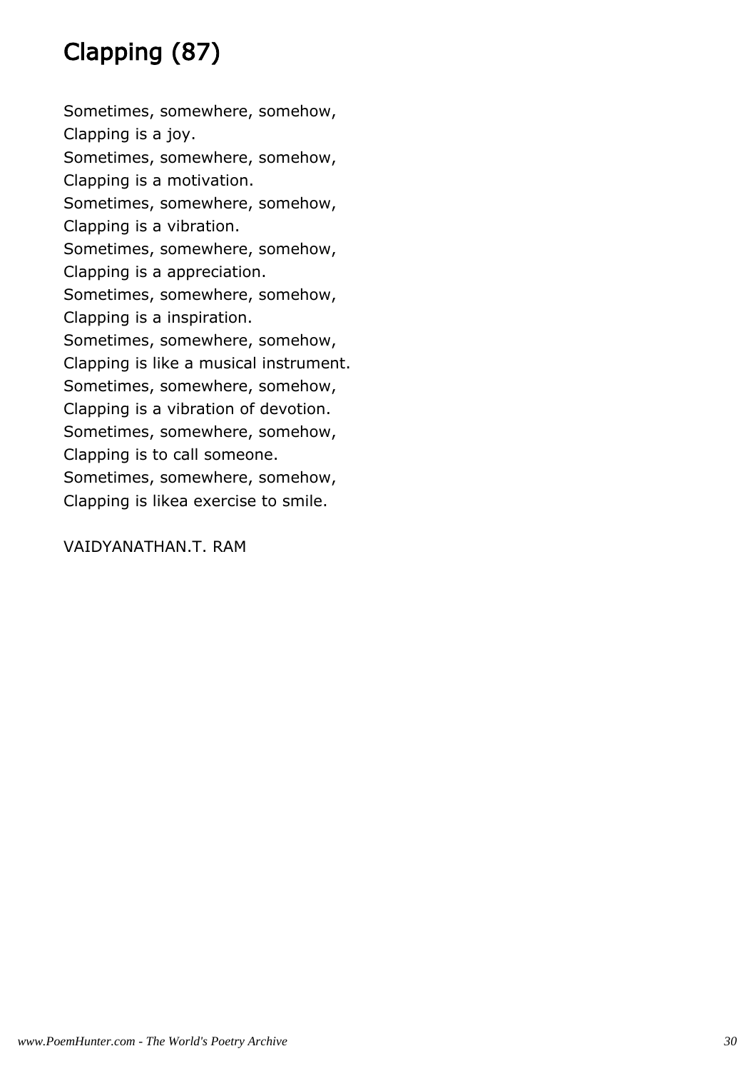# Clapping (87)

Sometimes, somewhere, somehow,
Clapping is a joy.
Sometimes, somewhere, somehow,
Clapping is a motivation.
Sometimes, somewhere, somehow,
Clapping is a vibration.
Sometimes, somewhere, somehow,
Clapping is a appreciation.
Sometimes, somewhere, somehow,
Clapping is a inspiration.
Sometimes, somewhere, somehow,
Clapping is like a musical instrument.
Sometimes, somewhere, somehow,
Clapping is a vibration of devotion.
Sometimes, somewhere, somehow,
Clapping is to call someone.
Sometimes, somewhere, somehow,
Clapping is likea exercise to smile.

VAIDYANATHAN.T. RAM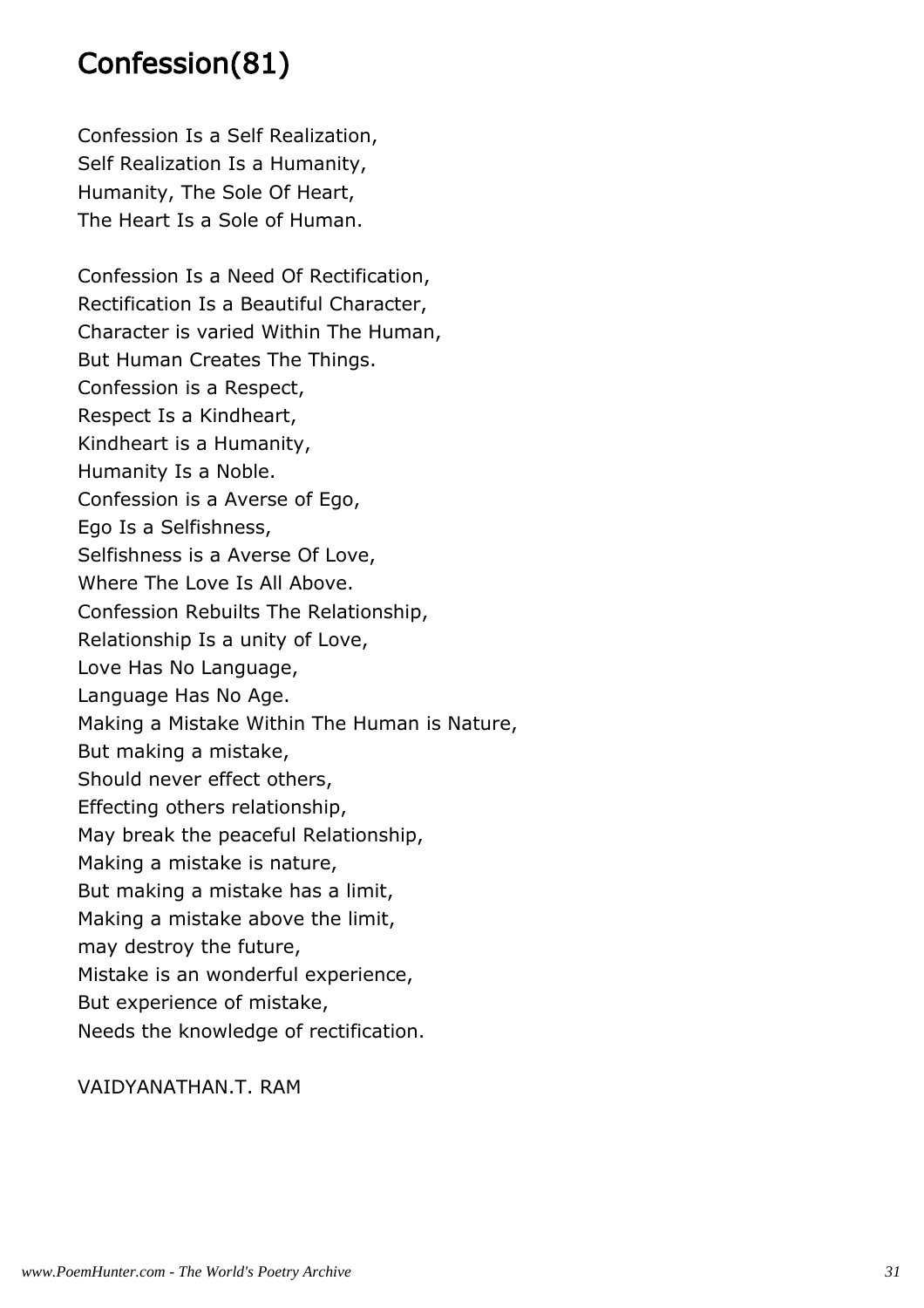## Confession(81)

Confession Is a Self Realization,
Self Realization Is a Humanity,
Humanity, The Sole Of Heart,
The Heart Is a Sole of Human.

Confession Is a Need Of Rectification,
Rectification Is a Beautiful Character,
Character is varied Within The Human,
But Human Creates The Things.
Confession is a Respect,
Respect Is a Kindheart,
Kindheart is a Humanity,
Humanity Is a Noble.
Confession is a Averse of Ego,
Ego Is a Selfishness,
Selfishness is a Averse Of Love,
Where The Love Is All Above.
Confession Rebuilts The Relationship,
Relationship Is a unity of Love,
Love Has No Language,
Language Has No Age.
Making a Mistake Within The Human is Nature,
But making a mistake,
Should never effect others,
Effecting others relationship,
May break the peaceful Relationship,
Making a mistake is nature,
But making a mistake has a limit,
Making a mistake above the limit,
may destroy the future,
Mistake is an wonderful experience,
But experience of mistake,
Needs the knowledge of rectification.

VAIDYANATHAN.T. RAM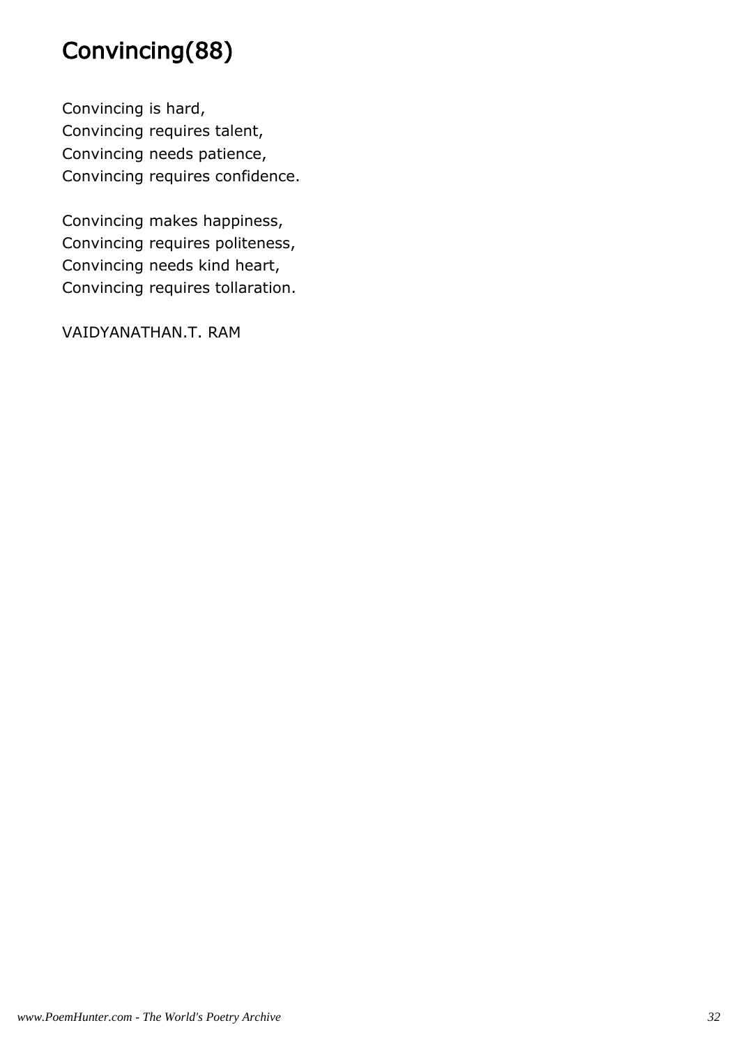# Convincing(88)

Convincing is hard,
Convincing requires talent,
Convincing needs patience,
Convincing requires confidence.

Convincing makes happiness,
Convincing requires politeness,
Convincing needs kind heart,
Convincing requires tollaration.

VAIDYANATHAN.T. RAM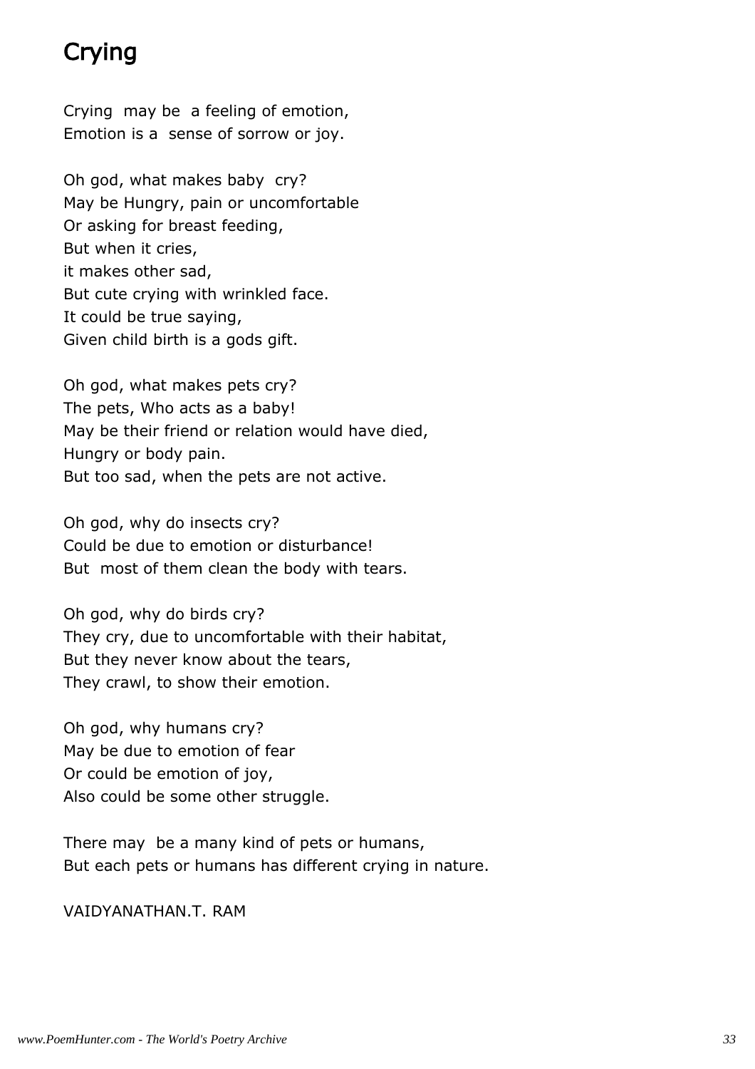# Crying

Crying may be a feeling of emotion,
Emotion is a sense of sorrow or joy.

Oh god, what makes baby cry?
May be Hungry, pain or uncomfortable
Or asking for breast feeding,
But when it cries,
it makes other sad,
But cute crying with wrinkled face.
It could be true saying,
Given child birth is a gods gift.

Oh god, what makes pets cry?
The pets, Who acts as a baby!
May be their friend or relation would have died,
Hungry or body pain.
But too sad, when the pets are not active.

Oh god, why do insects cry?
Could be due to emotion or disturbance!
But most of them clean the body with tears.

Oh god, why do birds cry?
They cry, due to uncomfortable with their habitat,
But they never know about the tears,
They crawl, to show their emotion.

Oh god, why humans cry?
May be due to emotion of fear
Or could be emotion of joy,
Also could be some other struggle.

There may be a many kind of pets or humans,
But each pets or humans has different crying in nature.

VAIDYANATHAN.T. RAM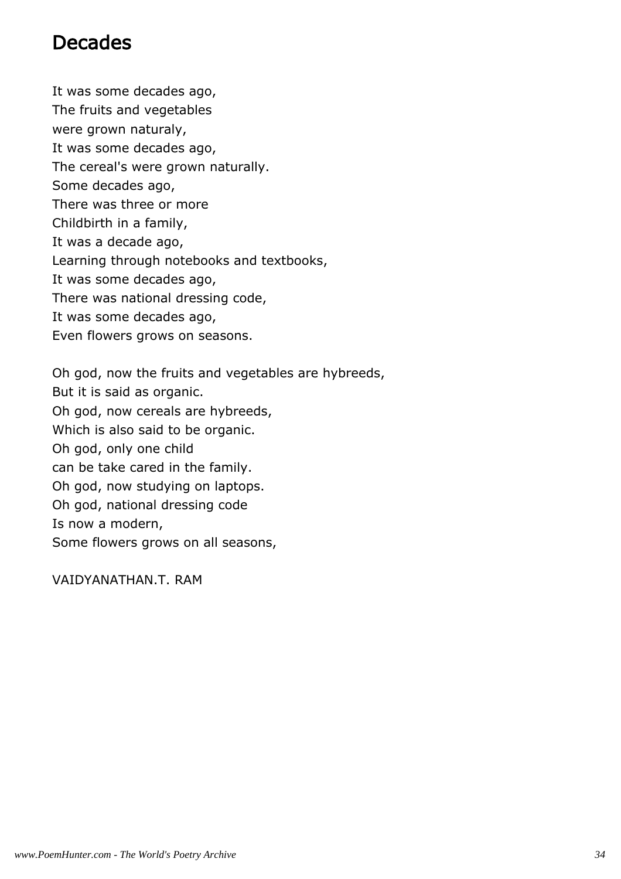# Decades

It was some decades ago,
The fruits and vegetables
were grown naturaly,
It was some decades ago,
The cereal's were grown naturally.
Some decades ago,
There was three or more
Childbirth in a family,
It was a decade ago,
Learning through notebooks and textbooks,
It was some decades ago,
There was national dressing code,
It was some decades ago,
Even flowers grows on seasons.

Oh god, now the fruits and vegetables are hybreeds,
But it is said as organic.
Oh god, now cereals are hybreeds,
Which is also said to be organic.
Oh god, only one child
can be take cared in the family.
Oh god, now studying on laptops.
Oh god, national dressing code
Is now a modern,
Some flowers grows on all seasons,

VAIDYANATHAN.T. RAM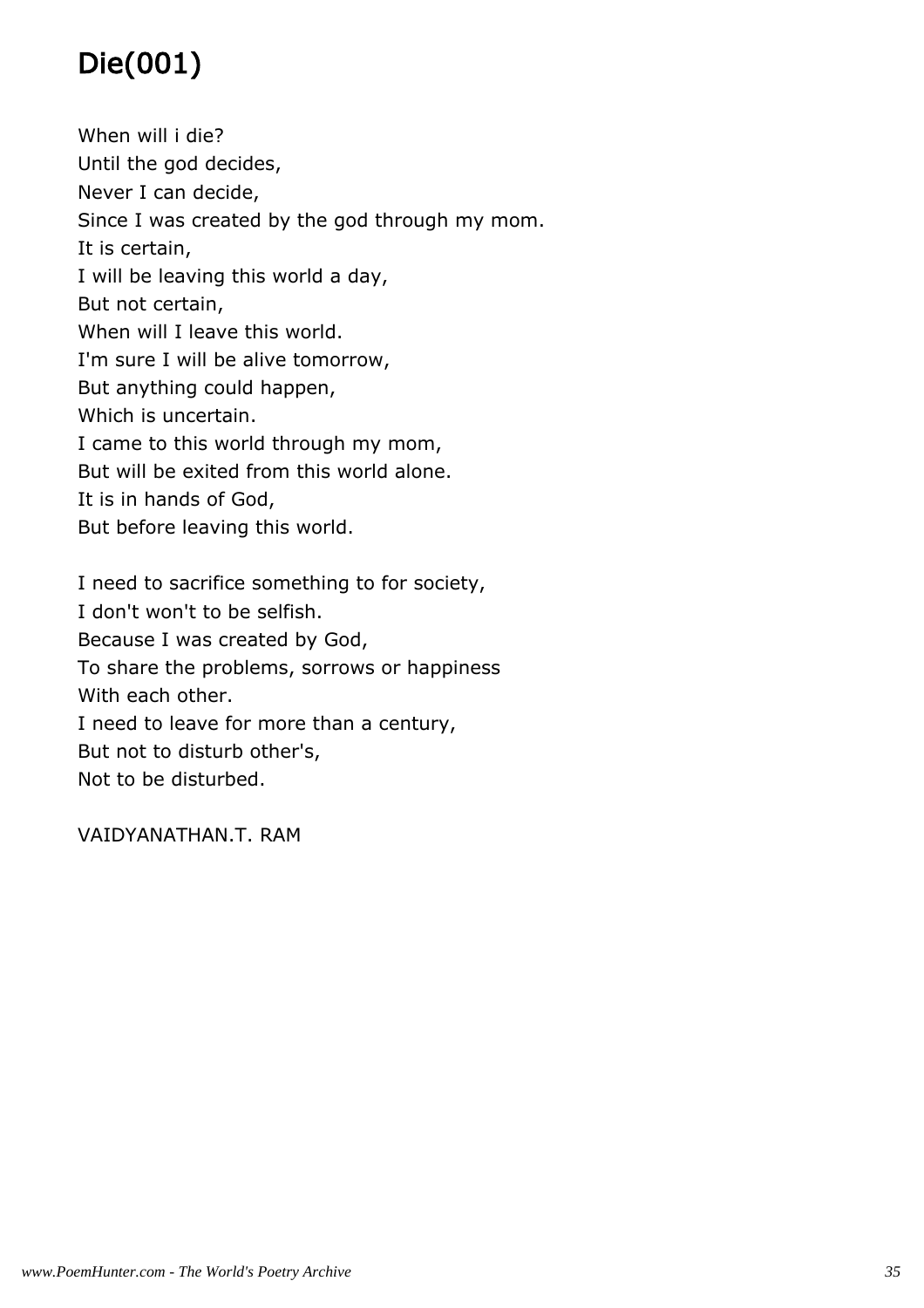# Die(001)

When will i die?  
Until the god decides,  
Never I can decide,  
Since I was created by the god through my mom.  
It is certain,  
I will be leaving this world a day,  
But not certain,  
When will I leave this world.  
I'm sure I will be alive tomorrow,  
But anything could happen,  
Which is uncertain.  
I came to this world through my mom,  
But will be exited from this world alone.  
It is in hands of God,  
But before leaving this world.

I need to sacrifice something to for society,  
I don't won't to be selfish.  
Because I was created by God,  
To share the problems, sorrows or happiness  
With each other.  
I need to leave for more than a century,  
But not to disturb other's,  
Not to be disturbed.

VAIDYANATHAN.T. RAM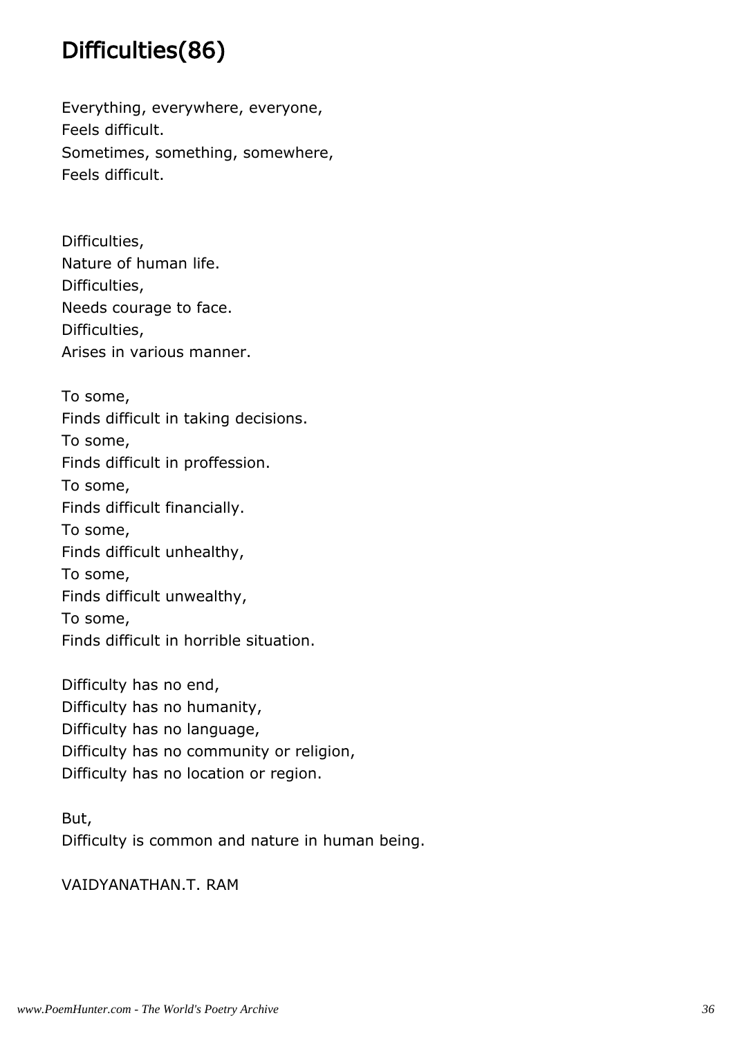# Difficulties(86)

Everything, everywhere, everyone,  
Feels difficult.  
Sometimes, something, somewhere,  
Feels difficult.

Difficulties,  
Nature of human life.  
Difficulties,  
Needs courage to face.  
Difficulties,  
Arises in various manner.

To some,  
Finds difficult in taking decisions.  
To some,  
Finds difficult in proffession.  
To some,  
Finds difficult financially.  
To some,  
Finds difficult unhealthy,  
To some,  
Finds difficult unwealthy,  
To some,  
Finds difficult in horrible situation.

Difficulty has no end,  
Difficulty has no humanity,  
Difficulty has no language,  
Difficulty has no community or religion,  
Difficulty has no location or region.

But,  
Difficulty is common and nature in human being.

VAIDYANATHAN.T. RAM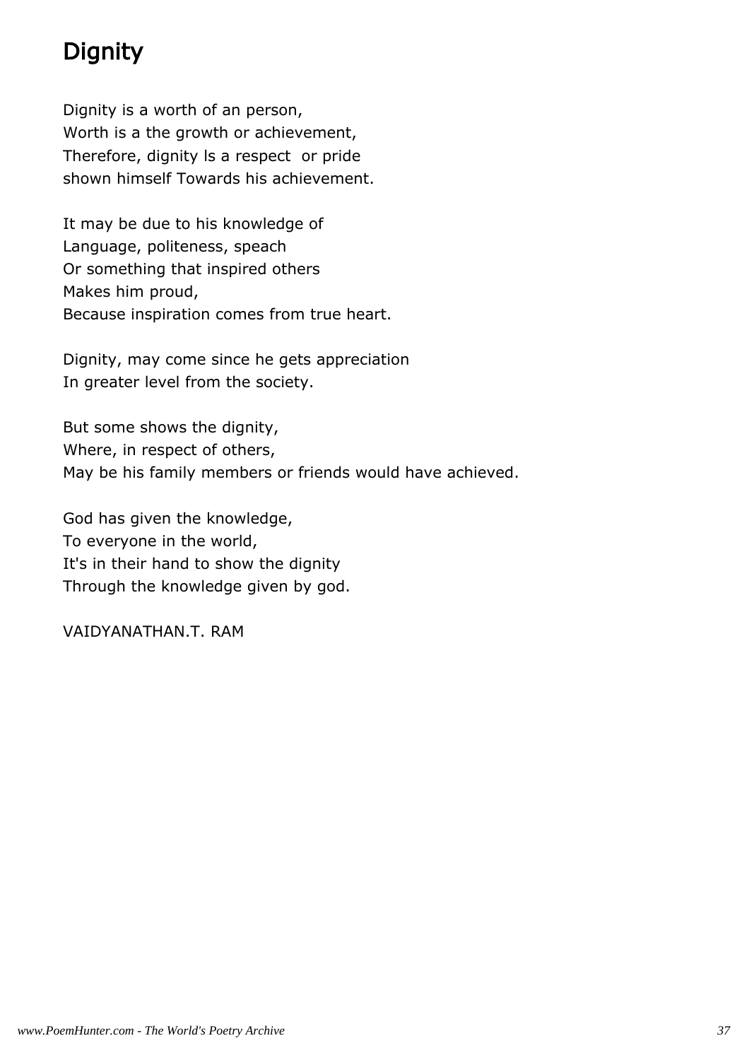# Dignity

Dignity is a worth of an person,
Worth is a the growth or achievement,
Therefore, dignity ls a respect  or pride
shown himself Towards his achievement.

It may be due to his knowledge of
Language, politeness, speach
Or something that inspired others
Makes him proud,
Because inspiration comes from true heart.

Dignity, may come since he gets appreciation
In greater level from the society.

But some shows the dignity,
Where, in respect of others,
May be his family members or friends would have achieved.

God has given the knowledge,
To everyone in the world,
It's in their hand to show the dignity
Through the knowledge given by god.

VAIDYANATHAN.T. RAM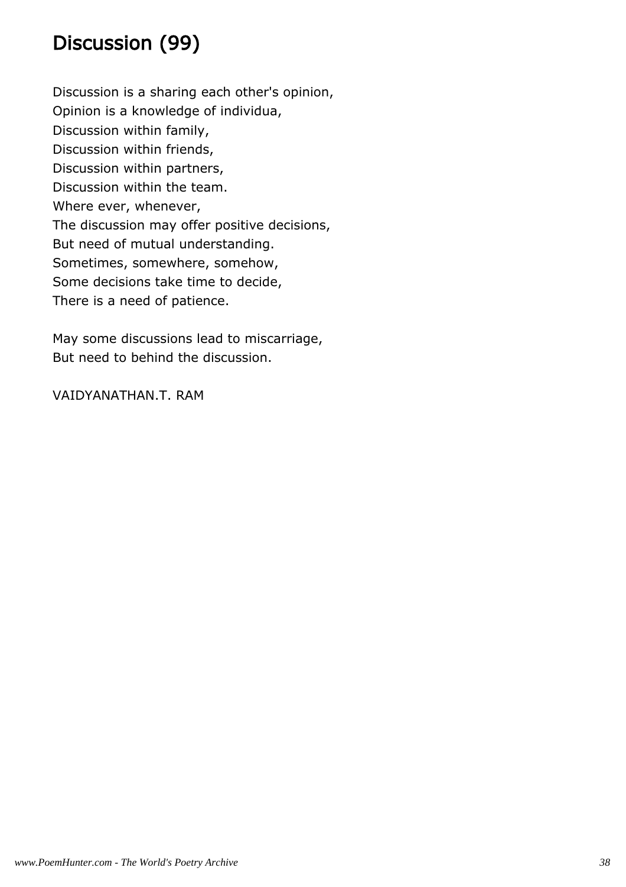# Discussion (99)

Discussion is a sharing each other's opinion,  
Opinion is a knowledge of individua,  
Discussion within family,  
Discussion within friends,  
Discussion within partners,  
Discussion within the team.  
Where ever, whenever,  
The discussion may offer positive decisions,  
But need of mutual understanding.  
Sometimes, somewhere, somehow,  
Some decisions take time to decide,  
There is a need of patience.

May some discussions lead to miscarriage,  
But need to behind the discussion.

VAIDYANATHAN.T. RAM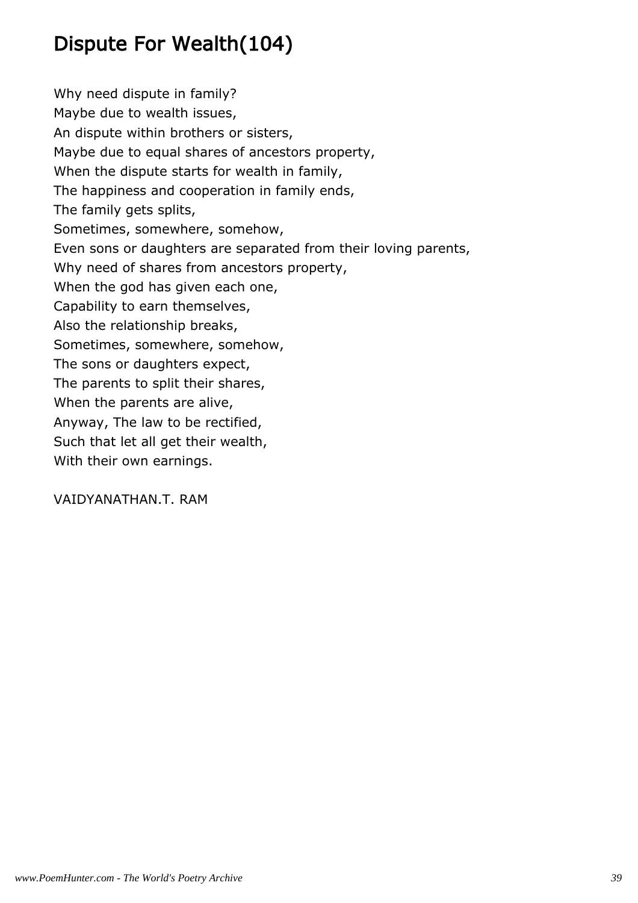## Dispute For Wealth(104)

Why need dispute in family?
Maybe due to wealth issues,
An dispute within brothers or sisters,
Maybe due to equal shares of ancestors property,
When the dispute starts for wealth in family,
The happiness and cooperation in family ends,
The family gets splits,
Sometimes, somewhere, somehow,
Even sons or daughters are separated from their loving parents,
Why need of shares from ancestors property,
When the god has given each one,
Capability to earn themselves,
Also the relationship breaks,
Sometimes, somewhere, somehow,
The sons or daughters expect,
The parents to split their shares,
When the parents are alive,
Anyway, The law to be rectified,
Such that let all get their wealth,
With their own earnings.

VAIDYANATHAN.T. RAM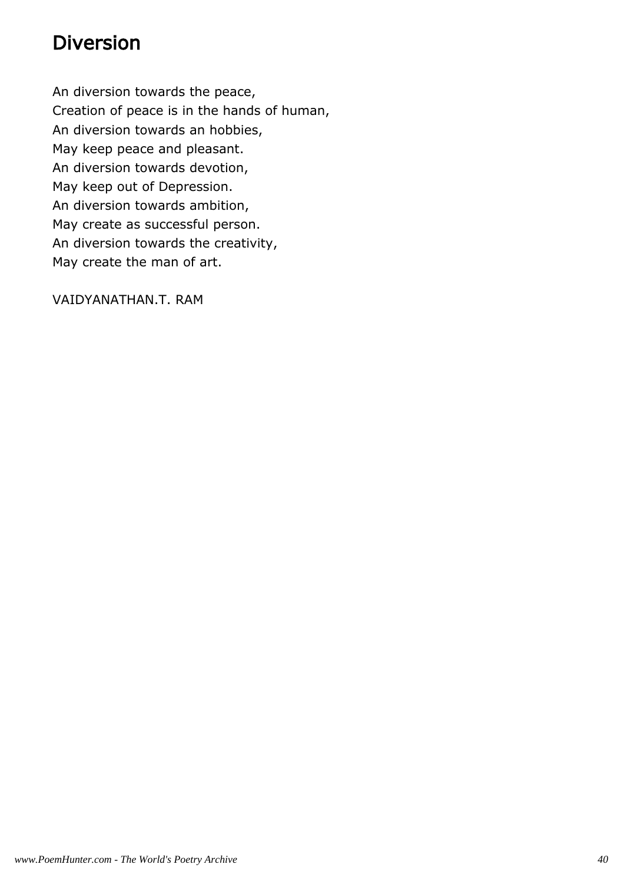# Diversion

An diversion towards the peace,  
Creation of peace is in the hands of human,  
An diversion towards an hobbies,  
May keep peace and pleasant.  
An diversion towards devotion,  
May keep out of Depression.  
An diversion towards ambition,  
May create as successful person.  
An diversion towards the creativity,  
May create the man of art.

VAIDYANATHAN.T. RAM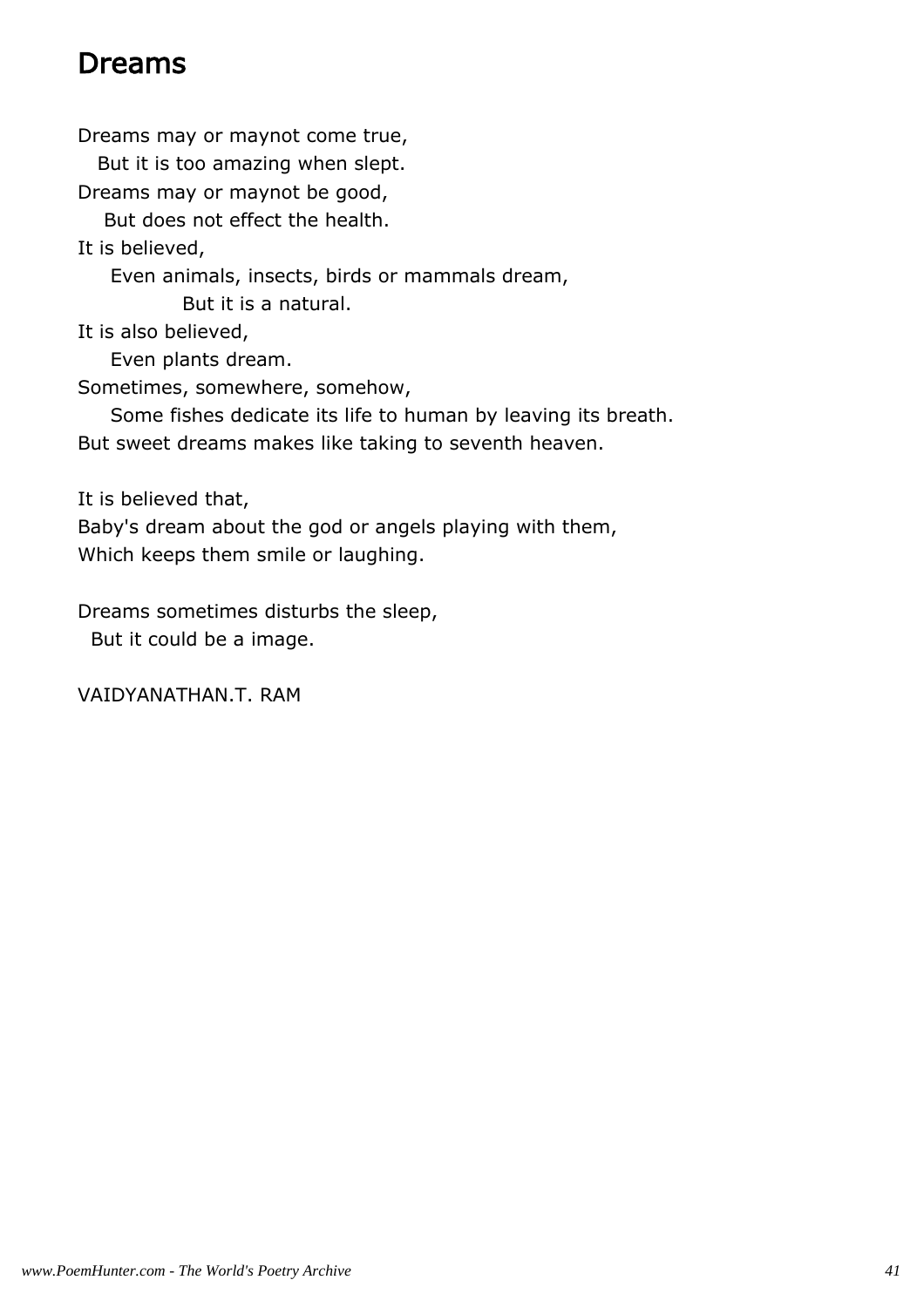## Dreams

Dreams may or maynot come true,
   But it is too amazing when slept.
Dreams may or maynot be good,
    But does not effect the health.
It is believed,
     Even animals, insects, birds or mammals dream,
              But it is a natural.
It is also believed,
     Even plants dream.
Sometimes, somewhere, somehow,
     Some fishes dedicate its life to human by leaving its breath.
But sweet dreams makes like taking to seventh heaven.

It is believed that,
Baby's dream about the god or angels playing with them,
Which keeps them smile or laughing.

Dreams sometimes disturbs the sleep,
  But it could be a image.

VAIDYANATHAN.T. RAM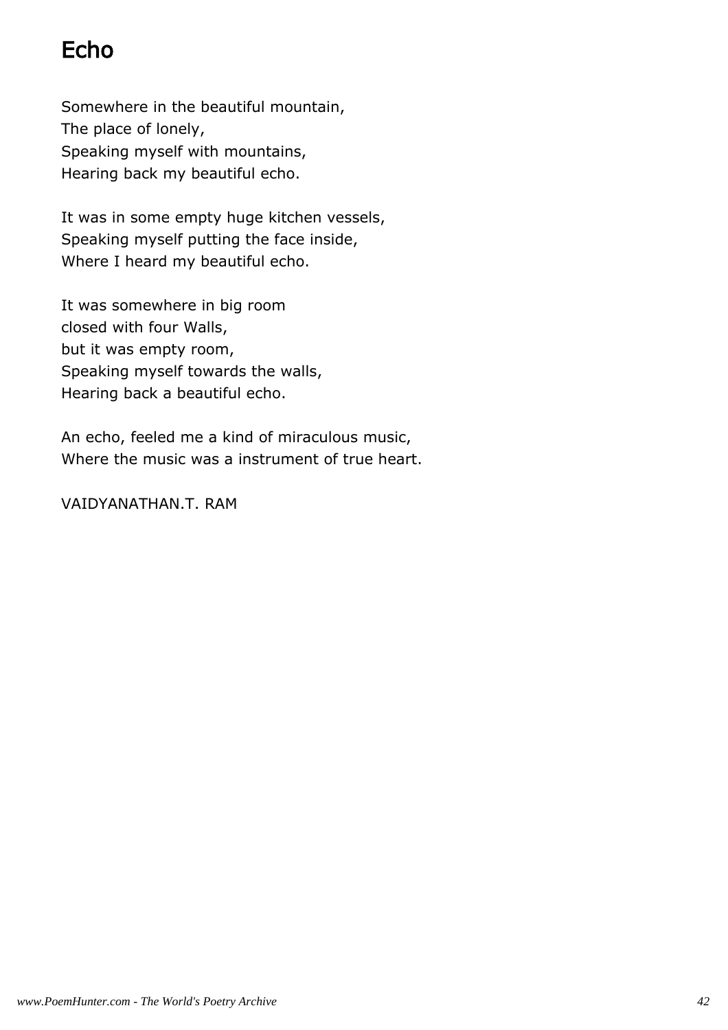# Echo

Somewhere in the beautiful mountain,
The place of lonely,
Speaking myself with mountains,
Hearing back my beautiful echo.

It was in some empty huge kitchen vessels,
Speaking myself putting the face inside,
Where I heard my beautiful echo.

It was somewhere in big room
closed with four Walls,
but it was empty room,
Speaking myself towards the walls,
Hearing back a beautiful echo.

An echo, feeled me a kind of miraculous music,
Where the music was a instrument of true heart.

VAIDYANATHAN.T. RAM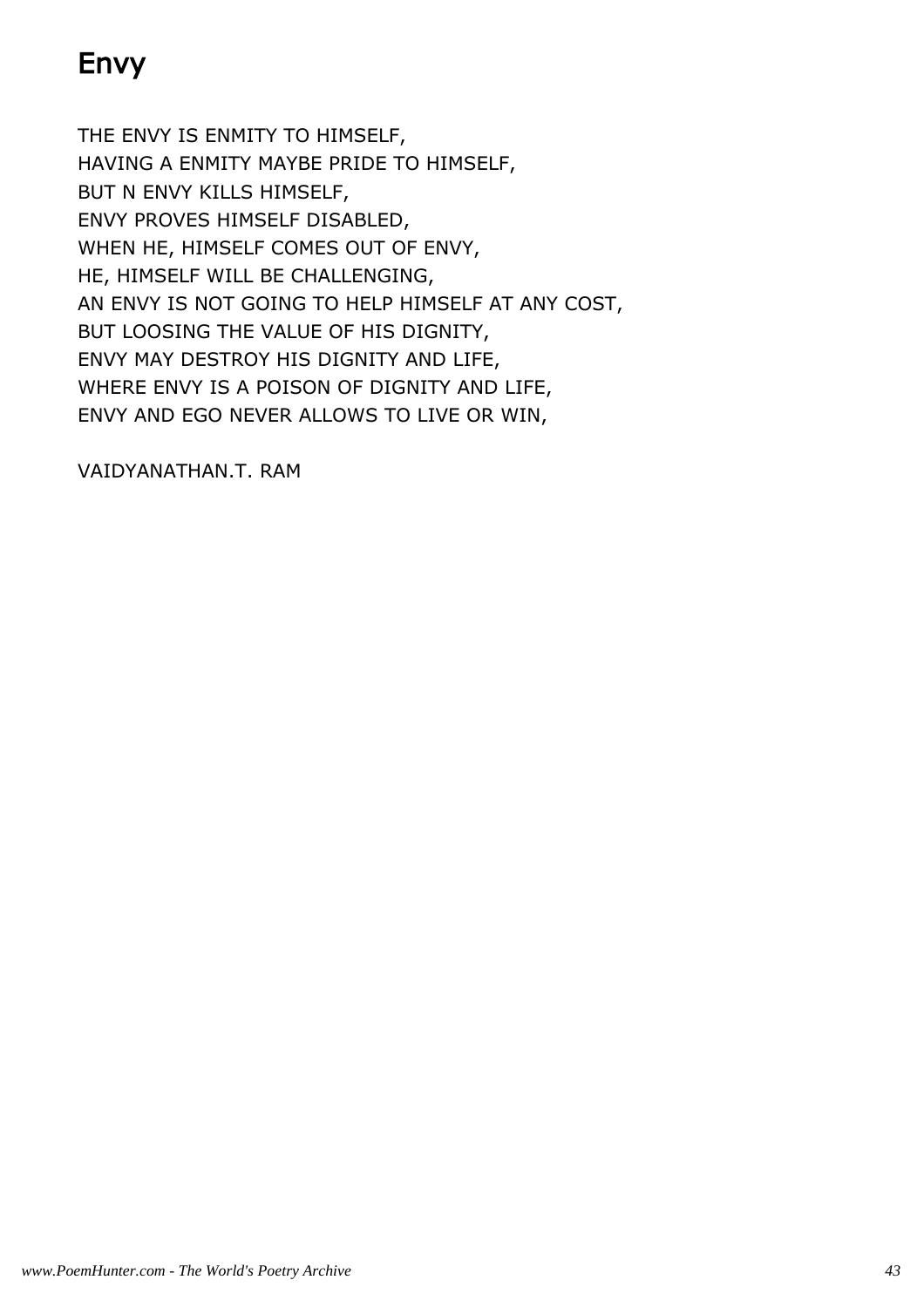# Envy

THE ENVY IS ENMITY TO HIMSELF,
HAVING A ENMITY MAYBE PRIDE TO HIMSELF,
BUT N ENVY KILLS HIMSELF,
ENVY PROVES HIMSELF DISABLED,
WHEN HE, HIMSELF COMES OUT OF ENVY,
HE, HIMSELF WILL BE CHALLENGING,
AN ENVY IS NOT GOING TO HELP HIMSELF AT ANY COST,
BUT LOOSING THE VALUE OF HIS DIGNITY,
ENVY MAY DESTROY HIS DIGNITY AND LIFE,
WHERE ENVY IS A POISON OF DIGNITY AND LIFE,
ENVY AND EGO NEVER ALLOWS TO LIVE OR WIN,

VAIDYANATHAN.T. RAM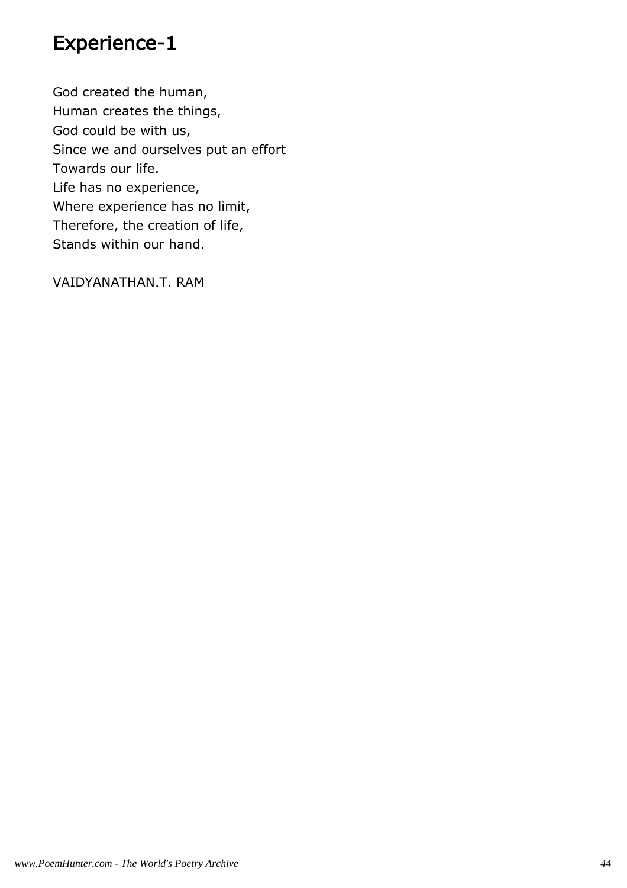# Experience-1

God created the human,
Human creates the things,
God could be with us,
Since we and ourselves put an effort
Towards our life.
Life has no experience,
Where experience has no limit,
Therefore, the creation of life,
Stands within our hand.

VAIDYANATHAN.T. RAM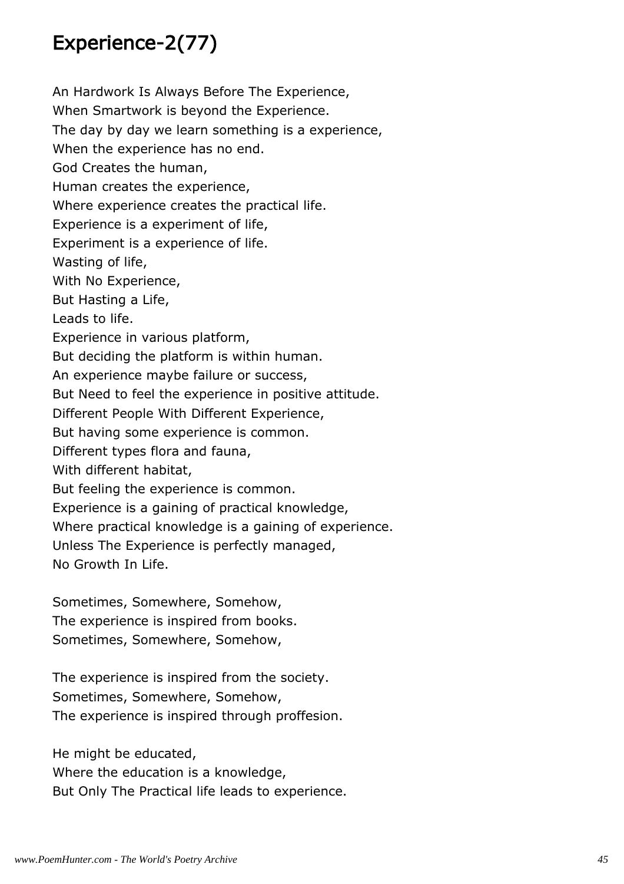# Experience-2(77)

An Hardwork Is Always Before The Experience,
When Smartwork is beyond the Experience.
The day by day we learn something is a experience,
When the experience has no end.
God Creates the human,
Human creates the experience,
Where experience creates the practical life.
Experience is a experiment of life,
Experiment is a experience of life.
Wasting of life,
With No Experience,
But Hasting a Life,
Leads to life.
Experience in various platform,
But deciding the platform is within human.
An experience maybe failure or success,
But Need to feel the experience in positive attitude.
Different People With Different Experience,
But having some experience is common.
Different types flora and fauna,
With different habitat,
But feeling the experience is common.
Experience is a gaining of practical knowledge,
Where practical knowledge is a gaining of experience.
Unless The Experience is perfectly managed,
No Growth In Life.

Sometimes, Somewhere, Somehow,
The experience is inspired from books.
Sometimes, Somewhere, Somehow,

The experience is inspired from the society.
Sometimes, Somewhere, Somehow,
The experience is inspired through proffesion.

He might be educated,
Where the education is a knowledge,
But Only The Practical life leads to experience.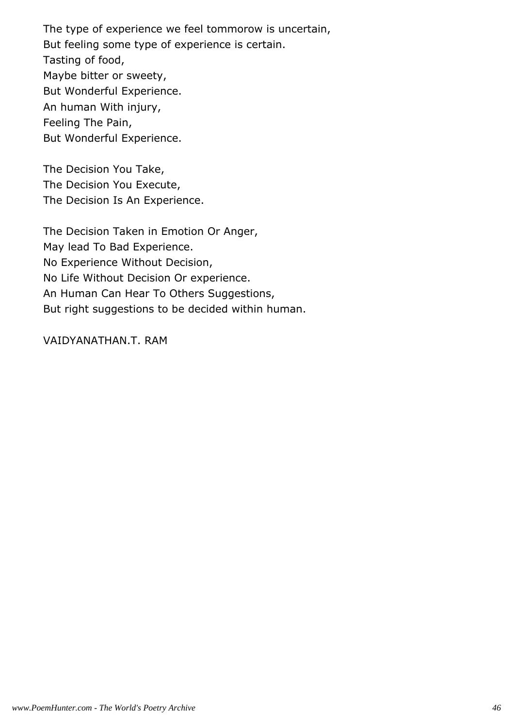The type of experience we feel tommorow is uncertain,
But feeling some type of experience is certain.
Tasting of food,
Maybe bitter or sweety,
But Wonderful Experience.
An human With injury,
Feeling The Pain,
But Wonderful Experience.

The Decision You Take,
The Decision You Execute,
The Decision Is An Experience.

The Decision Taken in Emotion Or Anger,
May lead To Bad Experience.
No Experience Without Decision,
No Life Without Decision Or experience.
An Human Can Hear To Others Suggestions,
But right suggestions to be decided within human.

VAIDYANATHAN.T. RAM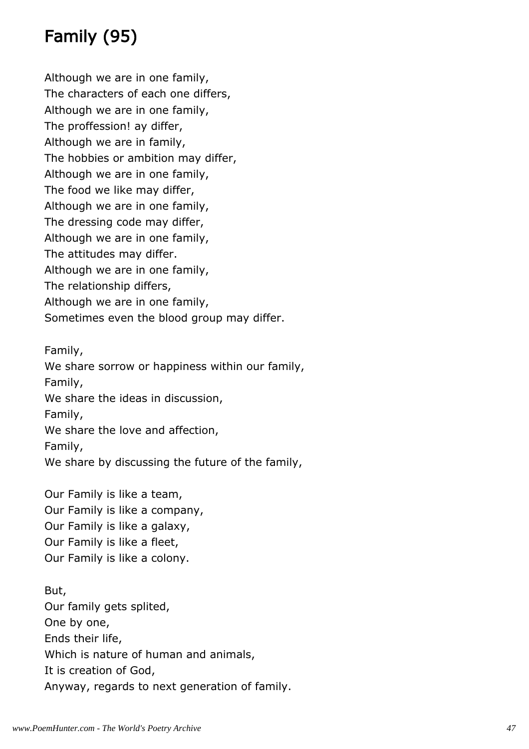# Family (95)

Although we are in one family,  
The characters of each one differs,  
Although we are in one family,  
The proffession! ay differ,  
Although we are in family,  
The hobbies or ambition may differ,  
Although we are in one family,  
The food we like may differ,  
Although we are in one family,  
The dressing code may differ,  
Although we are in one family,  
The attitudes may differ.  
Although we are in one family,  
The relationship differs,  
Although we are in one family,  
Sometimes even the blood group may differ.

Family,  
We share sorrow or happiness within our family,  
Family,  
We share the ideas in discussion,  
Family,  
We share the love and affection,  
Family,  
We share by discussing the future of the family,

Our Family is like a team,  
Our Family is like a company,  
Our Family is like a galaxy,  
Our Family is like a fleet,  
Our Family is like a colony.

But,  
Our family gets splited,  
One by one,  
Ends their life,  
Which is nature of human and animals,  
It is creation of God,  
Anyway, regards to next generation of family.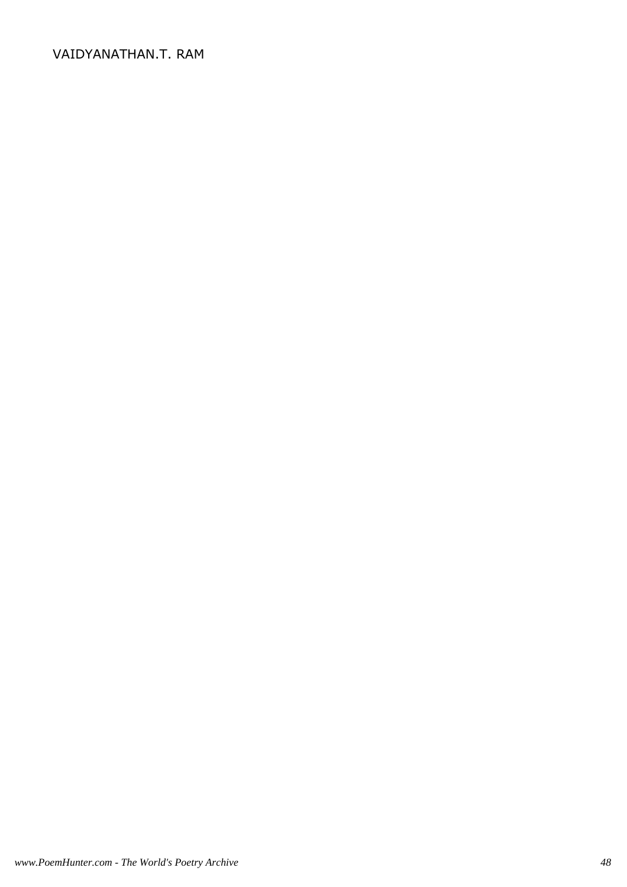VAIDYANATHAN.T. RAM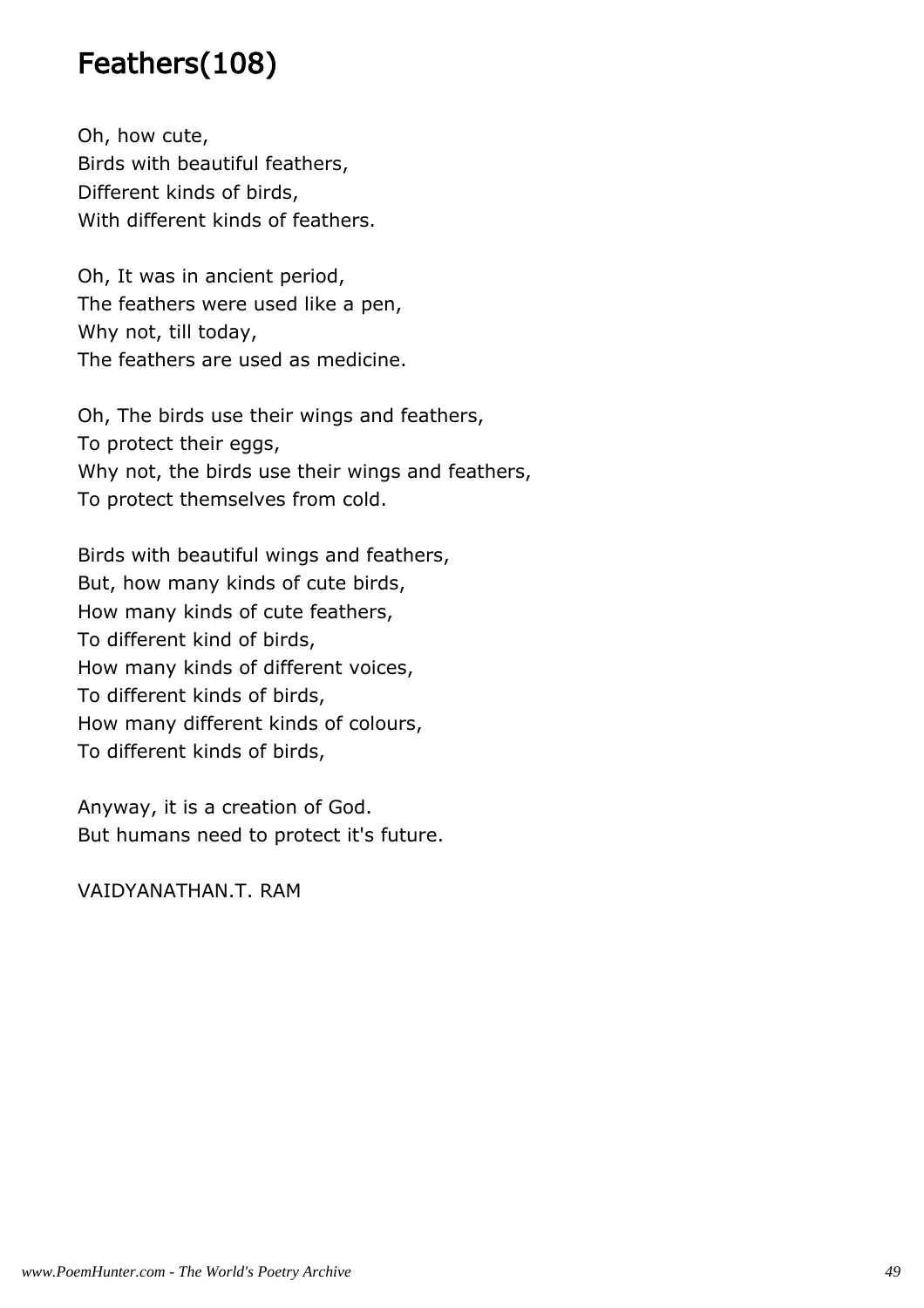# Feathers(108)

Oh, how cute,
Birds with beautiful feathers,
Different kinds of birds,
With different kinds of feathers.

Oh, It was in ancient period,
The feathers were used like a pen,
Why not, till today,
The feathers are used as medicine.

Oh, The birds use their wings and feathers,
To protect their eggs,
Why not, the birds use their wings and feathers,
To protect themselves from cold.

Birds with beautiful wings and feathers,
But, how many kinds of cute birds,
How many kinds of cute feathers,
To different kind of birds,
How many kinds of different voices,
To different kinds of birds,
How many different kinds of colours,
To different kinds of birds,

Anyway, it is a creation of God.
But humans need to protect it's future.

VAIDYANATHAN.T. RAM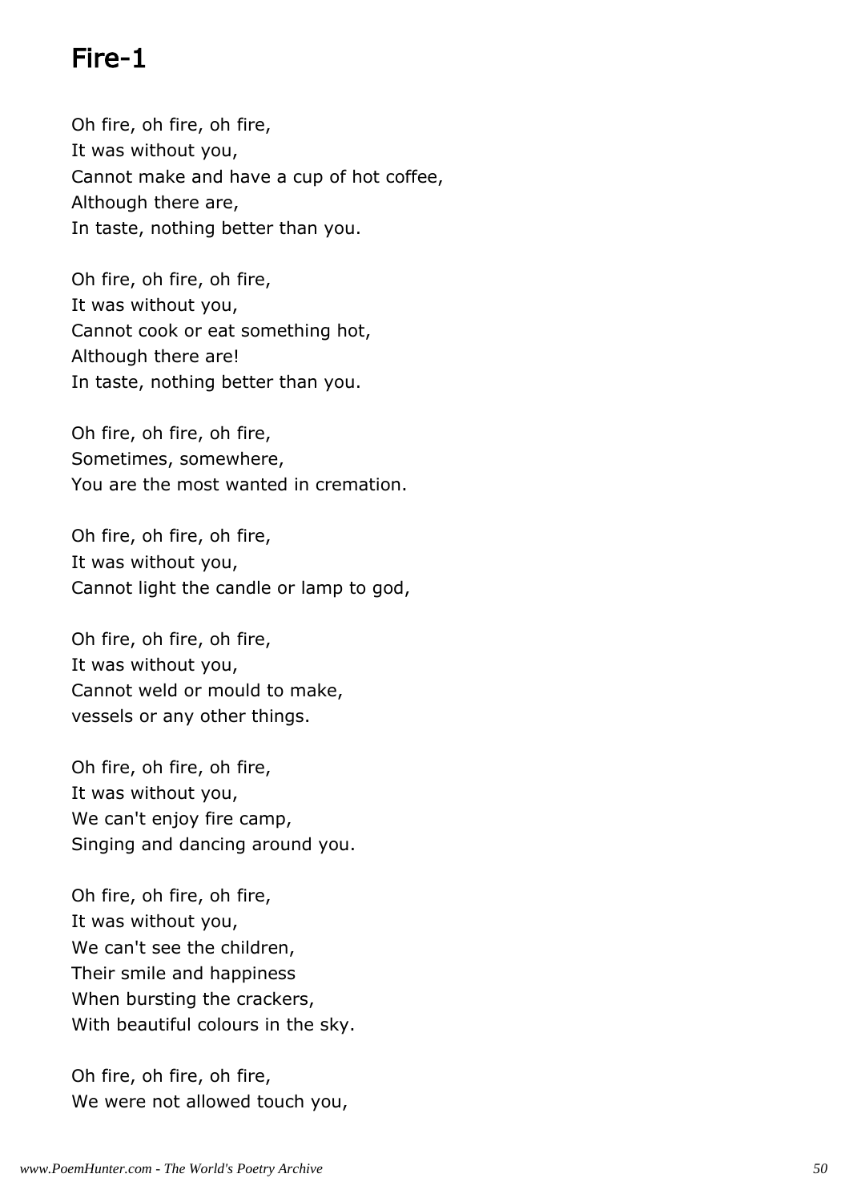# Fire-1

Oh fire, oh fire, oh fire,
It was without you,
Cannot make and have a cup of hot coffee,
Although there are,
In taste, nothing better than you.

Oh fire, oh fire, oh fire,
It was without you,
Cannot cook or eat something hot,
Although there are!
In taste, nothing better than you.

Oh fire, oh fire, oh fire,
Sometimes, somewhere,
You are the most wanted in cremation.

Oh fire, oh fire, oh fire,
It was without you,
Cannot light the candle or lamp to god,

Oh fire, oh fire, oh fire,
It was without you,
Cannot weld or mould to make,
vessels or any other things.

Oh fire, oh fire, oh fire,
It was without you,
We can't enjoy fire camp,
Singing and dancing around you.

Oh fire, oh fire, oh fire,
It was without you,
We can't see the children,
Their smile and happiness
When bursting the crackers,
With beautiful colours in the sky.

Oh fire, oh fire, oh fire,
We were not allowed touch you,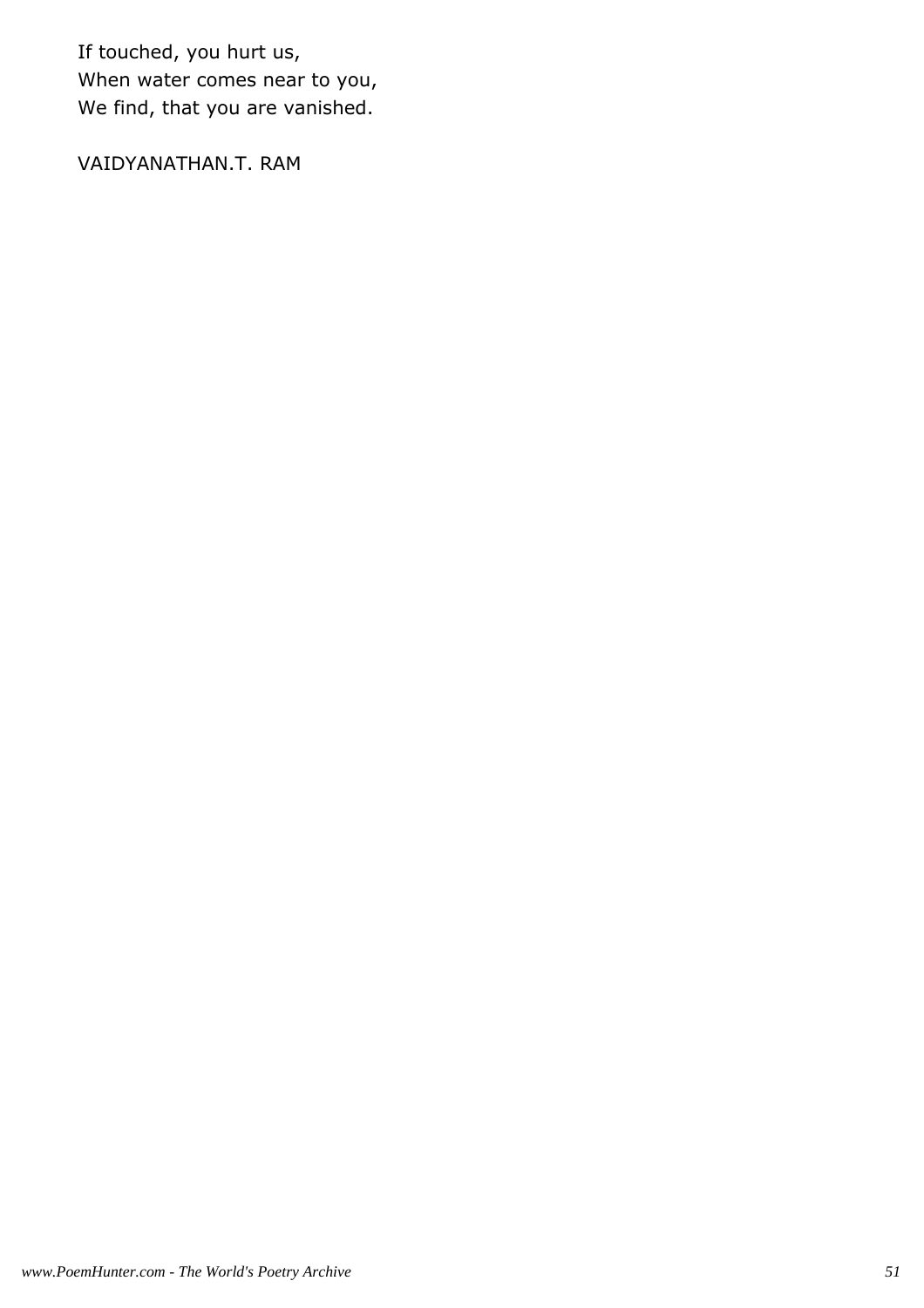If touched, you hurt us,  
When water comes near to you,  
We find, that you are vanished.

VAIDYANATHAN.T. RAM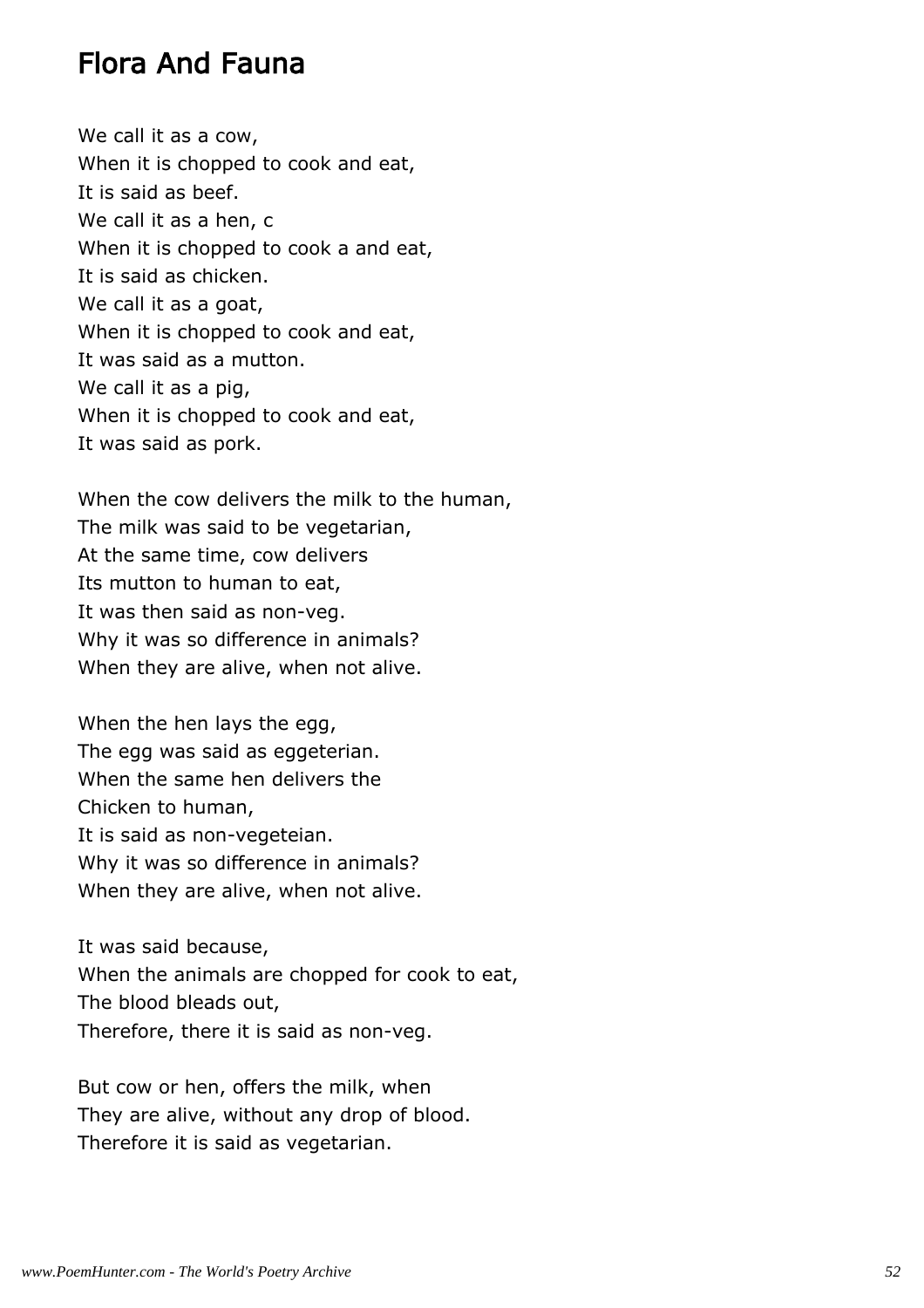## Flora And Fauna

We call it as a cow,
When it is chopped to cook and eat,
It is said as beef.
We call it as a hen, c
When it is chopped to cook a and eat,
It is said as chicken.
We call it as a goat,
When it is chopped to cook and eat,
It was said as a mutton.
We call it as a pig,
When it is chopped to cook and eat,
It was said as pork.

When the cow delivers the milk to the human,
The milk was said to be vegetarian,
At the same time, cow delivers
Its mutton to human to eat,
It was then said as non-veg.
Why it was so difference in animals?
When they are alive, when not alive.

When the hen lays the egg,
The egg was said as eggeterian.
When the same hen delivers the
Chicken to human,
It is said as non-vegeteian.
Why it was so difference in animals?
When they are alive, when not alive.

It was said because,
When the animals are chopped for cook to eat,
The blood bleads out,
Therefore, there it is said as non-veg.

But cow or hen, offers the milk, when
They are alive, without any drop of blood.
Therefore it is said as vegetarian.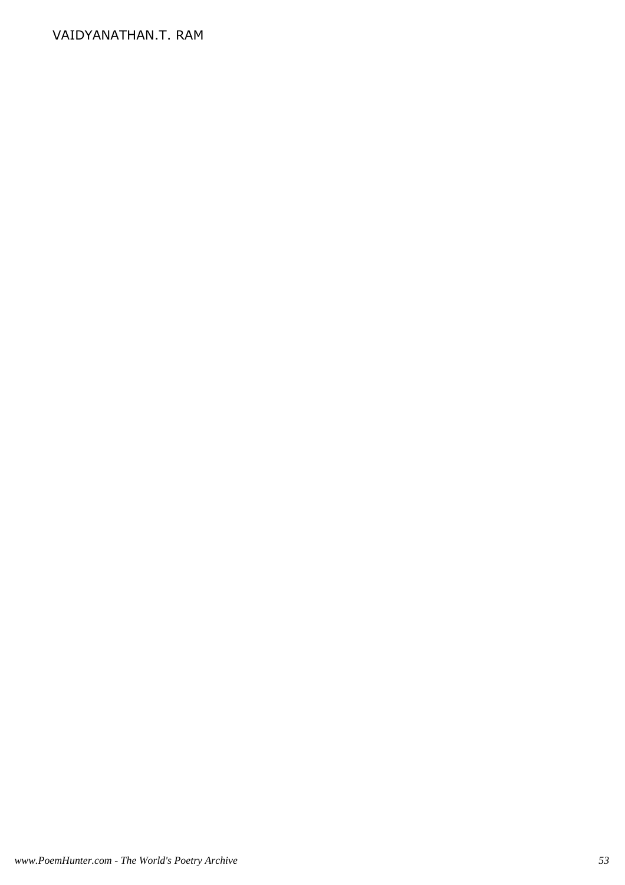VAIDYANATHAN.T. RAM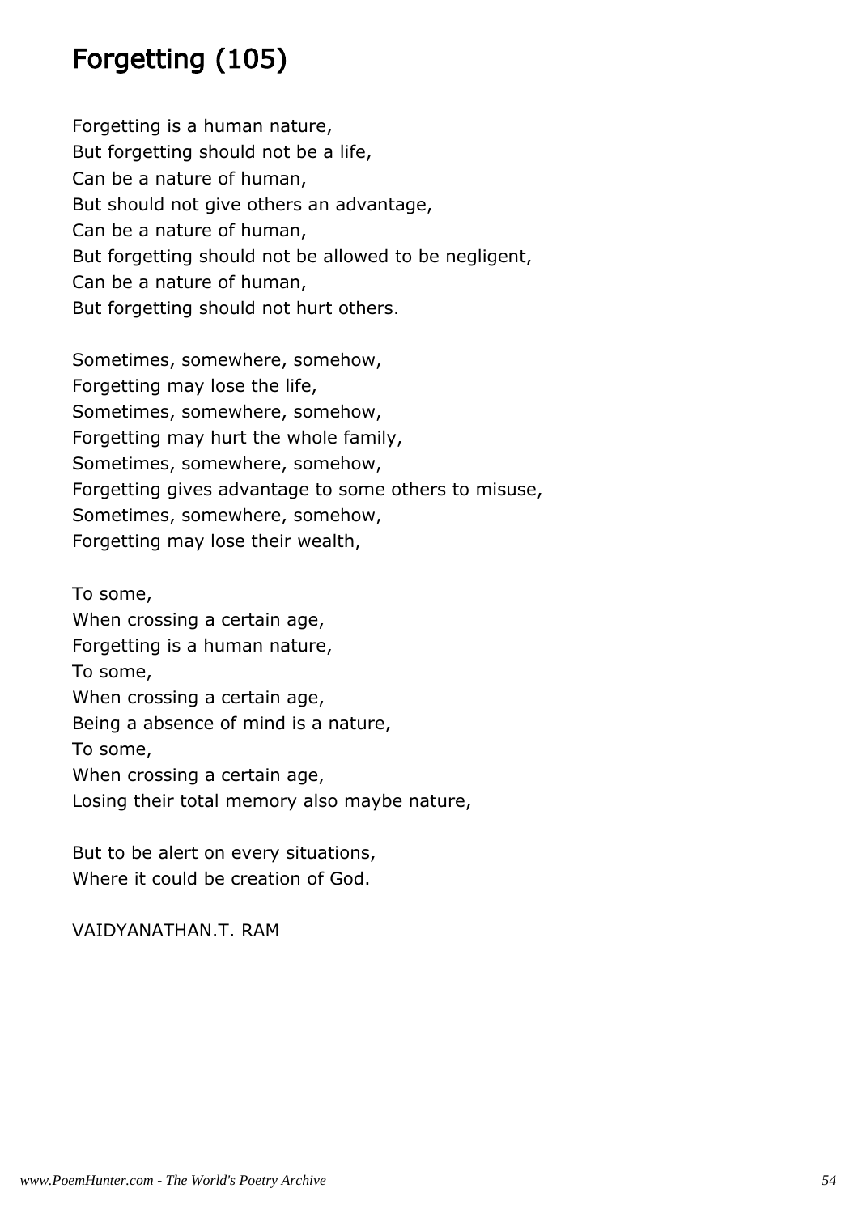## Forgetting (105)

Forgetting is a human nature,  
But forgetting should not be a life,  
Can be a nature of human,  
But should not give others an advantage,  
Can be a nature of human,  
But forgetting should not be allowed to be negligent,  
Can be a nature of human,  
But forgetting should not hurt others.

Sometimes, somewhere, somehow,  
Forgetting may lose the life,  
Sometimes, somewhere, somehow,  
Forgetting may hurt the whole family,  
Sometimes, somewhere, somehow,  
Forgetting gives advantage to some others to misuse,  
Sometimes, somewhere, somehow,  
Forgetting may lose their wealth,

To some,  
When crossing a certain age,  
Forgetting is a human nature,  
To some,  
When crossing a certain age,  
Being a absence of mind is a nature,  
To some,  
When crossing a certain age,  
Losing their total memory also maybe nature,

But to be alert on every situations,  
Where it could be creation of God.

VAIDYANATHAN.T. RAM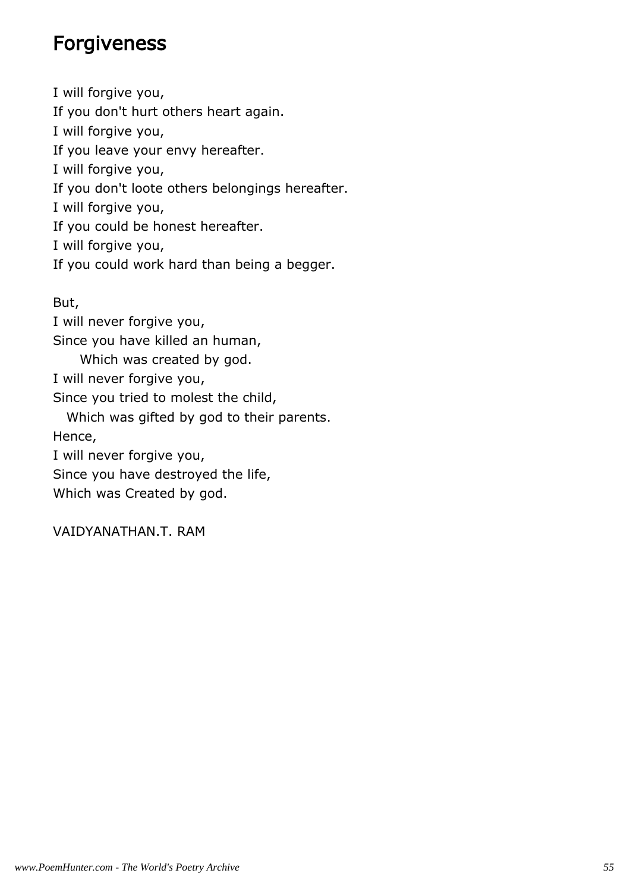## Forgiveness

I will forgive you,
If you don't hurt others heart again.
I will forgive you,
If you leave your envy hereafter.
I will forgive you,
If you don't loote others belongings hereafter.
I will forgive you,
If you could be honest hereafter.
I will forgive you,
If you could work hard than being a begger.

But,
I will never forgive you,
Since you have killed an human,
Which was created by god.
I will never forgive you,
Since you tried to molest the child,
Which was gifted by god to their parents.
Hence,
I will never forgive you,
Since you have destroyed the life,
Which was Created by god.

VAIDYANATHAN.T. RAM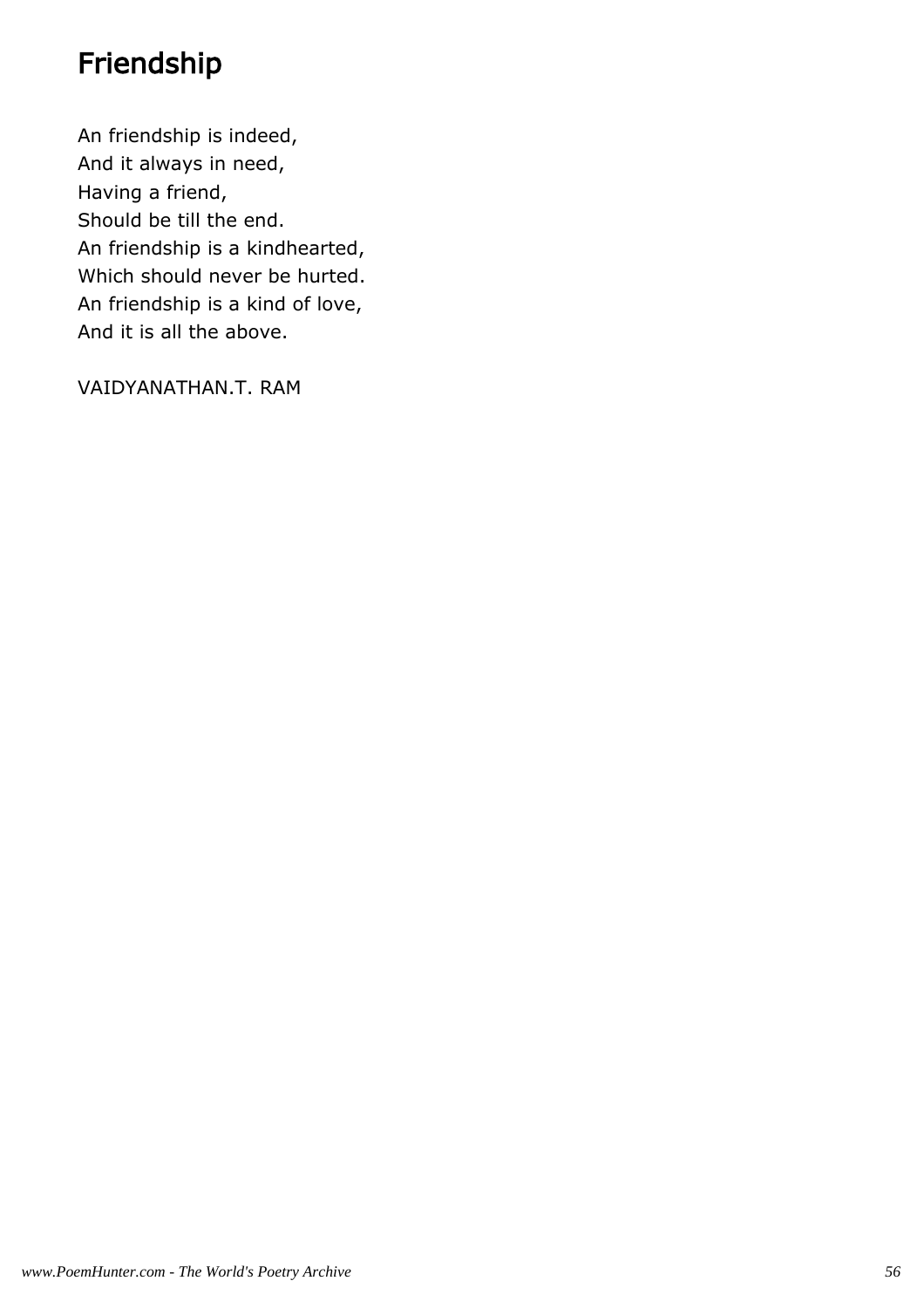# Friendship

An friendship is indeed,  
And it always in need,  
Having a friend,  
Should be till the end.  
An friendship is a kindhearted,  
Which should never be hurted.  
An friendship is a kind of love,  
And it is all the above.

VAIDYANATHAN.T. RAM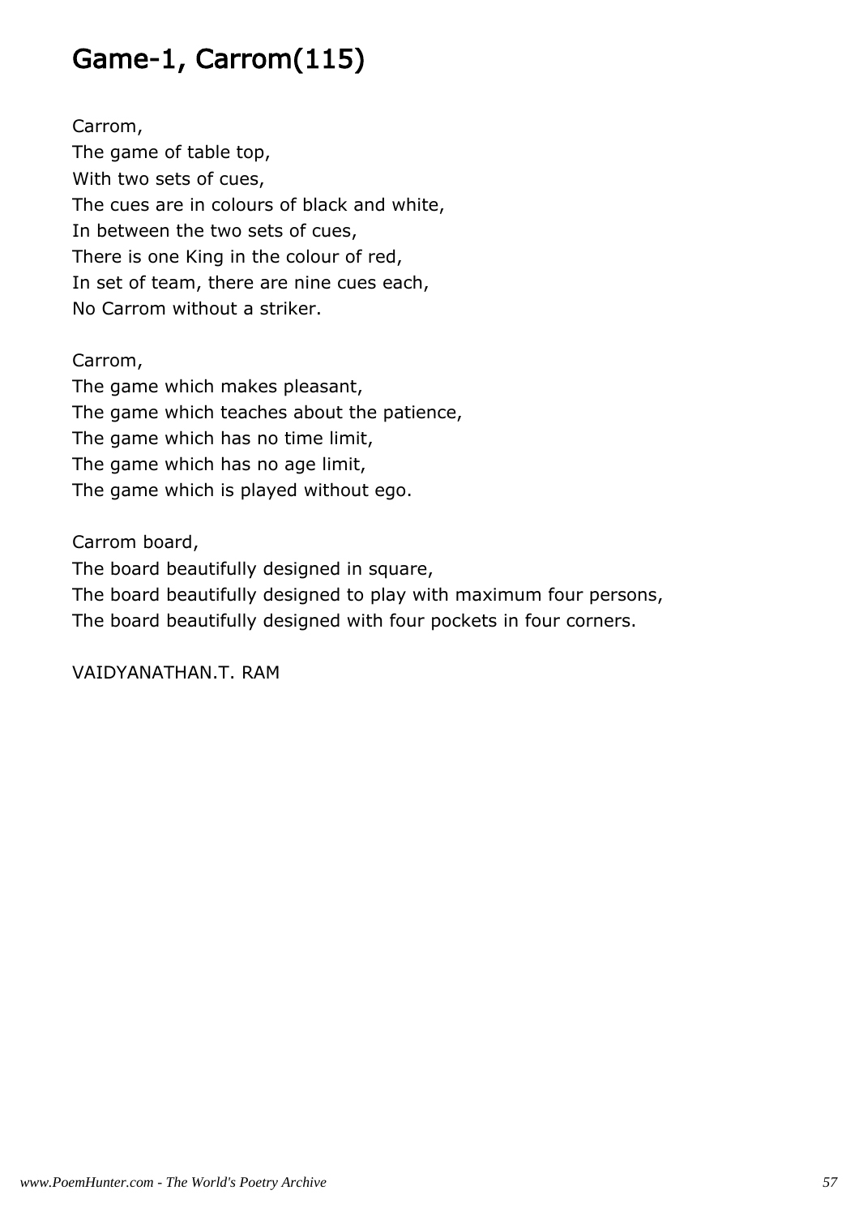# Game-1, Carrom(115)

Carrom,  
The game of table top,  
With two sets of cues,  
The cues are in colours of black and white,  
In between the two sets of cues,  
There is one King in the colour of red,  
In set of team, there are nine cues each,  
No Carrom without a striker.

Carrom,  
The game which makes pleasant,  
The game which teaches about the patience,  
The game which has no time limit,  
The game which has no age limit,  
The game which is played without ego.

Carrom board,  
The board beautifully designed in square,  
The board beautifully designed to play with maximum four persons,  
The board beautifully designed with four pockets in four corners.

VAIDYANATHAN.T. RAM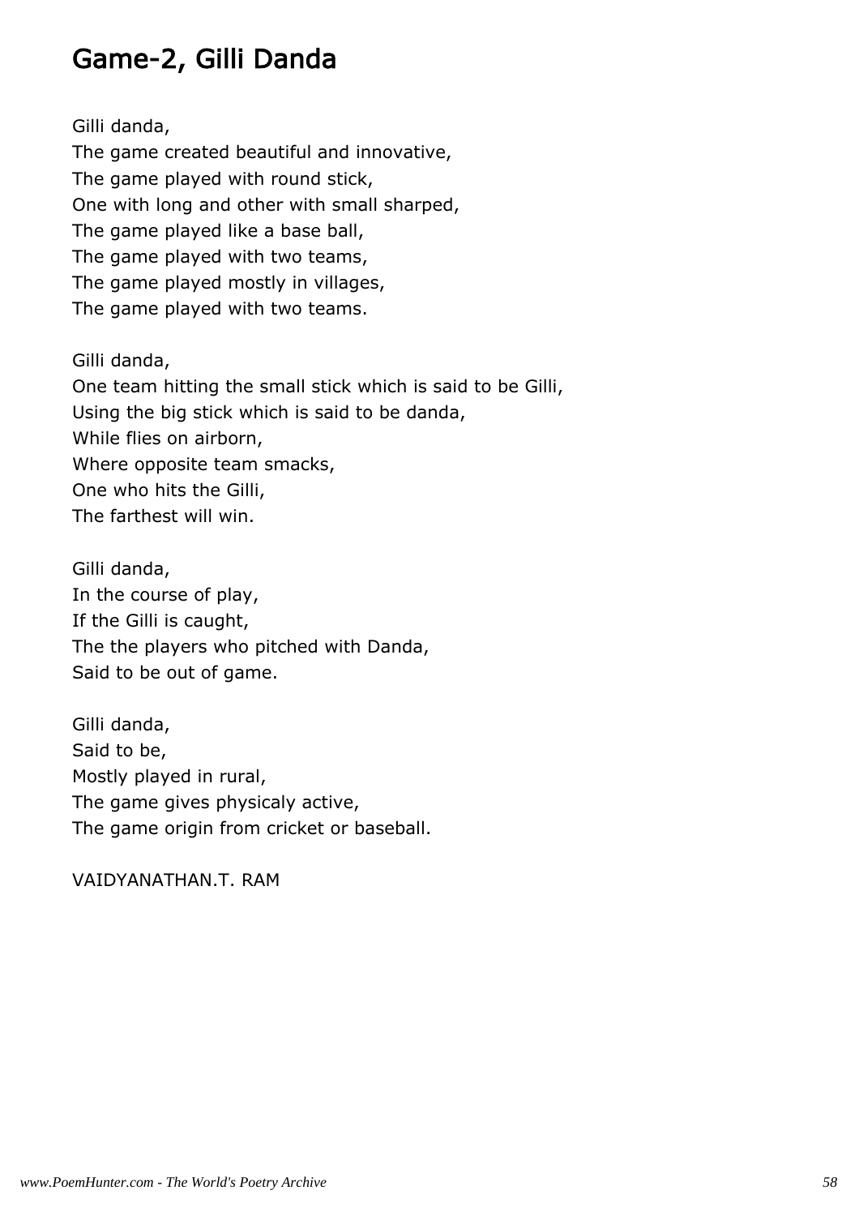## Game-2, Gilli Danda

Gilli danda,  
The game created beautiful and innovative,  
The game played with round stick,  
One with long and other with small sharped,  
The game played like a base ball,  
The game played with two teams,  
The game played mostly in villages,  
The game played with two teams.

Gilli danda,  
One team hitting the small stick which is said to be Gilli,  
Using the big stick which is said to be danda,  
While flies on airborn,  
Where opposite team smacks,  
One who hits the Gilli,  
The farthest will win.

Gilli danda,  
In the course of play,  
If the Gilli is caught,  
The the players who pitched with Danda,  
Said to be out of game.

Gilli danda,  
Said to be,  
Mostly played in rural,  
The game gives physicaly active,  
The game origin from cricket or baseball.

VAIDYANATHAN.T. RAM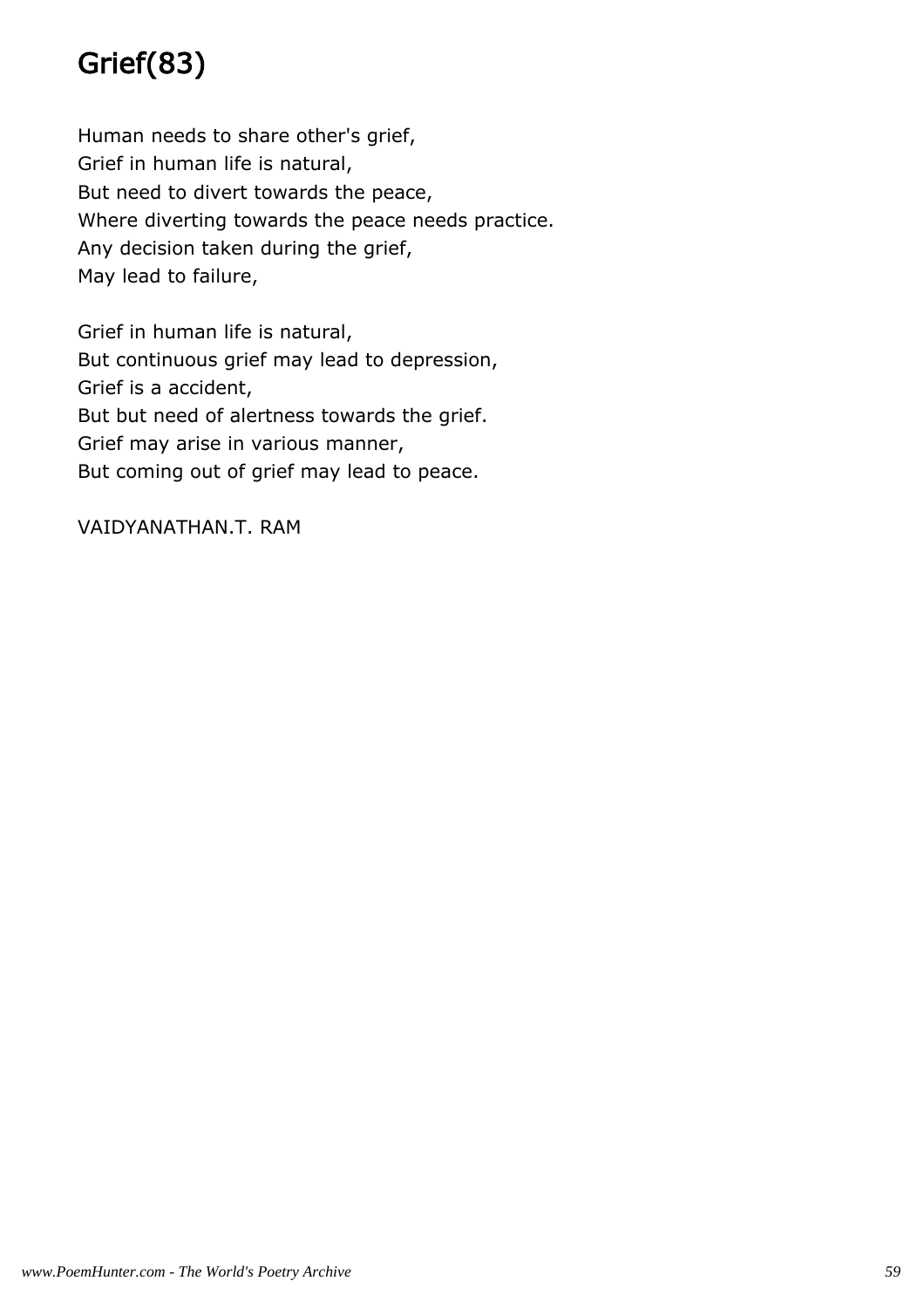# Grief(83)

Human needs to share other's grief,
Grief in human life is natural,
But need to divert towards the peace,
Where diverting towards the peace needs practice.
Any decision taken during the grief,
May lead to failure,

Grief in human life is natural,
But continuous grief may lead to depression,
Grief is a accident,
But but need of alertness towards the grief.
Grief may arise in various manner,
But coming out of grief may lead to peace.

VAIDYANATHAN.T. RAM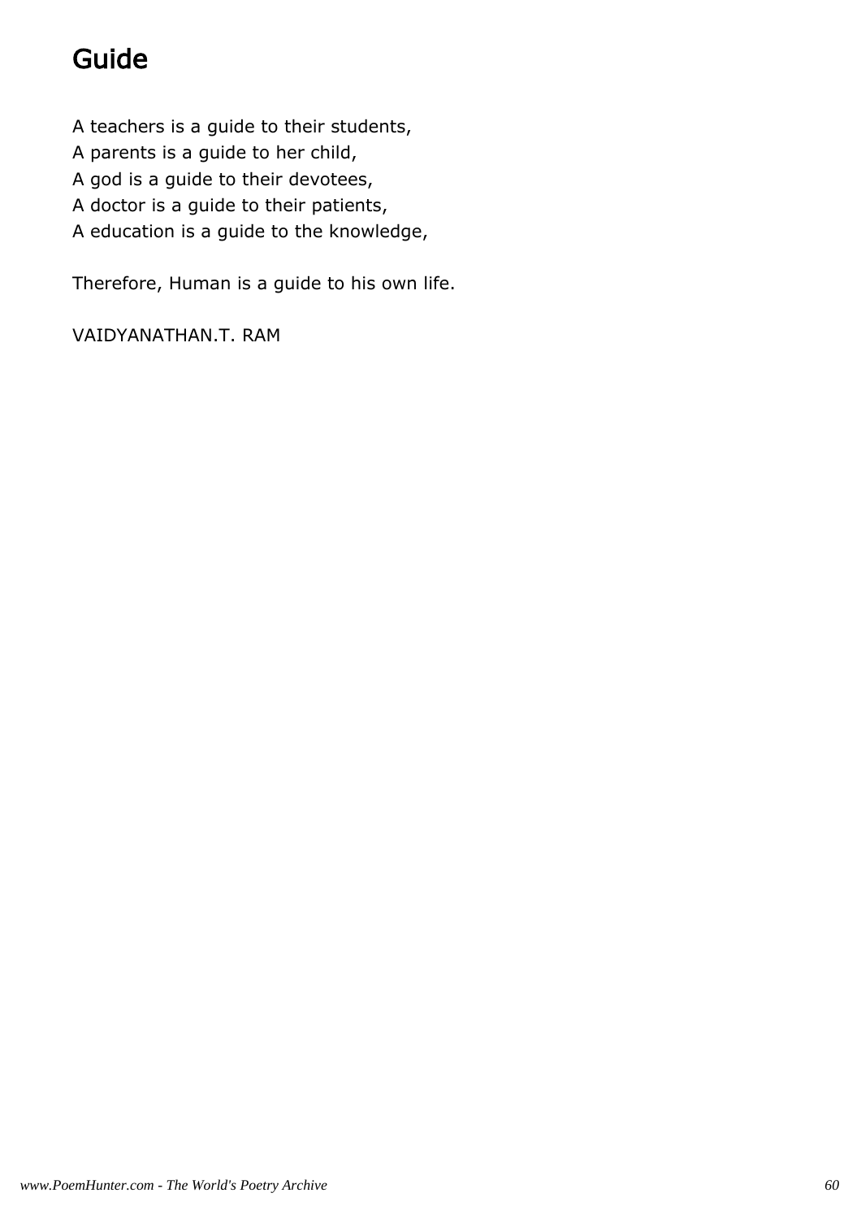# Guide

A teachers is a guide to their students,  
A parents is a guide to her child,  
A god is a guide to their devotees,  
A doctor is a guide to their patients,  
A education is a guide to the knowledge,

Therefore, Human is a guide to his own life.

VAIDYANATHAN.T. RAM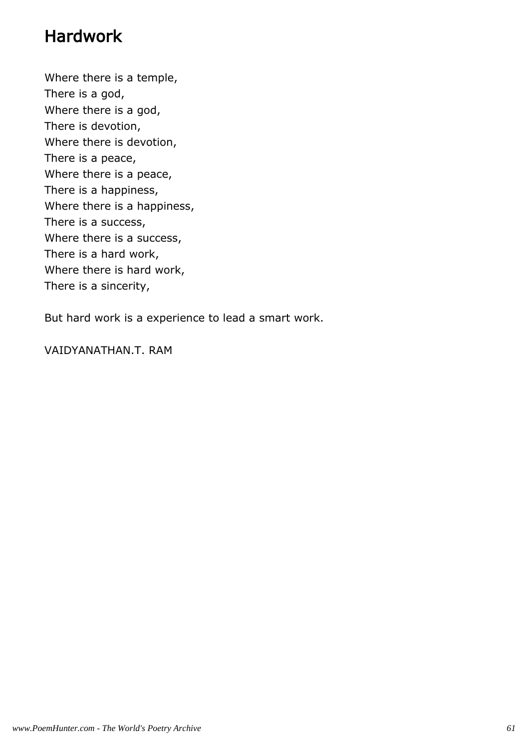# Hardwork

Where there is a temple,
There is a god,
Where there is a god,
There is devotion,
Where there is devotion,
There is a peace,
Where there is a peace,
There is a happiness,
Where there is a happiness,
There is a success,
Where there is a success,
There is a hard work,
Where there is hard work,
There is a sincerity,

But hard work is a experience to lead a smart work.

VAIDYANATHAN.T. RAM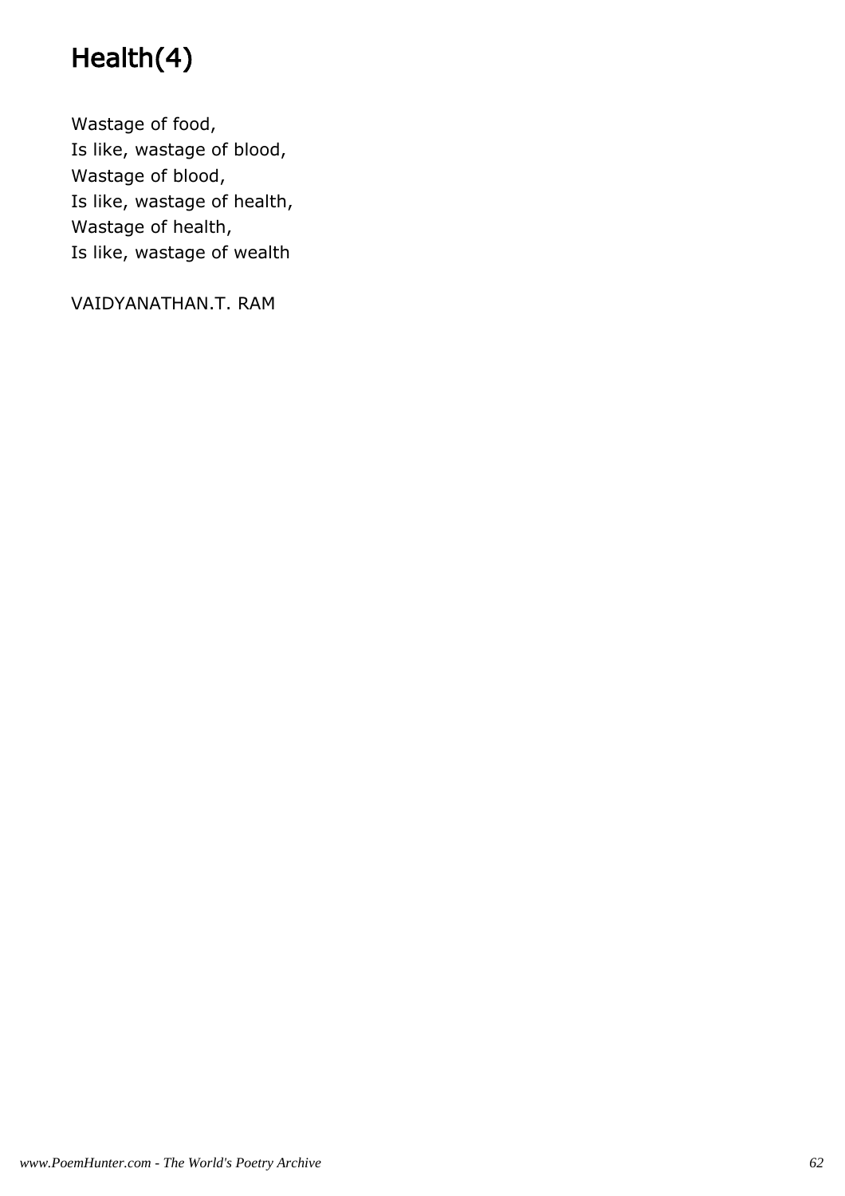# Health(4)

Wastage of food,
Is like, wastage of blood,
Wastage of blood,
Is like, wastage of health,
Wastage of health,
Is like, wastage of wealth

VAIDYANATHAN.T. RAM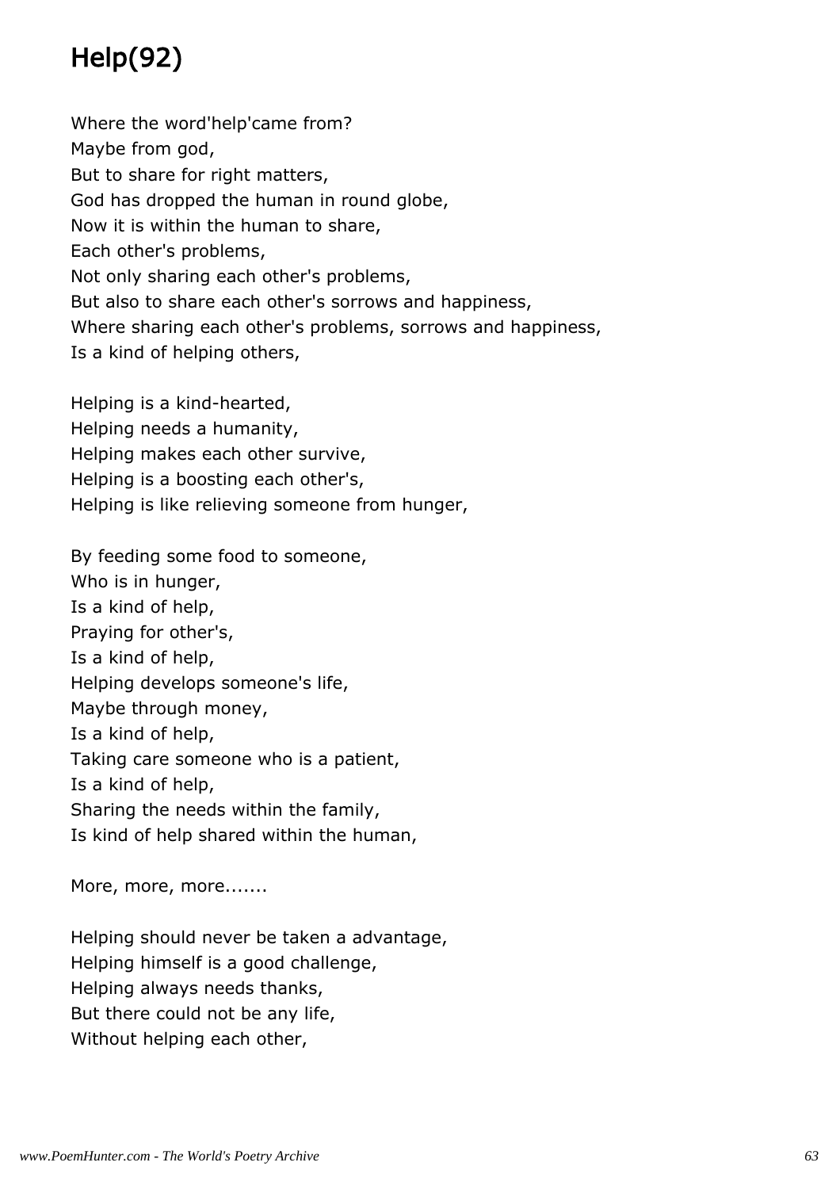# Help(92)

Where the word'help'came from?
Maybe from god,
But to share for right matters,
God has dropped the human in round globe,
Now it is within the human to share,
Each other's problems,
Not only sharing each other's problems,
But also to share each other's sorrows and happiness,
Where sharing each other's problems, sorrows and happiness,
Is a kind of helping others,

Helping is a kind-hearted,
Helping needs a humanity,
Helping makes each other survive,
Helping is a boosting each other's,
Helping is like relieving someone from hunger,

By feeding some food to someone,
Who is in hunger,
Is a kind of help,
Praying for other's,
Is a kind of help,
Helping develops someone's life,
Maybe through money,
Is a kind of help,
Taking care someone who is a patient,
Is a kind of help,
Sharing the needs within the family,
Is kind of help shared within the human,

More, more, more.......

Helping should never be taken a advantage,
Helping himself is a good challenge,
Helping always needs thanks,
But there could not be any life,
Without helping each other,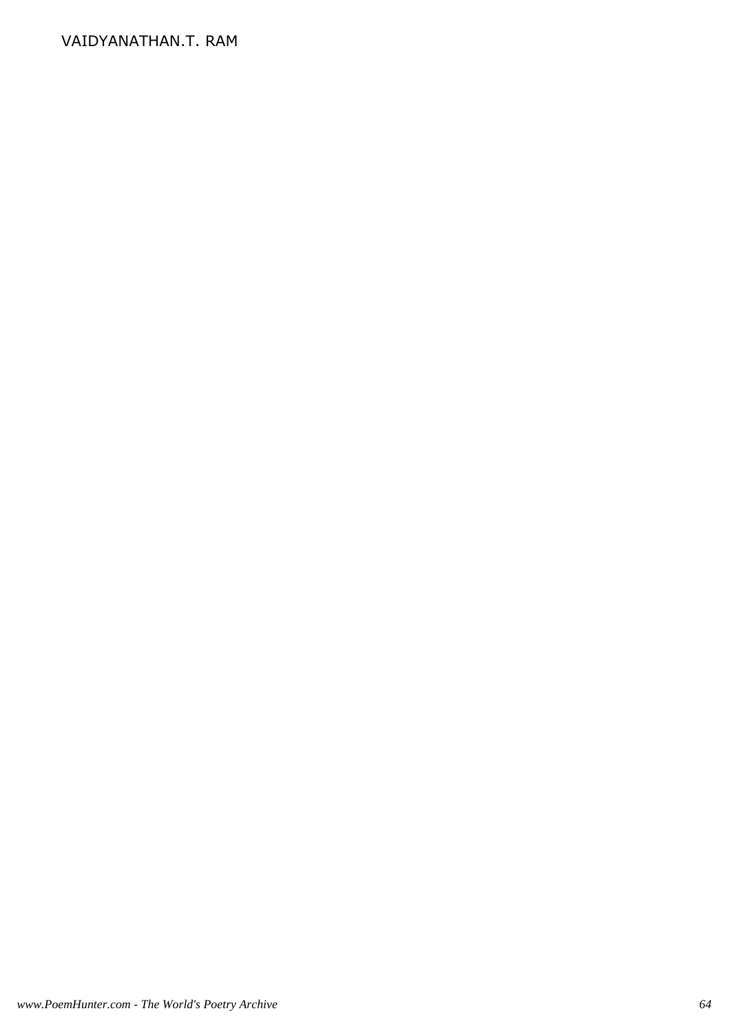VAIDYANATHAN.T. RAM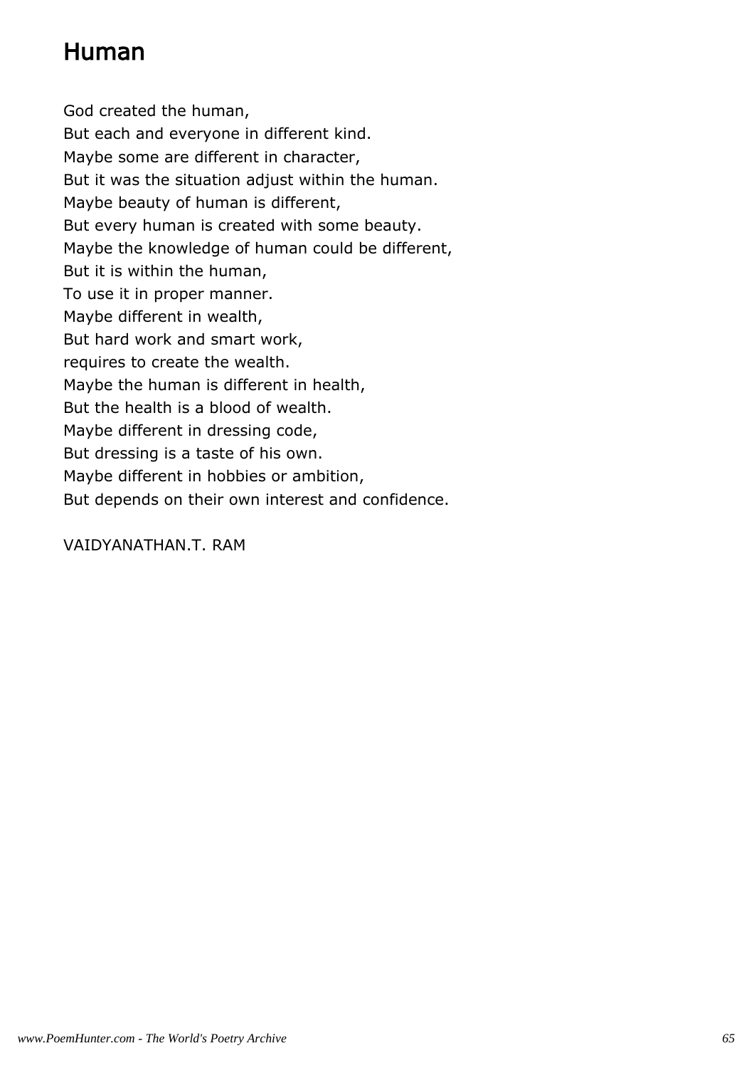# Human

God created the human,
But each and everyone in different kind.
Maybe some are different in character,
But it was the situation adjust within the human.
Maybe beauty of human is different,
But every human is created with some beauty.
Maybe the knowledge of human could be different,
But it is within the human,
To use it in proper manner.
Maybe different in wealth,
But hard work and smart work,
requires to create the wealth.
Maybe the human is different in health,
But the health is a blood of wealth.
Maybe different in dressing code,
But dressing is a taste of his own.
Maybe different in hobbies or ambition,
But depends on their own interest and confidence.

VAIDYANATHAN.T. RAM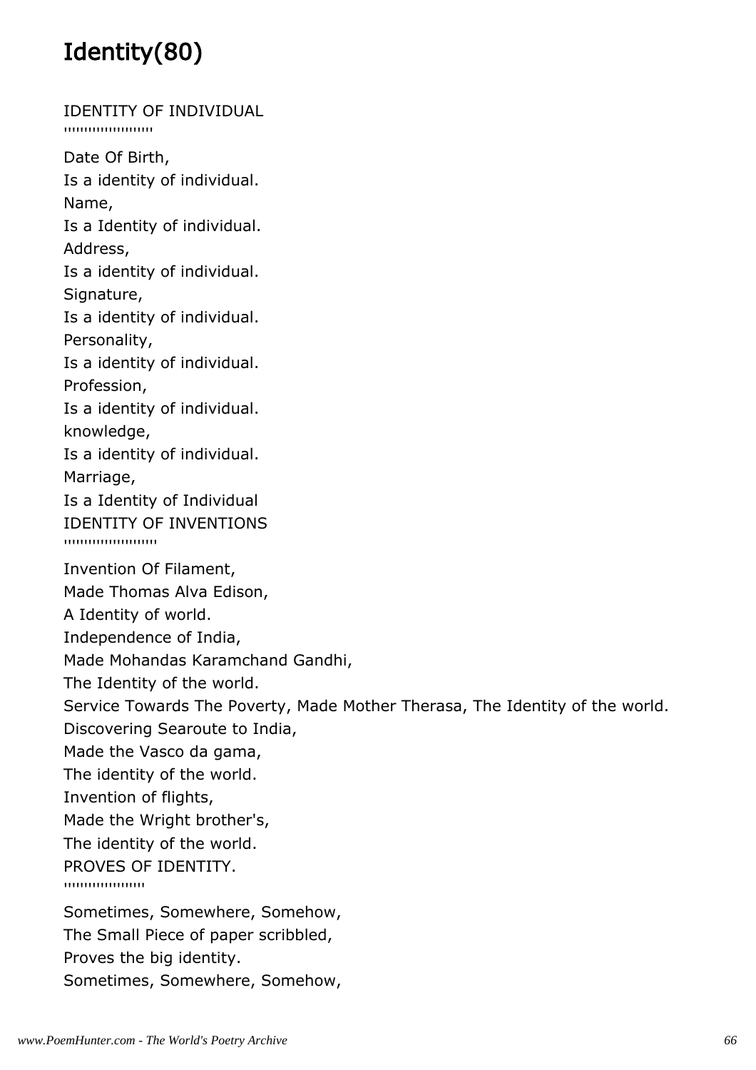# Identity(80)

IDENTITY OF INDIVIDUAL
''''''''''''''''''''''

Date Of Birth,
Is a identity of individual.
Name,
Is a Identity of individual.
Address,
Is a identity of individual.
Signature,
Is a identity of individual.
Personality,
Is a identity of individual.
Profession,
Is a identity of individual.
knowledge,
Is a identity of individual.
Marriage,
Is a Identity of Individual
IDENTITY OF INVENTIONS
''''''''''''''''''''''''

Invention Of Filament,
Made Thomas Alva Edison,
A Identity of world.
Independence of India,
Made Mohandas Karamchand Gandhi,
The Identity of the world.
Service Towards The Poverty, Made Mother Therasa, The Identity of the world.
Discovering Searoute to India,
Made the Vasco da gama,
The identity of the world.
Invention of flights,
Made the Wright brother's,
The identity of the world.
PROVES OF IDENTITY.
''''''''''''''''''''

Sometimes, Somewhere, Somehow,
The Small Piece of paper scribbled,
Proves the big identity.
Sometimes, Somewhere, Somehow,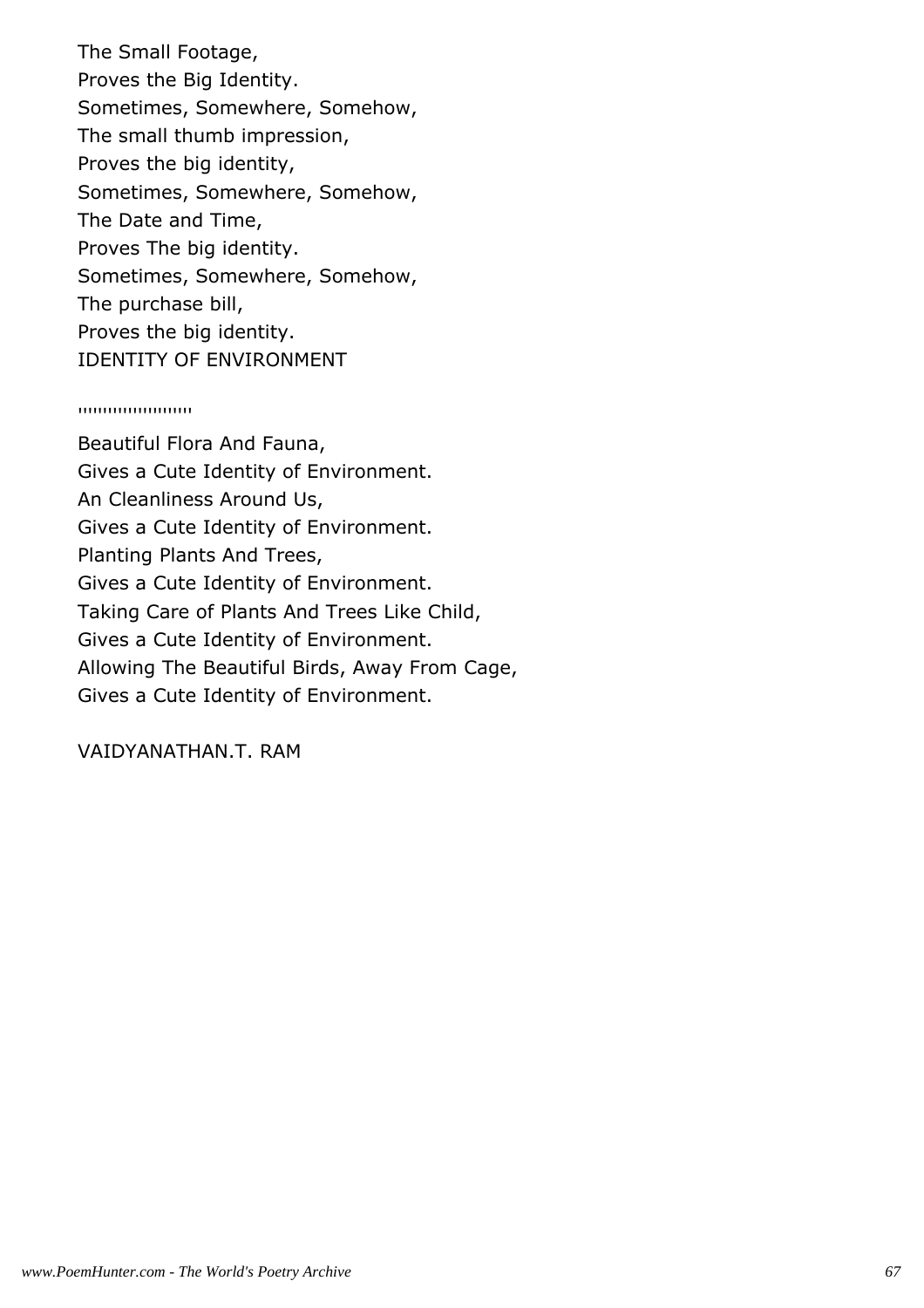The Small Footage,
Proves the Big Identity.
Sometimes, Somewhere, Somehow,
The small thumb impression,
Proves the big identity,
Sometimes, Somewhere, Somehow,
The Date and Time,
Proves The big identity.
Sometimes, Somewhere, Somehow,
The purchase bill,
Proves the big identity.

## IDENTITY OF ENVIRONMENT

''''''''''''''''''''''''

Beautiful Flora And Fauna,
Gives a Cute Identity of Environment.
An Cleanliness Around Us,
Gives a Cute Identity of Environment.
Planting Plants And Trees,
Gives a Cute Identity of Environment.
Taking Care of Plants And Trees Like Child,
Gives a Cute Identity of Environment.
Allowing The Beautiful Birds, Away From Cage,
Gives a Cute Identity of Environment.

VAIDYANATHAN.T. RAM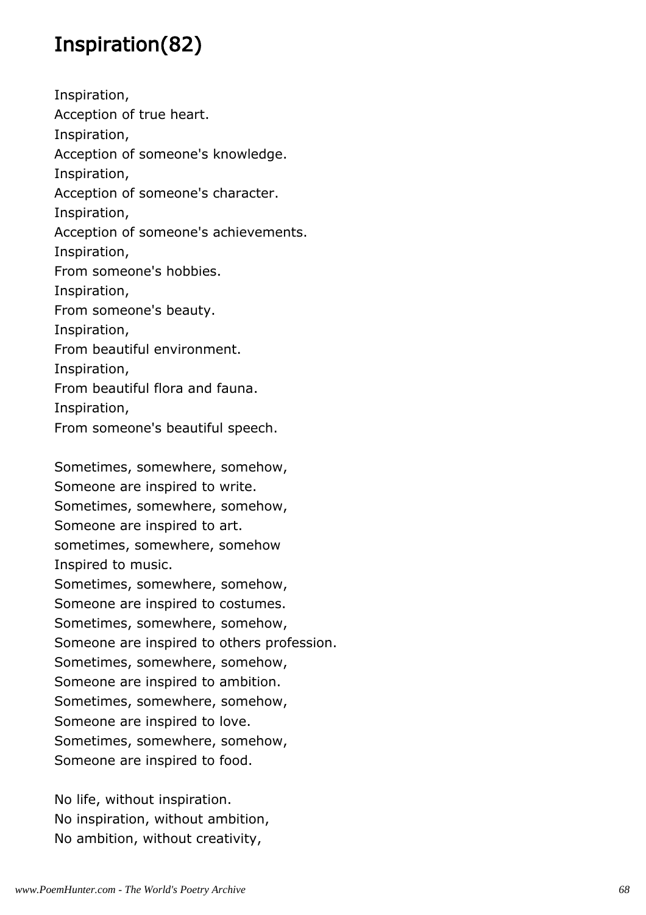## Inspiration(82)

Inspiration,  
Acception of true heart.  
Inspiration,  
Acception of someone's knowledge.  
Inspiration,  
Acception of someone's character.  
Inspiration,  
Acception of someone's achievements.  
Inspiration,  
From someone's hobbies.  
Inspiration,  
From someone's beauty.  
Inspiration,  
From beautiful environment.  
Inspiration,  
From beautiful flora and fauna.  
Inspiration,  
From someone's beautiful speech.

Sometimes, somewhere, somehow,  
Someone are inspired to write.  
Sometimes, somewhere, somehow,  
Someone are inspired to art.  
sometimes, somewhere, somehow  
Inspired to music.  
Sometimes, somewhere, somehow,  
Someone are inspired to costumes.  
Sometimes, somewhere, somehow,  
Someone are inspired to others profession.  
Sometimes, somewhere, somehow,  
Someone are inspired to ambition.  
Sometimes, somewhere, somehow,  
Someone are inspired to love.  
Sometimes, somewhere, somehow,  
Someone are inspired to food.

No life, without inspiration.  
No inspiration, without ambition,  
No ambition, without creativity,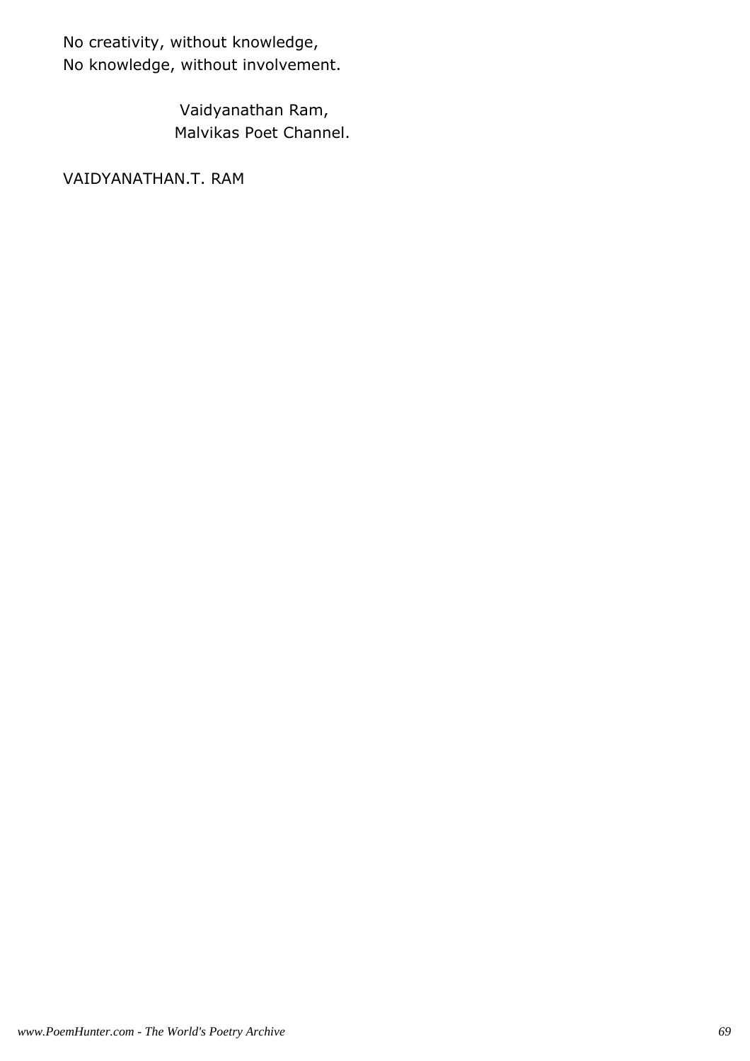No creativity, without knowledge,
No knowledge, without involvement.

Vaidyanathan Ram,
Malvikas Poet Channel.

VAIDYANATHAN.T. RAM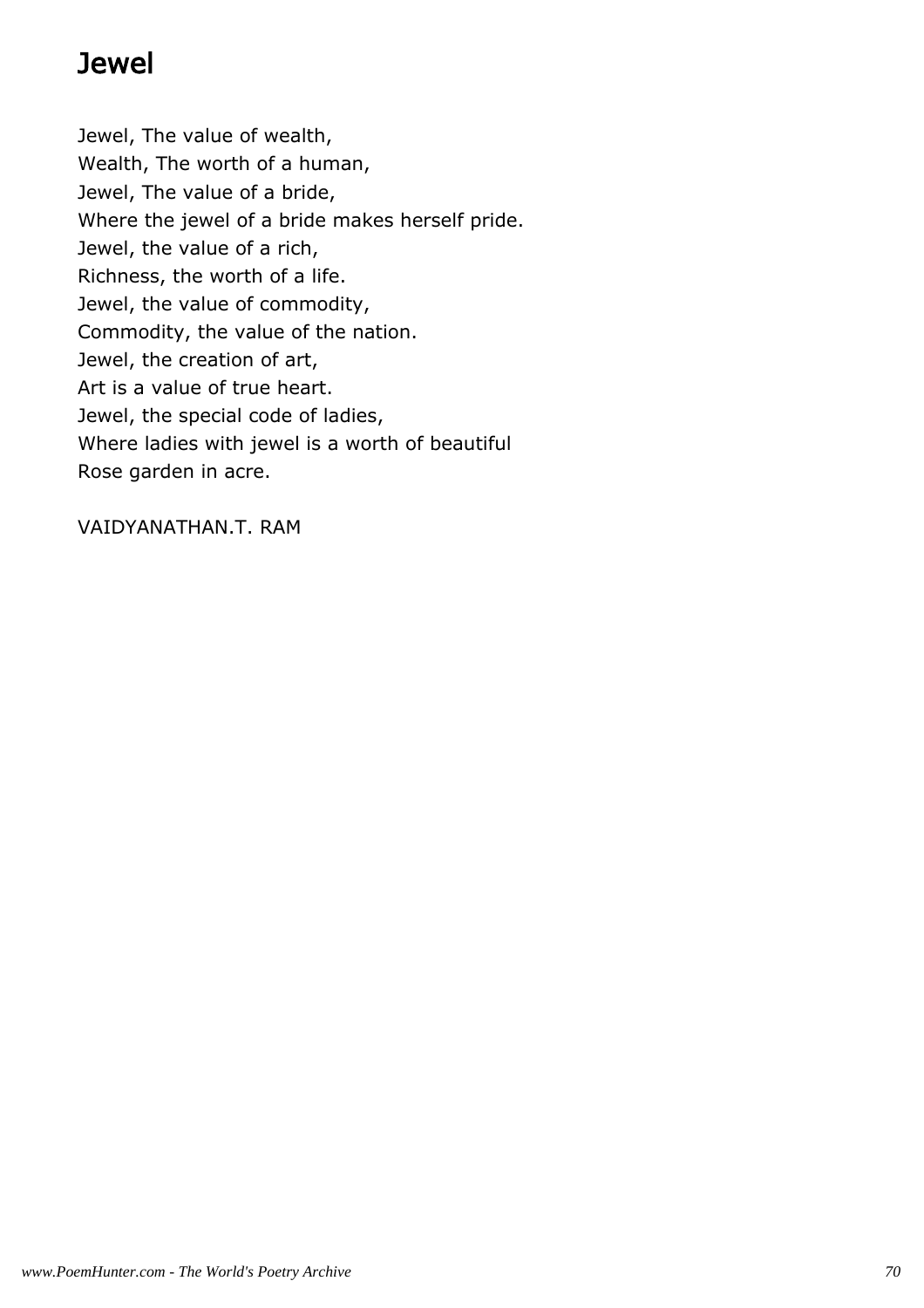# Jewel

Jewel, The value of wealth,  
Wealth, The worth of a human,  
Jewel, The value of a bride,  
Where the jewel of a bride makes herself pride.  
Jewel, the value of a rich,  
Richness, the worth of a life.  
Jewel, the value of commodity,  
Commodity, the value of the nation.  
Jewel, the creation of art,  
Art is a value of true heart.  
Jewel, the special code of ladies,  
Where ladies with jewel is a worth of beautiful  
Rose garden in acre.

VAIDYANATHAN.T. RAM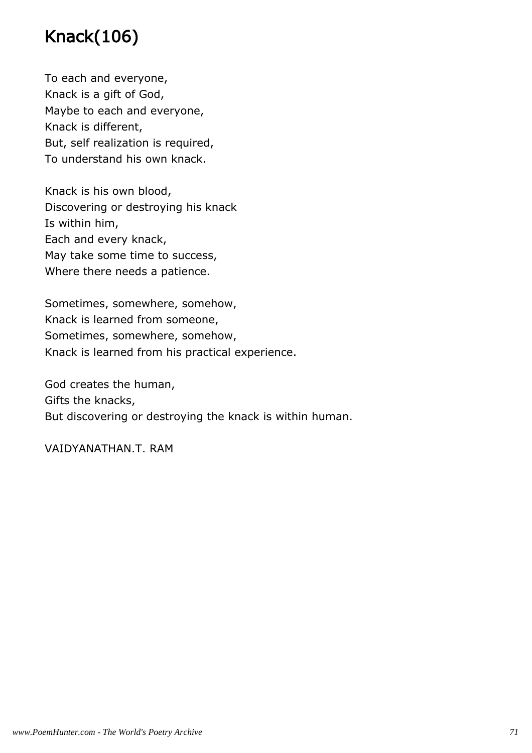# Knack(106)

To each and everyone,  
Knack is a gift of God,  
Maybe to each and everyone,  
Knack is different,  
But, self realization is required,  
To understand his own knack.

Knack is his own blood,  
Discovering or destroying his knack  
Is within him,  
Each and every knack,  
May take some time to success,  
Where there needs a patience.

Sometimes, somewhere, somehow,  
Knack is learned from someone,  
Sometimes, somewhere, somehow,  
Knack is learned from his practical experience.

God creates the human,  
Gifts the knacks,  
But discovering or destroying the knack is within human.

VAIDYANATHAN.T. RAM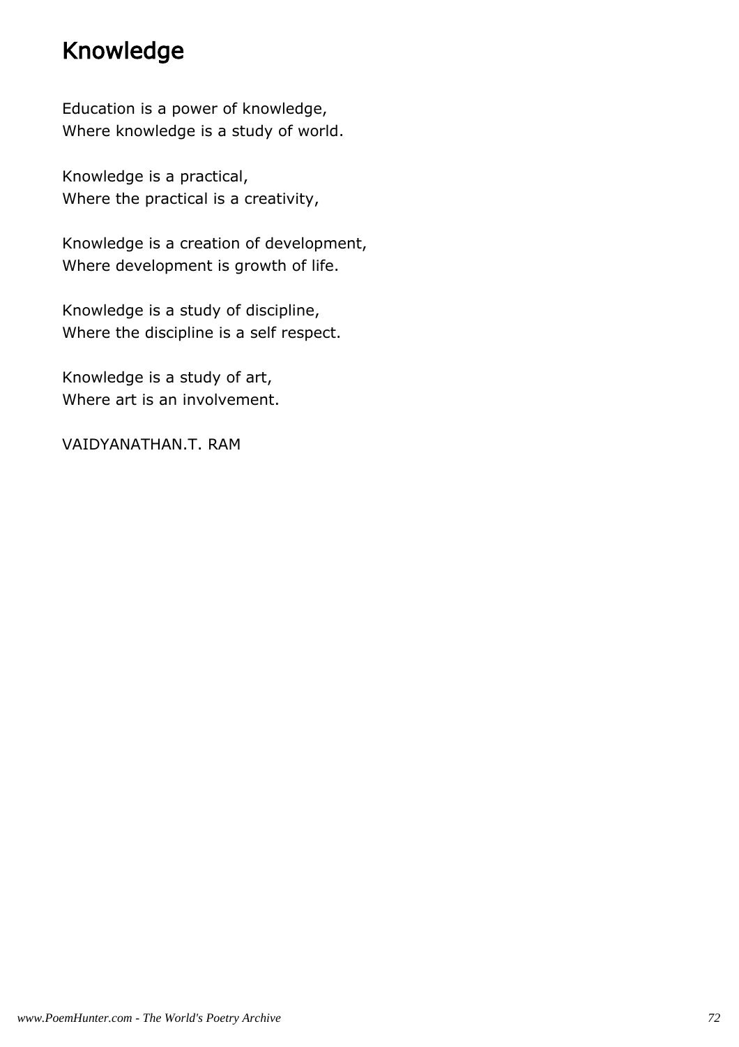# Knowledge

Education is a power of knowledge,
Where knowledge is a study of world.

Knowledge is a practical,
Where the practical is a creativity,

Knowledge is a creation of development,
Where development is growth of life.

Knowledge is a study of discipline,
Where the discipline is a self respect.

Knowledge is a study of art,
Where art is an involvement.

VAIDYANATHAN.T. RAM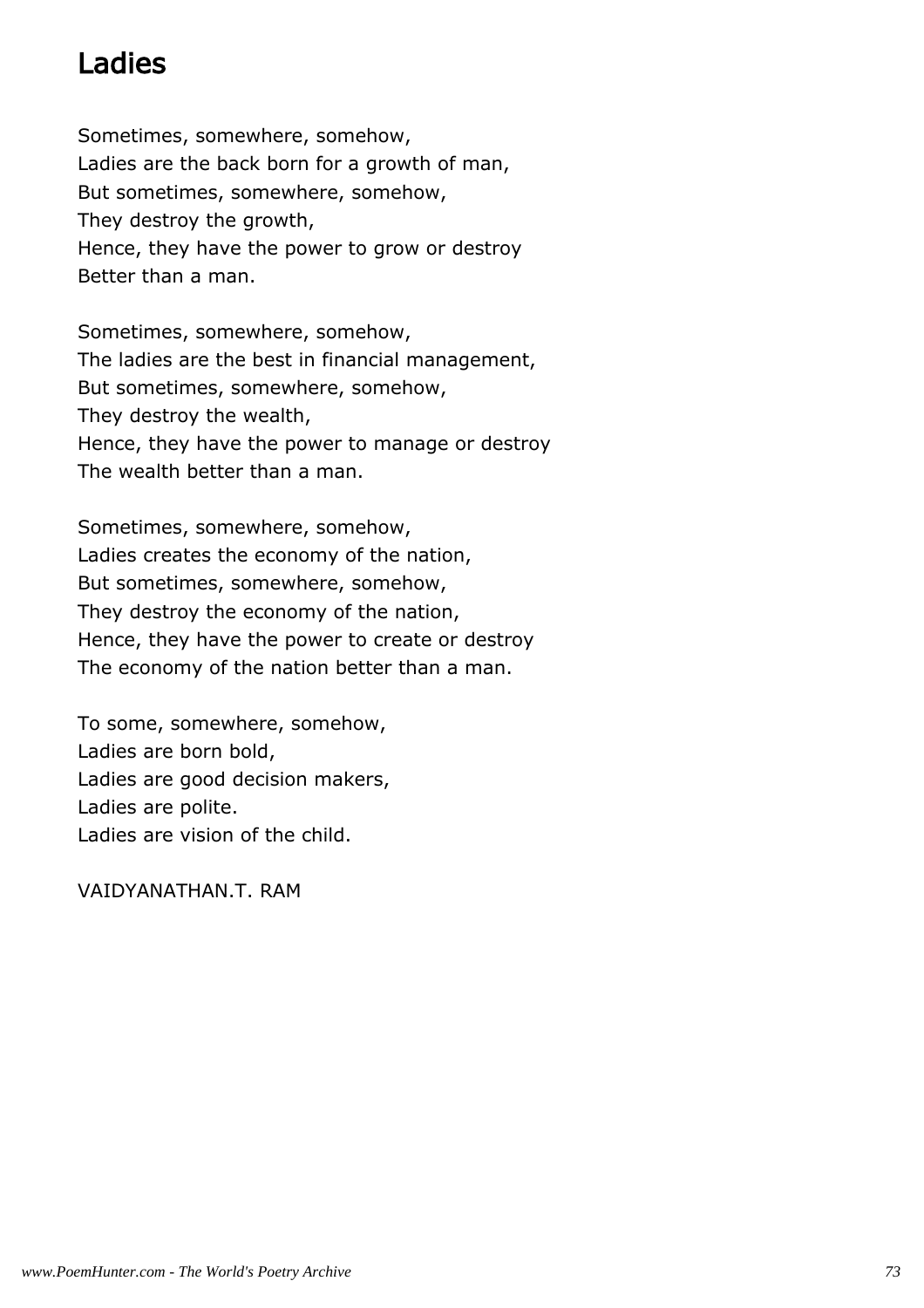# Ladies

Sometimes, somewhere, somehow,  
Ladies are the back born for a growth of man,  
But sometimes, somewhere, somehow,  
They destroy the growth,  
Hence, they have the power to grow or destroy  
Better than a man.

Sometimes, somewhere, somehow,  
The ladies are the best in financial management,  
But sometimes, somewhere, somehow,  
They destroy the wealth,  
Hence, they have the power to manage or destroy  
The wealth better than a man.

Sometimes, somewhere, somehow,  
Ladies creates the economy of the nation,  
But sometimes, somewhere, somehow,  
They destroy the economy of the nation,  
Hence, they have the power to create or destroy  
The economy of the nation better than a man.

To some, somewhere, somehow,  
Ladies are born bold,  
Ladies are good decision makers,  
Ladies are polite.  
Ladies are vision of the child.

VAIDYANATHAN.T. RAM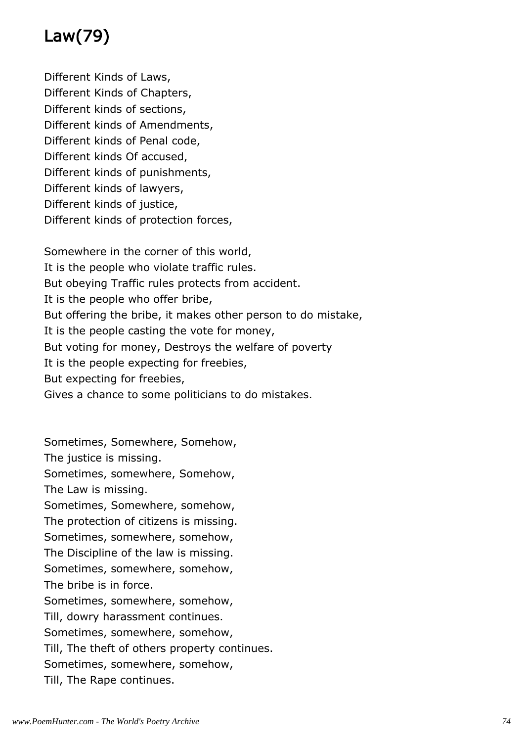# Law(79)

Different Kinds of Laws,  
Different Kinds of Chapters,  
Different kinds of sections,  
Different kinds of Amendments,  
Different kinds of Penal code,  
Different kinds Of accused,  
Different kinds of punishments,  
Different kinds of lawyers,  
Different kinds of justice,  
Different kinds of protection forces,

Somewhere in the corner of this world,  
It is the people who violate traffic rules.  
But obeying Traffic rules protects from accident.  
It is the people who offer bribe,  
But offering the bribe, it makes other person to do mistake,  
It is the people casting the vote for money,  
But voting for money, Destroys the welfare of poverty  
It is the people expecting for freebies,  
But expecting for freebies,  
Gives a chance to some politicians to do mistakes.

Sometimes, Somewhere, Somehow,  
The justice is missing.  
Sometimes, somewhere, Somehow,  
The Law is missing.  
Sometimes, Somewhere, somehow,  
The protection of citizens is missing.  
Sometimes, somewhere, somehow,  
The Discipline of the law is missing.  
Sometimes, somewhere, somehow,  
The bribe is in force.  
Sometimes, somewhere, somehow,  
Till, dowry harassment continues.  
Sometimes, somewhere, somehow,  
Till, The theft of others property continues.  
Sometimes, somewhere, somehow,  
Till, The Rape continues.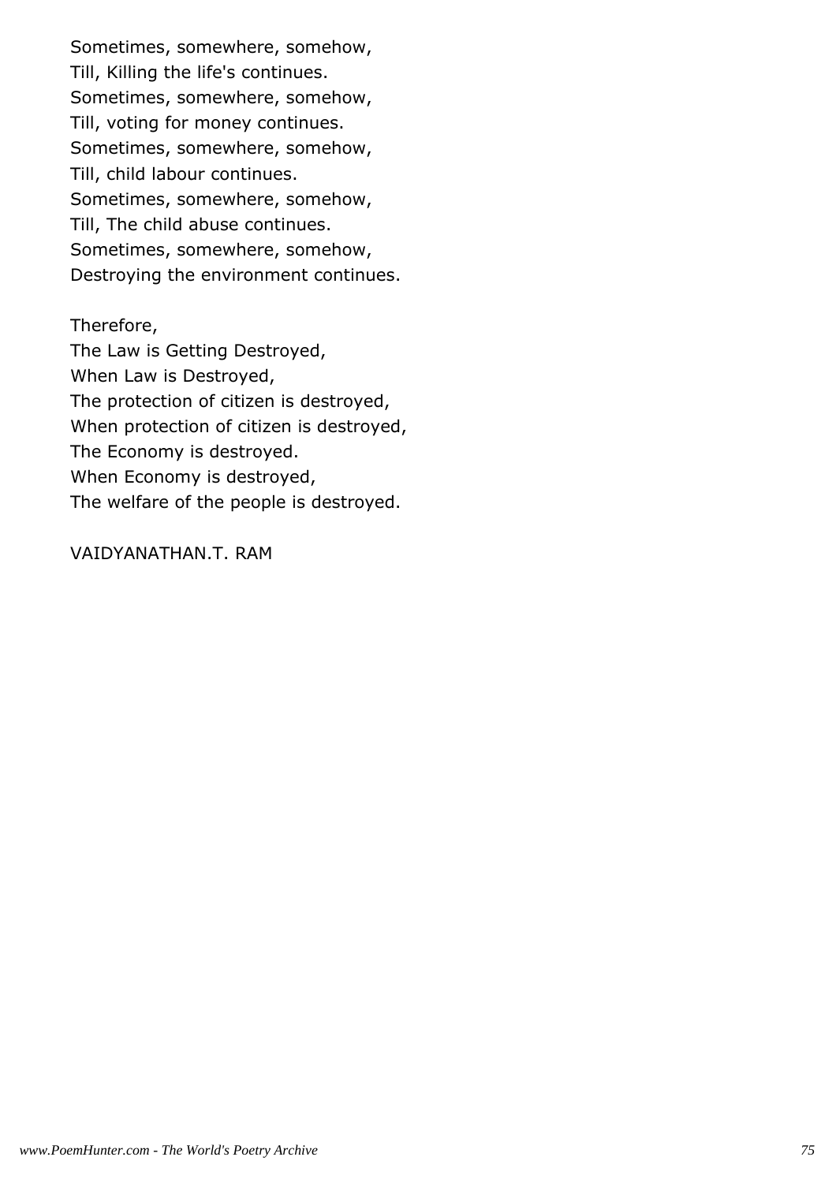Sometimes, somewhere, somehow,
Till, Killing the life's continues.
Sometimes, somewhere, somehow,
Till, voting for money continues.
Sometimes, somewhere, somehow,
Till, child labour continues.
Sometimes, somewhere, somehow,
Till, The child abuse continues.
Sometimes, somewhere, somehow,
Destroying the environment continues.

Therefore,
The Law is Getting Destroyed,
When Law is Destroyed,
The protection of citizen is destroyed,
When protection of citizen is destroyed,
The Economy is destroyed.
When Economy is destroyed,
The welfare of the people is destroyed.

VAIDYANATHAN.T. RAM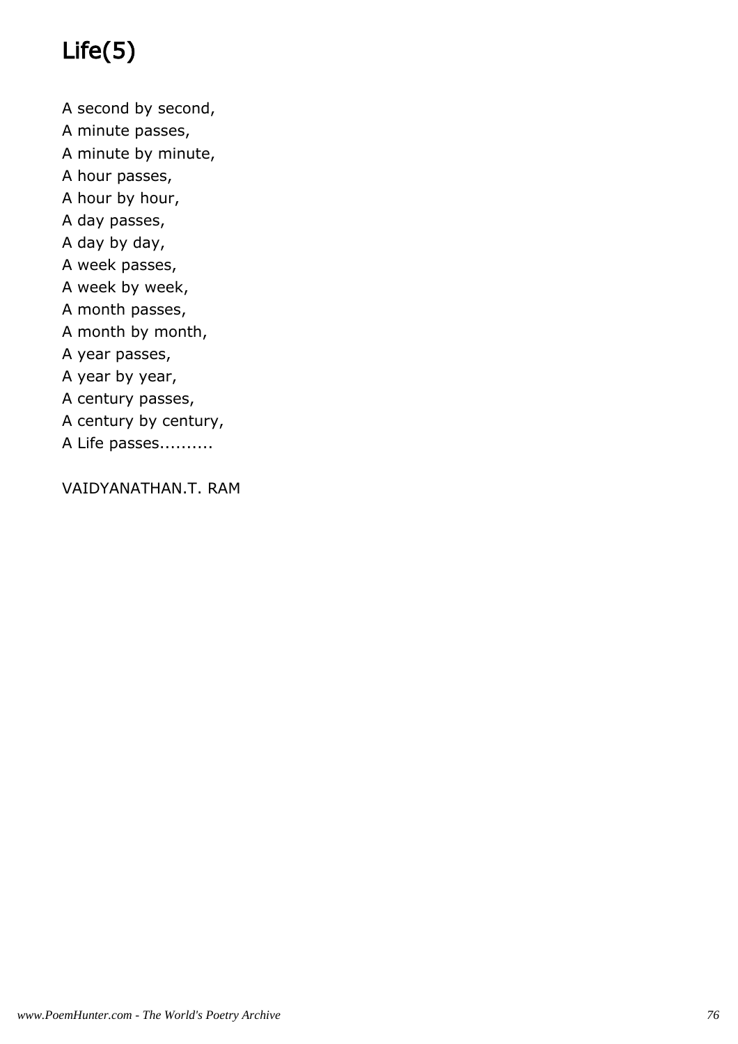# Life(5)

A second by second,  
A minute passes,  
A minute by minute,  
A hour passes,  
A hour by hour,  
A day passes,  
A day by day,  
A week passes,  
A week by week,  
A month passes,  
A month by month,  
A year passes,  
A year by year,  
A century passes,  
A century by century,  
A Life passes..........

VAIDYANATHAN.T. RAM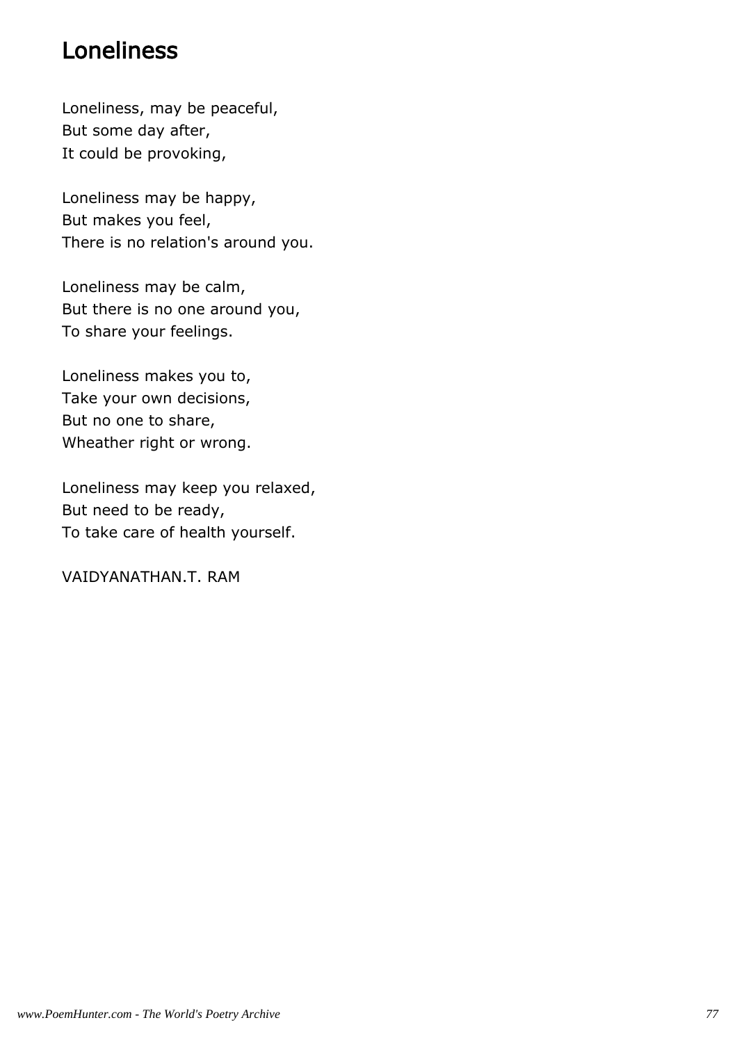# Loneliness

Loneliness, may be peaceful,
But some day after,
It could be provoking,

Loneliness may be happy,
But makes you feel,
There is no relation's around you.

Loneliness may be calm,
But there is no one around you,
To share your feelings.

Loneliness makes you to,
Take your own decisions,
But no one to share,
Wheather right or wrong.

Loneliness may keep you relaxed,
But need to be ready,
To take care of health yourself.

VAIDYANATHAN.T. RAM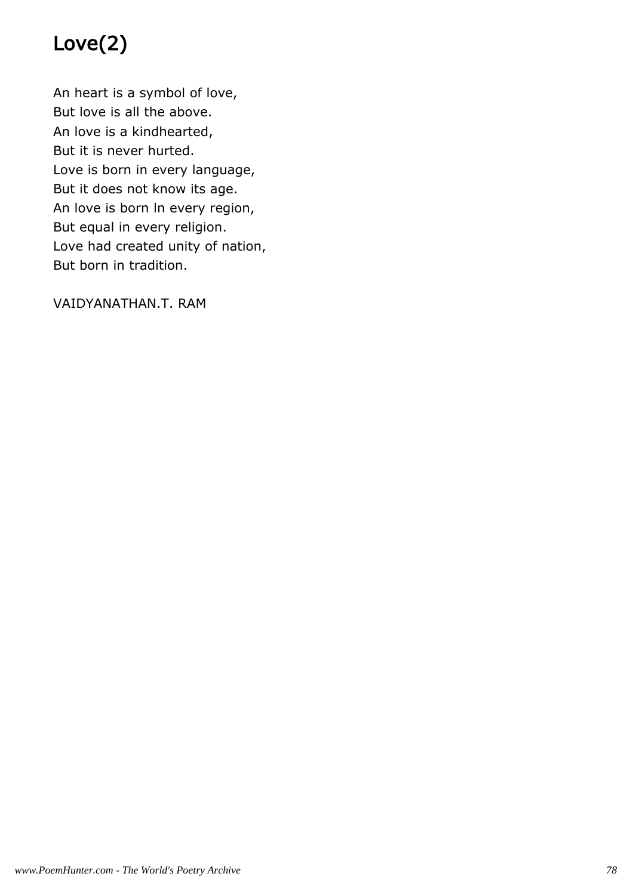# Love(2)

An heart is a symbol of love,  
But love is all the above.  
An love is a kindhearted,  
But it is never hurted.  
Love is born in every language,  
But it does not know its age.  
An love is born ln every region,  
But equal in every religion.  
Love had created unity of nation,  
But born in tradition.

VAIDYANATHAN.T. RAM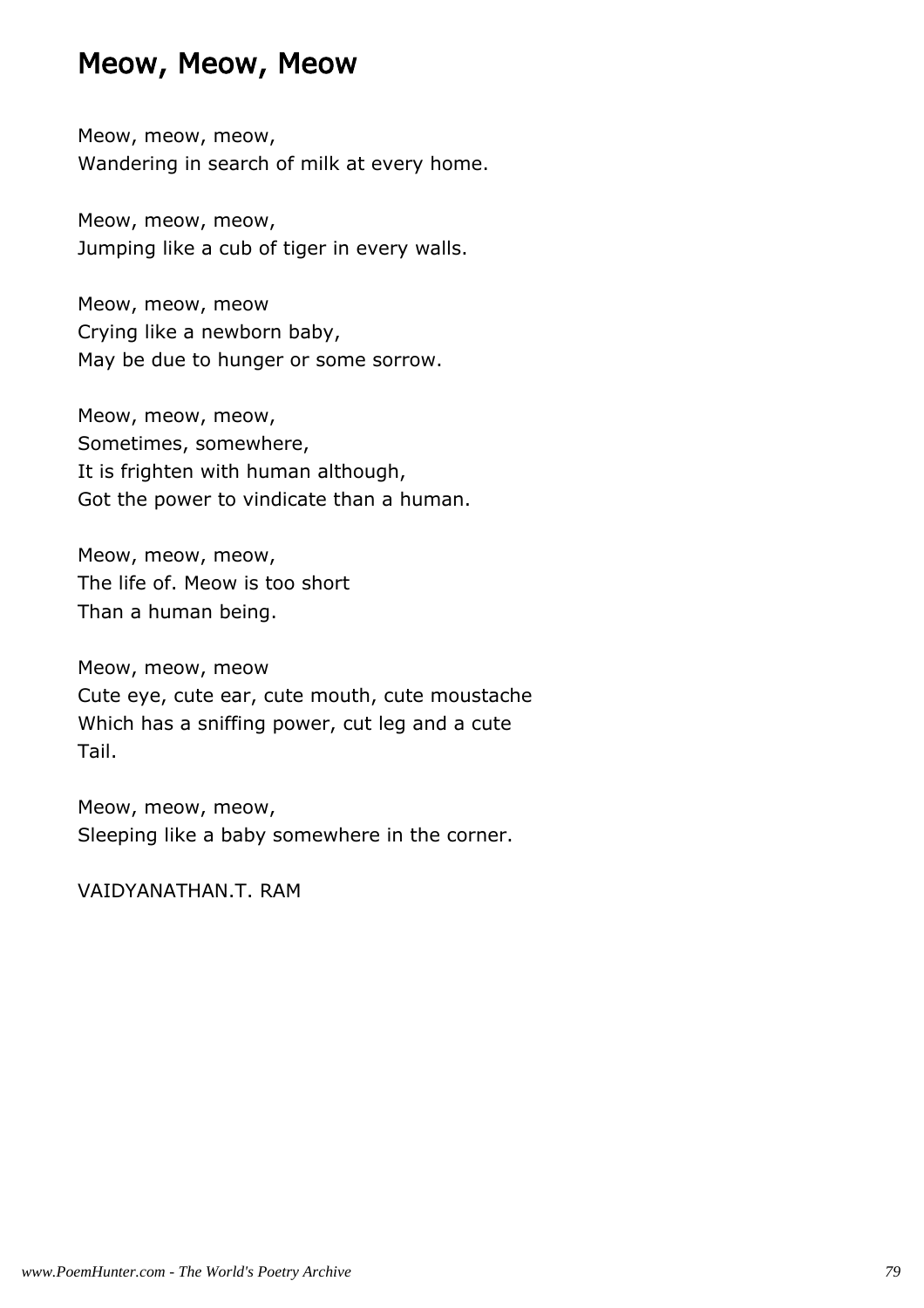# Meow, Meow, Meow

Meow, meow, meow,
Wandering in search of milk at every home.

Meow, meow, meow,
Jumping like a cub of tiger in every walls.

Meow, meow, meow
Crying like a newborn baby,
May be due to hunger or some sorrow.

Meow, meow, meow,
Sometimes, somewhere,
It is frighten with human although,
Got the power to vindicate than a human.

Meow, meow, meow,
The life of. Meow is too short
Than a human being.

Meow, meow, meow
Cute eye, cute ear, cute mouth, cute moustache
Which has a sniffing power, cut leg and a cute
Tail.

Meow, meow, meow,
Sleeping like a baby somewhere in the corner.

VAIDYANATHAN.T. RAM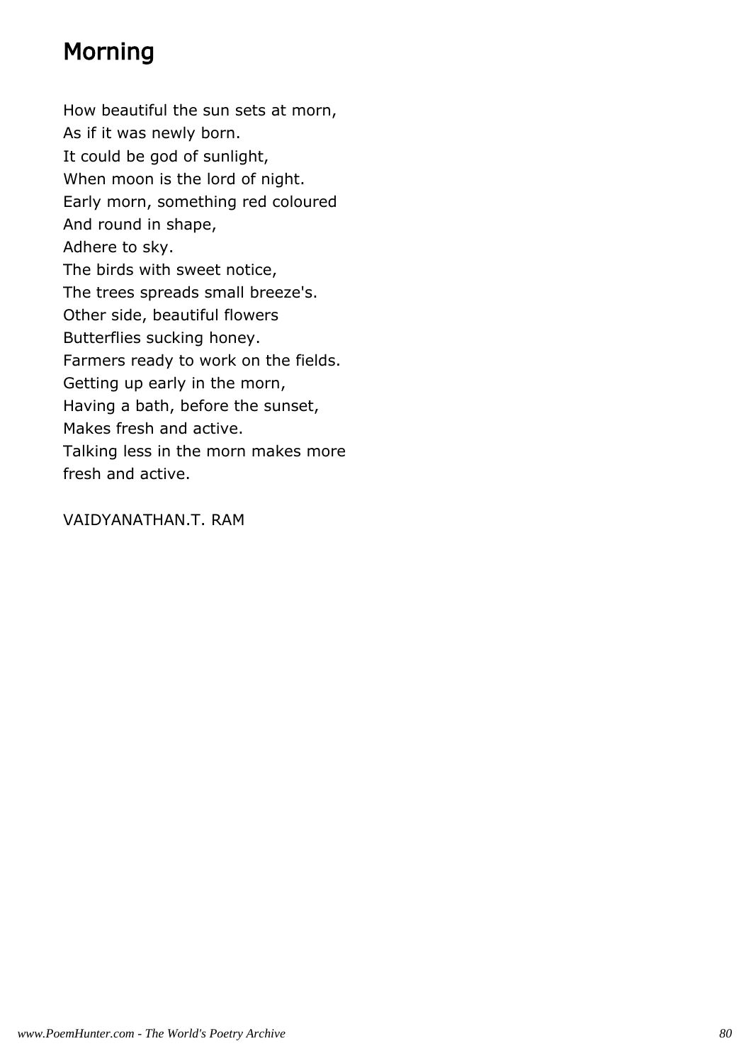# Morning

How beautiful the sun sets at morn,
As if it was newly born.
It could be god of sunlight,
When moon is the lord of night.
Early morn, something red coloured
And round in shape,
Adhere to sky.
The birds with sweet notice,
The trees spreads small breeze's.
Other side, beautiful flowers
Butterflies sucking honey.
Farmers ready to work on the fields.
Getting up early in the morn,
Having a bath, before the sunset,
Makes fresh and active.
Talking less in the morn makes more
fresh and active.

VAIDYANATHAN.T. RAM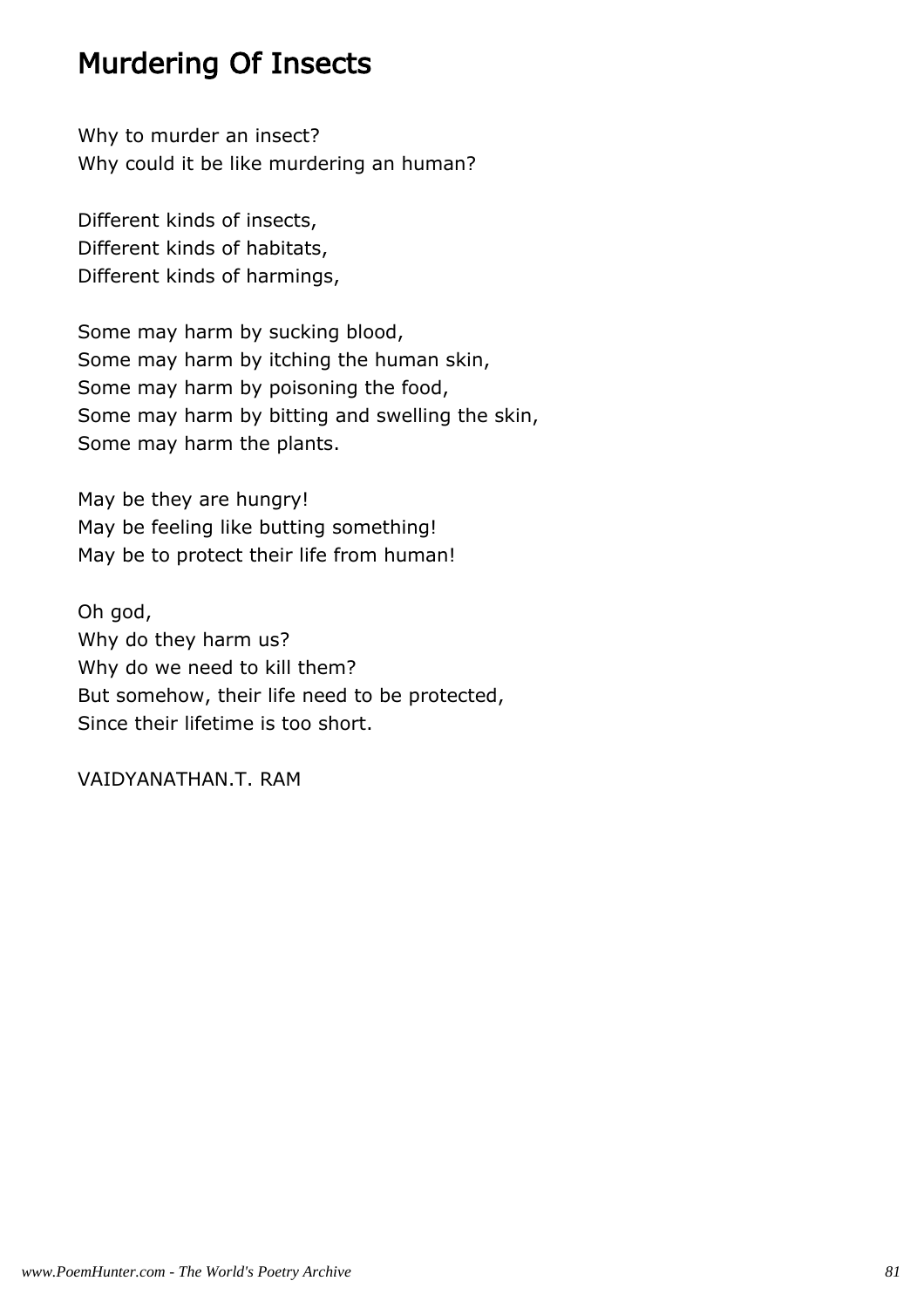## Murdering Of Insects

Why to murder an insect?
Why could it be like murdering an human?

Different kinds of insects,
Different kinds of habitats,
Different kinds of harmings,

Some may harm by sucking blood,
Some may harm by itching the human skin,
Some may harm by poisoning the food,
Some may harm by bitting and swelling the skin,
Some may harm the plants.

May be they are hungry!
May be feeling like butting something!
May be to protect their life from human!

Oh god,
Why do they harm us?
Why do we need to kill them?
But somehow, their life need to be protected,
Since their lifetime is too short.

VAIDYANATHAN.T. RAM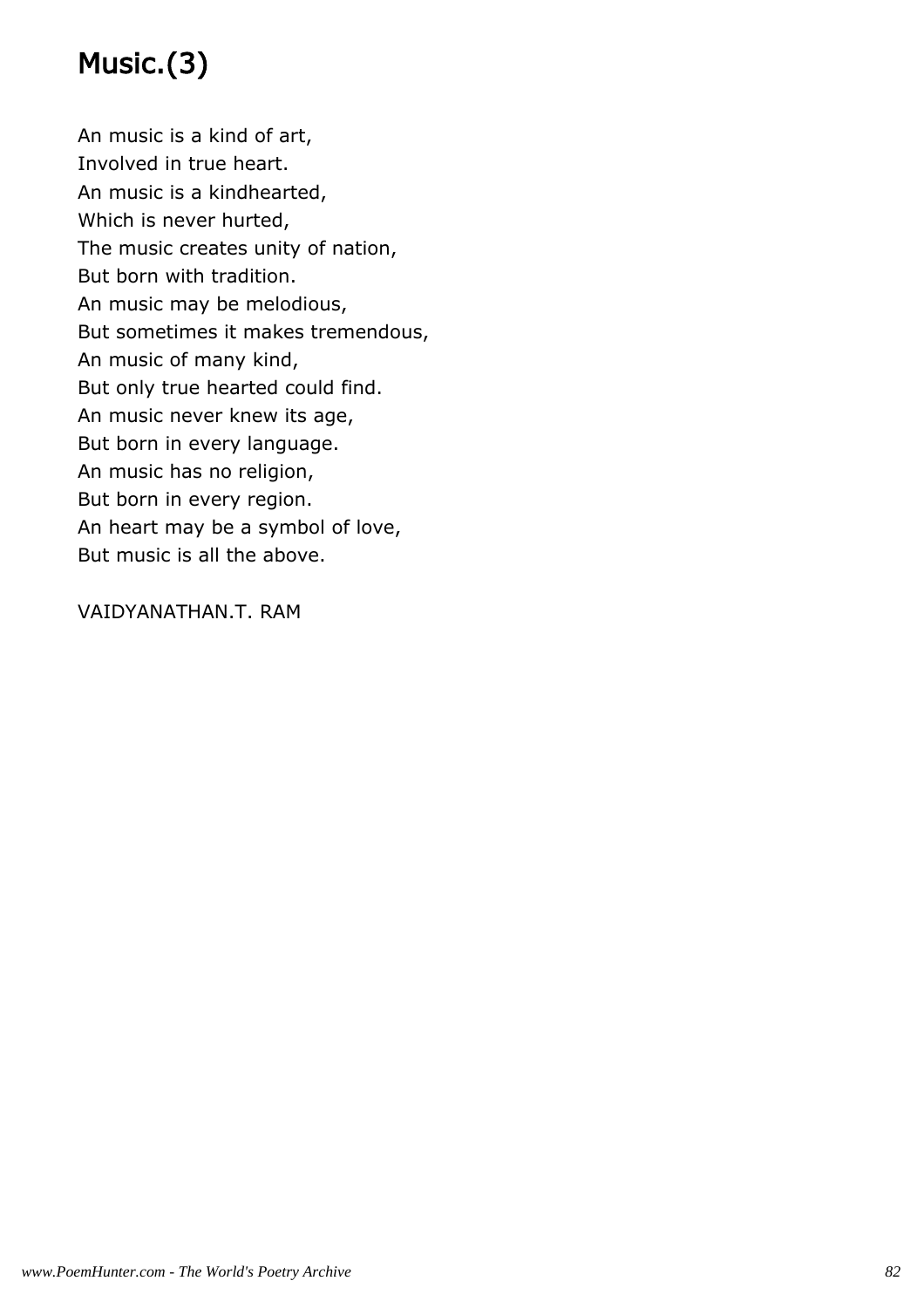# Music.(3)

An music is a kind of art,  
Involved in true heart.  
An music is a kindhearted,  
Which is never hurted,  
The music creates unity of nation,  
But born with tradition.  
An music may be melodious,  
But sometimes it makes tremendous,  
An music of many kind,  
But only true hearted could find.  
An music never knew its age,  
But born in every language.  
An music has no religion,  
But born in every region.  
An heart may be a symbol of love,  
But music is all the above.

VAIDYANATHAN.T. RAM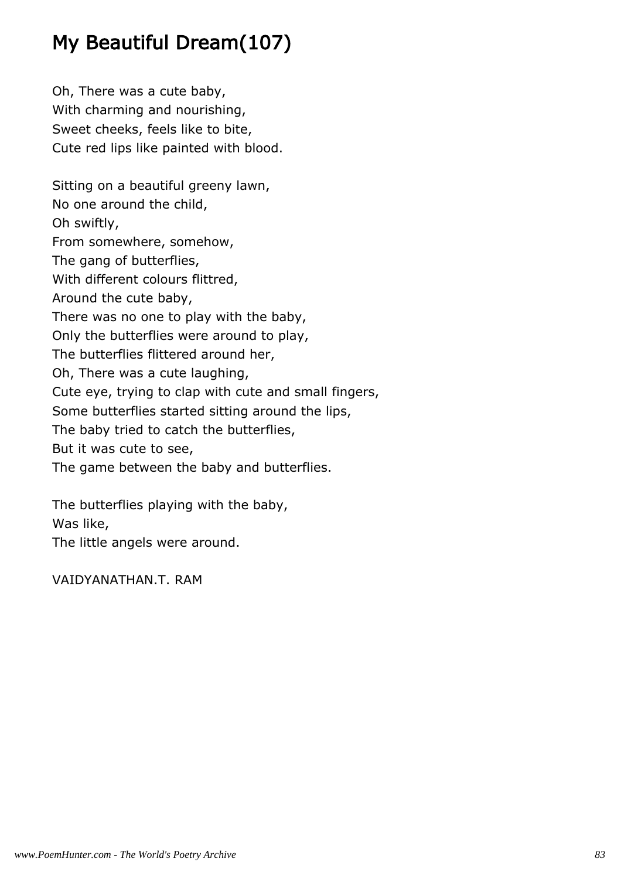# My Beautiful Dream(107)

Oh, There was a cute baby,
With charming and nourishing,
Sweet cheeks, feels like to bite,
Cute red lips like painted with blood.

Sitting on a beautiful greeny lawn,
No one around the child,
Oh swiftly,
From somewhere, somehow,
The gang of butterflies,
With different colours flittred,
Around the cute baby,
There was no one to play with the baby,
Only the butterflies were around to play,
The butterflies flittered around her,
Oh, There was a cute laughing,
Cute eye, trying to clap with cute and small fingers,
Some butterflies started sitting around the lips,
The baby tried to catch the butterflies,
But it was cute to see,
The game between the baby and butterflies.

The butterflies playing with the baby,
Was like,
The little angels were around.

VAIDYANATHAN.T. RAM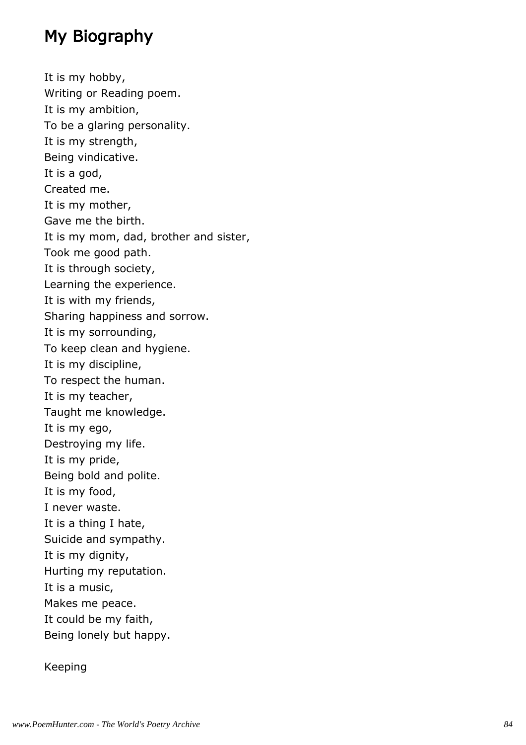## My Biography

It is my hobby,  
Writing or Reading poem.  
It is my ambition,  
To be a glaring personality.  
It is my strength,  
Being vindicative.  
It is a god,  
Created me.  
It is my mother,  
Gave me the birth.  
It is my mom, dad, brother and sister,  
Took me good path.  
It is through society,  
Learning the experience.  
It is with my friends,  
Sharing happiness and sorrow.  
It is my sorrounding,  
To keep clean and hygiene.  
It is my discipline,  
To respect the human.  
It is my teacher,  
Taught me knowledge.  
It is my ego,  
Destroying my life.  
It is my pride,  
Being bold and polite.  
It is my food,  
I never waste.  
It is a thing I hate,  
Suicide and sympathy.  
It is my dignity,  
Hurting my reputation.  
It is a music,  
Makes me peace.  
It could be my faith,  
Being lonely but happy.

Keeping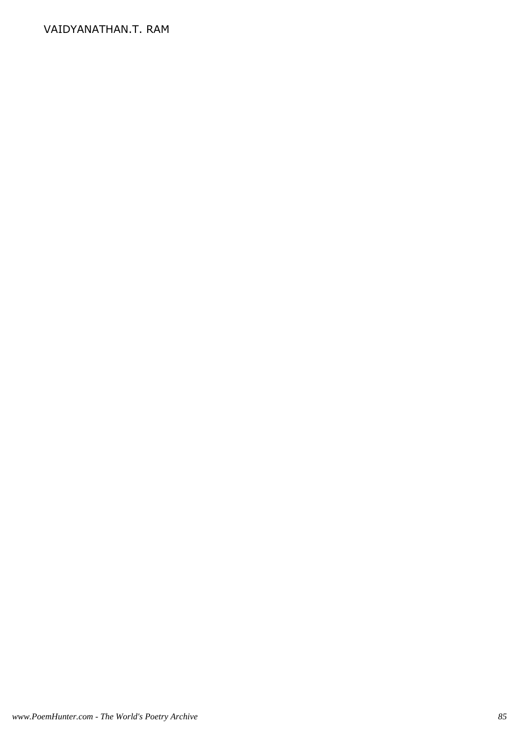VAIDYANATHAN.T. RAM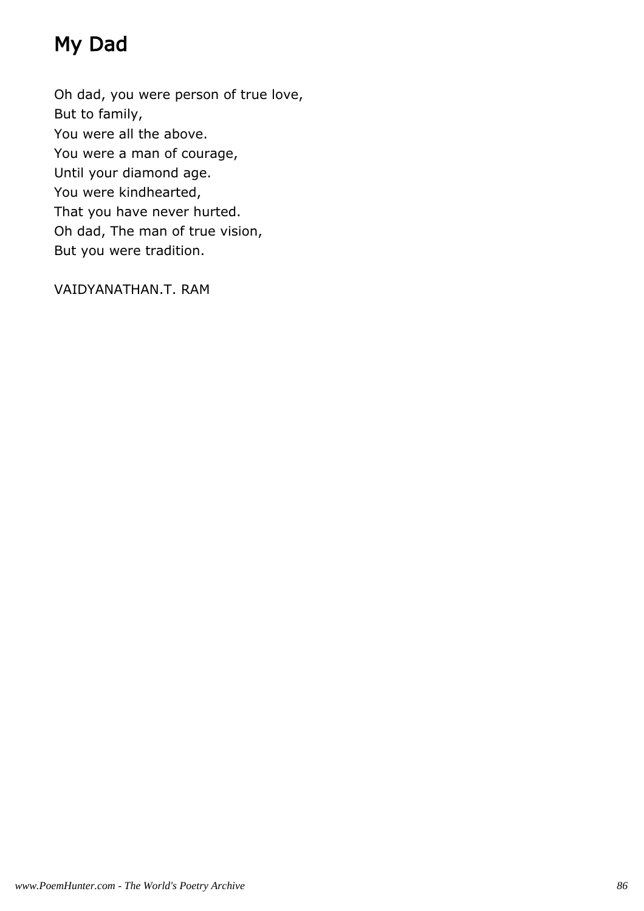# My Dad

Oh dad, you were person of true love,
But to family,
You were all the above.
You were a man of courage,
Until your diamond age.
You were kindhearted,
That you have never hurted.
Oh dad, The man of true vision,
But you were tradition.

VAIDYANATHAN.T. RAM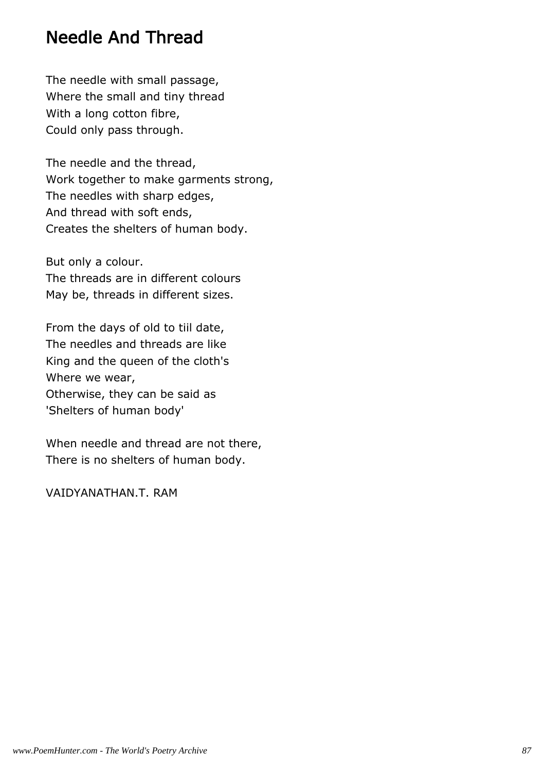# Needle And Thread

The needle with small passage,
Where the small and tiny thread
With a long cotton fibre,
Could only pass through.

The needle and the thread,
Work together to make garments strong,
The needles with sharp edges,
And thread with soft ends,
Creates the shelters of human body.

But only a colour.
The threads are in different colours
May be, threads in different sizes.

From the days of old to tiil date,
The needles and threads are like
King and the queen of the cloth's
Where we wear,
Otherwise, they can be said as
'Shelters of human body'

When needle and thread are not there,
There is no shelters of human body.

VAIDYANATHAN.T. RAM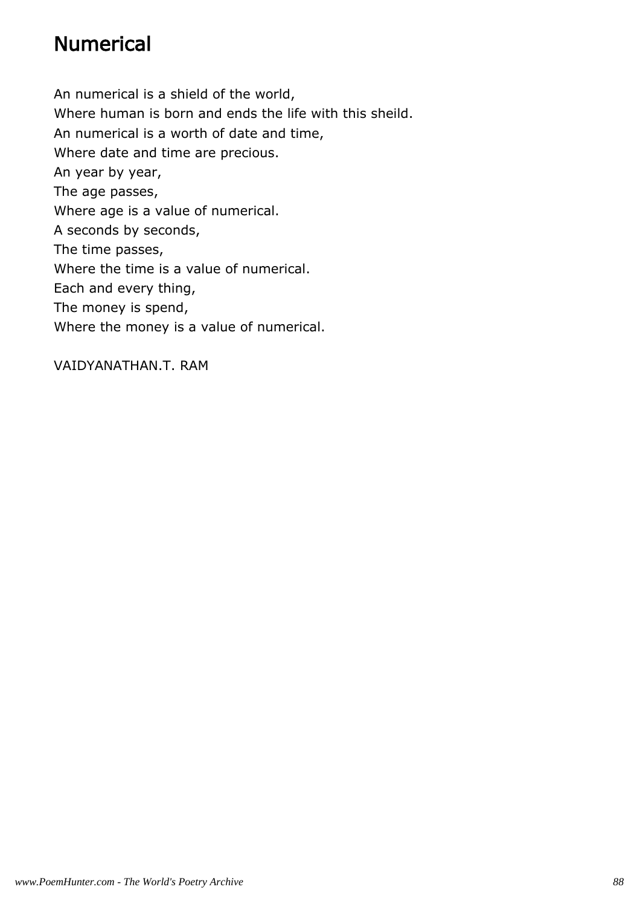# Numerical

An numerical is a shield of the world,  
Where human is born and ends the life with this sheild.  
An numerical is a worth of date and time,  
Where date and time are precious.  
An year by year,  
The age passes,  
Where age is a value of numerical.  
A seconds by seconds,  
The time passes,  
Where the time is a value of numerical.  
Each and every thing,  
The money is spend,  
Where the money is a value of numerical.

VAIDYANATHAN.T. RAM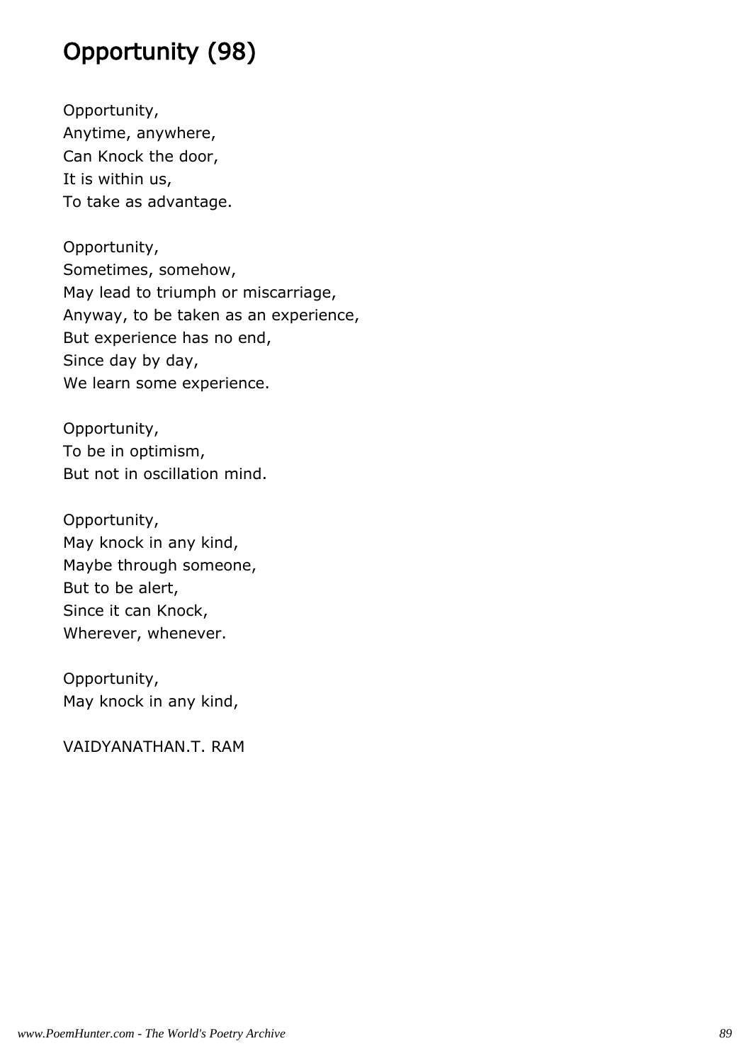# Opportunity (98)

Opportunity,
Anytime, anywhere,
Can Knock the door,
It is within us,
To take as advantage.

Opportunity,
Sometimes, somehow,
May lead to triumph or miscarriage,
Anyway, to be taken as an experience,
But experience has no end,
Since day by day,
We learn some experience.

Opportunity,
To be in optimism,
But not in oscillation mind.

Opportunity,
May knock in any kind,
Maybe through someone,
But to be alert,
Since it can Knock,
Wherever, whenever.

Opportunity,
May knock in any kind,

VAIDYANATHAN.T. RAM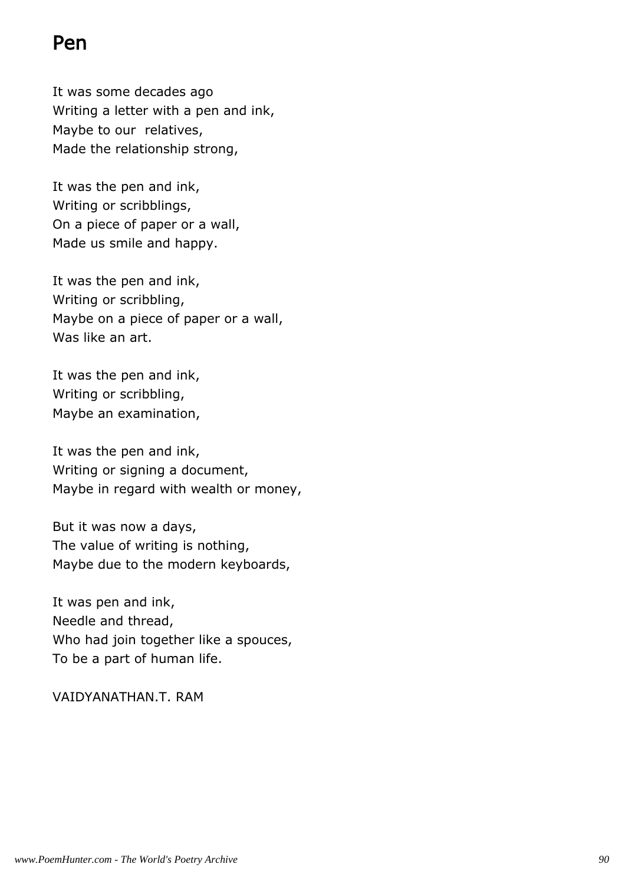# Pen

It was some decades ago
Writing a letter with a pen and ink,
Maybe to our  relatives,
Made the relationship strong,

It was the pen and ink,
Writing or scribblings,
On a piece of paper or a wall,
Made us smile and happy.

It was the pen and ink,
Writing or scribbling,
Maybe on a piece of paper or a wall,
Was like an art.

It was the pen and ink,
Writing or scribbling,
Maybe an examination,

It was the pen and ink,
Writing or signing a document,
Maybe in regard with wealth or money,

But it was now a days,
The value of writing is nothing,
Maybe due to the modern keyboards,

It was pen and ink,
Needle and thread,
Who had join together like a spouces,
To be a part of human life.

VAIDYANATHAN.T. RAM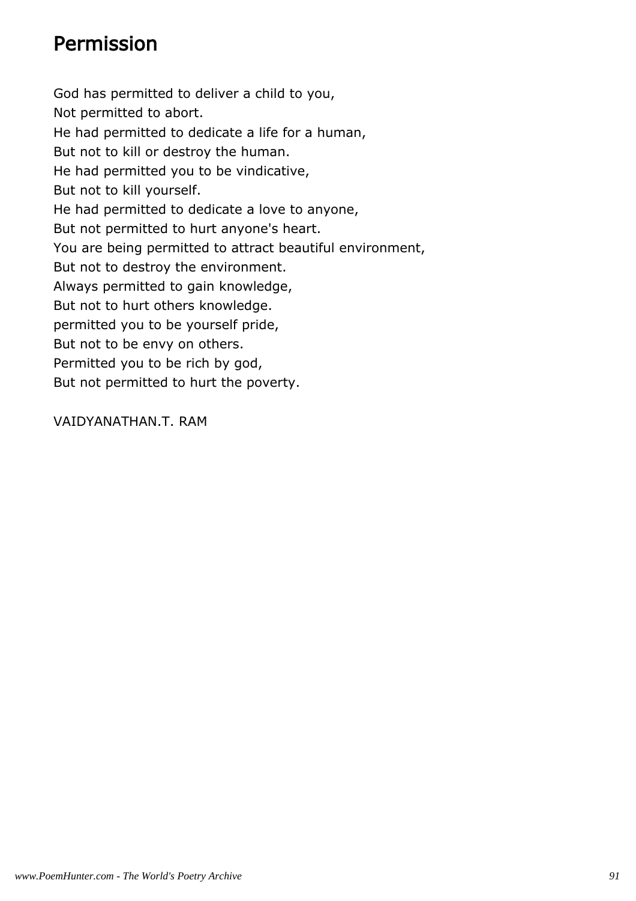# Permission

God has permitted to deliver a child to you,  
Not permitted to abort.  
He had permitted to dedicate a life for a human,  
But not to kill or destroy the human.  
He had permitted you to be vindicative,  
But not to kill yourself.  
He had permitted to dedicate a love to anyone,  
But not permitted to hurt anyone's heart.  
You are being permitted to attract beautiful environment,  
But not to destroy the environment.  
Always permitted to gain knowledge,  
But not to hurt others knowledge.  
permitted you to be yourself pride,  
But not to be envy on others.  
Permitted you to be rich by god,  
But not permitted to hurt the poverty.

VAIDYANATHAN.T. RAM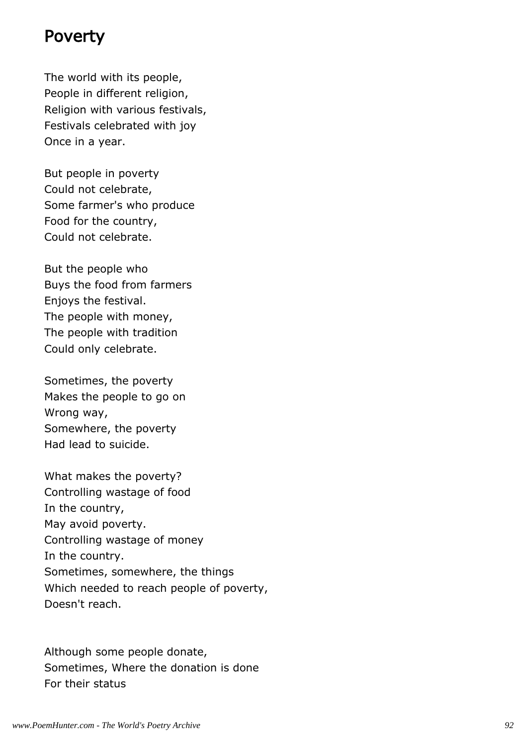# Poverty

The world with its people,  
People in different religion,  
Religion with various festivals,  
Festivals celebrated with joy  
Once in a year.

But people in poverty  
Could not celebrate,  
Some farmer's who produce  
Food for the country,  
Could not celebrate.

But the people who  
Buys the food from farmers  
Enjoys the festival.  
The people with money,  
The people with tradition  
Could only celebrate.

Sometimes, the poverty  
Makes the people to go on  
Wrong way,  
Somewhere, the poverty  
Had lead to suicide.

What makes the poverty?  
Controlling wastage of food  
In the country,  
May avoid poverty.  
Controlling wastage of money  
In the country.  
Sometimes, somewhere, the things  
Which needed to reach people of poverty,  
Doesn't reach.

Although some people donate,  
Sometimes, Where the donation is done  
For their status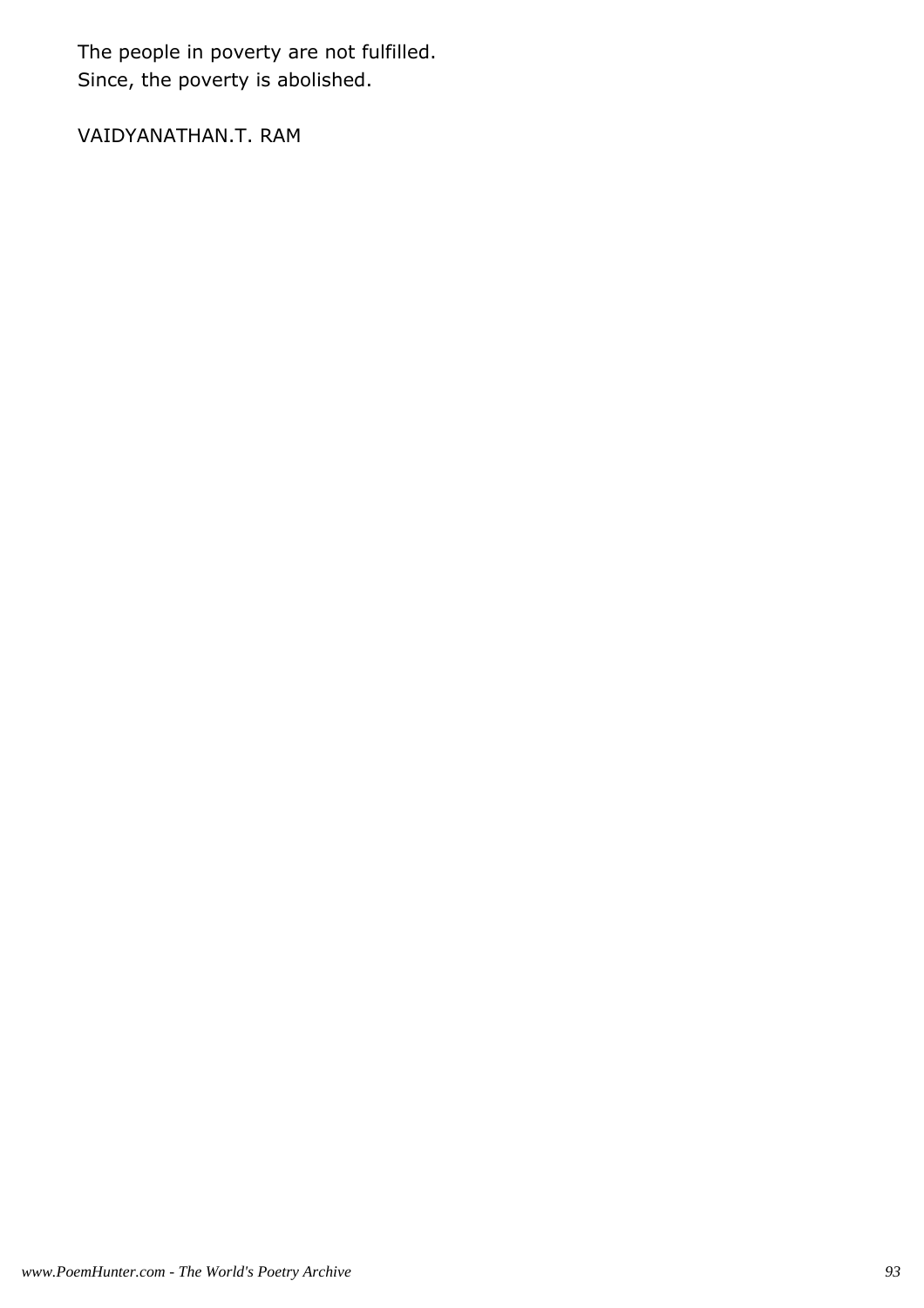The people in poverty are not fulfilled.
Since, the poverty is abolished.

VAIDYANATHAN.T. RAM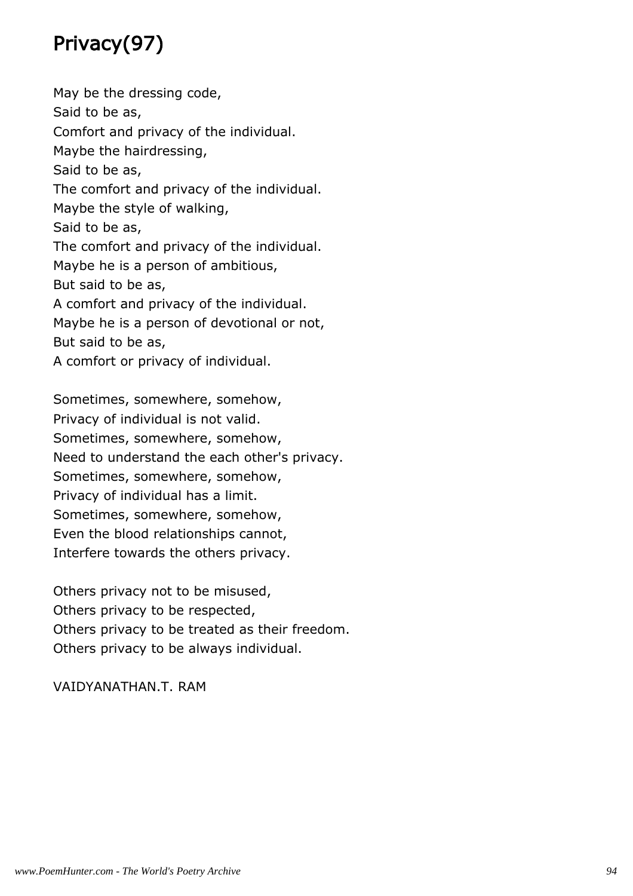# Privacy(97)

May be the dressing code,
Said to be as,
Comfort and privacy of the individual.
Maybe the hairdressing,
Said to be as,
The comfort and privacy of the individual.
Maybe the style of walking,
Said to be as,
The comfort and privacy of the individual.
Maybe he is a person of ambitious,
But said to be as,
A comfort and privacy of the individual.
Maybe he is a person of devotional or not,
But said to be as,
A comfort or privacy of individual.

Sometimes, somewhere, somehow,
Privacy of individual is not valid.
Sometimes, somewhere, somehow,
Need to understand the each other's privacy.
Sometimes, somewhere, somehow,
Privacy of individual has a limit.
Sometimes, somewhere, somehow,
Even the blood relationships cannot,
Interfere towards the others privacy.

Others privacy not to be misused,
Others privacy to be respected,
Others privacy to be treated as their freedom.
Others privacy to be always individual.

VAIDYANATHAN.T. RAM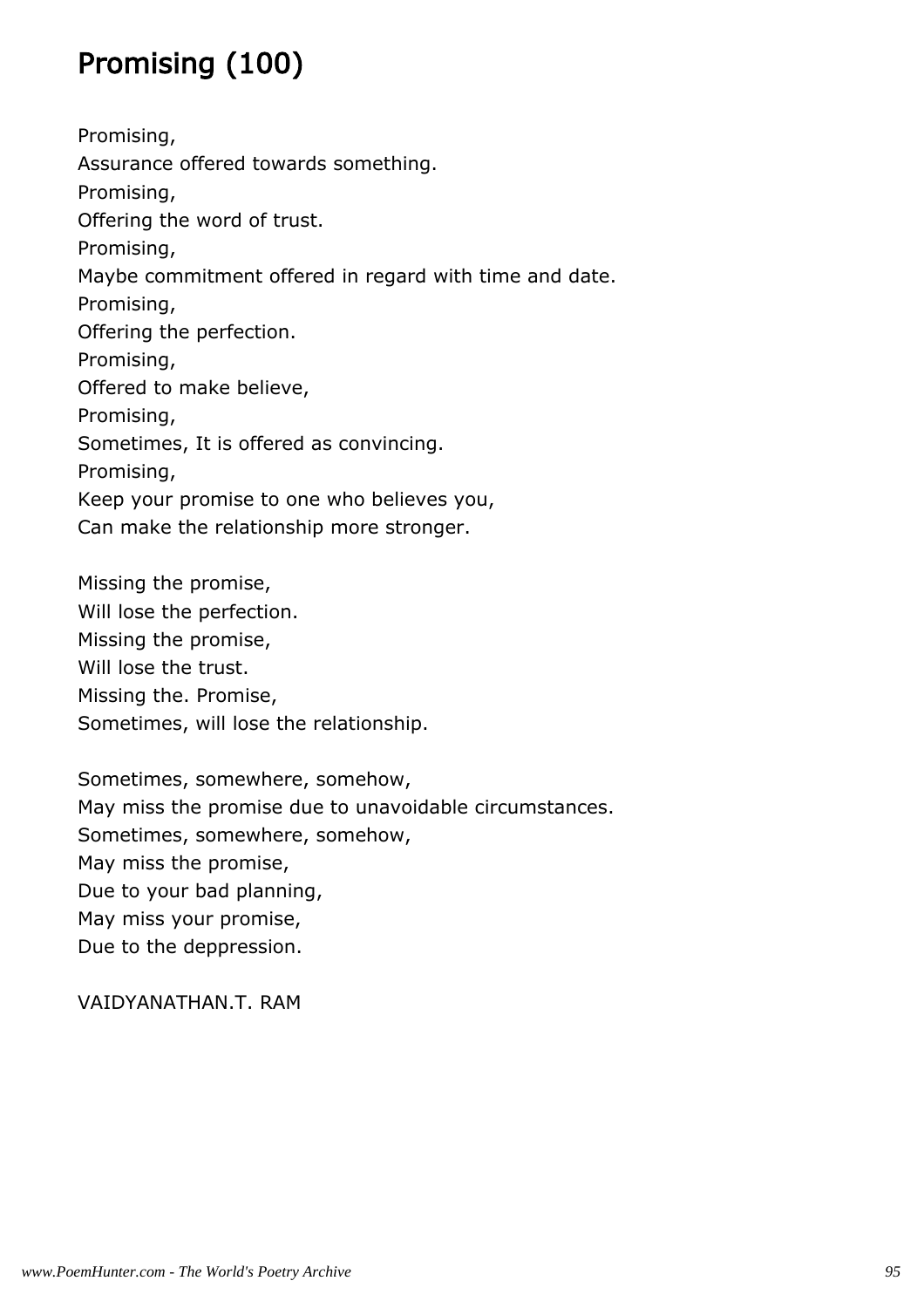# Promising (100)

Promising,
Assurance offered towards something.
Promising,
Offering the word of trust.
Promising,
Maybe commitment offered in regard with time and date.
Promising,
Offering the perfection.
Promising,
Offered to make believe,
Promising,
Sometimes, It is offered as convincing.
Promising,
Keep your promise to one who believes you,
Can make the relationship more stronger.

Missing the promise,
Will lose the perfection.
Missing the promise,
Will lose the trust.
Missing the. Promise,
Sometimes, will lose the relationship.

Sometimes, somewhere, somehow,
May miss the promise due to unavoidable circumstances.
Sometimes, somewhere, somehow,
May miss the promise,
Due to your bad planning,
May miss your promise,
Due to the deppression.

VAIDYANATHAN.T. RAM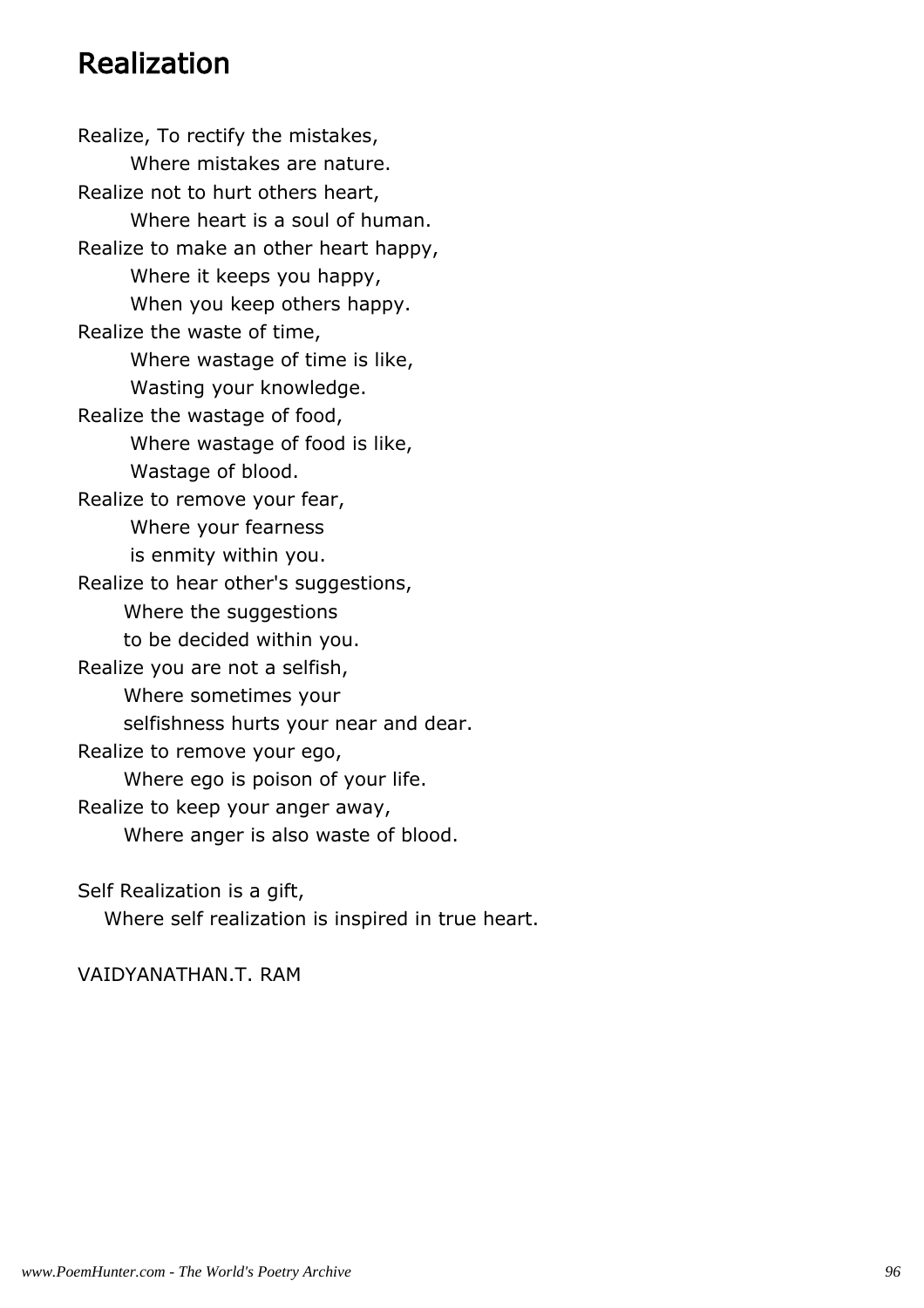## Realization

Realize, To rectify the mistakes,
Where mistakes are nature.
Realize not to hurt others heart,
Where heart is a soul of human.
Realize to make an other heart happy,
Where it keeps you happy,
When you keep others happy.
Realize the waste of time,
Where wastage of time is like,
Wasting your knowledge.
Realize the wastage of food,
Where wastage of food is like,
Wastage of blood.
Realize to remove your fear,
Where your fearness
is enmity within you.
Realize to hear other's suggestions,
Where the suggestions
to be decided within you.
Realize you are not a selfish,
Where sometimes your
selfishness hurts your near and dear.
Realize to remove your ego,
Where ego is poison of your life.
Realize to keep your anger away,
Where anger is also waste of blood.

Self Realization is a gift,
Where self realization is inspired in true heart.

VAIDYANATHAN.T. RAM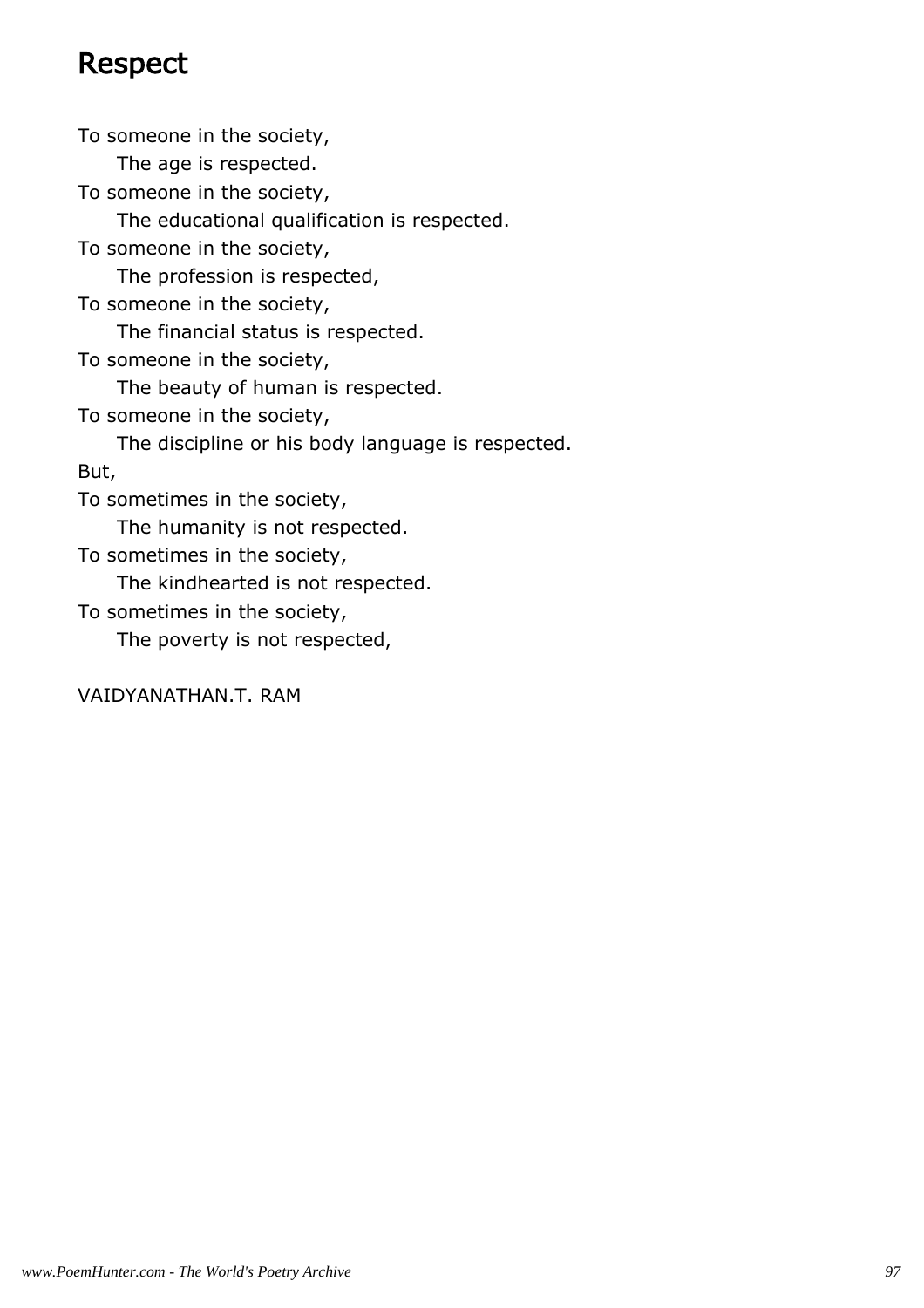# Respect

To someone in the society,
The age is respected.
To someone in the society,
The educational qualification is respected.
To someone in the society,
The profession is respected,
To someone in the society,
The financial status is respected.
To someone in the society,
The beauty of human is respected.
To someone in the society,
The discipline or his body language is respected.
But,
To sometimes in the society,
The humanity is not respected.
To sometimes in the society,
The kindhearted is not respected.
To sometimes in the society,
The poverty is not respected,

VAIDYANATHAN.T. RAM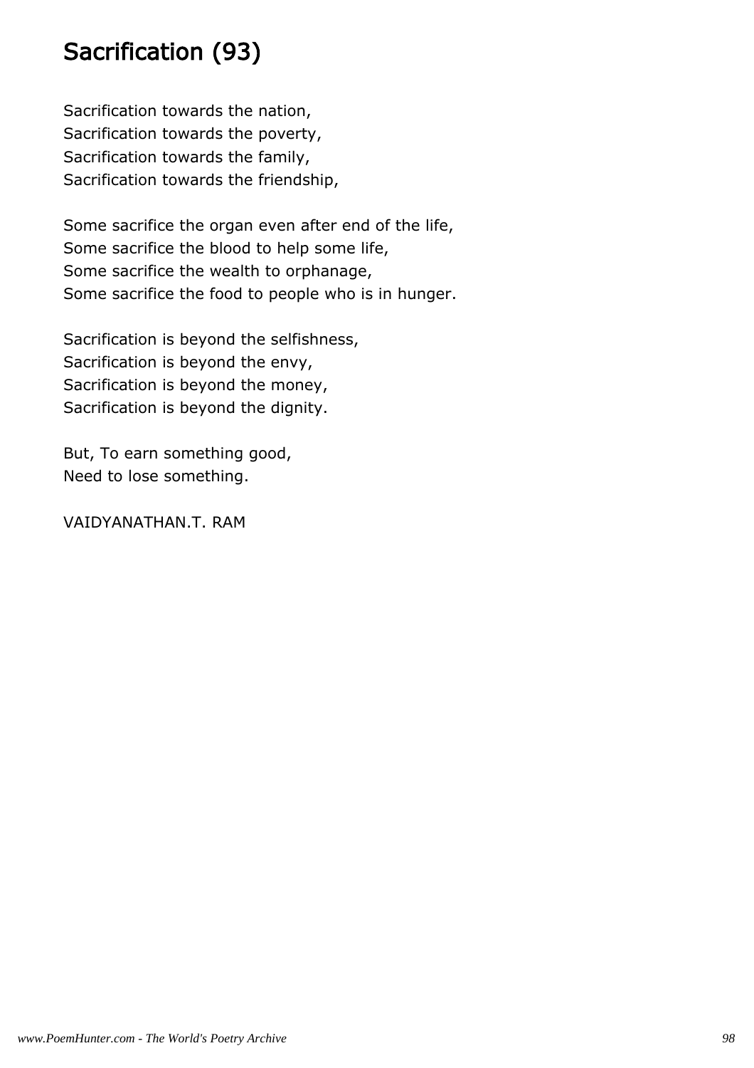# Sacrification (93)

Sacrification towards the nation,  
Sacrification towards the poverty,  
Sacrification towards the family,  
Sacrification towards the friendship,

Some sacrifice the organ even after end of the life,  
Some sacrifice the blood to help some life,  
Some sacrifice the wealth to orphanage,  
Some sacrifice the food to people who is in hunger.

Sacrification is beyond the selfishness,  
Sacrification is beyond the envy,  
Sacrification is beyond the money,  
Sacrification is beyond the dignity.

But, To earn something good,  
Need to lose something.

VAIDYANATHAN.T. RAM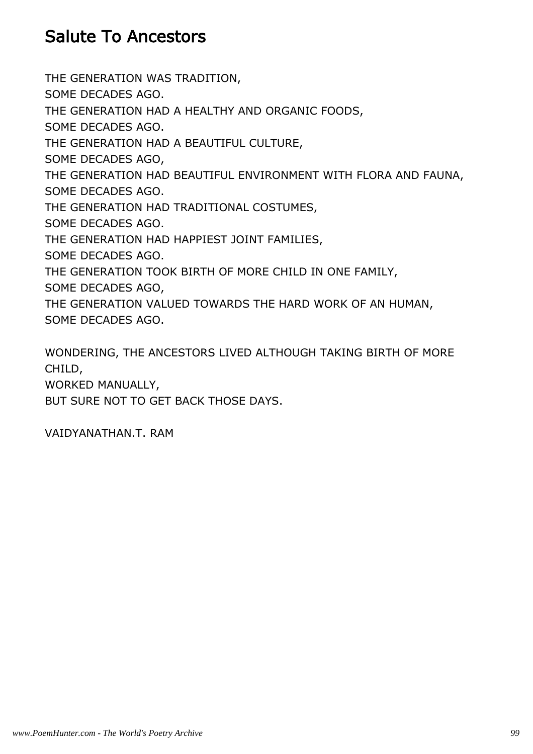# Salute To Ancestors

THE GENERATION WAS TRADITION,
SOME DECADES AGO.
THE GENERATION HAD A HEALTHY AND ORGANIC FOODS,
SOME DECADES AGO.
THE GENERATION HAD A BEAUTIFUL CULTURE,
SOME DECADES AGO,
THE GENERATION HAD BEAUTIFUL ENVIRONMENT WITH FLORA AND FAUNA,
SOME DECADES AGO.
THE GENERATION HAD TRADITIONAL COSTUMES,
SOME DECADES AGO.
THE GENERATION HAD HAPPIEST JOINT FAMILIES,
SOME DECADES AGO.
THE GENERATION TOOK BIRTH OF MORE CHILD IN ONE FAMILY,
SOME DECADES AGO,
THE GENERATION VALUED TOWARDS THE HARD WORK OF AN HUMAN,
SOME DECADES AGO.

WONDERING, THE ANCESTORS LIVED ALTHOUGH TAKING BIRTH OF MORE CHILD,
WORKED MANUALLY,
BUT SURE NOT TO GET BACK THOSE DAYS.

VAIDYANATHAN.T. RAM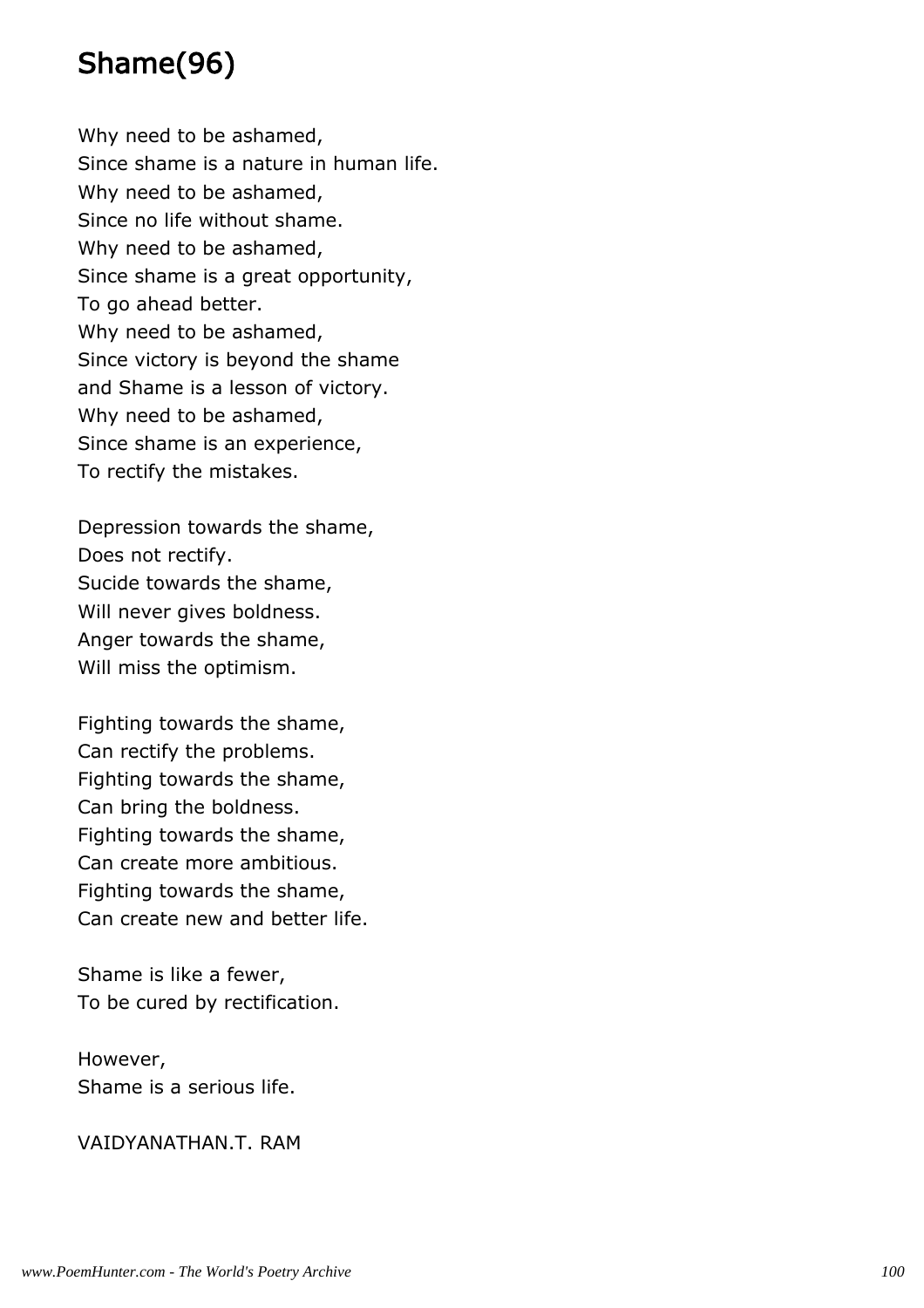# Shame(96)

Why need to be ashamed,  
Since shame is a nature in human life.  
Why need to be ashamed,  
Since no life without shame.  
Why need to be ashamed,  
Since shame is a great opportunity,  
To go ahead better.  
Why need to be ashamed,  
Since victory is beyond the shame  
and Shame is a lesson of victory.  
Why need to be ashamed,  
Since shame is an experience,  
To rectify the mistakes.

Depression towards the shame,  
Does not rectify.  
Sucide towards the shame,  
Will never gives boldness.  
Anger towards the shame,  
Will miss the optimism.

Fighting towards the shame,  
Can rectify the problems.  
Fighting towards the shame,  
Can bring the boldness.  
Fighting towards the shame,  
Can create more ambitious.  
Fighting towards the shame,  
Can create new and better life.

Shame is like a fewer,  
To be cured by rectification.

However,  
Shame is a serious life.

VAIDYANATHAN.T. RAM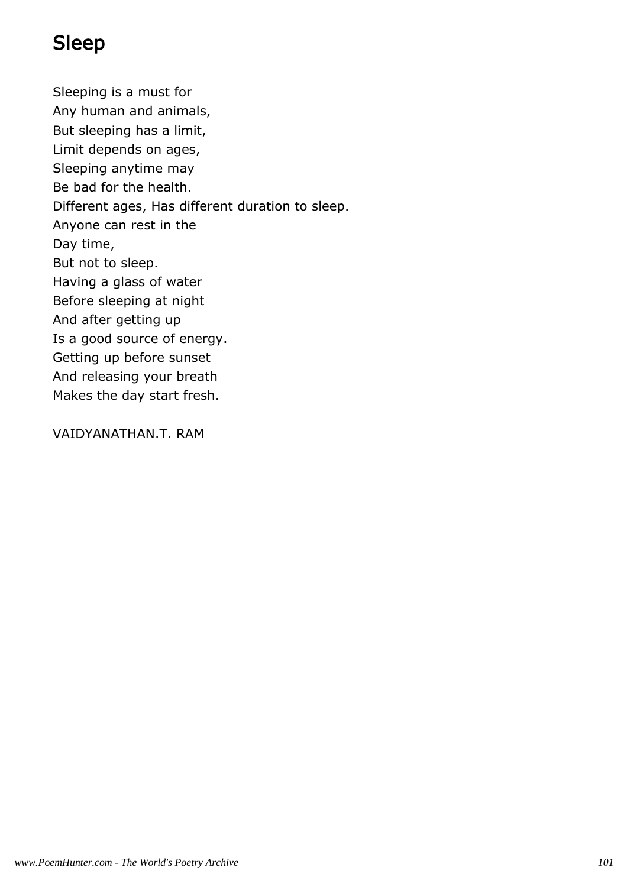# Sleep

Sleeping is a must for
Any human and animals,
But sleeping has a limit,
Limit depends on ages,
Sleeping anytime may
Be bad for the health.
Different ages, Has different duration to sleep.
Anyone can rest in the
Day time,
But not to sleep.
Having a glass of water
Before sleeping at night
And after getting up
Is a good source of energy.
Getting up before sunset
And releasing your breath
Makes the day start fresh.

VAIDYANATHAN.T. RAM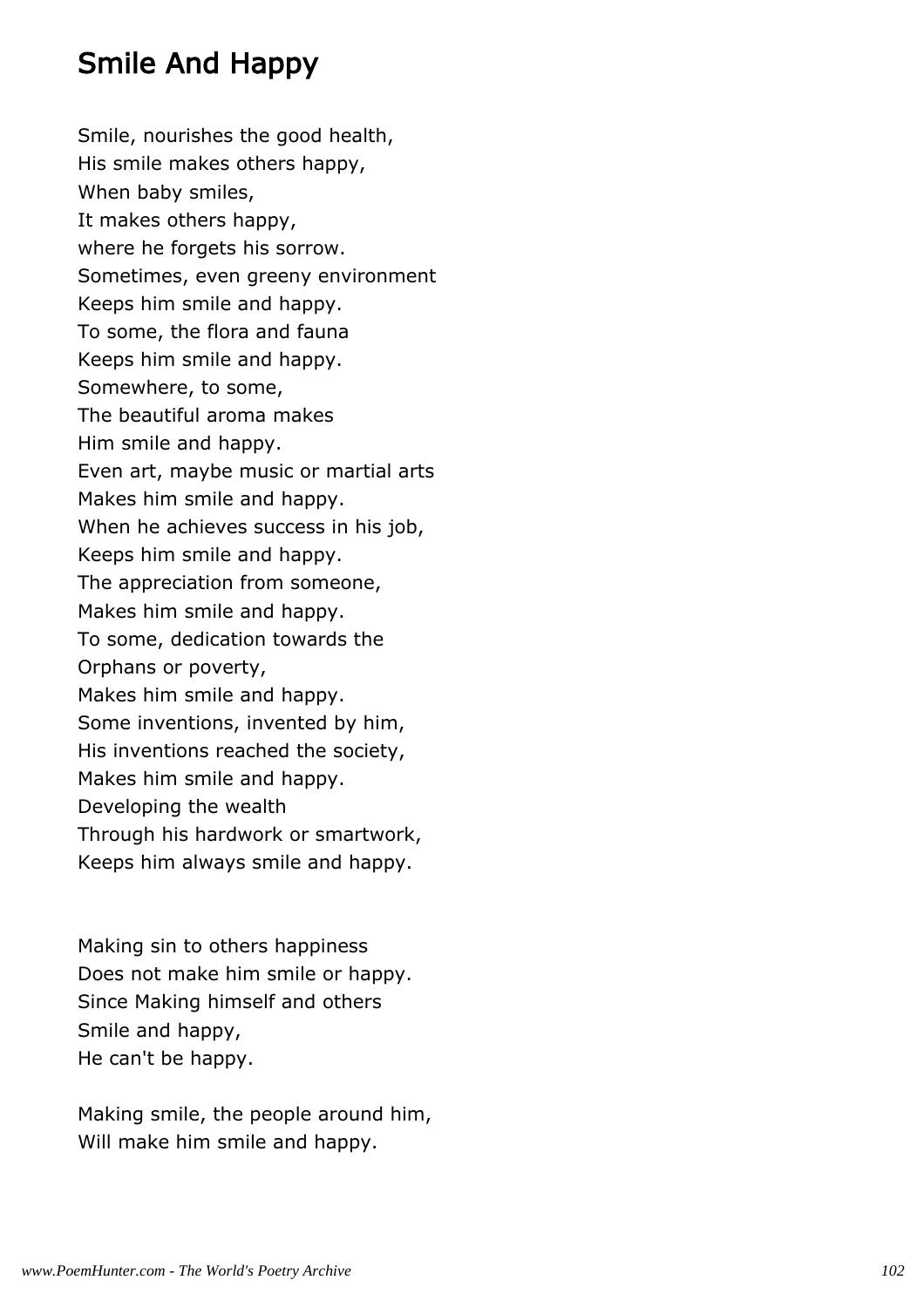## Smile And Happy

Smile, nourishes the good health,  
His smile makes others happy,  
When baby smiles,  
It makes others happy,  
where he forgets his sorrow.  
Sometimes, even greeny environment  
Keeps him smile and happy.  
To some, the flora and fauna  
Keeps him smile and happy.  
Somewhere, to some,  
The beautiful aroma makes  
Him smile and happy.  
Even art, maybe music or martial arts  
Makes him smile and happy.  
When he achieves success in his job,  
Keeps him smile and happy.  
The appreciation from someone,  
Makes him smile and happy.  
To some, dedication towards the  
Orphans or poverty,  
Makes him smile and happy.  
Some inventions, invented by him,  
His inventions reached the society,  
Makes him smile and happy.  
Developing the wealth  
Through his hardwork or smartwork,  
Keeps him always smile and happy.

Making sin to others happiness  
Does not make him smile or happy.  
Since Making himself and others  
Smile and happy,  
He can't be happy.

Making smile, the people around him,  
Will make him smile and happy.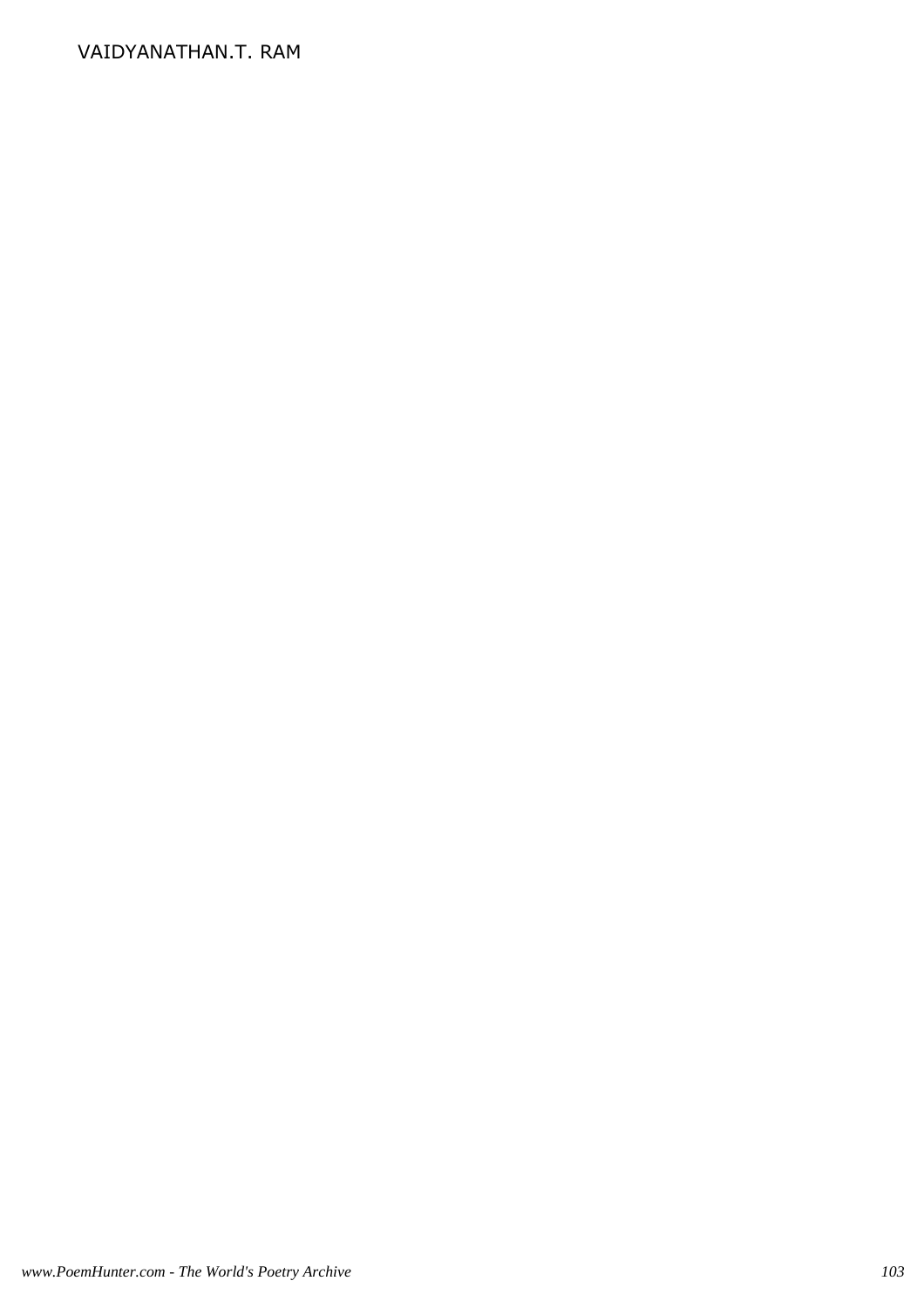VAIDYANATHAN.T. RAM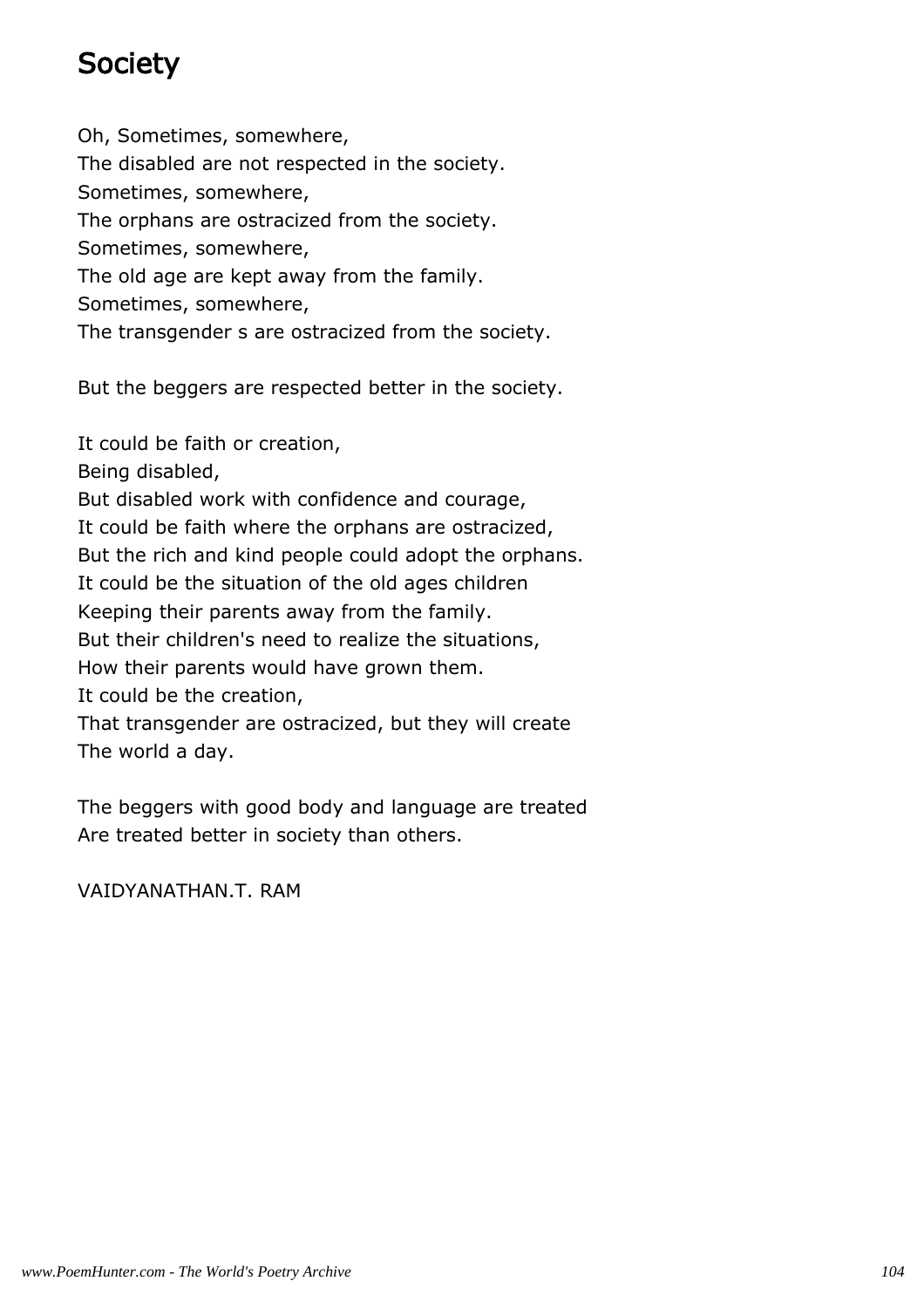# Society

Oh, Sometimes, somewhere,
The disabled are not respected in the society.
Sometimes, somewhere,
The orphans are ostracized from the society.
Sometimes, somewhere,
The old age are kept away from the family.
Sometimes, somewhere,
The transgender s are ostracized from the society.

But the beggers are respected better in the society.

It could be faith or creation,
Being disabled,
But disabled work with confidence and courage,
It could be faith where the orphans are ostracized,
But the rich and kind people could adopt the orphans.
It could be the situation of the old ages children
Keeping their parents away from the family.
But their children's need to realize the situations,
How their parents would have grown them.
It could be the creation,
That transgender are ostracized, but they will create
The world a day.

The beggers with good body and language are treated
Are treated better in society than others.

VAIDYANATHAN.T. RAM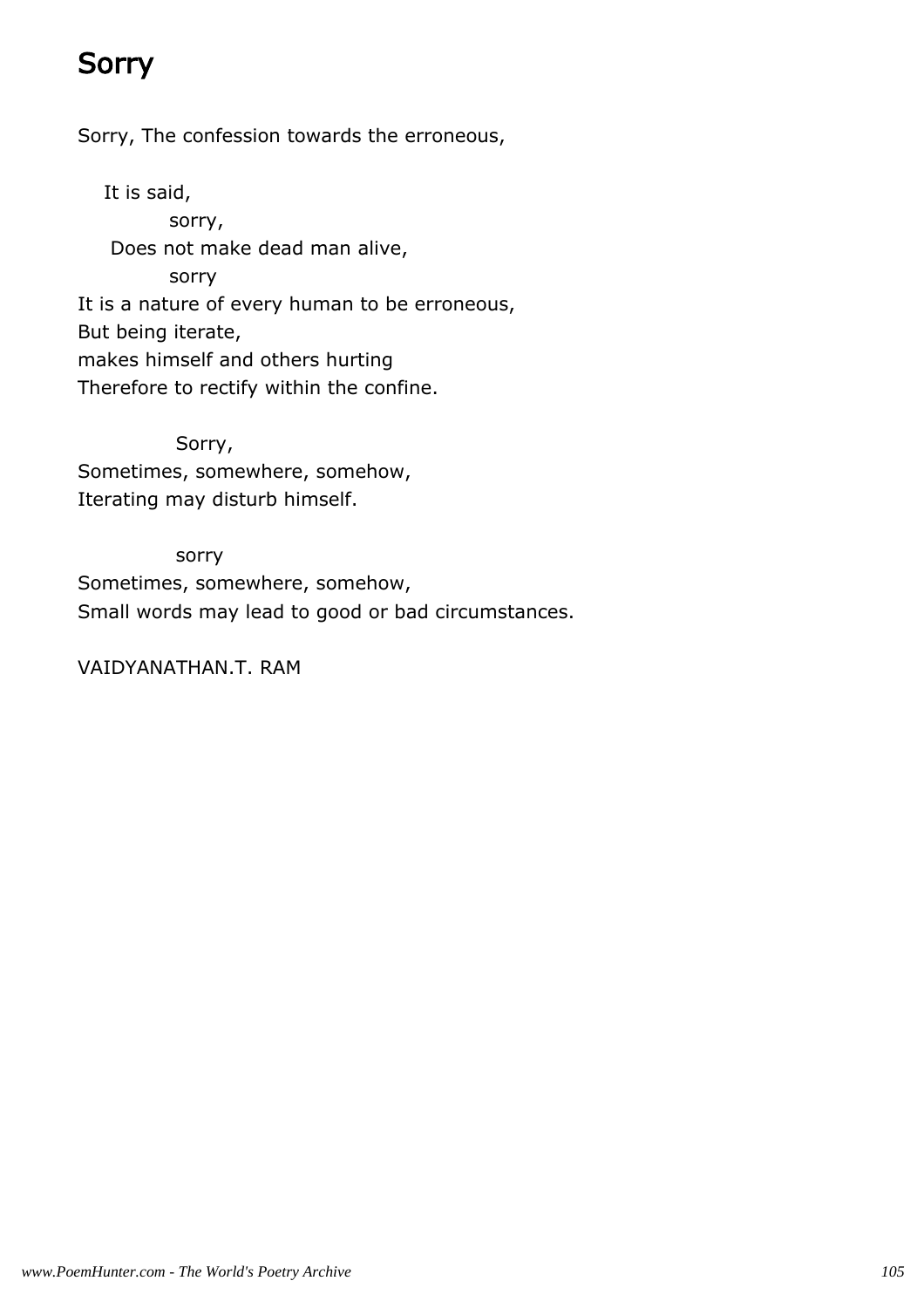# Sorry

Sorry, The confession towards the erroneous,

It is said,  
sorry,  
Does not make dead man alive,  
sorry  
It is a nature of every human to be erroneous,  
But being iterate,  
makes himself and others hurting  
Therefore to rectify within the confine.

Sorry,  
Sometimes, somewhere, somehow,  
Iterating may disturb himself.

sorry  
Sometimes, somewhere, somehow,  
Small words may lead to good or bad circumstances.

VAIDYANATHAN.T. RAM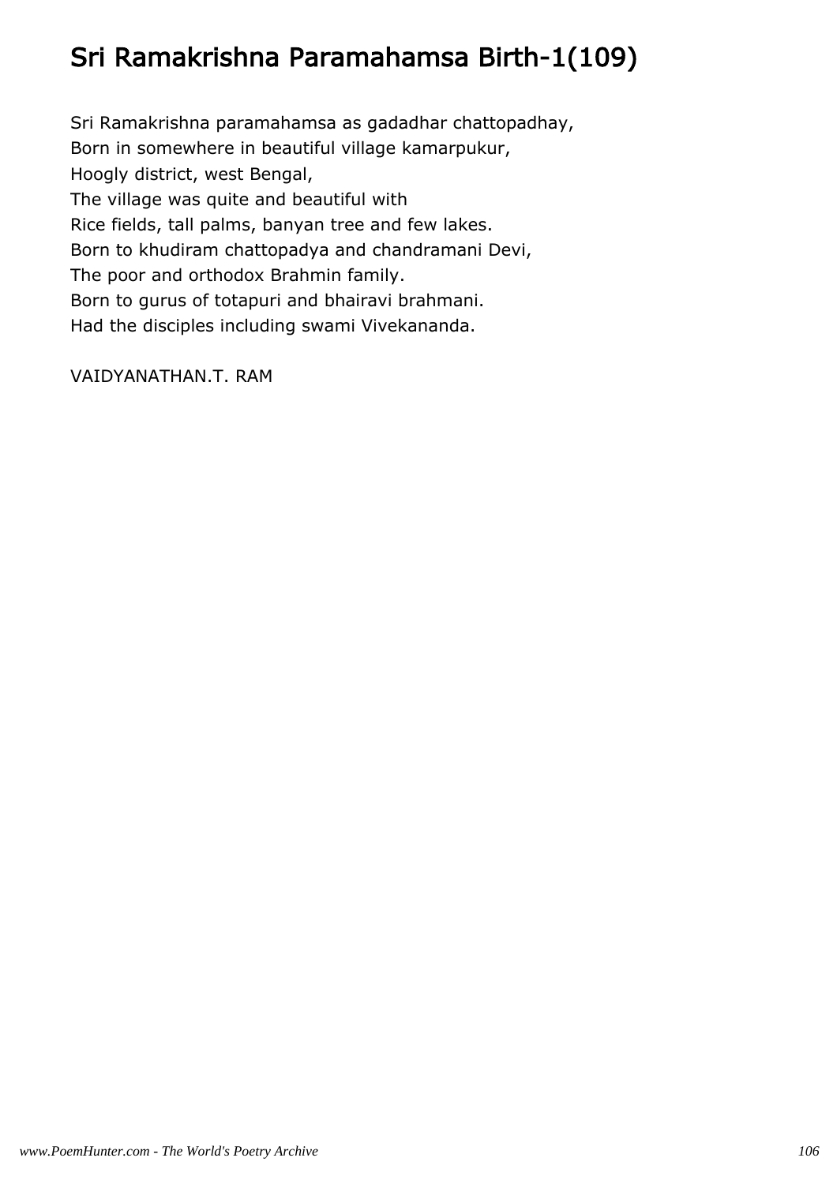# Sri Ramakrishna Paramahamsa Birth-1(109)

Sri Ramakrishna paramahamsa as gadadhar chattopadhay,
Born in somewhere in beautiful village kamarpukur,
Hoogly district, west Bengal,
The village was quite and beautiful with
Rice fields, tall palms, banyan tree and few lakes.
Born to khudiram chattopadya and chandramani Devi,
The poor and orthodox Brahmin family.
Born to gurus of totapuri and bhairavi brahmani.
Had the disciples including swami Vivekananda.

VAIDYANATHAN.T. RAM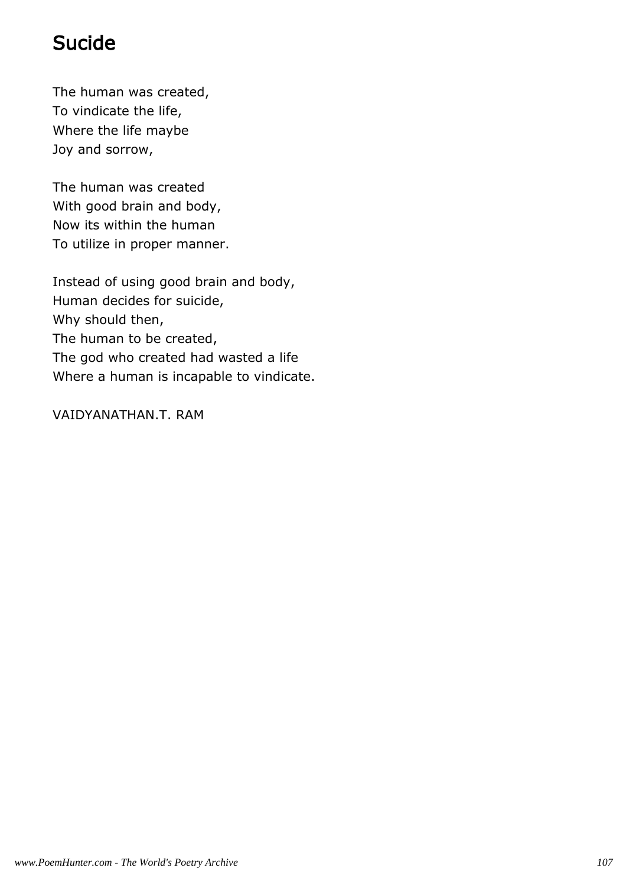# Sucide

The human was created,
To vindicate the life,
Where the life maybe
Joy and sorrow,

The human was created
With good brain and body,
Now its within the human
To utilize in proper manner.

Instead of using good brain and body,
Human decides for suicide,
Why should then,
The human to be created,
The god who created had wasted a life
Where a human is incapable to vindicate.

VAIDYANATHAN.T. RAM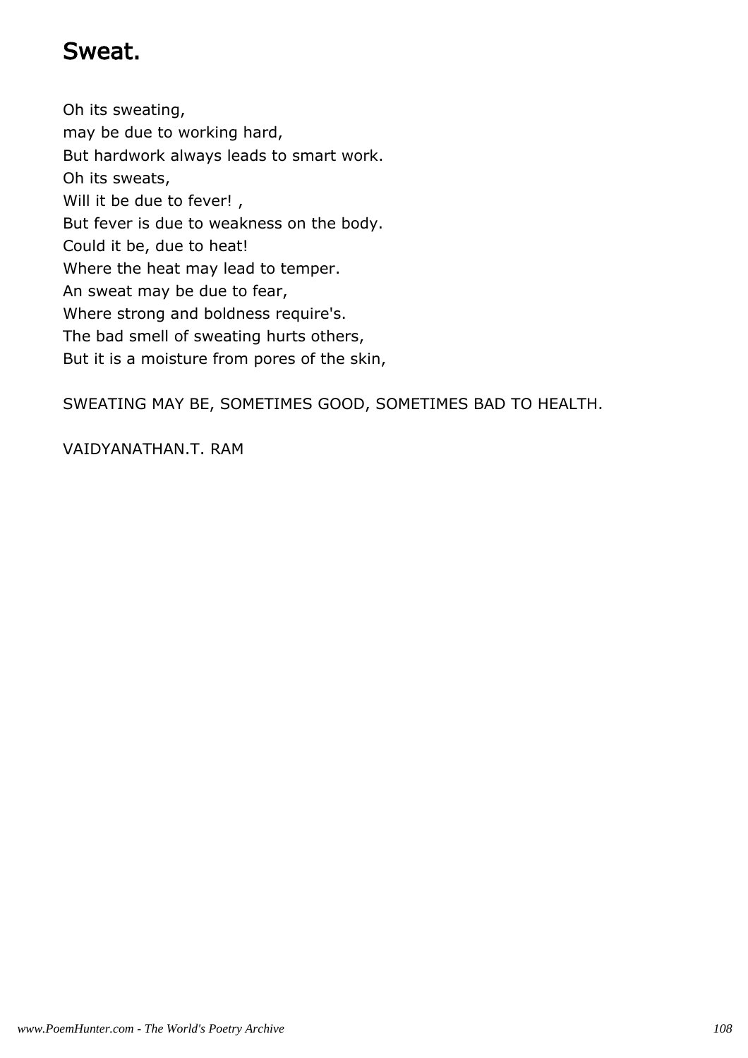# Sweat.

Oh its sweating,  
may be due to working hard,  
But hardwork always leads to smart work.  
Oh its sweats,  
Will it be due to fever! ,  
But fever is due to weakness on the body.  
Could it be, due to heat!  
Where the heat may lead to temper.  
An sweat may be due to fear,  
Where strong and boldness require's.  
The bad smell of sweating hurts others,  
But it is a moisture from pores of the skin,

SWEATING MAY BE, SOMETIMES GOOD, SOMETIMES BAD TO HEALTH.

VAIDYANATHAN.T. RAM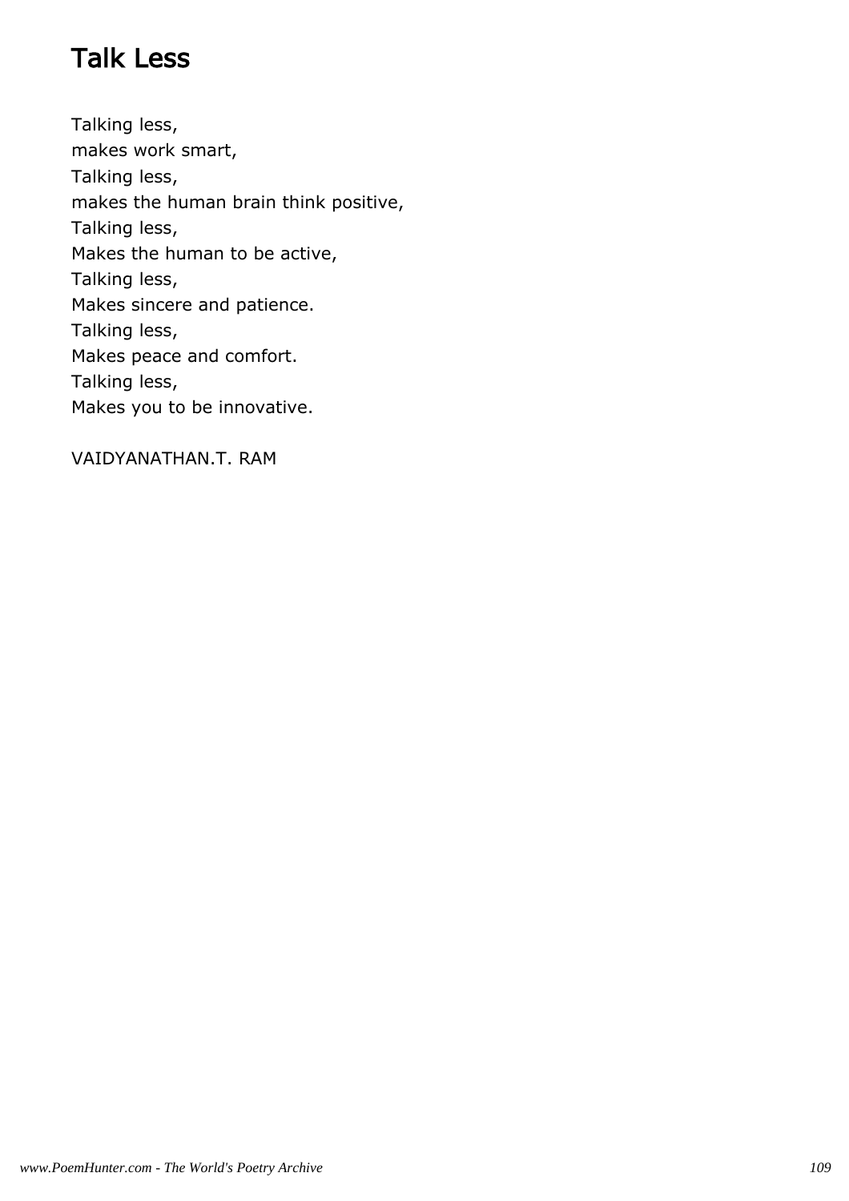# Talk Less

Talking less,
makes work smart,
Talking less,
makes the human brain think positive,
Talking less,
Makes the human to be active,
Talking less,
Makes sincere and patience.
Talking less,
Makes peace and comfort.
Talking less,
Makes you to be innovative.

VAIDYANATHAN.T. RAM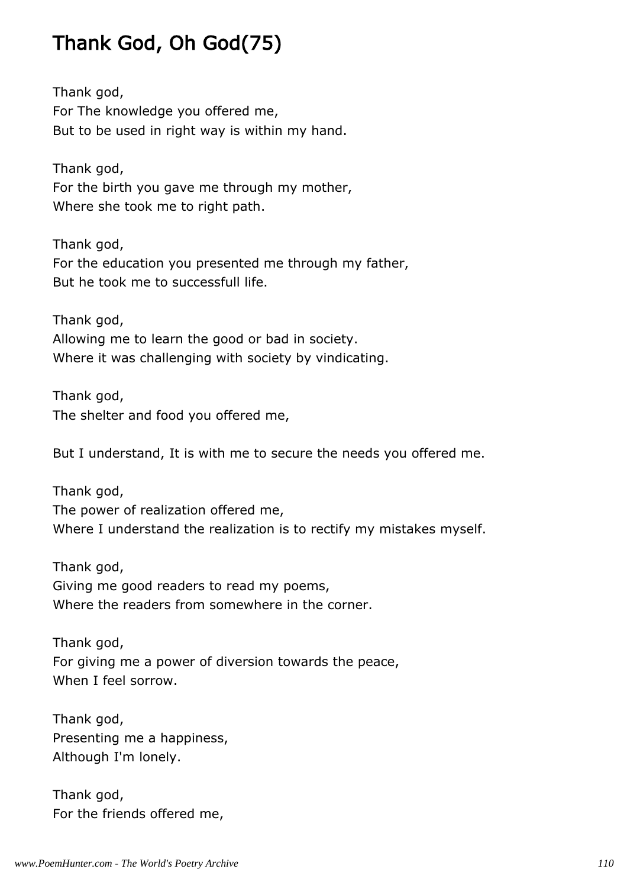## Thank God, Oh God(75)

Thank god,
For The knowledge you offered me,
But to be used in right way is within my hand.

Thank god,
For the birth you gave me through my mother,
Where she took me to right path.

Thank god,
For the education you presented me through my father,
But he took me to successfull life.

Thank god,
Allowing me to learn the good or bad in society.
Where it was challenging with society by vindicating.

Thank god,
The shelter and food you offered me,

But I understand, It is with me to secure the needs you offered me.

Thank god,
The power of realization offered me,
Where I understand the realization is to rectify my mistakes myself.

Thank god,
Giving me good readers to read my poems,
Where the readers from somewhere in the corner.

Thank god,
For giving me a power of diversion towards the peace,
When I feel sorrow.

Thank god,
Presenting me a happiness,
Although I'm lonely.

Thank god,
For the friends offered me,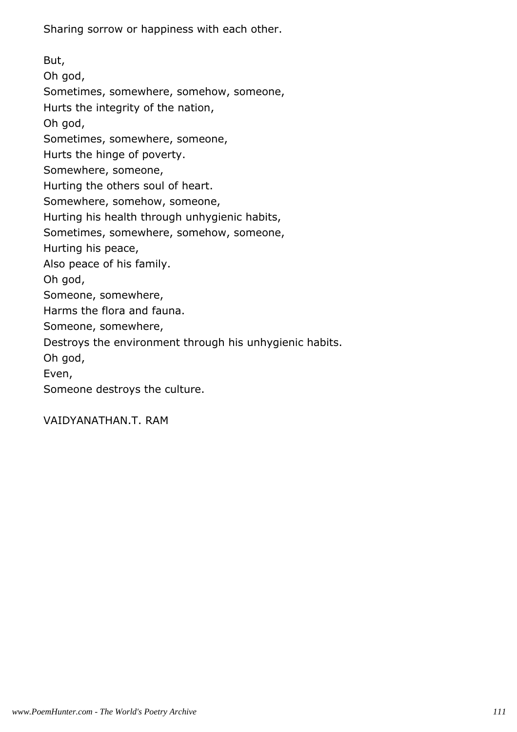Sharing sorrow or happiness with each other.

But,  
Oh god,  
Sometimes, somewhere, somehow, someone,  
Hurts the integrity of the nation,  
Oh god,  
Sometimes, somewhere, someone,  
Hurts the hinge of poverty.  
Somewhere, someone,  
Hurting the others soul of heart.  
Somewhere, somehow, someone,  
Hurting his health through unhygienic habits,  
Sometimes, somewhere, somehow, someone,  
Hurting his peace,  
Also peace of his family.  
Oh god,  
Someone, somewhere,  
Harms the flora and fauna.  
Someone, somewhere,  
Destroys the environment through his unhygienic habits.  
Oh god,  
Even,  
Someone destroys the culture.

VAIDYANATHAN.T. RAM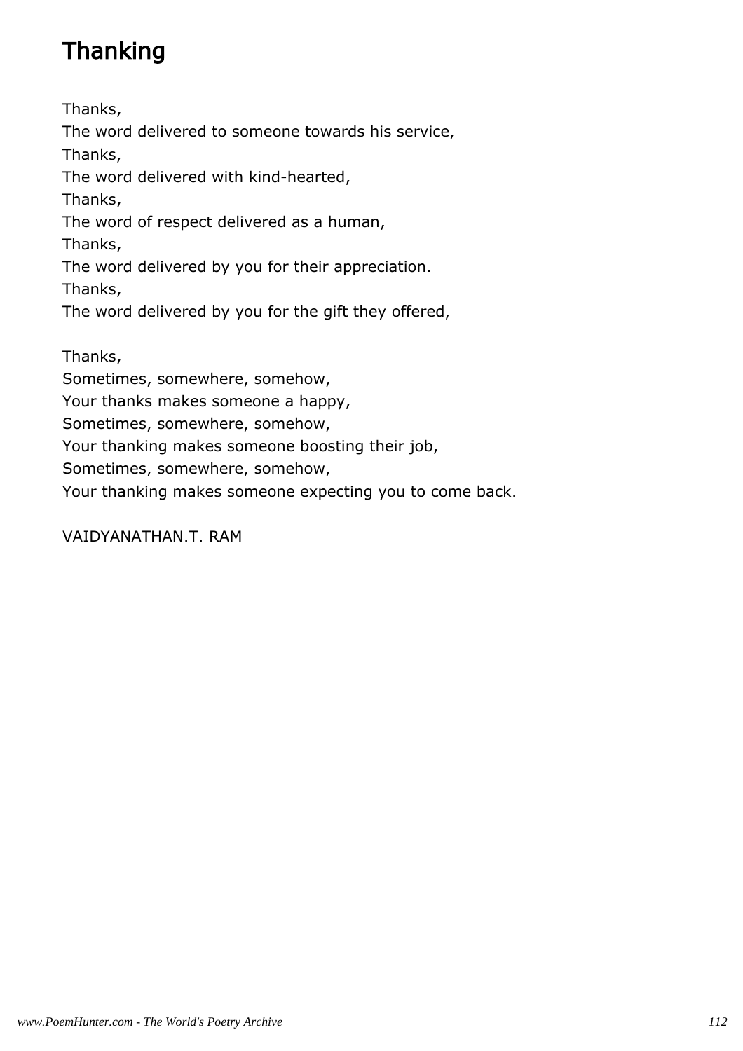# Thanking

Thanks,
The word delivered to someone towards his service,
Thanks,
The word delivered with kind-hearted,
Thanks,
The word of respect delivered as a human,
Thanks,
The word delivered by you for their appreciation.
Thanks,
The word delivered by you for the gift they offered,

Thanks,
Sometimes, somewhere, somehow,
Your thanks makes someone a happy,
Sometimes, somewhere, somehow,
Your thanking makes someone boosting their job,
Sometimes, somewhere, somehow,
Your thanking makes someone expecting you to come back.

VAIDYANATHAN.T. RAM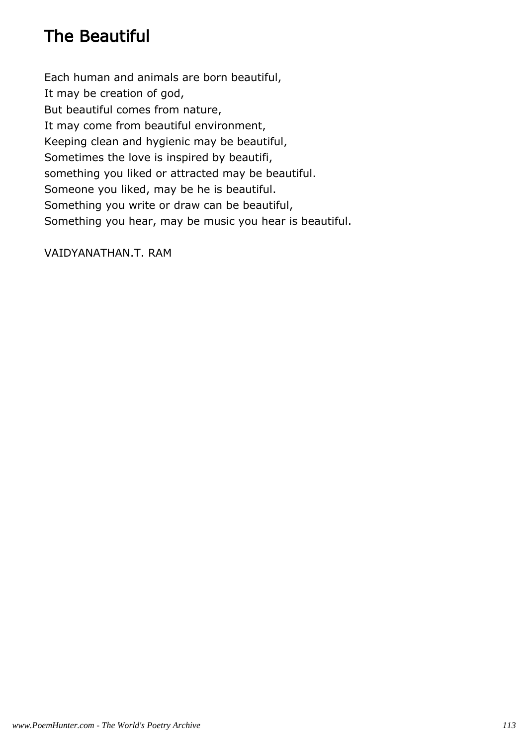# The Beautiful

Each human and animals are born beautiful,  
It may be creation of god,  
But beautiful comes from nature,  
It may come from beautiful environment,  
Keeping clean and hygienic may be beautiful,  
Sometimes the love is inspired by beautifi,  
something you liked or attracted may be beautiful.  
Someone you liked, may be he is beautiful.  
Something you write or draw can be beautiful,  
Something you hear, may be music you hear is beautiful.

VAIDYANATHAN.T. RAM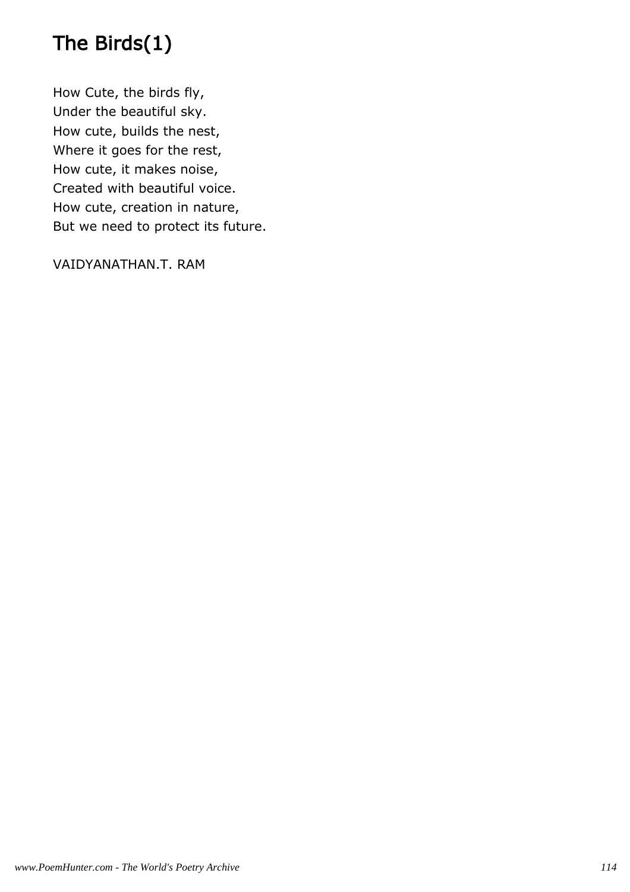# The Birds(1)

How Cute, the birds fly,
Under the beautiful sky.
How cute, builds the nest,
Where it goes for the rest,
How cute, it makes noise,
Created with beautiful voice.
How cute, creation in nature,
But we need to protect its future.

VAIDYANATHAN.T. RAM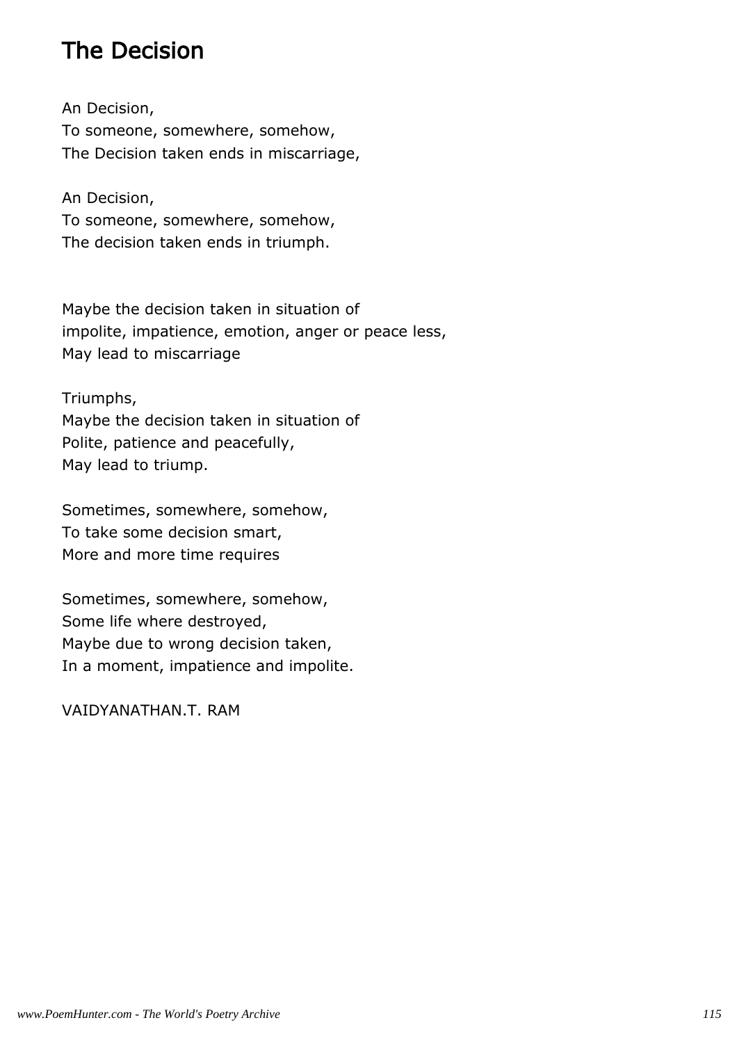# The Decision

An Decision,  
To someone, somewhere, somehow,  
The Decision taken ends in miscarriage,

An Decision,  
To someone, somewhere, somehow,  
The decision taken ends in triumph.

Maybe the decision taken in situation of  
impolite, impatience, emotion, anger or peace less,  
May lead to miscarriage

Triumphs,  
Maybe the decision taken in situation of  
Polite, patience and peacefully,  
May lead to triump.

Sometimes, somewhere, somehow,  
To take some decision smart,  
More and more time requires

Sometimes, somewhere, somehow,  
Some life where destroyed,  
Maybe due to wrong decision taken,  
In a moment, impatience and impolite.

VAIDYANATHAN.T. RAM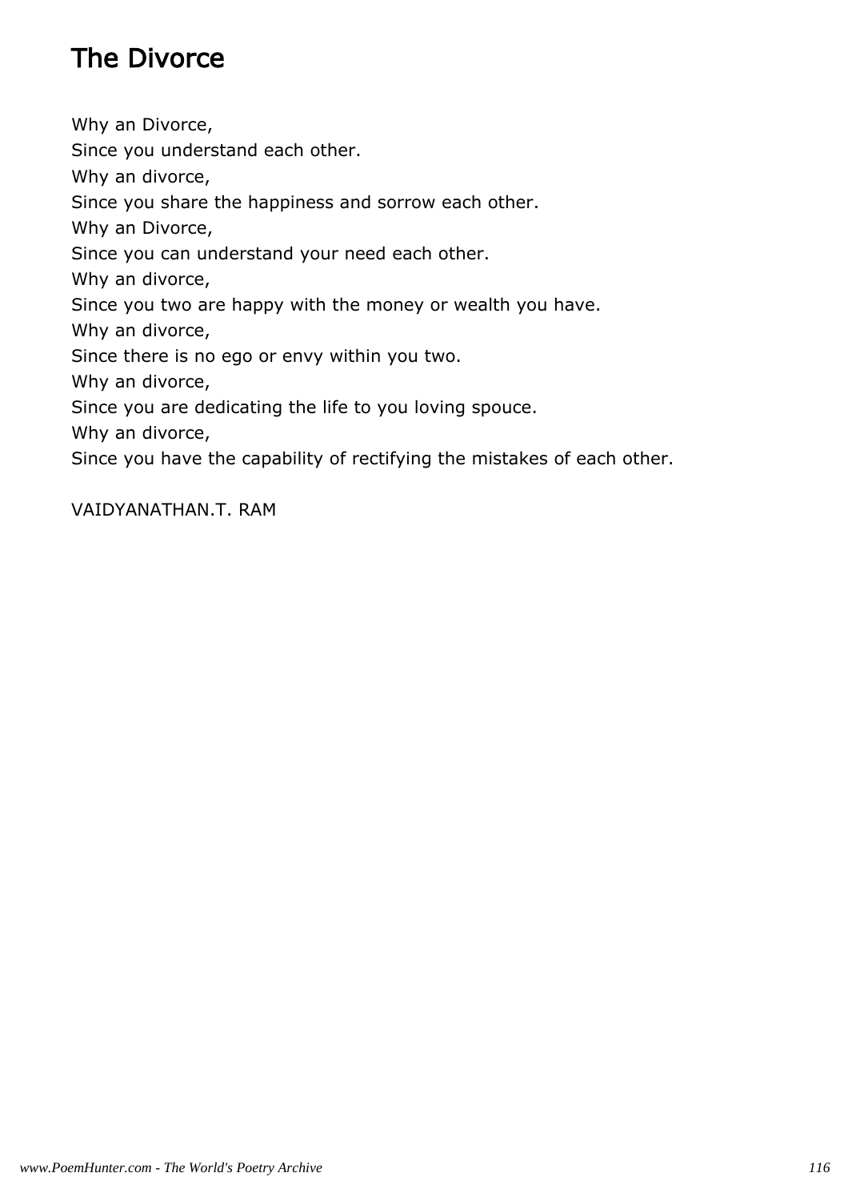# The Divorce

Why an Divorce,  
Since you understand each other.  
Why an divorce,  
Since you share the happiness and sorrow each other.  
Why an Divorce,  
Since you can understand your need each other.  
Why an divorce,  
Since you two are happy with the money or wealth you have.  
Why an divorce,  
Since there is no ego or envy within you two.  
Why an divorce,  
Since you are dedicating the life to you loving spouce.  
Why an divorce,  
Since you have the capability of rectifying the mistakes of each other.

VAIDYANATHAN.T. RAM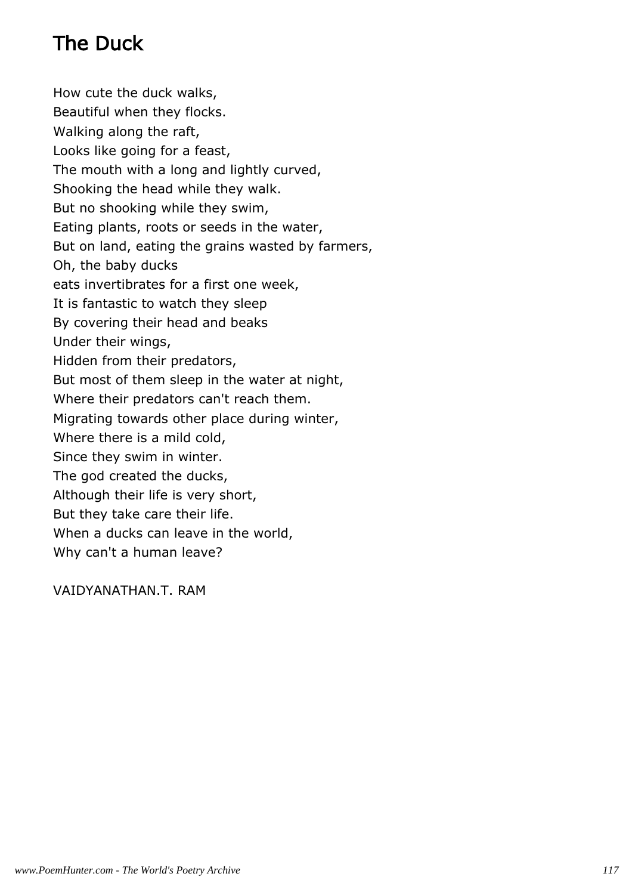# The Duck

How cute the duck walks,
Beautiful when they flocks.
Walking along the raft,
Looks like going for a feast,
The mouth with a long and lightly curved,
Shooking the head while they walk.
But no shooking while they swim,
Eating plants, roots or seeds in the water,
But on land, eating the grains wasted by farmers,
Oh, the baby ducks
eats invertibrates for a first one week,
It is fantastic to watch they sleep
By covering their head and beaks
Under their wings,
Hidden from their predators,
But most of them sleep in the water at night,
Where their predators can't reach them.
Migrating towards other place during winter,
Where there is a mild cold,
Since they swim in winter.
The god created the ducks,
Although their life is very short,
But they take care their life.
When a ducks can leave in the world,
Why can't a human leave?

VAIDYANATHAN.T. RAM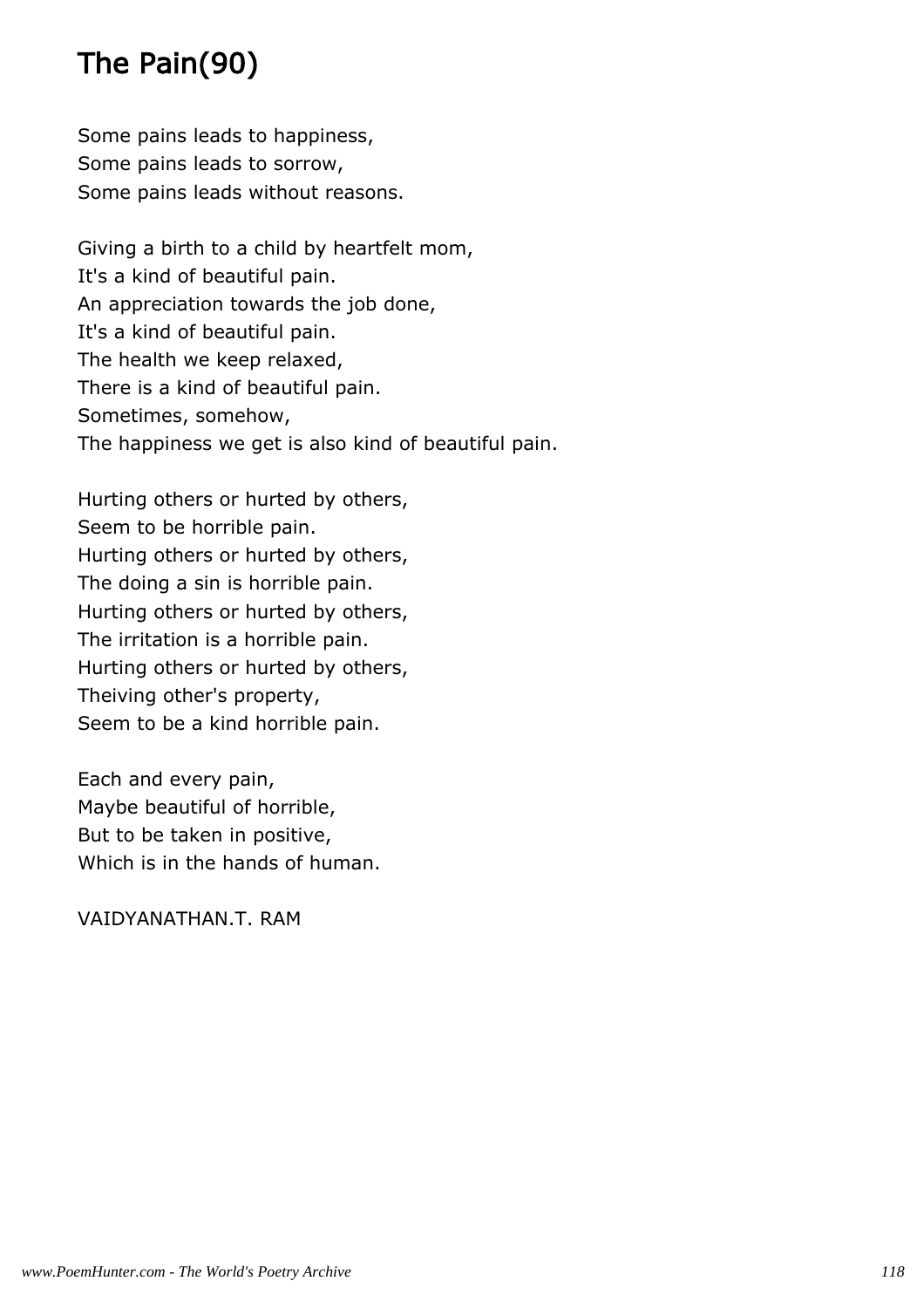# The Pain(90)

Some pains leads to happiness,
Some pains leads to sorrow,
Some pains leads without reasons.

Giving a birth to a child by heartfelt mom,
It's a kind of beautiful pain.
An appreciation towards the job done,
It's a kind of beautiful pain.
The health we keep relaxed,
There is a kind of beautiful pain.
Sometimes, somehow,
The happiness we get is also kind of beautiful pain.

Hurting others or hurted by others,
Seem to be horrible pain.
Hurting others or hurted by others,
The doing a sin is horrible pain.
Hurting others or hurted by others,
The irritation is a horrible pain.
Hurting others or hurted by others,
Theiving other's property,
Seem to be a kind horrible pain.

Each and every pain,
Maybe beautiful of horrible,
But to be taken in positive,
Which is in the hands of human.

VAIDYANATHAN.T. RAM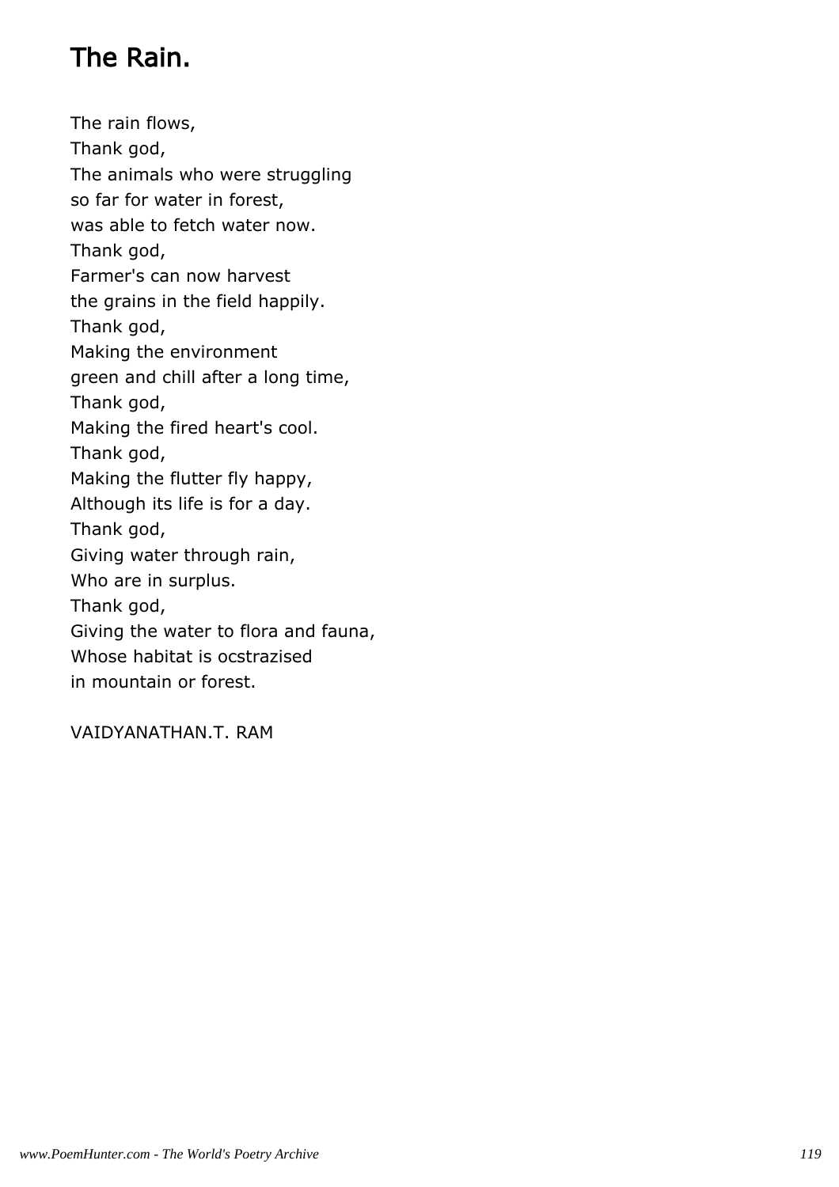# The Rain.

The rain flows,  
Thank god,  
The animals who were struggling  
so far for water in forest,  
was able to fetch water now.  
Thank god,  
Farmer's can now harvest  
the grains in the field happily.  
Thank god,  
Making the environment  
green and chill after a long time,  
Thank god,  
Making the fired heart's cool.  
Thank god,  
Making the flutter fly happy,  
Although its life is for a day.  
Thank god,  
Giving water through rain,  
Who are in surplus.  
Thank god,  
Giving the water to flora and fauna,  
Whose habitat is ocstrazised  
in mountain or forest.

VAIDYANATHAN.T. RAM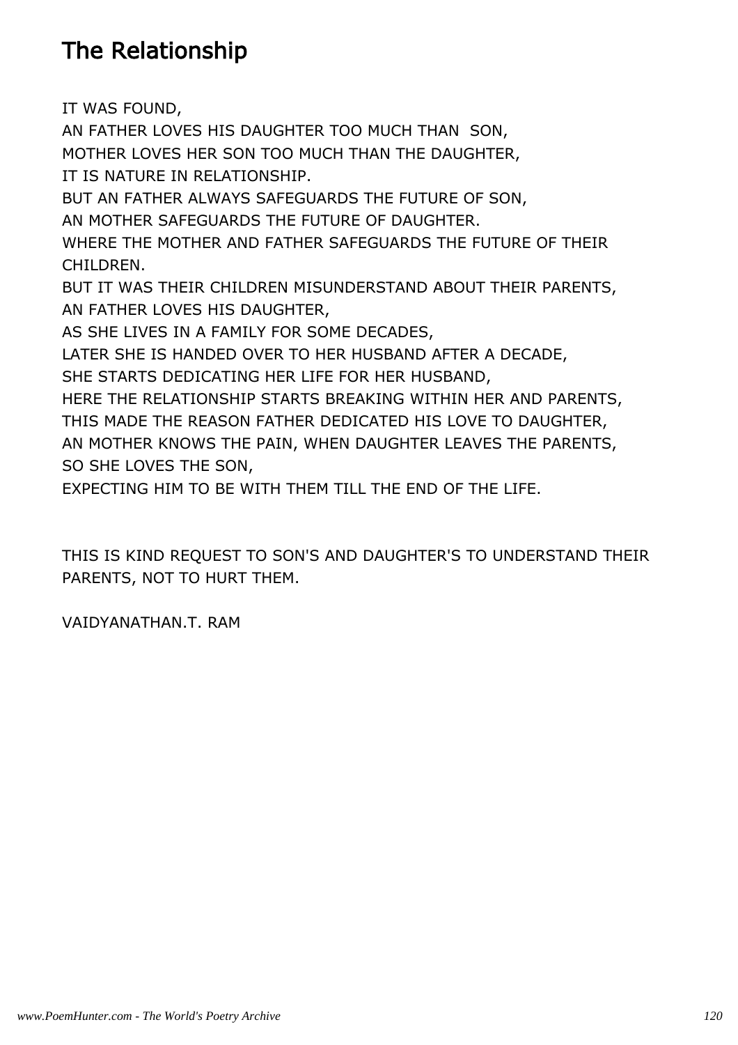# The Relationship

IT WAS FOUND,
AN FATHER LOVES HIS DAUGHTER TOO MUCH THAN SON,
MOTHER LOVES HER SON TOO MUCH THAN THE DAUGHTER,
IT IS NATURE IN RELATIONSHIP.
BUT AN FATHER ALWAYS SAFEGUARDS THE FUTURE OF SON,
AN MOTHER SAFEGUARDS THE FUTURE OF DAUGHTER.
WHERE THE MOTHER AND FATHER SAFEGUARDS THE FUTURE OF THEIR CHILDREN.
BUT IT WAS THEIR CHILDREN MISUNDERSTAND ABOUT THEIR PARENTS,
AN FATHER LOVES HIS DAUGHTER,
AS SHE LIVES IN A FAMILY FOR SOME DECADES,
LATER SHE IS HANDED OVER TO HER HUSBAND AFTER A DECADE,
SHE STARTS DEDICATING HER LIFE FOR HER HUSBAND,
HERE THE RELATIONSHIP STARTS BREAKING WITHIN HER AND PARENTS,
THIS MADE THE REASON FATHER DEDICATED HIS LOVE TO DAUGHTER,
AN MOTHER KNOWS THE PAIN, WHEN DAUGHTER LEAVES THE PARENTS,
SO SHE LOVES THE SON,
EXPECTING HIM TO BE WITH THEM TILL THE END OF THE LIFE.

THIS IS KIND REQUEST TO SON'S AND DAUGHTER'S TO UNDERSTAND THEIR PARENTS, NOT TO HURT THEM.

VAIDYANATHAN.T. RAM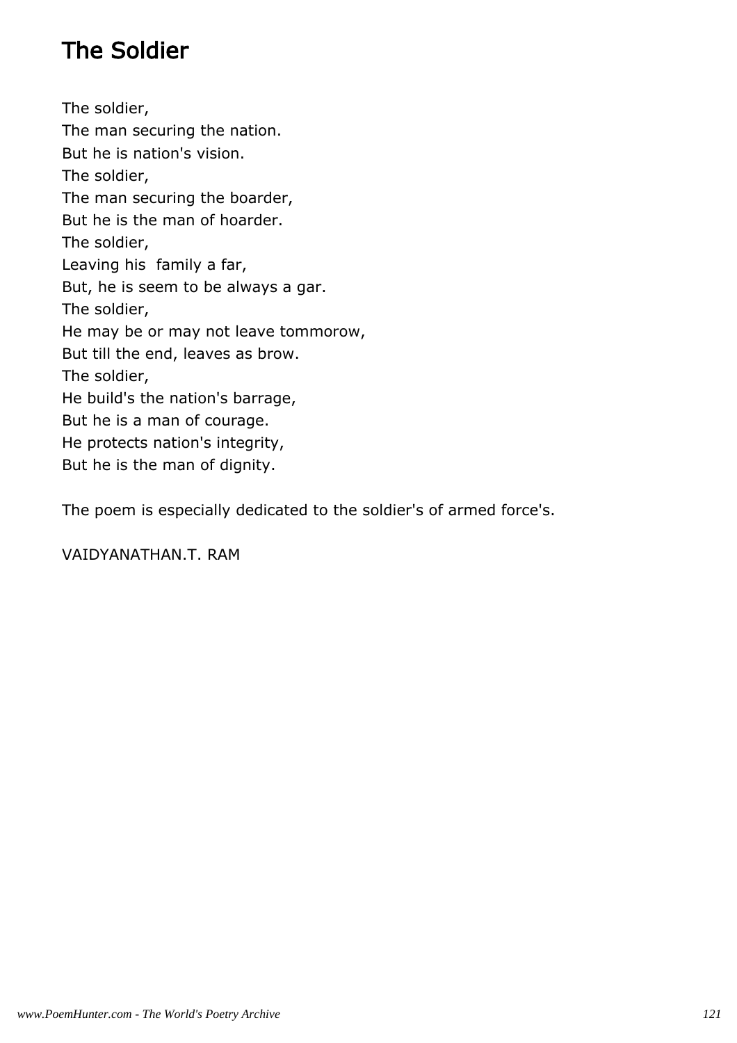# The Soldier

The soldier,
The man securing the nation.
But he is nation's vision.
The soldier,
The man securing the boarder,
But he is the man of hoarder.
The soldier,
Leaving his family a far,
But, he is seem to be always a gar.
The soldier,
He may be or may not leave tommorow,
But till the end, leaves as brow.
The soldier,
He build's the nation's barrage,
But he is a man of courage.
He protects nation's integrity,
But he is the man of dignity.

The poem is especially dedicated to the soldier's of armed force's.

VAIDYANATHAN.T. RAM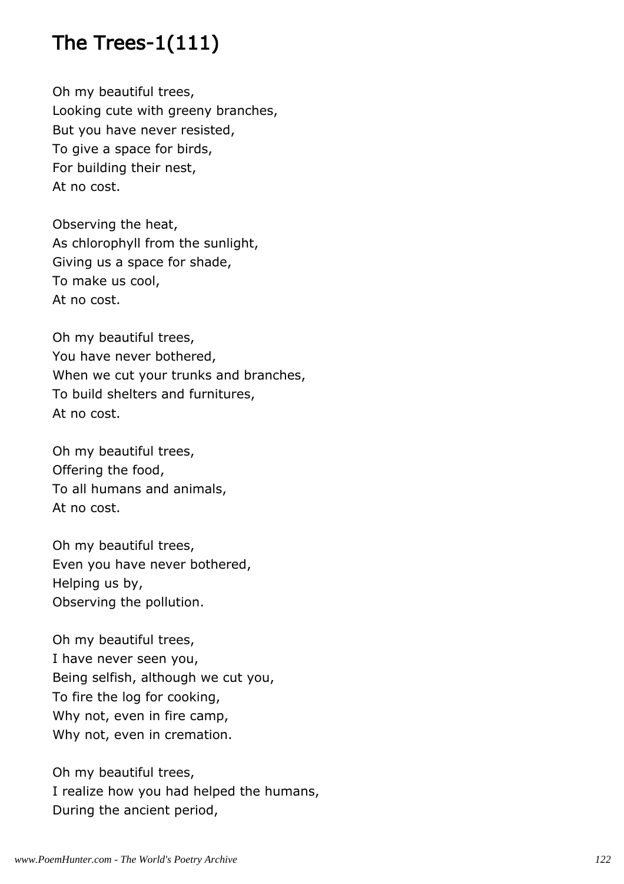# The Trees-1(111)

Oh my beautiful trees,
Looking cute with greeny branches,
But you have never resisted,
To give a space for birds,
For building their nest,
At no cost.

Observing the heat,
As chlorophyll from the sunlight,
Giving us a space for shade,
To make us cool,
At no cost.

Oh my beautiful trees,
You have never bothered,
When we cut your trunks and branches,
To build shelters and furnitures,
At no cost.

Oh my beautiful trees,
Offering the food,
To all humans and animals,
At no cost.

Oh my beautiful trees,
Even you have never bothered,
Helping us by,
Observing the pollution.

Oh my beautiful trees,
I have never seen you,
Being selfish, although we cut you,
To fire the log for cooking,
Why not, even in fire camp,
Why not, even in cremation.

Oh my beautiful trees,
I realize how you had helped the humans,
During the ancient period,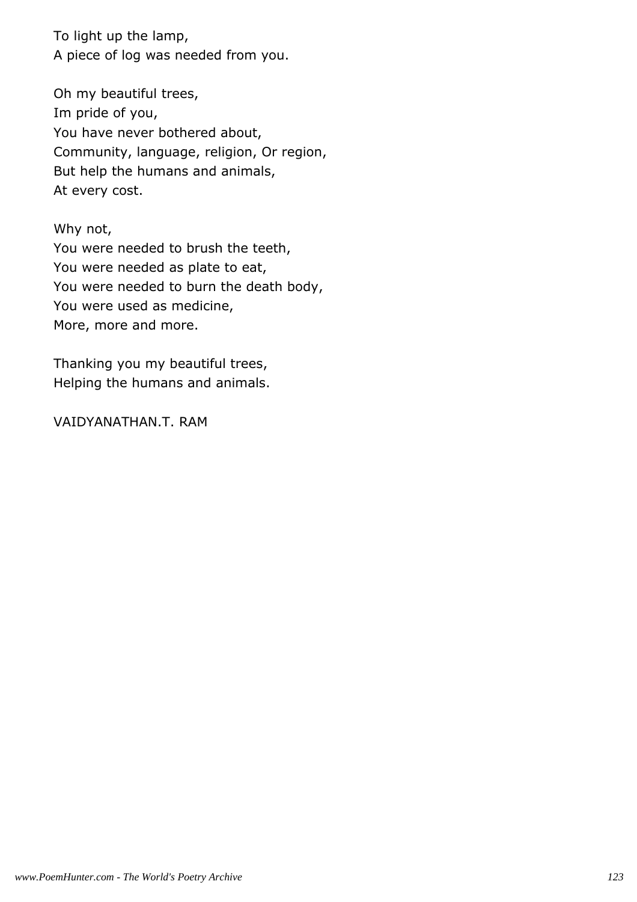To light up the lamp,
A piece of log was needed from you.

Oh my beautiful trees,
Im pride of you,
You have never bothered about,
Community, language, religion, Or region,
But help the humans and animals,
At every cost.

Why not,
You were needed to brush the teeth,
You were needed as plate to eat,
You were needed to burn the death body,
You were used as medicine,
More, more and more.

Thanking you my beautiful trees,
Helping the humans and animals.

VAIDYANATHAN.T. RAM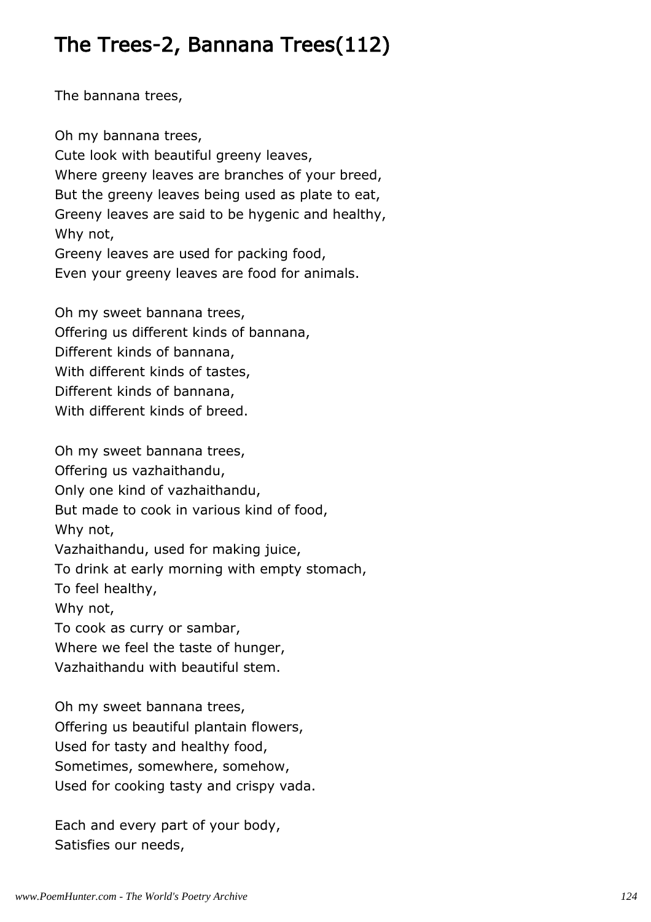## The Trees-2, Bannana Trees(112)

The bannana trees,

Oh my bannana trees,
Cute look with beautiful greeny leaves,
Where greeny leaves are branches of your breed,
But the greeny leaves being used as plate to eat,
Greeny leaves are said to be hygenic and healthy,
Why not,
Greeny leaves are used for packing food,
Even your greeny leaves are food for animals.

Oh my sweet bannana trees,
Offering us different kinds of bannana,
Different kinds of bannana,
With different kinds of tastes,
Different kinds of bannana,
With different kinds of breed.

Oh my sweet bannana trees,
Offering us vazhaithandu,
Only one kind of vazhaithandu,
But made to cook in various kind of food,
Why not,
Vazhaithandu, used for making juice,
To drink at early morning with empty stomach,
To feel healthy,
Why not,
To cook as curry or sambar,
Where we feel the taste of hunger,
Vazhaithandu with beautiful stem.

Oh my sweet bannana trees,
Offering us beautiful plantain flowers,
Used for tasty and healthy food,
Sometimes, somewhere, somehow,
Used for cooking tasty and crispy vada.

Each and every part of your body,
Satisfies our needs,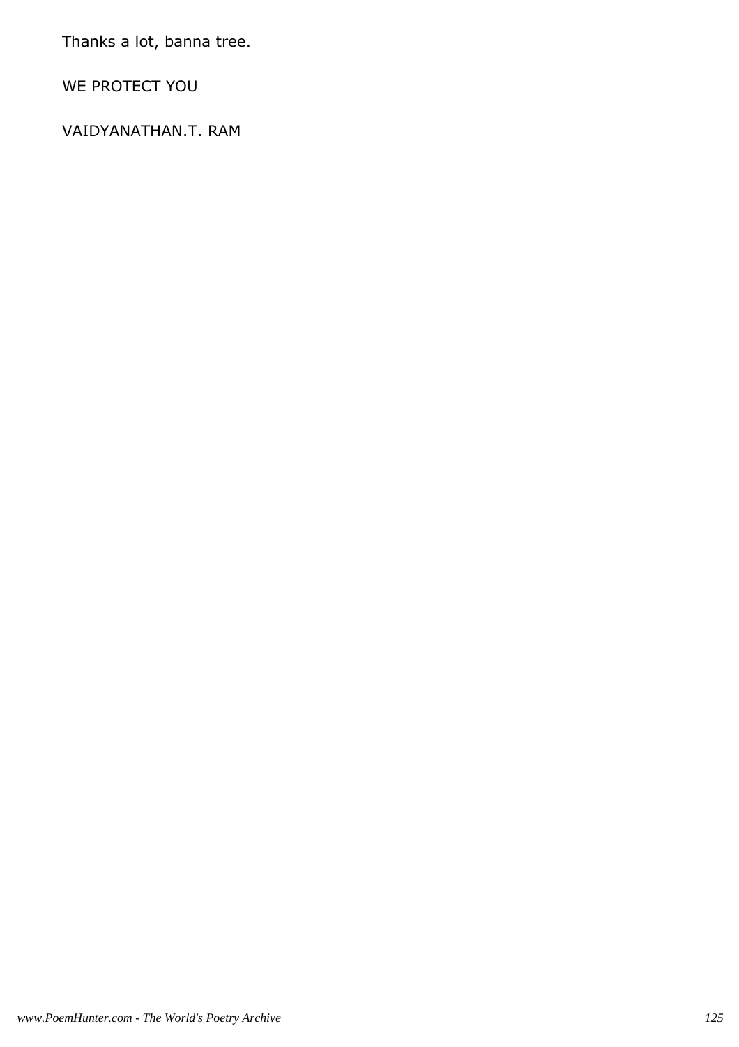Thanks a lot, banna tree.

WE PROTECT YOU

VAIDYANATHAN.T. RAM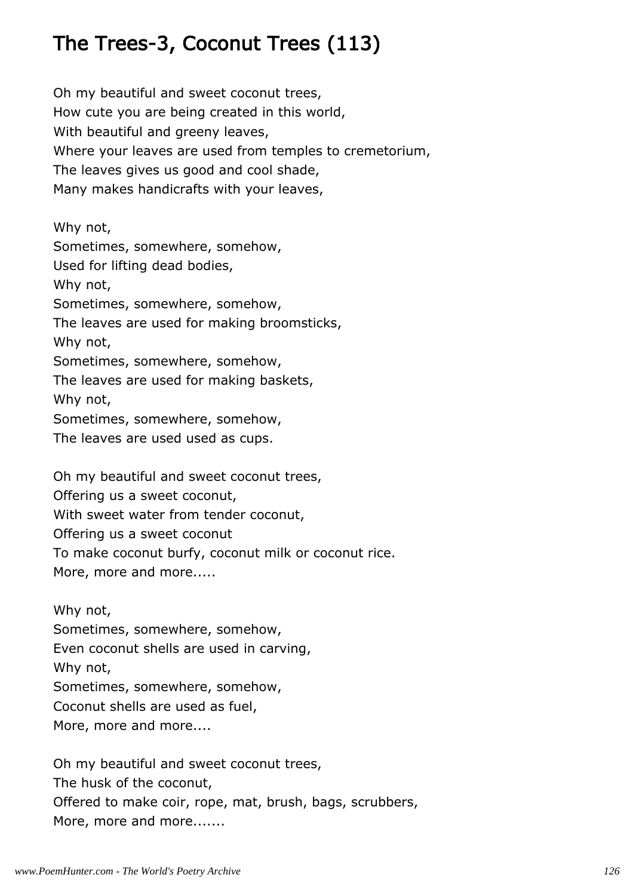## The Trees-3, Coconut Trees (113)

Oh my beautiful and sweet coconut trees,
How cute you are being created in this world,
With beautiful and greeny leaves,
Where your leaves are used from temples to cremetorium,
The leaves gives us good and cool shade,
Many makes handicrafts with your leaves,

Why not,
Sometimes, somewhere, somehow,
Used for lifting dead bodies,
Why not,
Sometimes, somewhere, somehow,
The leaves are used for making broomsticks,
Why not,
Sometimes, somewhere, somehow,
The leaves are used for making baskets,
Why not,
Sometimes, somewhere, somehow,
The leaves are used used as cups.

Oh my beautiful and sweet coconut trees,
Offering us a sweet coconut,
With sweet water from tender coconut,
Offering us a sweet coconut
To make coconut burfy, coconut milk or coconut rice.
More, more and more.....

Why not,
Sometimes, somewhere, somehow,
Even coconut shells are used in carving,
Why not,
Sometimes, somewhere, somehow,
Coconut shells are used as fuel,
More, more and more....

Oh my beautiful and sweet coconut trees,
The husk of the coconut,
Offered to make coir, rope, mat, brush, bags, scrubbers,
More, more and more.......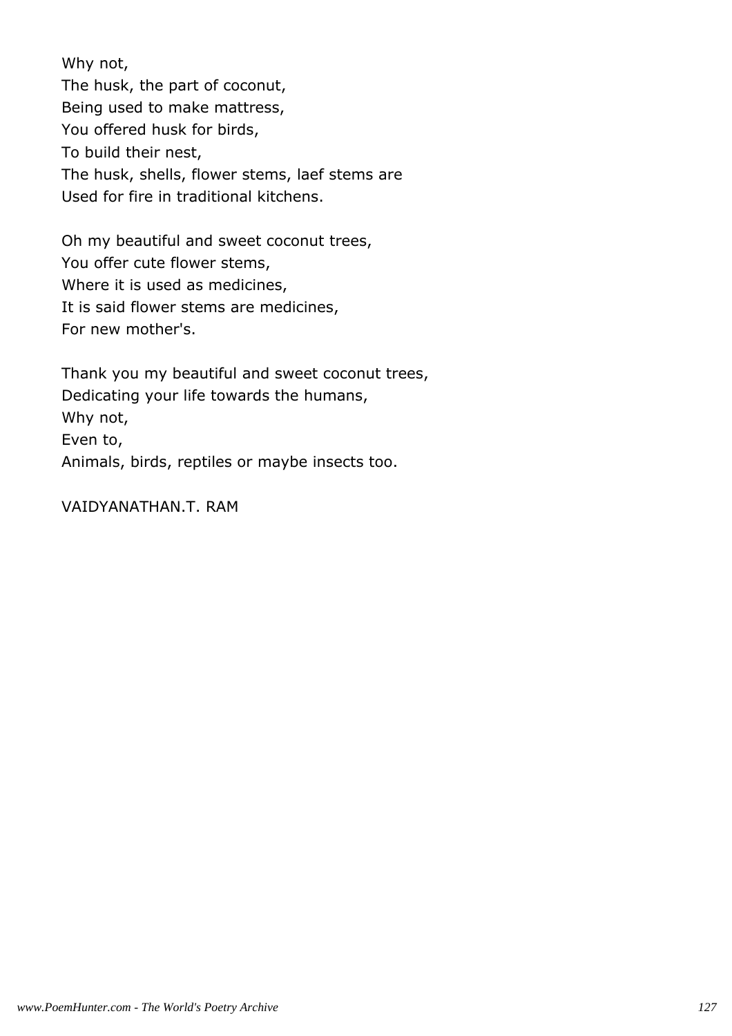Why not,
The husk, the part of coconut,
Being used to make mattress,
You offered husk for birds,
To build their nest,
The husk, shells, flower stems, laef stems are
Used for fire in traditional kitchens.

Oh my beautiful and sweet coconut trees,
You offer cute flower stems,
Where it is used as medicines,
It is said flower stems are medicines,
For new mother's.

Thank you my beautiful and sweet coconut trees,
Dedicating your life towards the humans,
Why not,
Even to,
Animals, birds, reptiles or maybe insects too.

VAIDYANATHAN.T. RAM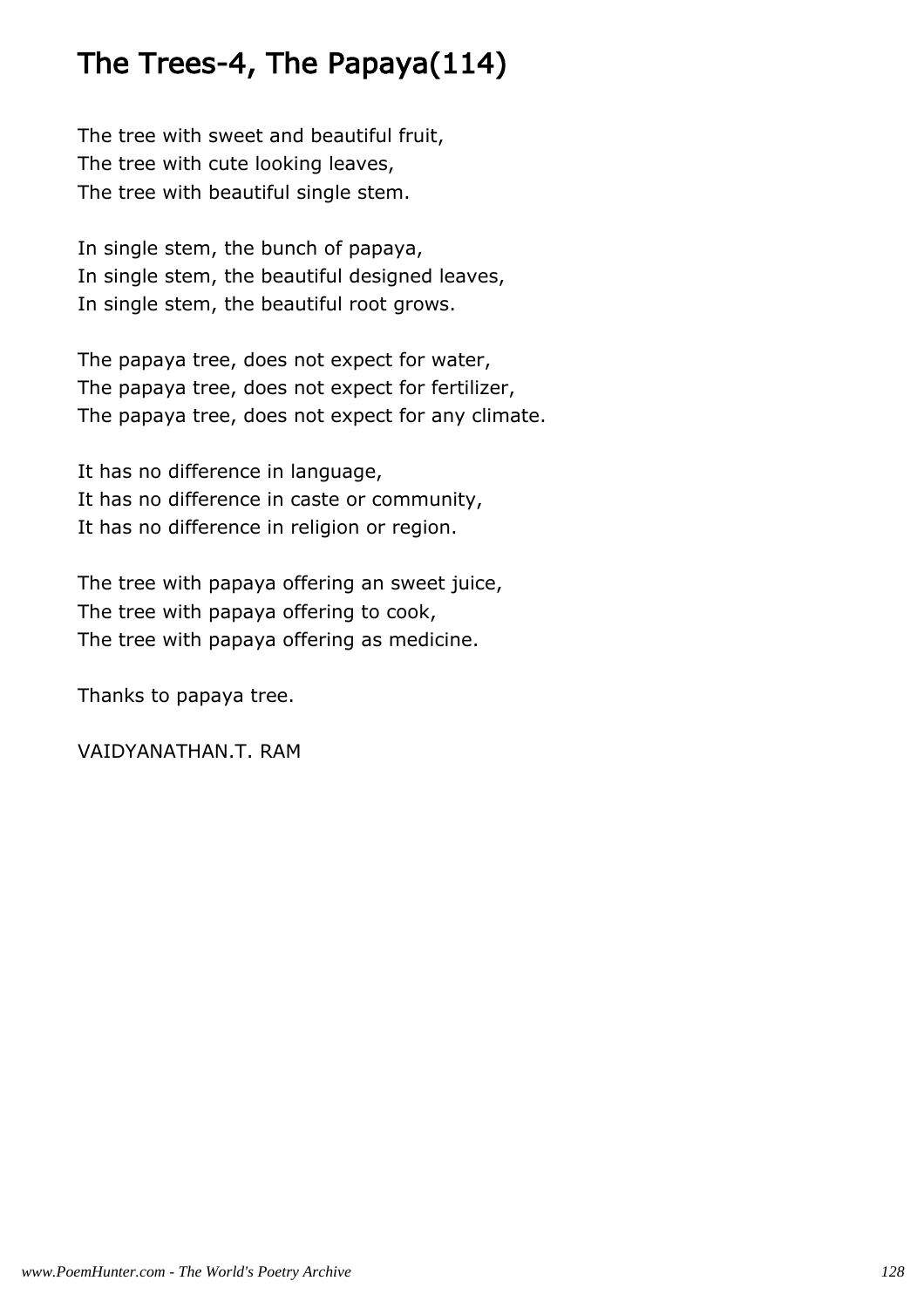# The Trees-4, The Papaya(114)

The tree with sweet and beautiful fruit,
The tree with cute looking leaves,
The tree with beautiful single stem.

In single stem, the bunch of papaya,
In single stem, the beautiful designed leaves,
In single stem, the beautiful root grows.

The papaya tree, does not expect for water,
The papaya tree, does not expect for fertilizer,
The papaya tree, does not expect for any climate.

It has no difference in language,
It has no difference in caste or community,
It has no difference in religion or region.

The tree with papaya offering an sweet juice,
The tree with papaya offering to cook,
The tree with papaya offering as medicine.

Thanks to papaya tree.

VAIDYANATHAN.T. RAM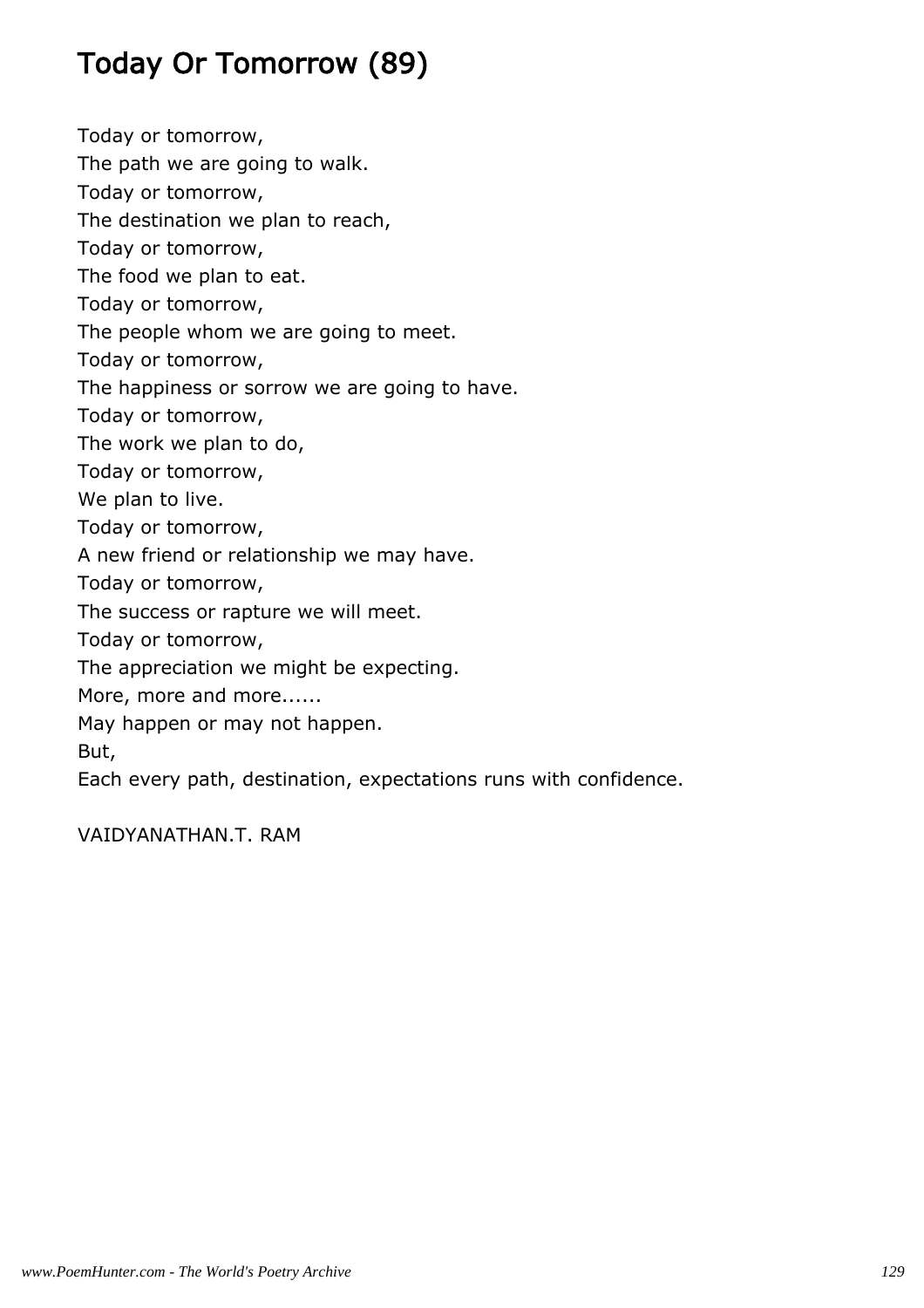# Today Or Tomorrow (89)

Today or tomorrow,
The path we are going to walk.
Today or tomorrow,
The destination we plan to reach,
Today or tomorrow,
The food we plan to eat.
Today or tomorrow,
The people whom we are going to meet.
Today or tomorrow,
The happiness or sorrow we are going to have.
Today or tomorrow,
The work we plan to do,
Today or tomorrow,
We plan to live.
Today or tomorrow,
A new friend or relationship we may have.
Today or tomorrow,
The success or rapture we will meet.
Today or tomorrow,
The appreciation we might be expecting.
More, more and more......
May happen or may not happen.
But,
Each every path, destination, expectations runs with confidence.

VAIDYANATHAN.T. RAM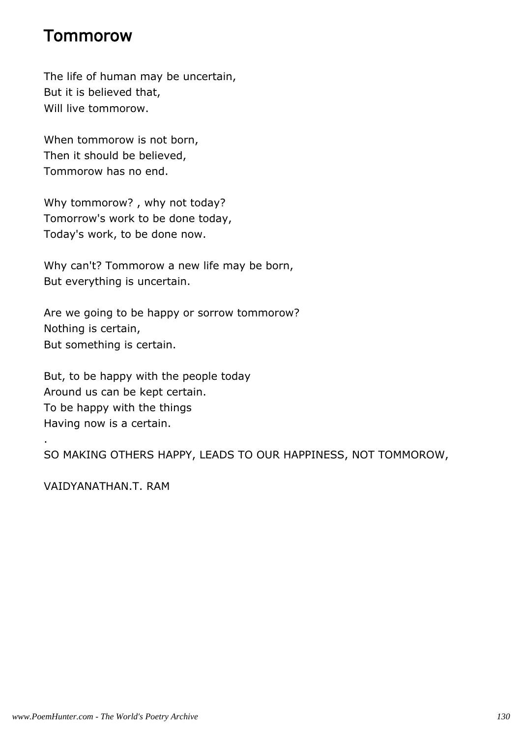# Tommorow

The life of human may be uncertain,
But it is believed that,
Will live tommorow.

When tommorow is not born,
Then it should be believed,
Tommorow has no end.

Why tommorow? , why not today?
Tomorrow's work to be done today,
Today's work, to be done now.

Why can't? Tommorow a new life may be born,
But everything is uncertain.

Are we going to be happy or sorrow tommorow?
Nothing is certain,
But something is certain.

But, to be happy with the people today
Around us can be kept certain.
To be happy with the things
Having now is a certain.
.
SO MAKING OTHERS HAPPY, LEADS TO OUR HAPPINESS, NOT TOMMOROW,

VAIDYANATHAN.T. RAM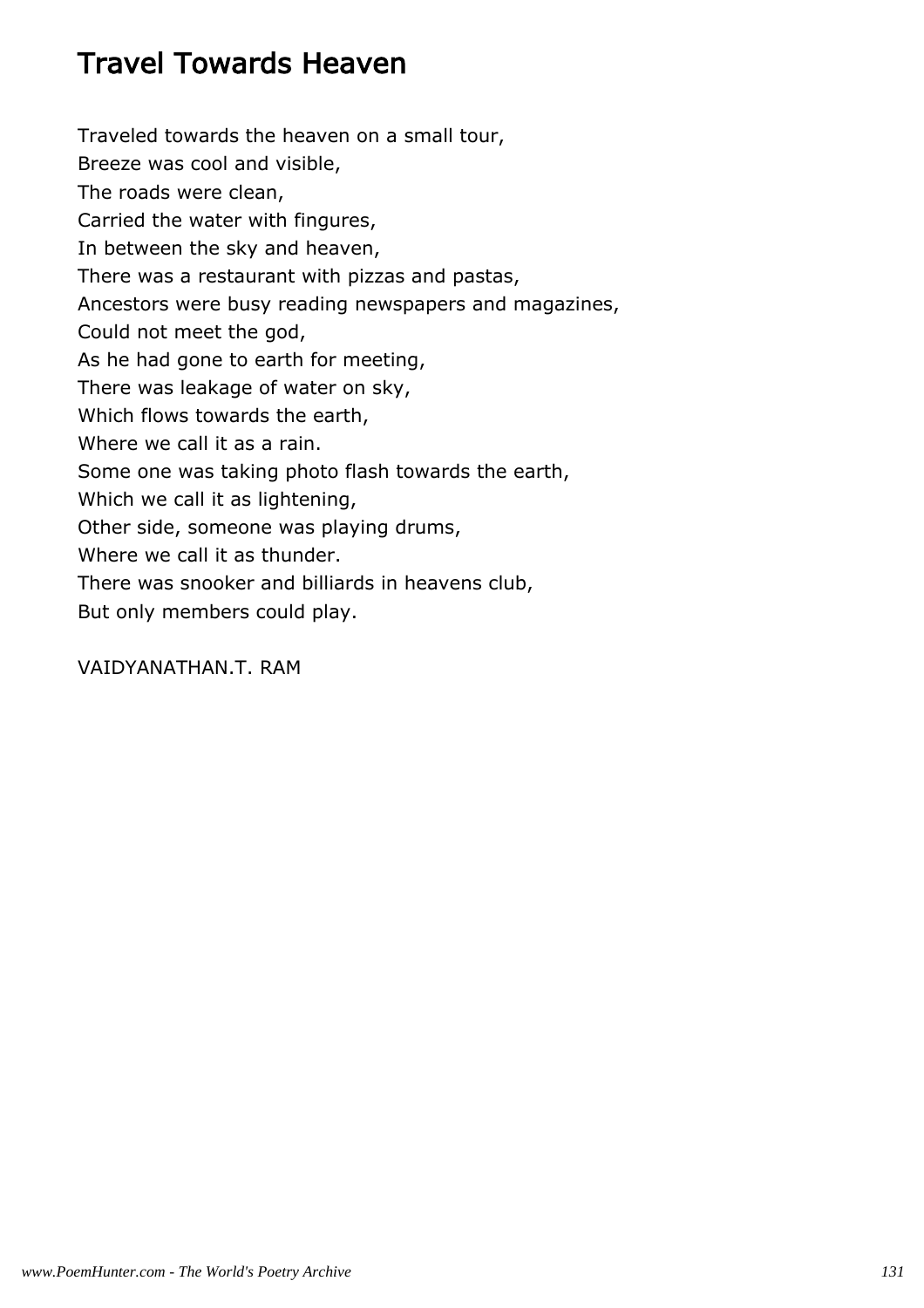# Travel Towards Heaven

Traveled towards the heaven on a small tour,
Breeze was cool and visible,
The roads were clean,
Carried the water with fingures,
In between the sky and heaven,
There was a restaurant with pizzas and pastas,
Ancestors were busy reading newspapers and magazines,
Could not meet the god,
As he had gone to earth for meeting,
There was leakage of water on sky,
Which flows towards the earth,
Where we call it as a rain.
Some one was taking photo flash towards the earth,
Which we call it as lightening,
Other side, someone was playing drums,
Where we call it as thunder.
There was snooker and billiards in heavens club,
But only members could play.

VAIDYANATHAN.T. RAM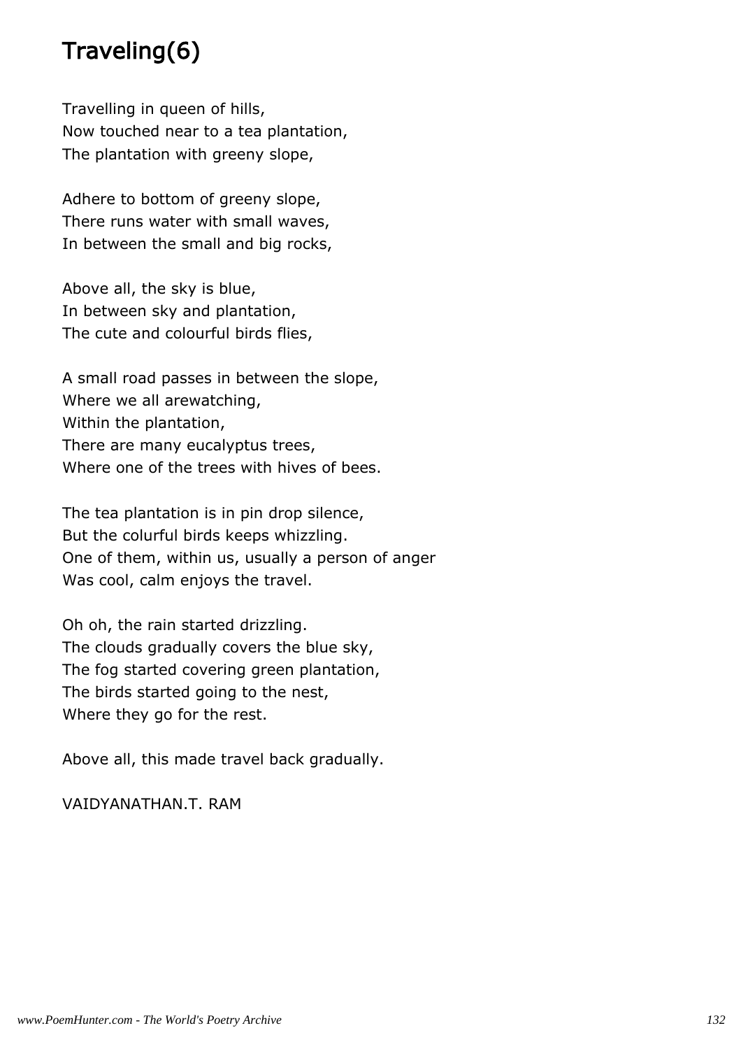# Traveling(6)

Travelling in queen of hills,
Now touched near to a tea plantation,
The plantation with greeny slope,

Adhere to bottom of greeny slope,
There runs water with small waves,
In between the small and big rocks,

Above all, the sky is blue,
In between sky and plantation,
The cute and colourful birds flies,

A small road passes in between the slope,
Where we all arewatching,
Within the plantation,
There are many eucalyptus trees,
Where one of the trees with hives of bees.

The tea plantation is in pin drop silence,
But the colurful birds keeps whizzling.
One of them, within us, usually a person of anger
Was cool, calm enjoys the travel.

Oh oh, the rain started drizzling.
The clouds gradually covers the blue sky,
The fog started covering green plantation,
The birds started going to the nest,
Where they go for the rest.

Above all, this made travel back gradually.

VAIDYANATHAN.T. RAM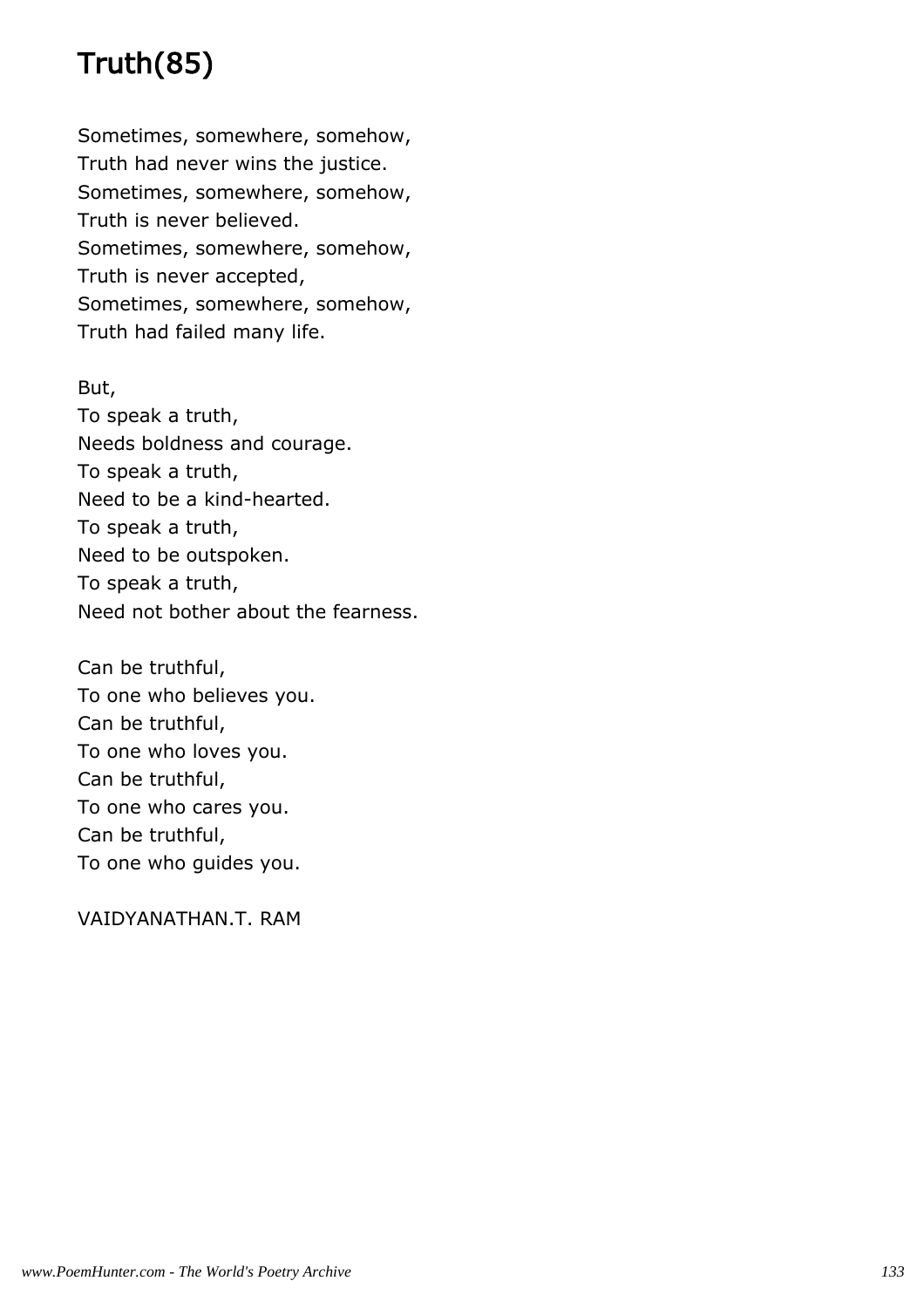# Truth(85)

Sometimes, somewhere, somehow,
Truth had never wins the justice.
Sometimes, somewhere, somehow,
Truth is never believed.
Sometimes, somewhere, somehow,
Truth is never accepted,
Sometimes, somewhere, somehow,
Truth had failed many life.

But,
To speak a truth,
Needs boldness and courage.
To speak a truth,
Need to be a kind-hearted.
To speak a truth,
Need to be outspoken.
To speak a truth,
Need not bother about the fearness.

Can be truthful,
To one who believes you.
Can be truthful,
To one who loves you.
Can be truthful,
To one who cares you.
Can be truthful,
To one who guides you.

VAIDYANATHAN.T. RAM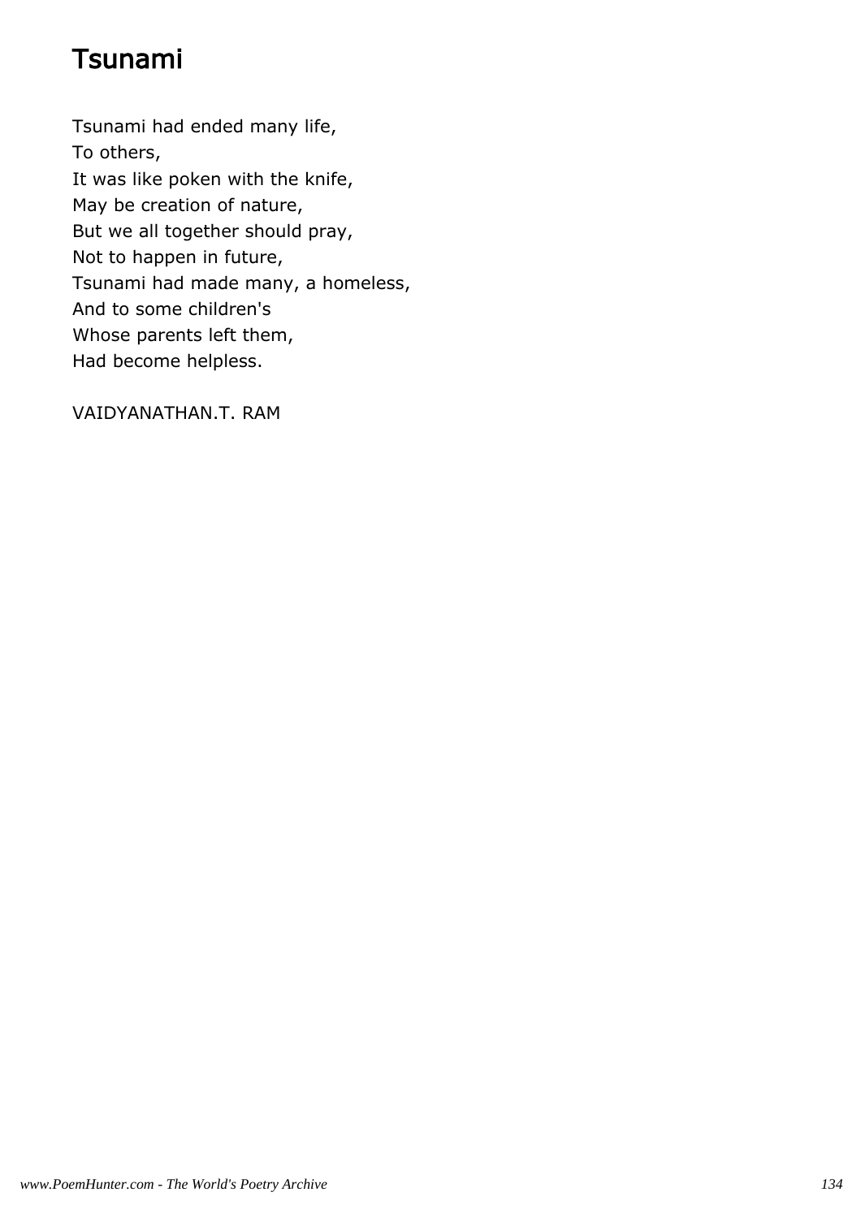# Tsunami

Tsunami had ended many life,  
To others,  
It was like poken with the knife,  
May be creation of nature,  
But we all together should pray,  
Not to happen in future,  
Tsunami had made many, a homeless,  
And to some children's  
Whose parents left them,  
Had become helpless.

VAIDYANATHAN.T. RAM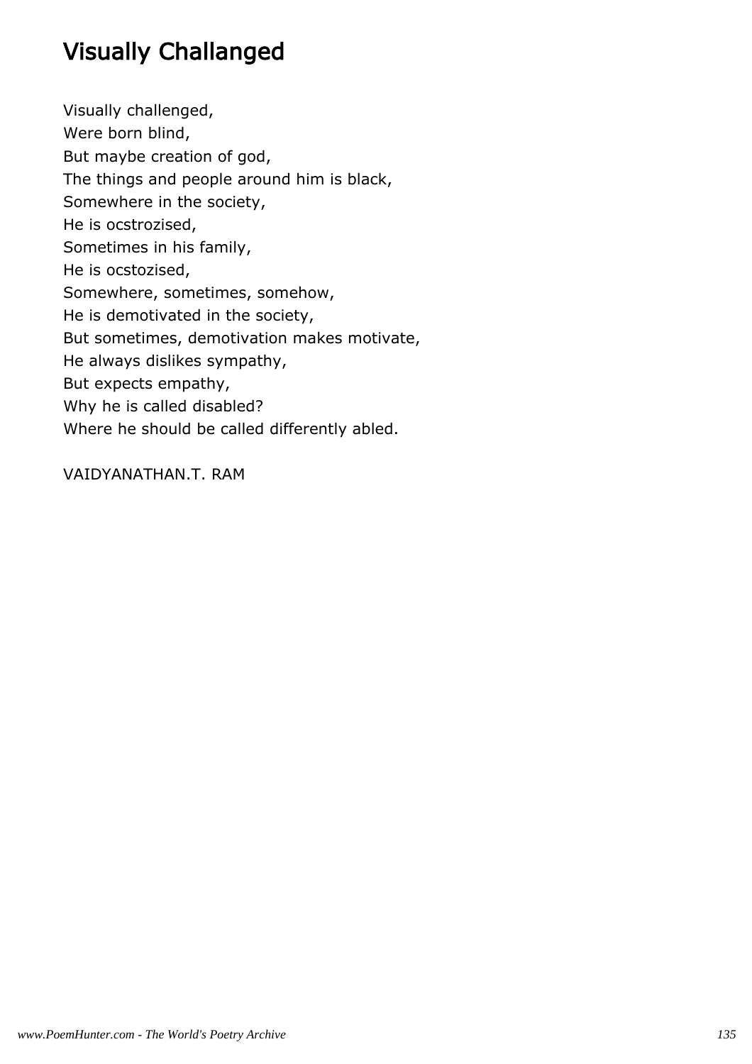# Visually Challanged

Visually challenged,  
Were born blind,  
But maybe creation of god,  
The things and people around him is black,  
Somewhere in the society,  
He is ocstrozised,  
Sometimes in his family,  
He is ocstozised,  
Somewhere, sometimes, somehow,  
He is demotivated in the society,  
But sometimes, demotivation makes motivate,  
He always dislikes sympathy,  
But expects empathy,  
Why he is called disabled?  
Where he should be called differently abled.

VAIDYANATHAN.T. RAM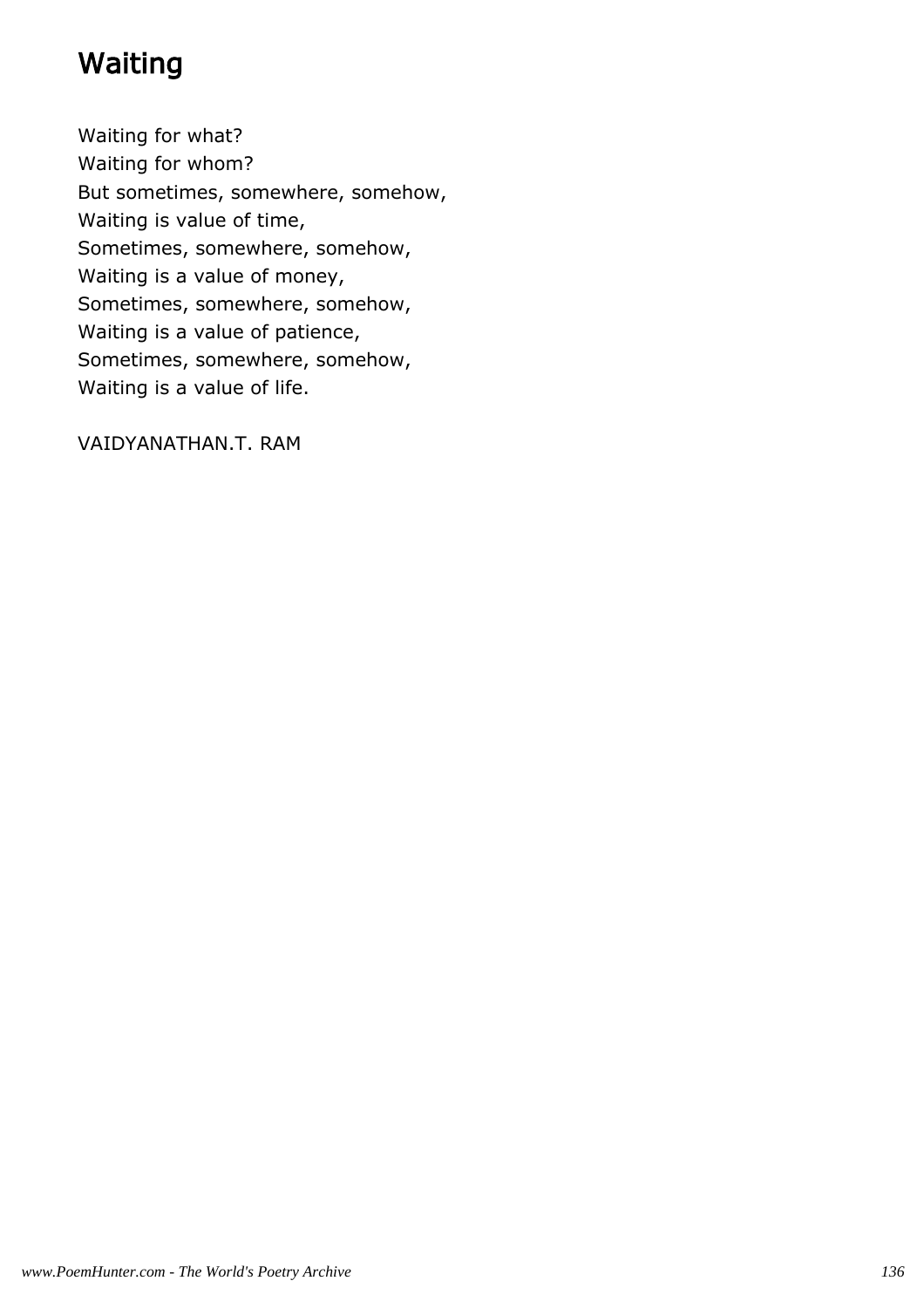# Waiting

Waiting for what?
Waiting for whom?
But sometimes, somewhere, somehow,
Waiting is value of time,
Sometimes, somewhere, somehow,
Waiting is a value of money,
Sometimes, somewhere, somehow,
Waiting is a value of patience,
Sometimes, somewhere, somehow,
Waiting is a value of life.

VAIDYANATHAN.T. RAM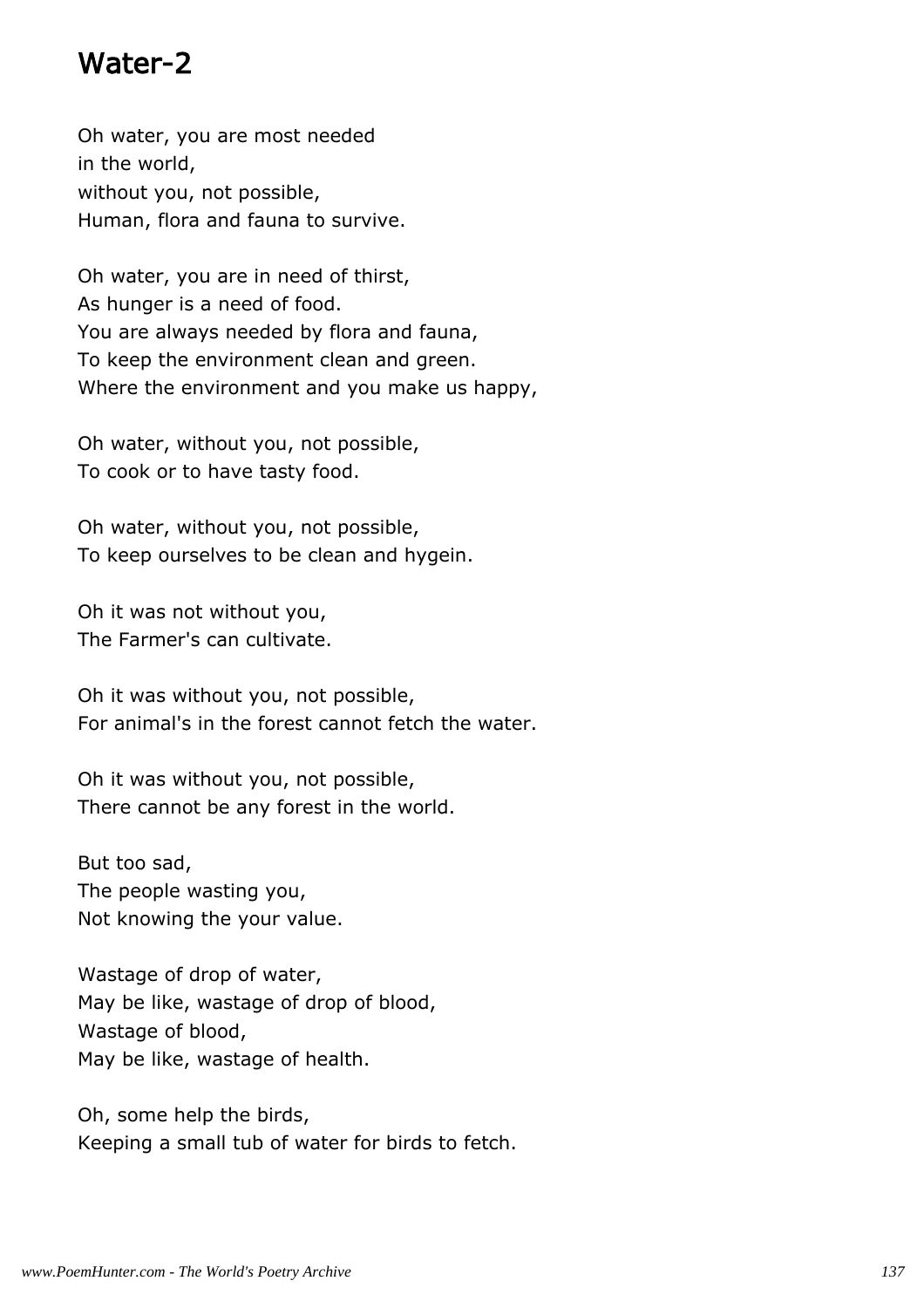# Water-2

Oh water, you are most needed
in the world,
without you, not possible,
Human, flora and fauna to survive.

Oh water, you are in need of thirst,
As hunger is a need of food.
You are always needed by flora and fauna,
To keep the environment clean and green.
Where the environment and you make us happy,

Oh water, without you, not possible,
To cook or to have tasty food.

Oh water, without you, not possible,
To keep ourselves to be clean and hygein.

Oh it was not without you,
The Farmer's can cultivate.

Oh it was without you, not possible,
For animal's in the forest cannot fetch the water.

Oh it was without you, not possible,
There cannot be any forest in the world.

But too sad,
The people wasting you,
Not knowing the your value.

Wastage of drop of water,
May be like, wastage of drop of blood,
Wastage of blood,
May be like, wastage of health.

Oh, some help the birds,
Keeping a small tub of water for birds to fetch.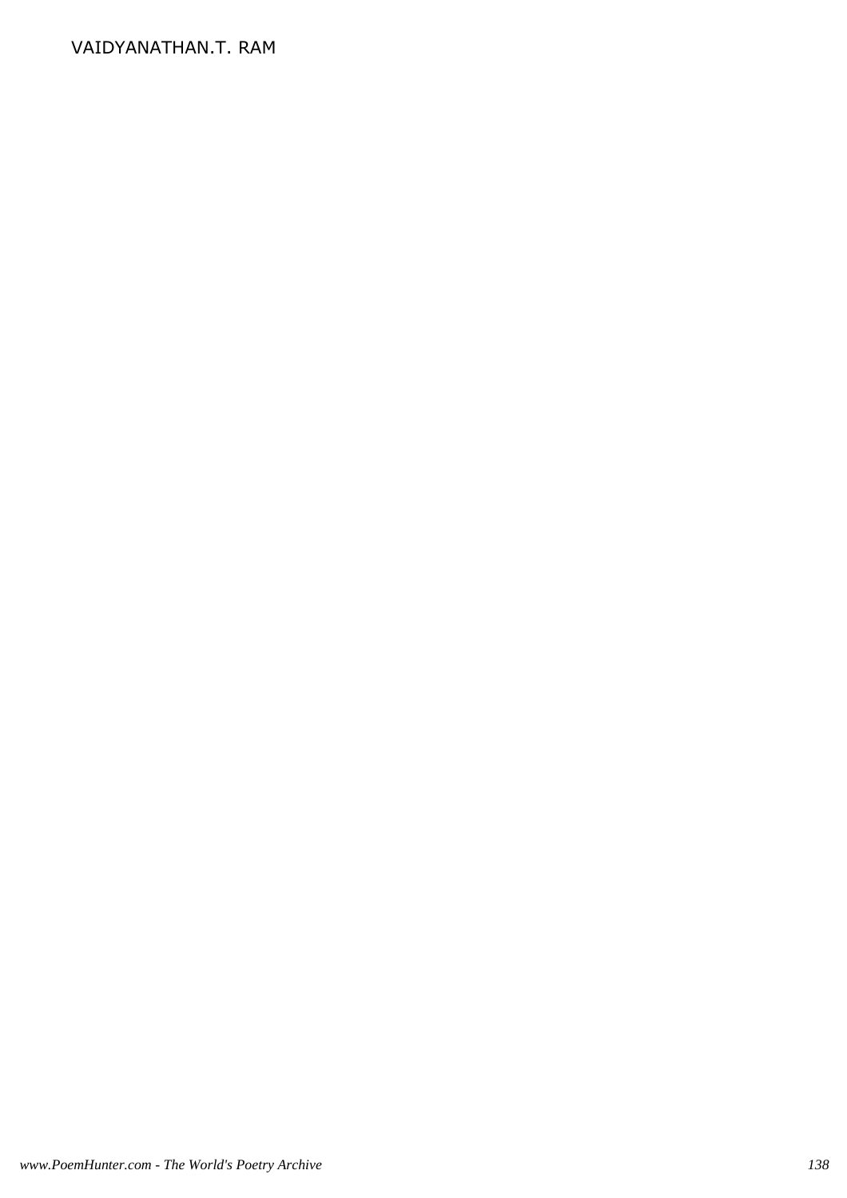VAIDYANATHAN.T. RAM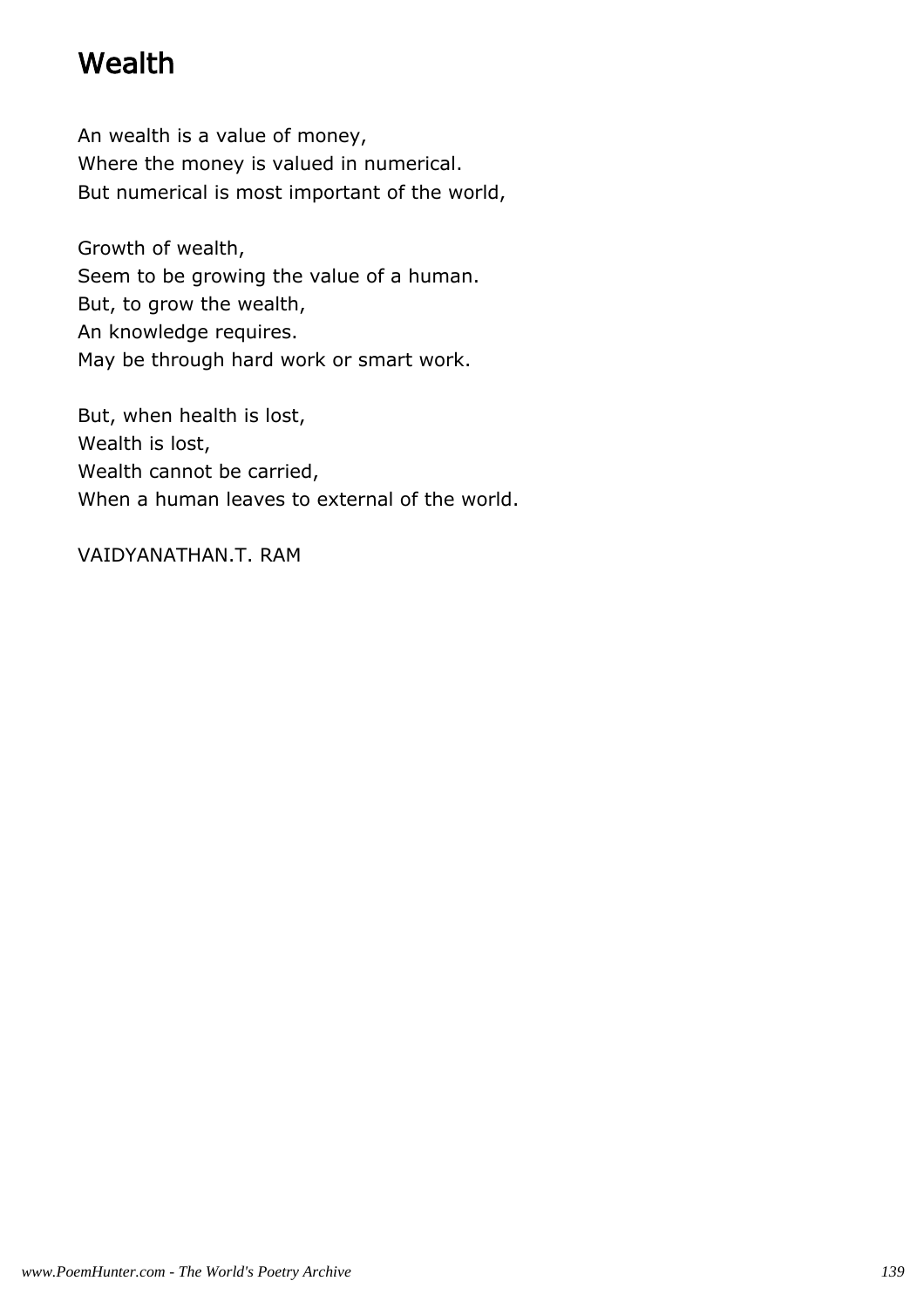# Wealth

An wealth is a value of money,
Where the money is valued in numerical.
But numerical is most important of the world,

Growth of wealth,
Seem to be growing the value of a human.
But, to grow the wealth,
An knowledge requires.
May be through hard work or smart work.

But, when health is lost,
Wealth is lost,
Wealth cannot be carried,
When a human leaves to external of the world.

VAIDYANATHAN.T. RAM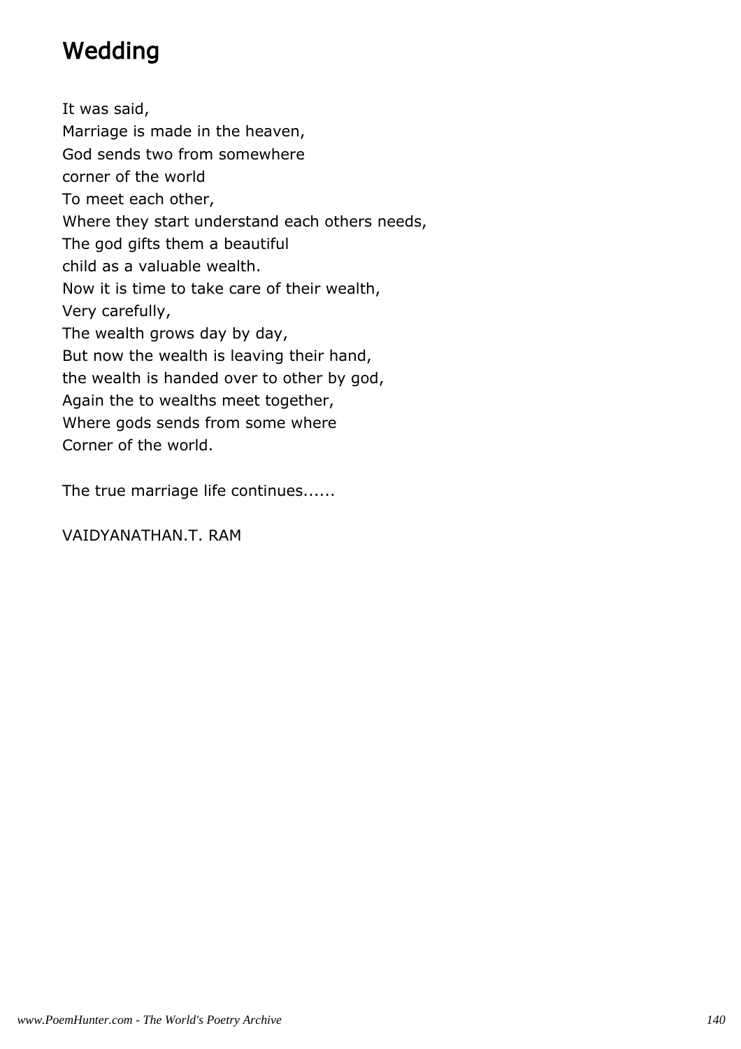# Wedding

It was said,
Marriage is made in the heaven,
God sends two from somewhere
corner of the world
To meet each other,
Where they start understand each others needs,
The god gifts them a beautiful
child as a valuable wealth.
Now it is time to take care of their wealth,
Very carefully,
The wealth grows day by day,
But now the wealth is leaving their hand,
the wealth is handed over to other by god,
Again the to wealths meet together,
Where gods sends from some where
Corner of the world.

The true marriage life continues......

VAIDYANATHAN.T. RAM